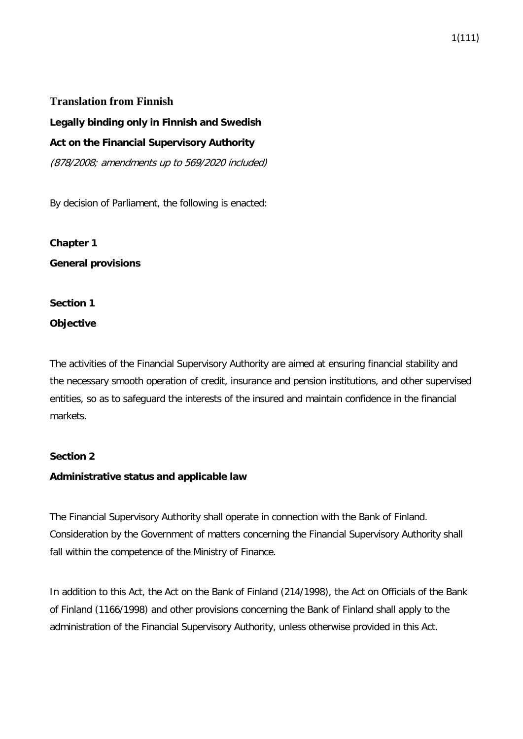**Translation from Finnish**

**Legally binding only in Finnish and Swedish**

# Act on the Financial Supervisory Authority

*(878/2008; amendments up to 569/2020 included)*

By decision of Parliament, the following is enacted:

## Chapter 1

## General provisions

### Section 1

### Objective

The activities of the Financial Supervisory Authority are aimed at ensuring financial stability and the necessary smooth operation of credit, insurance and pension institutions, and other supervised entities, so as to safeguard the interests of the insured and maintain confidence in the financial markets.

### Section 2

### Administrative status and applicable law

The Financial Supervisory Authority shall operate in connection with the Bank of Finland. Consideration by the Government of matters concerning the Financial Supervisory Authority shall fall within the competence of the Ministry of Finance.

In addition to this Act, the Act on the Bank of Finland (214/1998), the Act on Officials of the Bank of Finland (1166/1998) and other provisions concerning the Bank of Finland shall apply to the administration of the Financial Supervisory Authority, unless otherwise provided in this Act.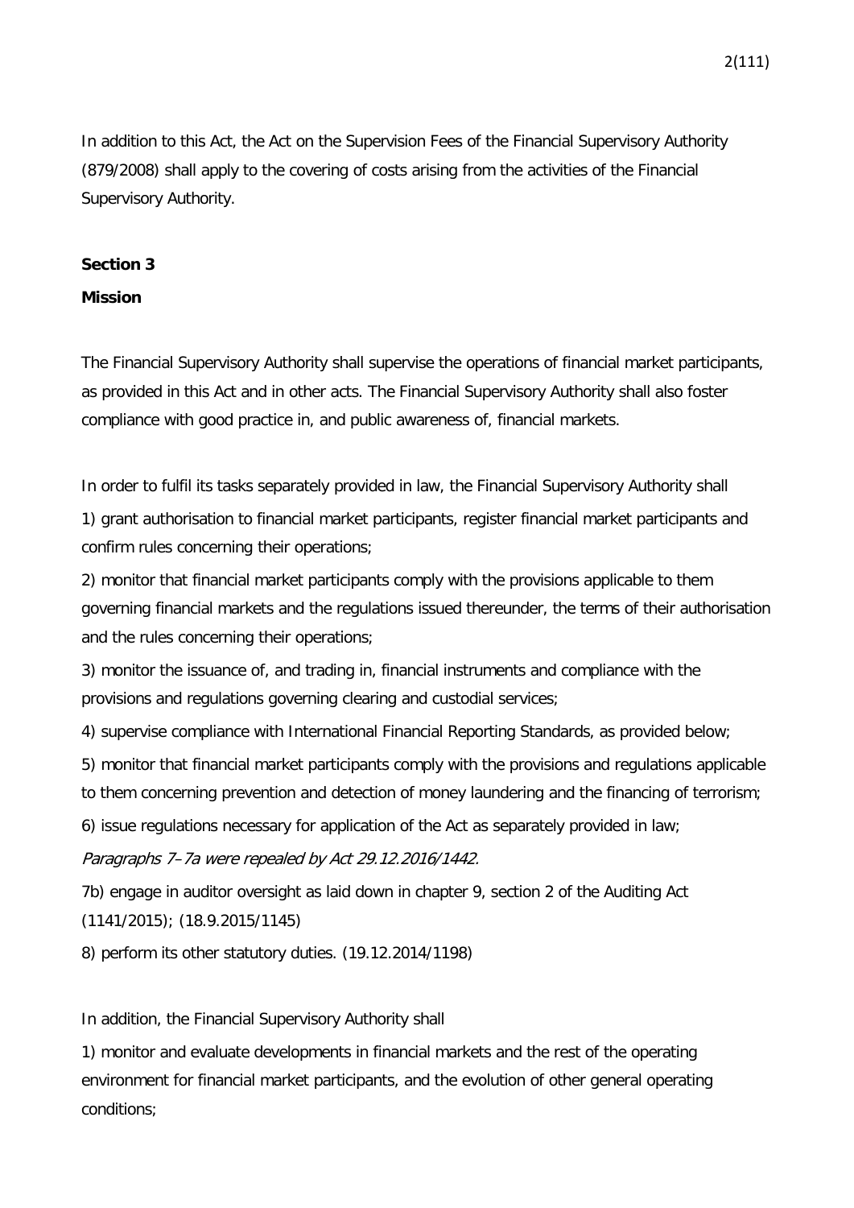In addition to this Act, the Act on the Supervision Fees of the Financial Supervisory Authority (879/2008) shall apply to the covering of costs arising from the activities of the Financial Supervisory Authority.

**Section 3**

**Mission**

The Financial Supervisory Authority shall supervise the operations of financial market participants, as provided in this Act and in other acts. The Financial Supervisory Authority shall also foster compliance with good practice in, and public awareness of, financial markets.

In order to fulfil its tasks separately provided in law, the Financial Supervisory Authority shall

1) grant authorisation to financial market participants, register financial market participants and confirm rules concerning their operations;

2) monitor that financial market participants comply with the provisions applicable to them governing financial markets and the regulations issued thereunder, the terms of their authorisation and the rules concerning their operations;

3) monitor the issuance of, and trading in, financial instruments and compliance with the provisions and regulations governing clearing and custodial services;

4) supervise compliance with International Financial Reporting Standards, as provided below;

5) monitor that financial market participants comply with the provisions and regulations applicable to them concerning prevention and detection of money laundering and the financing of terrorism;

6) issue regulations necessary for application of the Act as separately provided in law;

*Paragraphs 7–7a were repealed by Act 29.12.2016/1442.*

7b) engage in auditor oversight as laid down in chapter 9, section 2 of the Auditing Act (1141/2015); (18.9.2015/1145)

8) perform its other statutory duties. (19.12.2014/1198)

In addition, the Financial Supervisory Authority shall

1) monitor and evaluate developments in financial markets and the rest of the operating environment for financial market participants, and the evolution of other general operating conditions;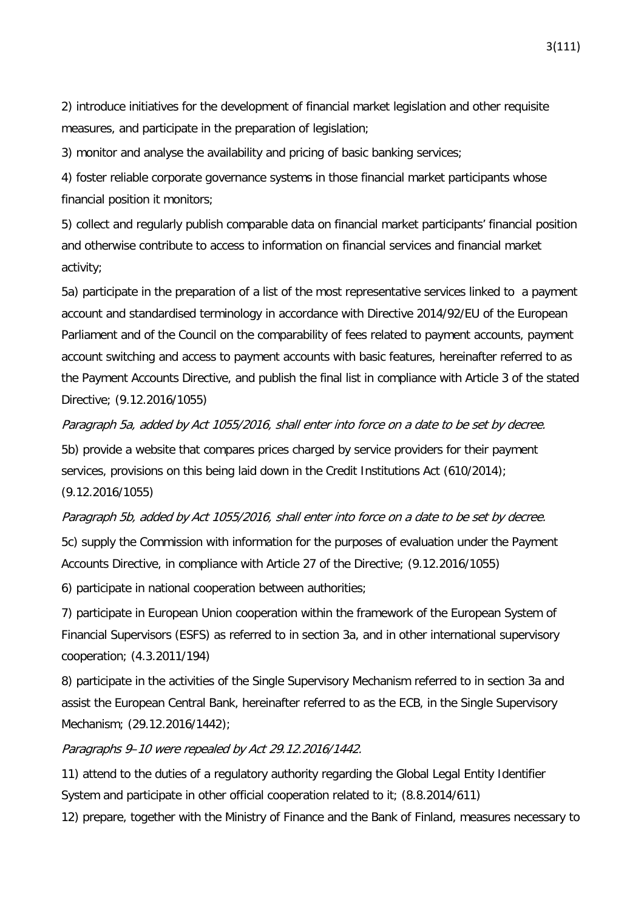2) introduce initiatives for the development of financial market legislation and other requisite measures, and participate in the preparation of legislation;

3) monitor and analyse the availability and pricing of basic banking services;

4) foster reliable corporate governance systems in those financial market participants whose financial position it monitors;

5) collect and regularly publish comparable data on financial market participants' financial position and otherwise contribute to access to information on financial services and financial market activity;

5a) participate in the preparation of a list of the most representative services linked to a payment account and standardised terminology in accordance with Directive 2014/92/EU of the European Parliament and of the Council on the comparability of fees related to payment accounts, payment account switching and access to payment accounts with basic features, hereinafter referred to as the Payment Accounts Directive, and publish the final list in compliance with Article 3 of the stated Directive; (9.12.2016/1055)

*Paragraph 5a, added by Act 1055/2016, shall enter into force on a date to be set by decree.*

5b) provide a website that compares prices charged by service providers for their payment services, provisions on this being laid down in the Credit Institutions Act (610/2014); (9.12.2016/1055)

*Paragraph 5b, added by Act 1055/2016, shall enter into force on a date to be set by decree.*

5c) supply the Commission with information for the purposes of evaluation under the Payment Accounts Directive, in compliance with Article 27 of the Directive; (9.12.2016/1055)

6) participate in national cooperation between authorities;

7) participate in European Union cooperation within the framework of the European System of Financial Supervisors (ESFS) as referred to in section 3a, and in other international supervisory cooperation; (4.3.2011/194)

8) participate in the activities of the Single Supervisory Mechanism referred to in section 3a and assist the European Central Bank, hereinafter referred to as the ECB, in the Single Supervisory Mechanism; (29.12.2016/1442);

*Paragraphs 9–10 were repealed by Act 29.12.2016/1442.*

11) attend to the duties of a regulatory authority regarding the Global Legal Entity Identifier System and participate in other official cooperation related to it; (8.8.2014/611)

12) prepare, together with the Ministry of Finance and the Bank of Finland, measures necessary to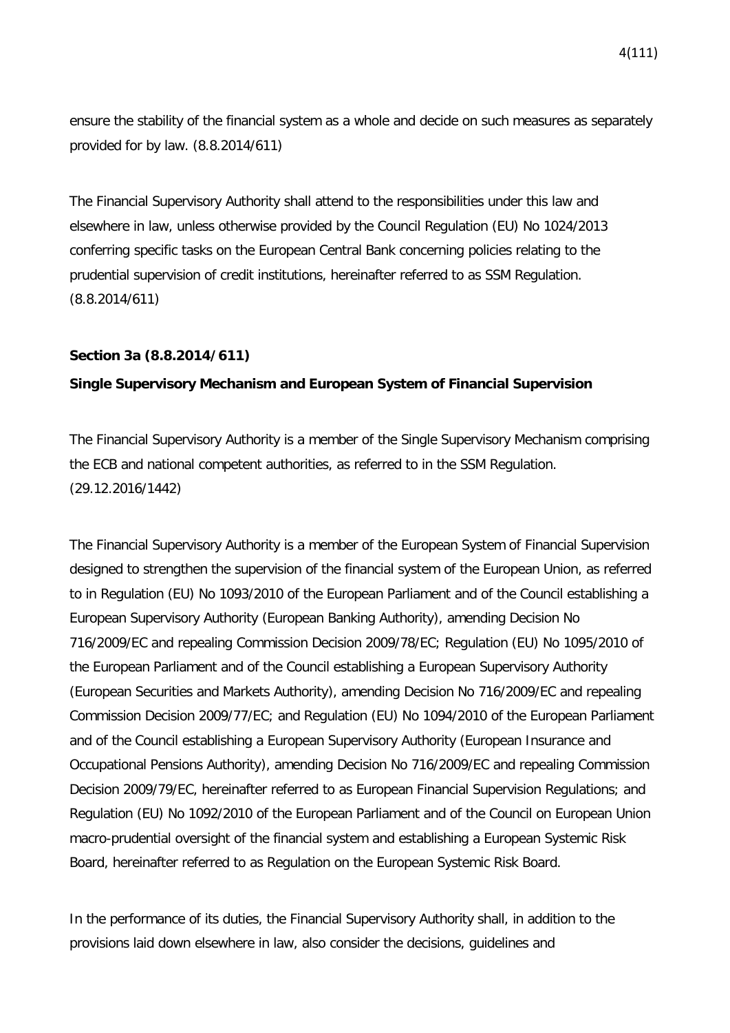ensure the stability of the financial system as a whole and decide on such measures as separately provided for by law. (8.8.2014/611)

The Financial Supervisory Authority shall attend to the responsibilities under this law and elsewhere in law, unless otherwise provided by the Council Regulation (EU) No 1024/2013 conferring specific tasks on the European Central Bank concerning policies relating to the prudential supervision of credit institutions, hereinafter referred to as SSM Regulation. (8.8.2014/611)

**Section 3a (8.8.2014/611)**

**Single Supervisory Mechanism and European System of Financial Supervision**

The Financial Supervisory Authority is a member of the Single Supervisory Mechanism comprising the ECB and national competent authorities, as referred to in the SSM Regulation. (29.12.2016/1442)

The Financial Supervisory Authority is a member of the European System of Financial Supervision designed to strengthen the supervision of the financial system of the European Union, as referred to in Regulation (EU) No 1093/2010 of the European Parliament and of the Council establishing a European Supervisory Authority (European Banking Authority), amending Decision No 716/2009/EC and repealing Commission Decision 2009/78/EC; Regulation (EU) No 1095/2010 of the European Parliament and of the Council establishing a European Supervisory Authority (European Securities and Markets Authority), amending Decision No 716/2009/EC and repealing Commission Decision 2009/77/EC; and Regulation (EU) No 1094/2010 of the European Parliament and of the Council establishing a European Supervisory Authority (European Insurance and Occupational Pensions Authority), amending Decision No 716/2009/EC and repealing Commission Decision 2009/79/EC, hereinafter referred to as European Financial Supervision Regulations; and Regulation (EU) No 1092/2010 of the European Parliament and of the Council on European Union macro-prudential oversight of the financial system and establishing a European Systemic Risk Board, hereinafter referred to as Regulation on the European Systemic Risk Board.

In the performance of its duties, the Financial Supervisory Authority shall, in addition to the provisions laid down elsewhere in law, also consider the decisions, guidelines and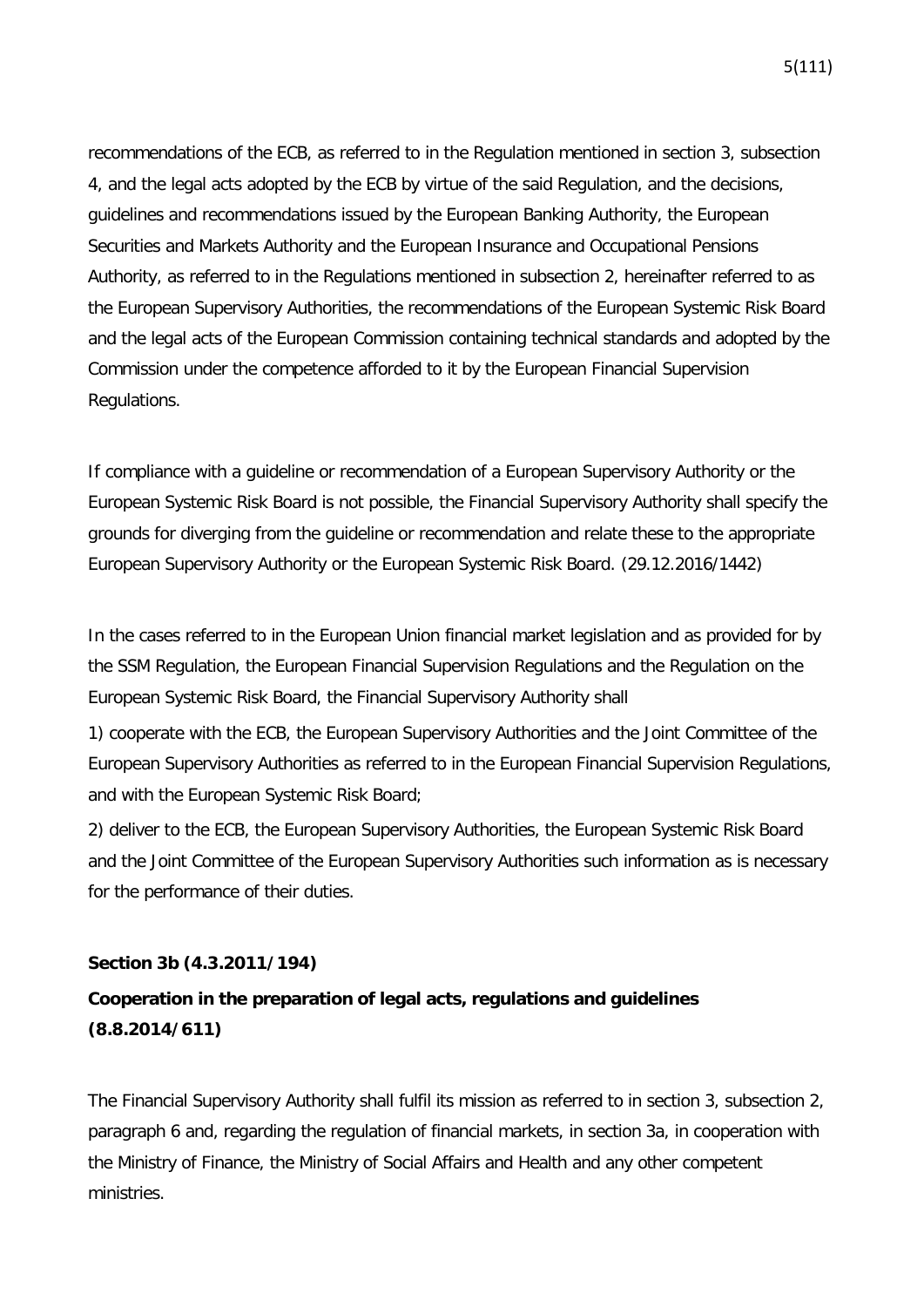recommendations of the ECB, as referred to in the Regulation mentioned in section 3, subsection 4, and the legal acts adopted by the ECB by virtue of the said Regulation, and the decisions, guidelines and recommendations issued by the European Banking Authority, the European Securities and Markets Authority and the European Insurance and Occupational Pensions Authority, as referred to in the Regulations mentioned in subsection 2, hereinafter referred to as the European Supervisory Authorities, the recommendations of the European Systemic Risk Board and the legal acts of the European Commission containing technical standards and adopted by the Commission under the competence afforded to it by the European Financial Supervision Regulations.

If compliance with a guideline or recommendation of a European Supervisory Authority or the European Systemic Risk Board is not possible, the Financial Supervisory Authority shall specify the grounds for diverging from the guideline or recommendation and relate these to the appropriate European Supervisory Authority or the European Systemic Risk Board. (29.12.2016/1442)

In the cases referred to in the European Union financial market legislation and as provided for by the SSM Regulation, the European Financial Supervision Regulations and the Regulation on the European Systemic Risk Board, the Financial Supervisory Authority shall

1) cooperate with the ECB, the European Supervisory Authorities and the Joint Committee of the European Supervisory Authorities as referred to in the European Financial Supervision Regulations, and with the European Systemic Risk Board;

2) deliver to the ECB, the European Supervisory Authorities, the European Systemic Risk Board and the Joint Committee of the European Supervisory Authorities such information as is necessary for the performance of their duties.

**Section 3b (4.3.2011/194)**

### Cooperation in the preparation of legal acts, regulations and guidelines (8.8.2014/611)

The Financial Supervisory Authority shall fulfil its mission as referred to in section 3, subsection 2, paragraph 6 and, regarding the regulation of financial markets, in section 3a, in cooperation with the Ministry of Finance, the Ministry of Social Affairs and Health and any other competent ministries.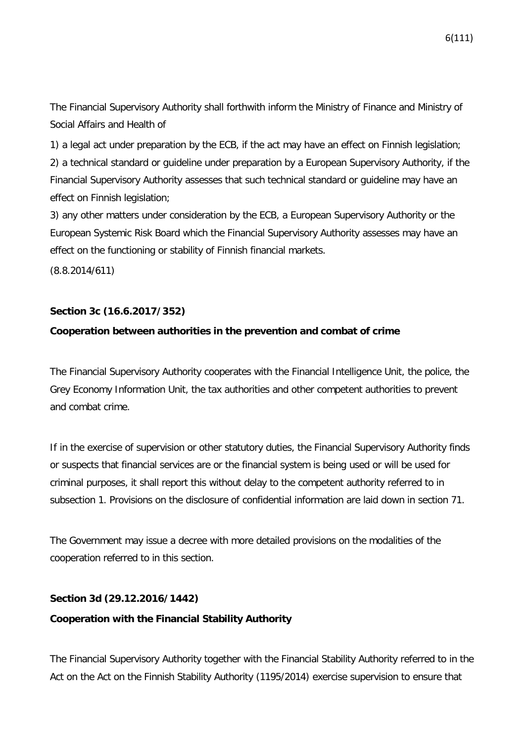The Financial Supervisory Authority shall forthwith inform the Ministry of Finance and Ministry of Social Affairs and Health of

1) a legal act under preparation by the ECB, if the act may have an effect on Finnish legislation;
2) a technical standard or guideline under preparation by a European Supervisory Authority, if the Financial Supervisory Authority assesses that such technical standard or guideline may have an effect on Finnish legislation;
3) any other matters under consideration by the ECB, a European Supervisory Authority or the European Systemic Risk Board which the Financial Supervisory Authority assesses may have an effect on the functioning or stability of Finnish financial markets.

(8.8.2014/611)

**Section 3c (16.6.2017/352)**

**Cooperation between authorities in the prevention and combat of crime**

The Financial Supervisory Authority cooperates with the Financial Intelligence Unit, the police, the Grey Economy Information Unit, the tax authorities and other competent authorities to prevent and combat crime.

If in the exercise of supervision or other statutory duties, the Financial Supervisory Authority finds or suspects that financial services are or the financial system is being used or will be used for criminal purposes, it shall report this without delay to the competent authority referred to in subsection 1. Provisions on the disclosure of confidential information are laid down in section 71.

The Government may issue a decree with more detailed provisions on the modalities of the cooperation referred to in this section.

**Section 3d (29.12.2016/1442)**

**Cooperation with the Financial Stability Authority**

The Financial Supervisory Authority together with the Financial Stability Authority referred to in the Act on the Act on the Finnish Stability Authority (1195/2014) exercise supervision to ensure that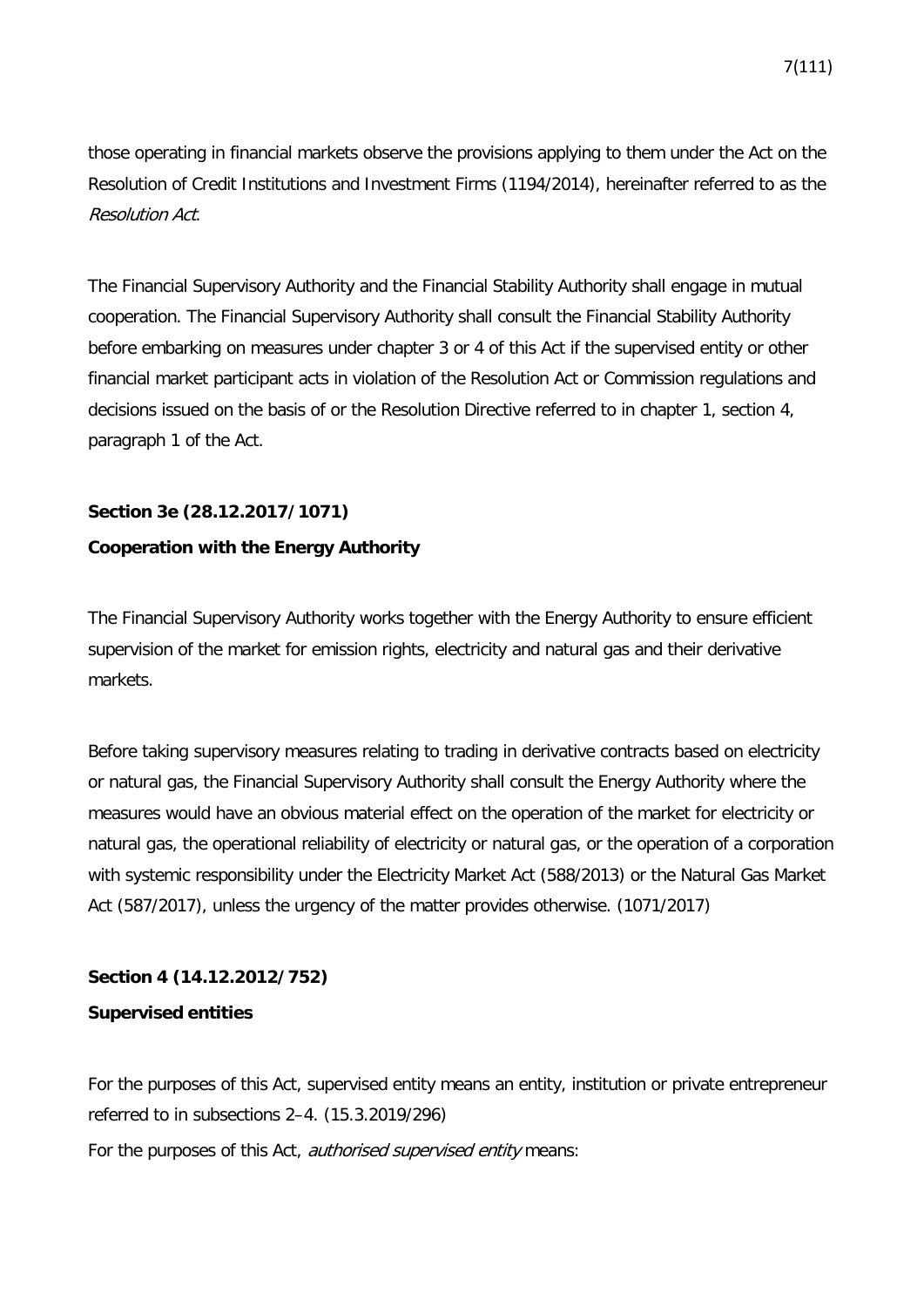those operating in financial markets observe the provisions applying to them under the Act on the Resolution of Credit Institutions and Investment Firms (1194/2014), hereinafter referred to as the *Resolution Act*.

The Financial Supervisory Authority and the Financial Stability Authority shall engage in mutual cooperation. The Financial Supervisory Authority shall consult the Financial Stability Authority before embarking on measures under chapter 3 or 4 of this Act if the supervised entity or other financial market participant acts in violation of the Resolution Act or Commission regulations and decisions issued on the basis of or the Resolution Directive referred to in chapter 1, section 4, paragraph 1 of the Act.

**Section 3e (28.12.2017/1071)**

**Cooperation with the Energy Authority**

The Financial Supervisory Authority works together with the Energy Authority to ensure efficient supervision of the market for emission rights, electricity and natural gas and their derivative markets.

Before taking supervisory measures relating to trading in derivative contracts based on electricity or natural gas, the Financial Supervisory Authority shall consult the Energy Authority where the measures would have an obvious material effect on the operation of the market for electricity or natural gas, the operational reliability of electricity or natural gas, or the operation of a corporation with systemic responsibility under the Electricity Market Act (588/2013) or the Natural Gas Market Act (587/2017), unless the urgency of the matter provides otherwise. (1071/2017)

**Section 4 (14.12.2012/752)**

**Supervised entities**

For the purposes of this Act, supervised entity means an entity, institution or private entrepreneur referred to in subsections 2–4. (15.3.2019/296)

For the purposes of this Act, *authorised supervised entity* means: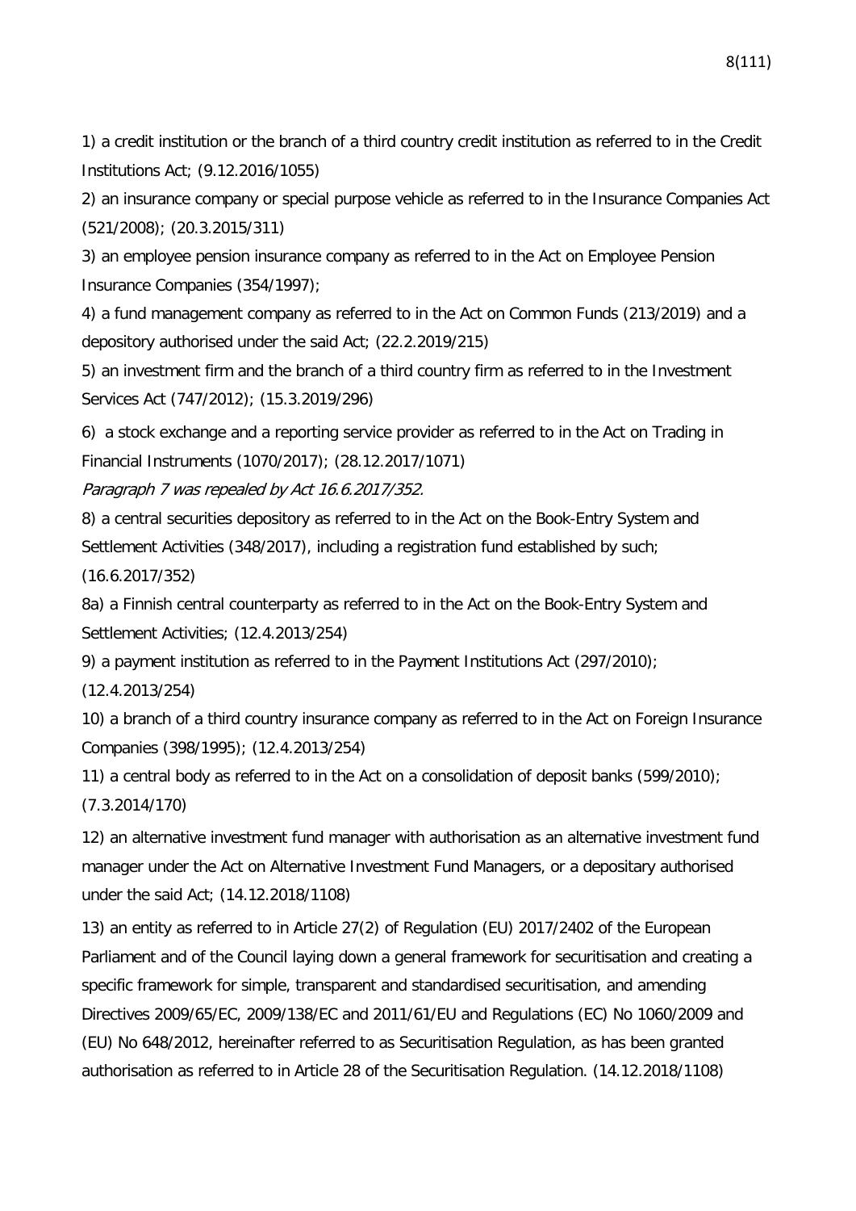1) a credit institution or the branch of a third country credit institution as referred to in the Credit Institutions Act; (9.12.2016/1055)

2) an insurance company or special purpose vehicle as referred to in the Insurance Companies Act (521/2008); (20.3.2015/311)

3) an employee pension insurance company as referred to in the Act on Employee Pension Insurance Companies (354/1997);

4) a fund management company as referred to in the Act on Common Funds (213/2019) and a depository authorised under the said Act; (22.2.2019/215)

5) an investment firm and the branch of a third country firm as referred to in the Investment Services Act (747/2012); (15.3.2019/296)

6) a stock exchange and a reporting service provider as referred to in the Act on Trading in Financial Instruments (1070/2017); (28.12.2017/1071)

*Paragraph 7 was repealed by Act 16.6.2017/352.*

8) a central securities depository as referred to in the Act on the Book-Entry System and Settlement Activities (348/2017), including a registration fund established by such; (16.6.2017/352)

8a) a Finnish central counterparty as referred to in the Act on the Book-Entry System and Settlement Activities; (12.4.2013/254)

9) a payment institution as referred to in the Payment Institutions Act (297/2010); (12.4.2013/254)

10) a branch of a third country insurance company as referred to in the Act on Foreign Insurance Companies (398/1995); (12.4.2013/254)

11) a central body as referred to in the Act on a consolidation of deposit banks (599/2010); (7.3.2014/170)

12) an alternative investment fund manager with authorisation as an alternative investment fund manager under the Act on Alternative Investment Fund Managers, or a depositary authorised under the said Act; (14.12.2018/1108)

13) an entity as referred to in Article 27(2) of Regulation (EU) 2017/2402 of the European Parliament and of the Council laying down a general framework for securitisation and creating a specific framework for simple, transparent and standardised securitisation, and amending Directives 2009/65/EC, 2009/138/EC and 2011/61/EU and Regulations (EC) No 1060/2009 and (EU) No 648/2012, hereinafter referred to as Securitisation Regulation, as has been granted authorisation as referred to in Article 28 of the Securitisation Regulation. (14.12.2018/1108)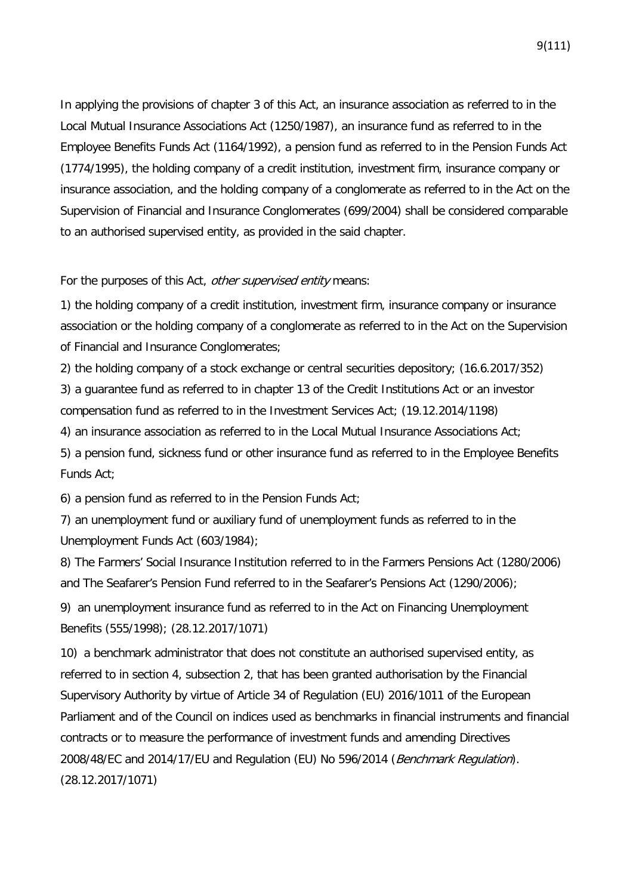In applying the provisions of chapter 3 of this Act, an insurance association as referred to in the Local Mutual Insurance Associations Act (1250/1987), an insurance fund as referred to in the Employee Benefits Funds Act (1164/1992), a pension fund as referred to in the Pension Funds Act (1774/1995), the holding company of a credit institution, investment firm, insurance company or insurance association, and the holding company of a conglomerate as referred to in the Act on the Supervision of Financial and Insurance Conglomerates (699/2004) shall be considered comparable to an authorised supervised entity, as provided in the said chapter.

For the purposes of this Act, *other supervised entity* means:

1) the holding company of a credit institution, investment firm, insurance company or insurance association or the holding company of a conglomerate as referred to in the Act on the Supervision of Financial and Insurance Conglomerates;

2) the holding company of a stock exchange or central securities depository; (16.6.2017/352)

3) a guarantee fund as referred to in chapter 13 of the Credit Institutions Act or an investor compensation fund as referred to in the Investment Services Act; (19.12.2014/1198)

4) an insurance association as referred to in the Local Mutual Insurance Associations Act;

5) a pension fund, sickness fund or other insurance fund as referred to in the Employee Benefits Funds Act;

6) a pension fund as referred to in the Pension Funds Act;

7) an unemployment fund or auxiliary fund of unemployment funds as referred to in the Unemployment Funds Act (603/1984);

8) The Farmers' Social Insurance Institution referred to in the Farmers Pensions Act (1280/2006) and The Seafarer's Pension Fund referred to in the Seafarer's Pensions Act (1290/2006);

9) an unemployment insurance fund as referred to in the Act on Financing Unemployment Benefits (555/1998); (28.12.2017/1071)

10) a benchmark administrator that does not constitute an authorised supervised entity, as referred to in section 4, subsection 2, that has been granted authorisation by the Financial Supervisory Authority by virtue of Article 34 of Regulation (EU) 2016/1011 of the European Parliament and of the Council on indices used as benchmarks in financial instruments and financial contracts or to measure the performance of investment funds and amending Directives 2008/48/EC and 2014/17/EU and Regulation (EU) No 596/2014 (*Benchmark Regulation*). (28.12.2017/1071)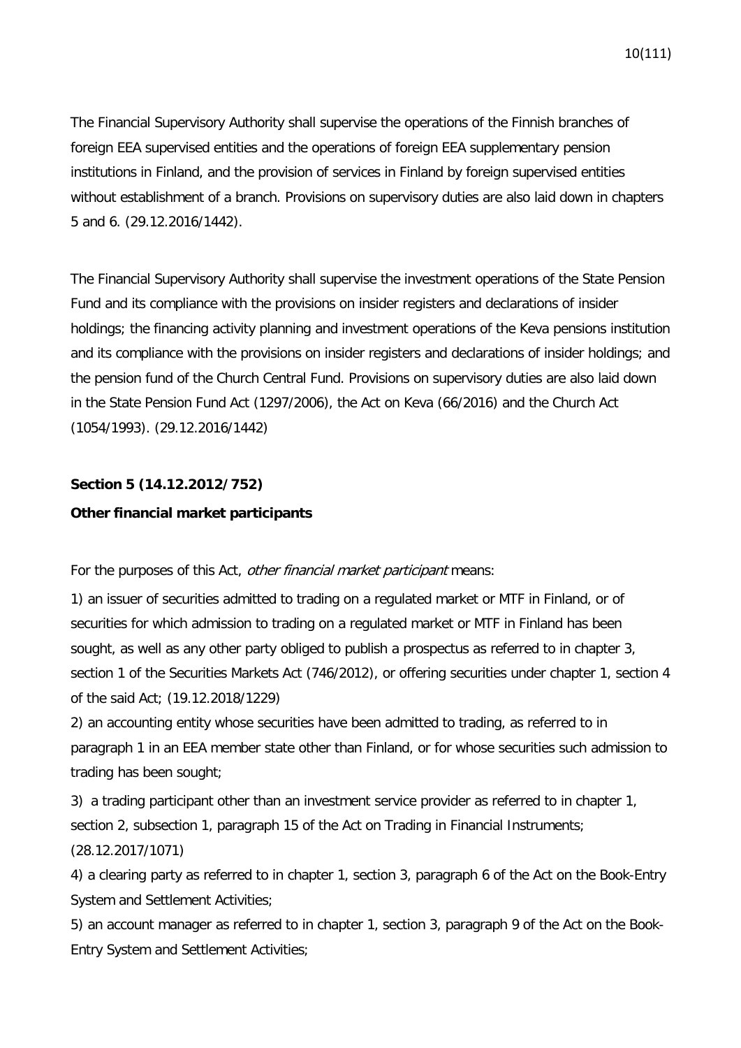The Financial Supervisory Authority shall supervise the operations of the Finnish branches of foreign EEA supervised entities and the operations of foreign EEA supplementary pension institutions in Finland, and the provision of services in Finland by foreign supervised entities without establishment of a branch. Provisions on supervisory duties are also laid down in chapters 5 and 6. (29.12.2016/1442).

The Financial Supervisory Authority shall supervise the investment operations of the State Pension Fund and its compliance with the provisions on insider registers and declarations of insider holdings; the financing activity planning and investment operations of the Keva pensions institution and its compliance with the provisions on insider registers and declarations of insider holdings; and the pension fund of the Church Central Fund. Provisions on supervisory duties are also laid down in the State Pension Fund Act (1297/2006), the Act on Keva (66/2016) and the Church Act (1054/1993). (29.12.2016/1442)

**Section 5 (14.12.2012/752)**

**Other financial market participants**

For the purposes of this Act, *other financial market participant* means:

1) an issuer of securities admitted to trading on a regulated market or MTF in Finland, or of securities for which admission to trading on a regulated market or MTF in Finland has been sought, as well as any other party obliged to publish a prospectus as referred to in chapter 3, section 1 of the Securities Markets Act (746/2012), or offering securities under chapter 1, section 4 of the said Act; (19.12.2018/1229)

2) an accounting entity whose securities have been admitted to trading, as referred to in paragraph 1 in an EEA member state other than Finland, or for whose securities such admission to trading has been sought;

3) a trading participant other than an investment service provider as referred to in chapter 1, section 2, subsection 1, paragraph 15 of the Act on Trading in Financial Instruments; (28.12.2017/1071)

4) a clearing party as referred to in chapter 1, section 3, paragraph 6 of the Act on the Book-Entry System and Settlement Activities;

5) an account manager as referred to in chapter 1, section 3, paragraph 9 of the Act on the Book-Entry System and Settlement Activities;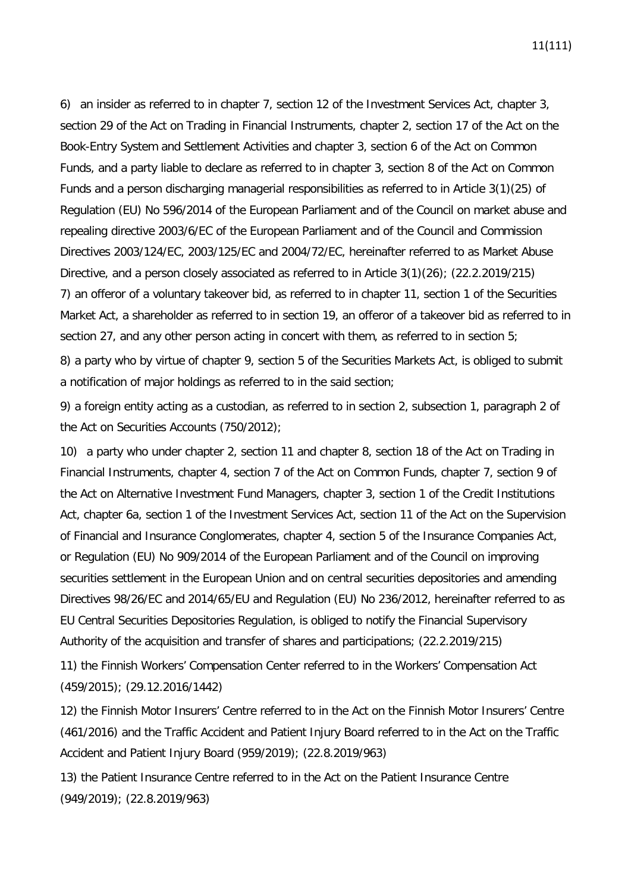6) an insider as referred to in chapter 7, section 12 of the Investment Services Act, chapter 3, section 29 of the Act on Trading in Financial Instruments, chapter 2, section 17 of the Act on the Book-Entry System and Settlement Activities and chapter 3, section 6 of the Act on Common Funds, and a party liable to declare as referred to in chapter 3, section 8 of the Act on Common Funds and a person discharging managerial responsibilities as referred to in Article 3(1)(25) of Regulation (EU) No 596/2014 of the European Parliament and of the Council on market abuse and repealing directive 2003/6/EC of the European Parliament and of the Council and Commission Directives 2003/124/EC, 2003/125/EC and 2004/72/EC, hereinafter referred to as Market Abuse Directive, and a person closely associated as referred to in Article 3(1)(26); (22.2.2019/215)

7) an offeror of a voluntary takeover bid, as referred to in chapter 11, section 1 of the Securities Market Act, a shareholder as referred to in section 19, an offeror of a takeover bid as referred to in section 27, and any other person acting in concert with them, as referred to in section 5;

8) a party who by virtue of chapter 9, section 5 of the Securities Markets Act, is obliged to submit a notification of major holdings as referred to in the said section;

9) a foreign entity acting as a custodian, as referred to in section 2, subsection 1, paragraph 2 of the Act on Securities Accounts (750/2012);

10) a party who under chapter 2, section 11 and chapter 8, section 18 of the Act on Trading in Financial Instruments, chapter 4, section 7 of the Act on Common Funds, chapter 7, section 9 of the Act on Alternative Investment Fund Managers, chapter 3, section 1 of the Credit Institutions Act, chapter 6a, section 1 of the Investment Services Act, section 11 of the Act on the Supervision of Financial and Insurance Conglomerates, chapter 4, section 5 of the Insurance Companies Act, or Regulation (EU) No 909/2014 of the European Parliament and of the Council on improving securities settlement in the European Union and on central securities depositories and amending Directives 98/26/EC and 2014/65/EU and Regulation (EU) No 236/2012, hereinafter referred to as EU Central Securities Depositories Regulation, is obliged to notify the Financial Supervisory Authority of the acquisition and transfer of shares and participations; (22.2.2019/215)

11) the Finnish Workers' Compensation Center referred to in the Workers' Compensation Act (459/2015); (29.12.2016/1442)

12) the Finnish Motor Insurers' Centre referred to in the Act on the Finnish Motor Insurers' Centre (461/2016) and the Traffic Accident and Patient Injury Board referred to in the Act on the Traffic Accident and Patient Injury Board (959/2019); (22.8.2019/963)

13) the Patient Insurance Centre referred to in the Act on the Patient Insurance Centre (949/2019); (22.8.2019/963)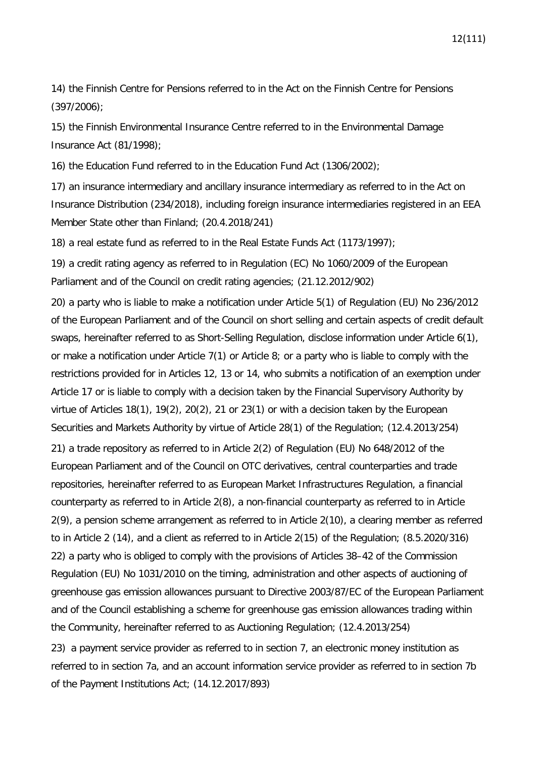14) the Finnish Centre for Pensions referred to in the Act on the Finnish Centre for Pensions (397/2006);

15) the Finnish Environmental Insurance Centre referred to in the Environmental Damage Insurance Act (81/1998);

16) the Education Fund referred to in the Education Fund Act (1306/2002);

17) an insurance intermediary and ancillary insurance intermediary as referred to in the Act on Insurance Distribution (234/2018), including foreign insurance intermediaries registered in an EEA Member State other than Finland; (20.4.2018/241)

18) a real estate fund as referred to in the Real Estate Funds Act (1173/1997);

19) a credit rating agency as referred to in Regulation (EC) No 1060/2009 of the European Parliament and of the Council on credit rating agencies; (21.12.2012/902)

20) a party who is liable to make a notification under Article 5(1) of Regulation (EU) No 236/2012 of the European Parliament and of the Council on short selling and certain aspects of credit default swaps, hereinafter referred to as Short-Selling Regulation, disclose information under Article 6(1), or make a notification under Article 7(1) or Article 8; or a party who is liable to comply with the restrictions provided for in Articles 12, 13 or 14, who submits a notification of an exemption under Article 17 or is liable to comply with a decision taken by the Financial Supervisory Authority by virtue of Articles 18(1), 19(2), 20(2), 21 or 23(1) or with a decision taken by the European Securities and Markets Authority by virtue of Article 28(1) of the Regulation; (12.4.2013/254)

21) a trade repository as referred to in Article 2(2) of Regulation (EU) No 648/2012 of the European Parliament and of the Council on OTC derivatives, central counterparties and trade repositories, hereinafter referred to as European Market Infrastructures Regulation, a financial counterparty as referred to in Article 2(8), a non-financial counterparty as referred to in Article 2(9), a pension scheme arrangement as referred to in Article 2(10), a clearing member as referred to in Article 2 (14), and a client as referred to in Article 2(15) of the Regulation; (8.5.2020/316)

22) a party who is obliged to comply with the provisions of Articles 38–42 of the Commission Regulation (EU) No 1031/2010 on the timing, administration and other aspects of auctioning of greenhouse gas emission allowances pursuant to Directive 2003/87/EC of the European Parliament and of the Council establishing a scheme for greenhouse gas emission allowances trading within the Community, hereinafter referred to as Auctioning Regulation; (12.4.2013/254)

23) a payment service provider as referred to in section 7, an electronic money institution as referred to in section 7a, and an account information service provider as referred to in section 7b of the Payment Institutions Act; (14.12.2017/893)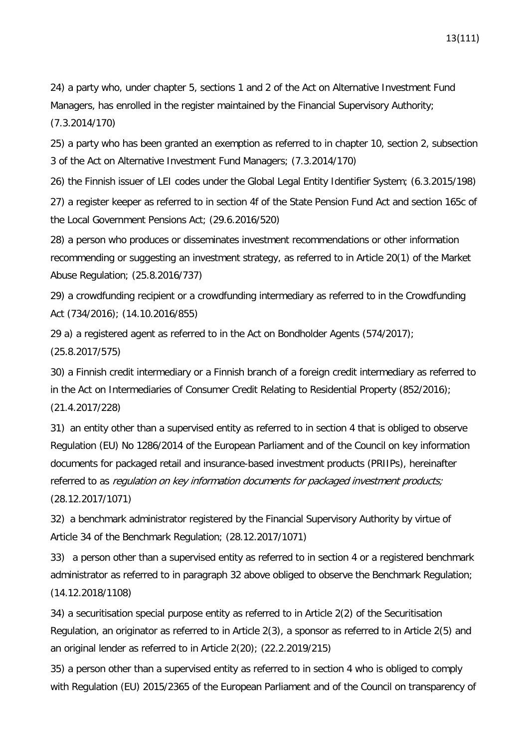24) a party who, under chapter 5, sections 1 and 2 of the Act on Alternative Investment Fund Managers, has enrolled in the register maintained by the Financial Supervisory Authority; (7.3.2014/170)

25) a party who has been granted an exemption as referred to in chapter 10, section 2, subsection 3 of the Act on Alternative Investment Fund Managers; (7.3.2014/170)

26) the Finnish issuer of LEI codes under the Global Legal Entity Identifier System; (6.3.2015/198)

27) a register keeper as referred to in section 4f of the State Pension Fund Act and section 165c of the Local Government Pensions Act; (29.6.2016/520)

28) a person who produces or disseminates investment recommendations or other information recommending or suggesting an investment strategy, as referred to in Article 20(1) of the Market Abuse Regulation; (25.8.2016/737)

29) a crowdfunding recipient or a crowdfunding intermediary as referred to in the Crowdfunding Act (734/2016); (14.10.2016/855)

29 a) a registered agent as referred to in the Act on Bondholder Agents (574/2017); (25.8.2017/575)

30) a Finnish credit intermediary or a Finnish branch of a foreign credit intermediary as referred to in the Act on Intermediaries of Consumer Credit Relating to Residential Property (852/2016); (21.4.2017/228)

31) an entity other than a supervised entity as referred to in section 4 that is obliged to observe Regulation (EU) No 1286/2014 of the European Parliament and of the Council on key information documents for packaged retail and insurance-based investment products (PRIIPs), hereinafter referred to as *regulation on key information documents for packaged investment products;* (28.12.2017/1071)

32) a benchmark administrator registered by the Financial Supervisory Authority by virtue of Article 34 of the Benchmark Regulation; (28.12.2017/1071)

33) a person other than a supervised entity as referred to in section 4 or a registered benchmark administrator as referred to in paragraph 32 above obliged to observe the Benchmark Regulation; (14.12.2018/1108)

34) a securitisation special purpose entity as referred to in Article 2(2) of the Securitisation Regulation, an originator as referred to in Article 2(3), a sponsor as referred to in Article 2(5) and an original lender as referred to in Article 2(20); (22.2.2019/215)

35) a person other than a supervised entity as referred to in section 4 who is obliged to comply with Regulation (EU) 2015/2365 of the European Parliament and of the Council on transparency of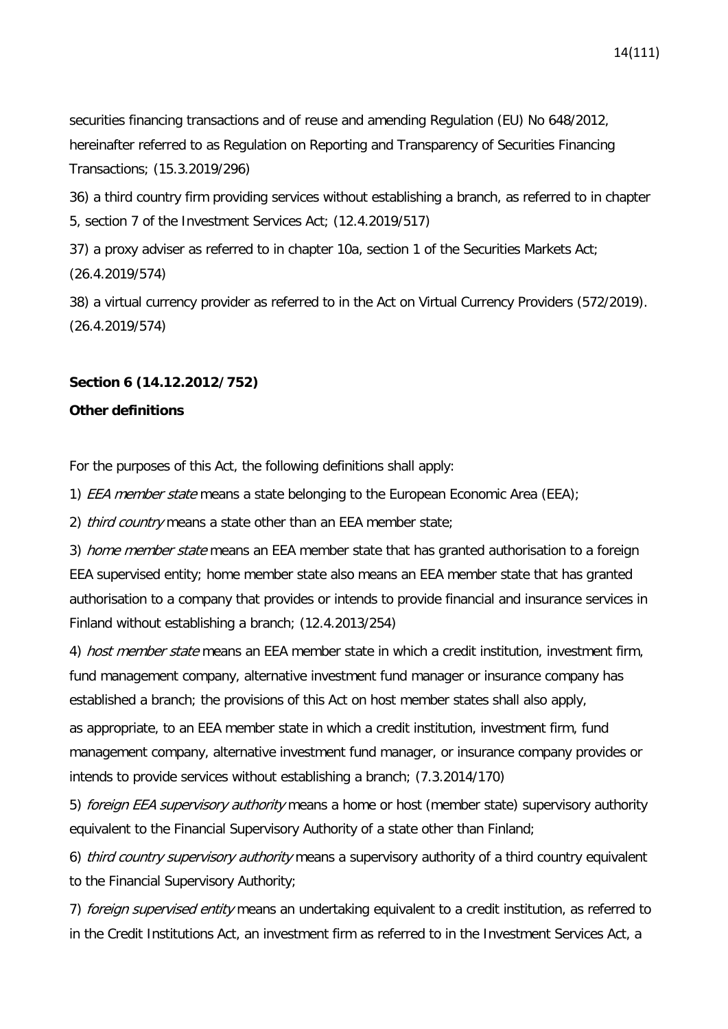securities financing transactions and of reuse and amending Regulation (EU) No 648/2012, hereinafter referred to as Regulation on Reporting and Transparency of Securities Financing Transactions; (15.3.2019/296)

36) a third country firm providing services without establishing a branch, as referred to in chapter 5, section 7 of the Investment Services Act; (12.4.2019/517)

37) a proxy adviser as referred to in chapter 10a, section 1 of the Securities Markets Act; (26.4.2019/574)

38) a virtual currency provider as referred to in the Act on Virtual Currency Providers (572/2019). (26.4.2019/574)

**Section 6 (14.12.2012/752)**

**Other definitions**

For the purposes of this Act, the following definitions shall apply:

1) *EEA member state* means a state belonging to the European Economic Area (EEA);

2) *third country* means a state other than an EEA member state;

3) *home member state* means an EEA member state that has granted authorisation to a foreign EEA supervised entity; home member state also means an EEA member state that has granted authorisation to a company that provides or intends to provide financial and insurance services in Finland without establishing a branch; (12.4.2013/254)

4) *host member state* means an EEA member state in which a credit institution, investment firm, fund management company, alternative investment fund manager or insurance company has established a branch; the provisions of this Act on host member states shall also apply, as appropriate, to an EEA member state in which a credit institution, investment firm, fund management company, alternative investment fund manager, or insurance company provides or intends to provide services without establishing a branch; (7.3.2014/170)

5) *foreign EEA supervisory authority* means a home or host (member state) supervisory authority equivalent to the Financial Supervisory Authority of a state other than Finland;

6) *third country supervisory authority* means a supervisory authority of a third country equivalent to the Financial Supervisory Authority;

7) *foreign supervised entity* means an undertaking equivalent to a credit institution, as referred to in the Credit Institutions Act, an investment firm as referred to in the Investment Services Act, a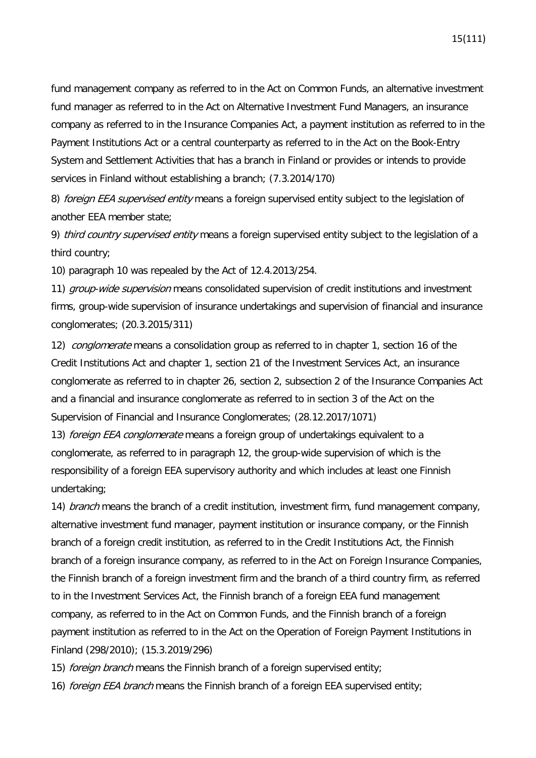fund management company as referred to in the Act on Common Funds, an alternative investment fund manager as referred to in the Act on Alternative Investment Fund Managers, an insurance company as referred to in the Insurance Companies Act, a payment institution as referred to in the Payment Institutions Act or a central counterparty as referred to in the Act on the Book-Entry System and Settlement Activities that has a branch in Finland or provides or intends to provide services in Finland without establishing a branch; (7.3.2014/170)

8) *foreign EEA supervised entity* means a foreign supervised entity subject to the legislation of another EEA member state;

9) *third country supervised entity* means a foreign supervised entity subject to the legislation of a third country;

10) paragraph 10 was repealed by the Act of 12.4.2013/254.

11) *group-wide supervision* means consolidated supervision of credit institutions and investment firms, group-wide supervision of insurance undertakings and supervision of financial and insurance conglomerates; (20.3.2015/311)

12) *conglomerate* means a consolidation group as referred to in chapter 1, section 16 of the Credit Institutions Act and chapter 1, section 21 of the Investment Services Act, an insurance conglomerate as referred to in chapter 26, section 2, subsection 2 of the Insurance Companies Act and a financial and insurance conglomerate as referred to in section 3 of the Act on the Supervision of Financial and Insurance Conglomerates; (28.12.2017/1071)

13) *foreign EEA conglomerate* means a foreign group of undertakings equivalent to a conglomerate, as referred to in paragraph 12, the group-wide supervision of which is the responsibility of a foreign EEA supervisory authority and which includes at least one Finnish undertaking;

14) *branch* means the branch of a credit institution, investment firm, fund management company, alternative investment fund manager, payment institution or insurance company, or the Finnish branch of a foreign credit institution, as referred to in the Credit Institutions Act, the Finnish branch of a foreign insurance company, as referred to in the Act on Foreign Insurance Companies, the Finnish branch of a foreign investment firm and the branch of a third country firm, as referred to in the Investment Services Act, the Finnish branch of a foreign EEA fund management company, as referred to in the Act on Common Funds, and the Finnish branch of a foreign payment institution as referred to in the Act on the Operation of Foreign Payment Institutions in Finland (298/2010); (15.3.2019/296)

15) *foreign branch* means the Finnish branch of a foreign supervised entity;

16) *foreign EEA branch* means the Finnish branch of a foreign EEA supervised entity;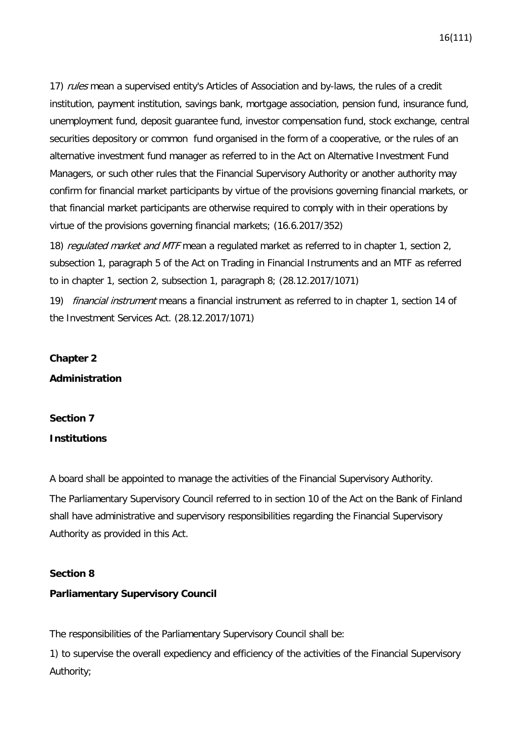17) *rules* mean a supervised entity's Articles of Association and by-laws, the rules of a credit institution, payment institution, savings bank, mortgage association, pension fund, insurance fund, unemployment fund, deposit guarantee fund, investor compensation fund, stock exchange, central securities depository or common fund organised in the form of a cooperative, or the rules of an alternative investment fund manager as referred to in the Act on Alternative Investment Fund Managers, or such other rules that the Financial Supervisory Authority or another authority may confirm for financial market participants by virtue of the provisions governing financial markets, or that financial market participants are otherwise required to comply with in their operations by virtue of the provisions governing financial markets; (16.6.2017/352)

18) *regulated market and MTF* mean a regulated market as referred to in chapter 1, section 2, subsection 1, paragraph 5 of the Act on Trading in Financial Instruments and an MTF as referred to in chapter 1, section 2, subsection 1, paragraph 8; (28.12.2017/1071)

19) *financial instrument* means a financial instrument as referred to in chapter 1, section 14 of the Investment Services Act. (28.12.2017/1071)

## Chapter 2

## Administration

### Section 7

### Institutions

A board shall be appointed to manage the activities of the Financial Supervisory Authority.

The Parliamentary Supervisory Council referred to in section 10 of the Act on the Bank of Finland shall have administrative and supervisory responsibilities regarding the Financial Supervisory Authority as provided in this Act.

### Section 8

### Parliamentary Supervisory Council

The responsibilities of the Parliamentary Supervisory Council shall be:

1) to supervise the overall expediency and efficiency of the activities of the Financial Supervisory Authority;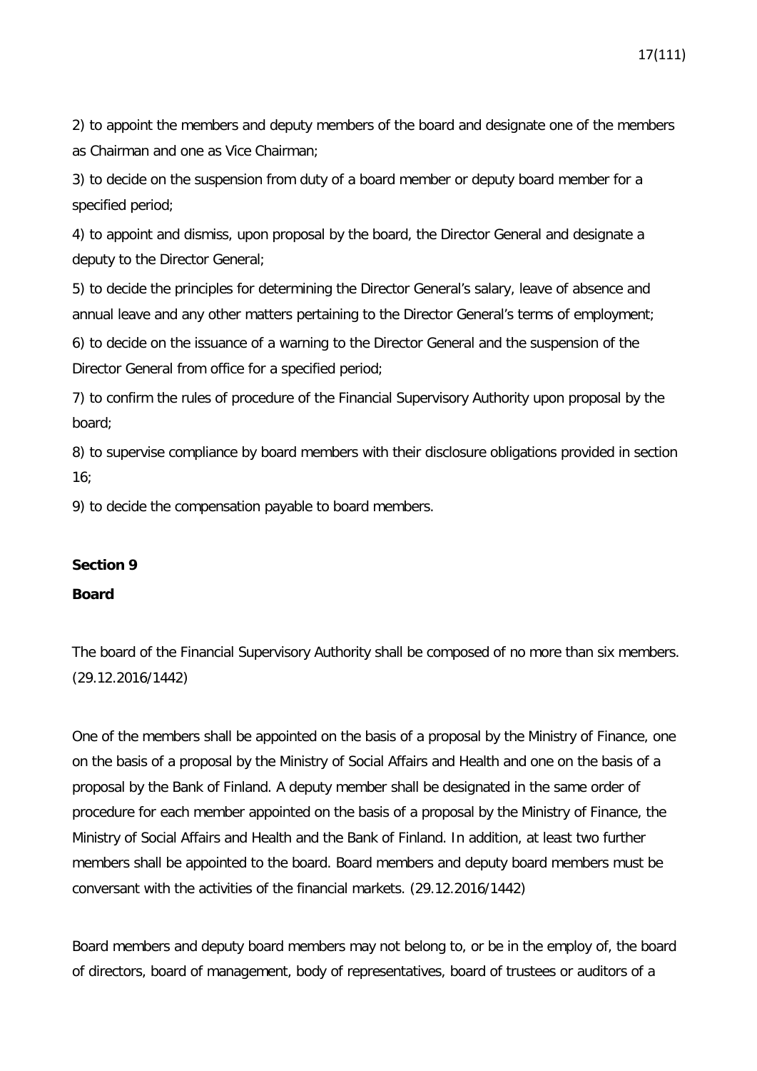2) to appoint the members and deputy members of the board and designate one of the members as Chairman and one as Vice Chairman;

3) to decide on the suspension from duty of a board member or deputy board member for a specified period;

4) to appoint and dismiss, upon proposal by the board, the Director General and designate a deputy to the Director General;

5) to decide the principles for determining the Director General's salary, leave of absence and annual leave and any other matters pertaining to the Director General's terms of employment;

6) to decide on the issuance of a warning to the Director General and the suspension of the Director General from office for a specified period;

7) to confirm the rules of procedure of the Financial Supervisory Authority upon proposal by the board;

8) to supervise compliance by board members with their disclosure obligations provided in section 16;

9) to decide the compensation payable to board members.

**Section 9**

**Board**

The board of the Financial Supervisory Authority shall be composed of no more than six members. (29.12.2016/1442)

One of the members shall be appointed on the basis of a proposal by the Ministry of Finance, one on the basis of a proposal by the Ministry of Social Affairs and Health and one on the basis of a proposal by the Bank of Finland. A deputy member shall be designated in the same order of procedure for each member appointed on the basis of a proposal by the Ministry of Finance, the Ministry of Social Affairs and Health and the Bank of Finland. In addition, at least two further members shall be appointed to the board. Board members and deputy board members must be conversant with the activities of the financial markets. (29.12.2016/1442)

Board members and deputy board members may not belong to, or be in the employ of, the board of directors, board of management, body of representatives, board of trustees or auditors of a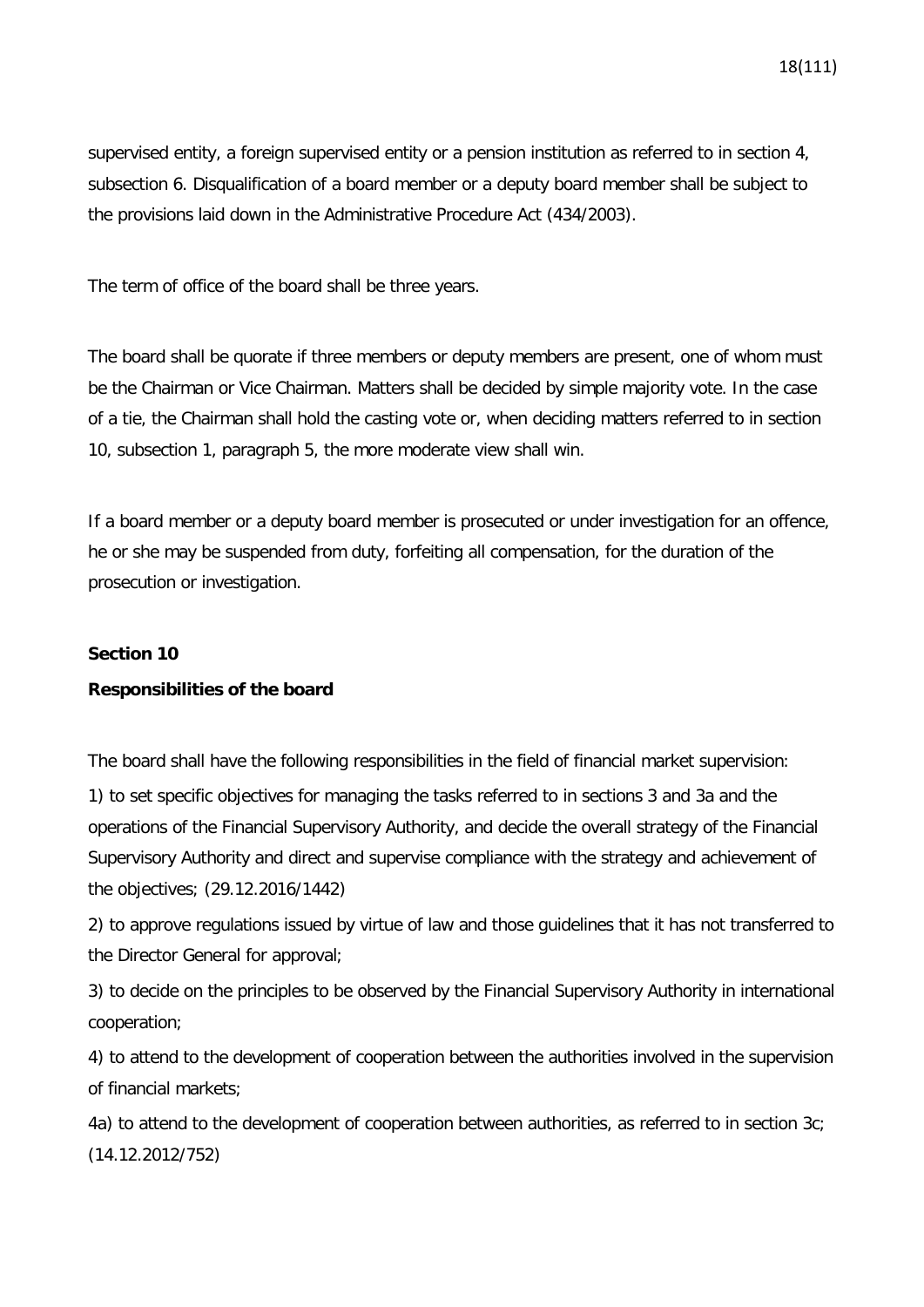supervised entity, a foreign supervised entity or a pension institution as referred to in section 4, subsection 6. Disqualification of a board member or a deputy board member shall be subject to the provisions laid down in the Administrative Procedure Act (434/2003).

The term of office of the board shall be three years.

The board shall be quorate if three members or deputy members are present, one of whom must be the Chairman or Vice Chairman. Matters shall be decided by simple majority vote. In the case of a tie, the Chairman shall hold the casting vote or, when deciding matters referred to in section 10, subsection 1, paragraph 5, the more moderate view shall win.

If a board member or a deputy board member is prosecuted or under investigation for an offence, he or she may be suspended from duty, forfeiting all compensation, for the duration of the prosecution or investigation.

**Section 10**

**Responsibilities of the board**

The board shall have the following responsibilities in the field of financial market supervision:

1) to set specific objectives for managing the tasks referred to in sections 3 and 3a and the operations of the Financial Supervisory Authority, and decide the overall strategy of the Financial Supervisory Authority and direct and supervise compliance with the strategy and achievement of the objectives; (29.12.2016/1442)

2) to approve regulations issued by virtue of law and those guidelines that it has not transferred to the Director General for approval;

3) to decide on the principles to be observed by the Financial Supervisory Authority in international cooperation;

4) to attend to the development of cooperation between the authorities involved in the supervision of financial markets;

4a) to attend to the development of cooperation between authorities, as referred to in section 3c; (14.12.2012/752)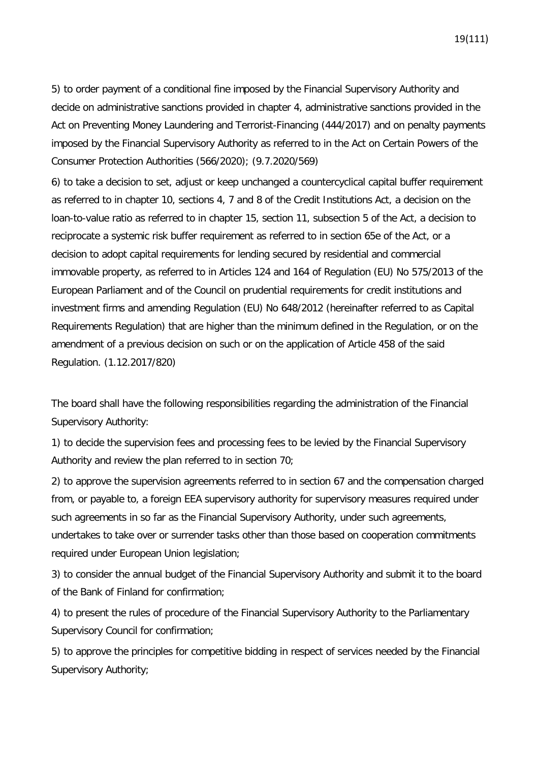5) to order payment of a conditional fine imposed by the Financial Supervisory Authority and decide on administrative sanctions provided in chapter 4, administrative sanctions provided in the Act on Preventing Money Laundering and Terrorist-Financing (444/2017) and on penalty payments imposed by the Financial Supervisory Authority as referred to in the Act on Certain Powers of the Consumer Protection Authorities (566/2020); (9.7.2020/569)

6) to take a decision to set, adjust or keep unchanged a countercyclical capital buffer requirement as referred to in chapter 10, sections 4, 7 and 8 of the Credit Institutions Act, a decision on the loan-to-value ratio as referred to in chapter 15, section 11, subsection 5 of the Act, a decision to reciprocate a systemic risk buffer requirement as referred to in section 65e of the Act, or a decision to adopt capital requirements for lending secured by residential and commercial immovable property, as referred to in Articles 124 and 164 of Regulation (EU) No 575/2013 of the European Parliament and of the Council on prudential requirements for credit institutions and investment firms and amending Regulation (EU) No 648/2012 (hereinafter referred to as Capital Requirements Regulation) that are higher than the minimum defined in the Regulation, or on the amendment of a previous decision on such or on the application of Article 458 of the said Regulation. (1.12.2017/820)

The board shall have the following responsibilities regarding the administration of the Financial Supervisory Authority:

1) to decide the supervision fees and processing fees to be levied by the Financial Supervisory Authority and review the plan referred to in section 70;

2) to approve the supervision agreements referred to in section 67 and the compensation charged from, or payable to, a foreign EEA supervisory authority for supervisory measures required under such agreements in so far as the Financial Supervisory Authority, under such agreements, undertakes to take over or surrender tasks other than those based on cooperation commitments required under European Union legislation;

3) to consider the annual budget of the Financial Supervisory Authority and submit it to the board of the Bank of Finland for confirmation;

4) to present the rules of procedure of the Financial Supervisory Authority to the Parliamentary Supervisory Council for confirmation;

5) to approve the principles for competitive bidding in respect of services needed by the Financial Supervisory Authority;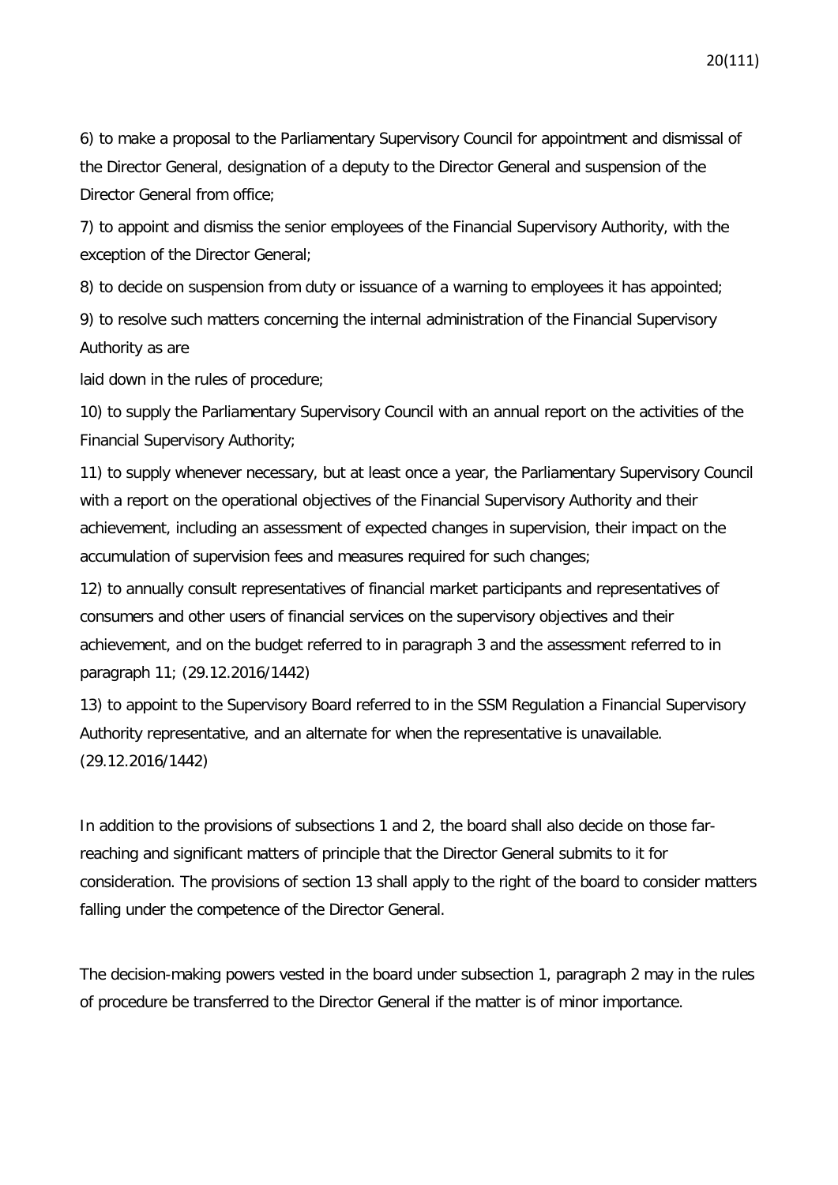6) to make a proposal to the Parliamentary Supervisory Council for appointment and dismissal of the Director General, designation of a deputy to the Director General and suspension of the Director General from office;

7) to appoint and dismiss the senior employees of the Financial Supervisory Authority, with the exception of the Director General;

8) to decide on suspension from duty or issuance of a warning to employees it has appointed;

9) to resolve such matters concerning the internal administration of the Financial Supervisory Authority as are

laid down in the rules of procedure;

10) to supply the Parliamentary Supervisory Council with an annual report on the activities of the Financial Supervisory Authority;

11) to supply whenever necessary, but at least once a year, the Parliamentary Supervisory Council with a report on the operational objectives of the Financial Supervisory Authority and their achievement, including an assessment of expected changes in supervision, their impact on the accumulation of supervision fees and measures required for such changes;

12) to annually consult representatives of financial market participants and representatives of consumers and other users of financial services on the supervisory objectives and their achievement, and on the budget referred to in paragraph 3 and the assessment referred to in paragraph 11; (29.12.2016/1442)

13) to appoint to the Supervisory Board referred to in the SSM Regulation a Financial Supervisory Authority representative, and an alternate for when the representative is unavailable. (29.12.2016/1442)

In addition to the provisions of subsections 1 and 2, the board shall also decide on those far-reaching and significant matters of principle that the Director General submits to it for consideration. The provisions of section 13 shall apply to the right of the board to consider matters falling under the competence of the Director General.

The decision-making powers vested in the board under subsection 1, paragraph 2 may in the rules of procedure be transferred to the Director General if the matter is of minor importance.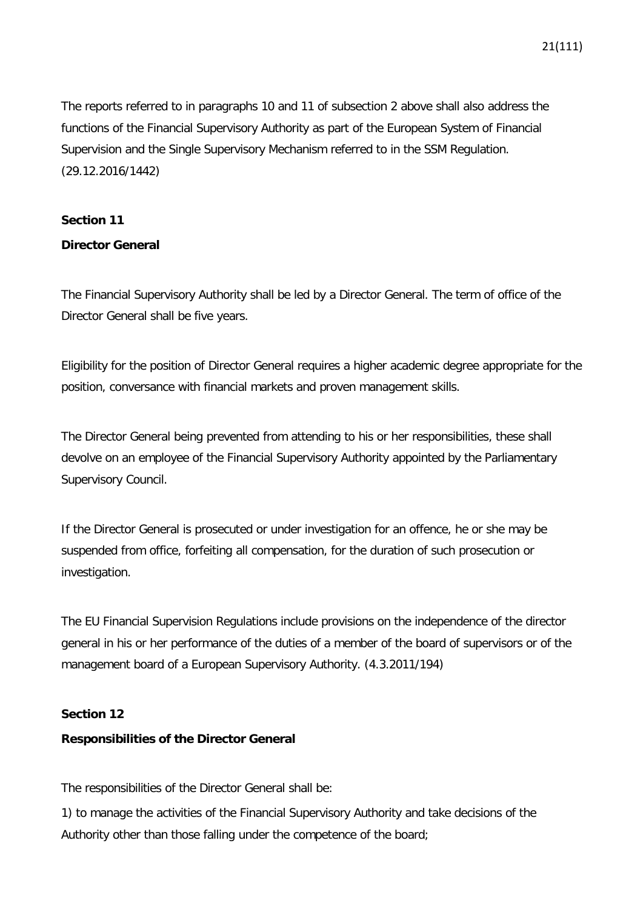The reports referred to in paragraphs 10 and 11 of subsection 2 above shall also address the functions of the Financial Supervisory Authority as part of the European System of Financial Supervision and the Single Supervisory Mechanism referred to in the SSM Regulation. (29.12.2016/1442)

**Section 11**

**Director General**

The Financial Supervisory Authority shall be led by a Director General. The term of office of the Director General shall be five years.

Eligibility for the position of Director General requires a higher academic degree appropriate for the position, conversance with financial markets and proven management skills.

The Director General being prevented from attending to his or her responsibilities, these shall devolve on an employee of the Financial Supervisory Authority appointed by the Parliamentary Supervisory Council.

If the Director General is prosecuted or under investigation for an offence, he or she may be suspended from office, forfeiting all compensation, for the duration of such prosecution or investigation.

The EU Financial Supervision Regulations include provisions on the independence of the director general in his or her performance of the duties of a member of the board of supervisors or of the management board of a European Supervisory Authority. (4.3.2011/194)

**Section 12**

**Responsibilities of the Director General**

The responsibilities of the Director General shall be:

1) to manage the activities of the Financial Supervisory Authority and take decisions of the Authority other than those falling under the competence of the board;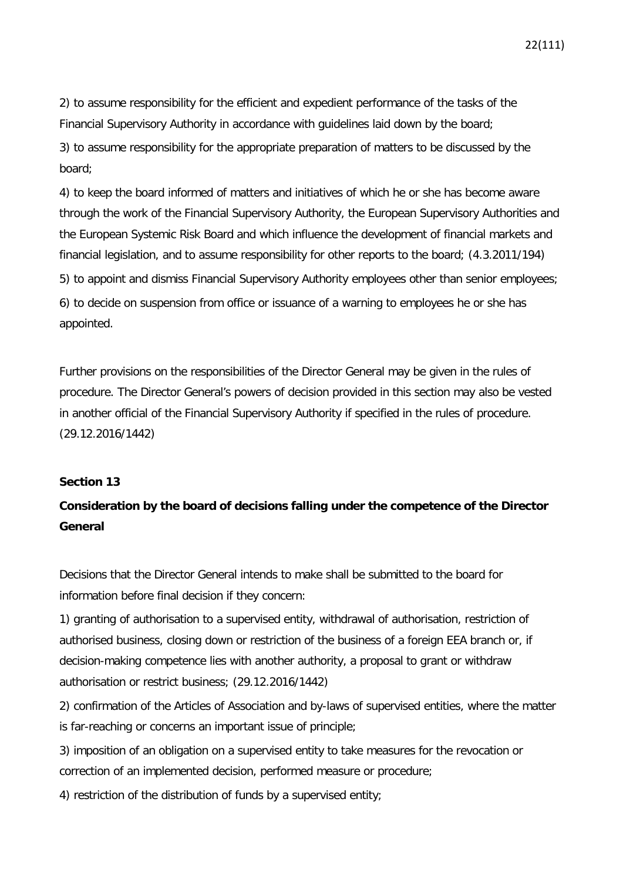2) to assume responsibility for the efficient and expedient performance of the tasks of the Financial Supervisory Authority in accordance with guidelines laid down by the board;

3) to assume responsibility for the appropriate preparation of matters to be discussed by the board;

4) to keep the board informed of matters and initiatives of which he or she has become aware through the work of the Financial Supervisory Authority, the European Supervisory Authorities and the European Systemic Risk Board and which influence the development of financial markets and financial legislation, and to assume responsibility for other reports to the board; (4.3.2011/194)

5) to appoint and dismiss Financial Supervisory Authority employees other than senior employees;

6) to decide on suspension from office or issuance of a warning to employees he or she has appointed.

Further provisions on the responsibilities of the Director General may be given in the rules of procedure. The Director General's powers of decision provided in this section may also be vested in another official of the Financial Supervisory Authority if specified in the rules of procedure. (29.12.2016/1442)

**Section 13**

**Consideration by the board of decisions falling under the competence of the Director General**

Decisions that the Director General intends to make shall be submitted to the board for information before final decision if they concern:

1) granting of authorisation to a supervised entity, withdrawal of authorisation, restriction of authorised business, closing down or restriction of the business of a foreign EEA branch or, if decision-making competence lies with another authority, a proposal to grant or withdraw authorisation or restrict business; (29.12.2016/1442)

2) confirmation of the Articles of Association and by-laws of supervised entities, where the matter is far-reaching or concerns an important issue of principle;

3) imposition of an obligation on a supervised entity to take measures for the revocation or correction of an implemented decision, performed measure or procedure;

4) restriction of the distribution of funds by a supervised entity;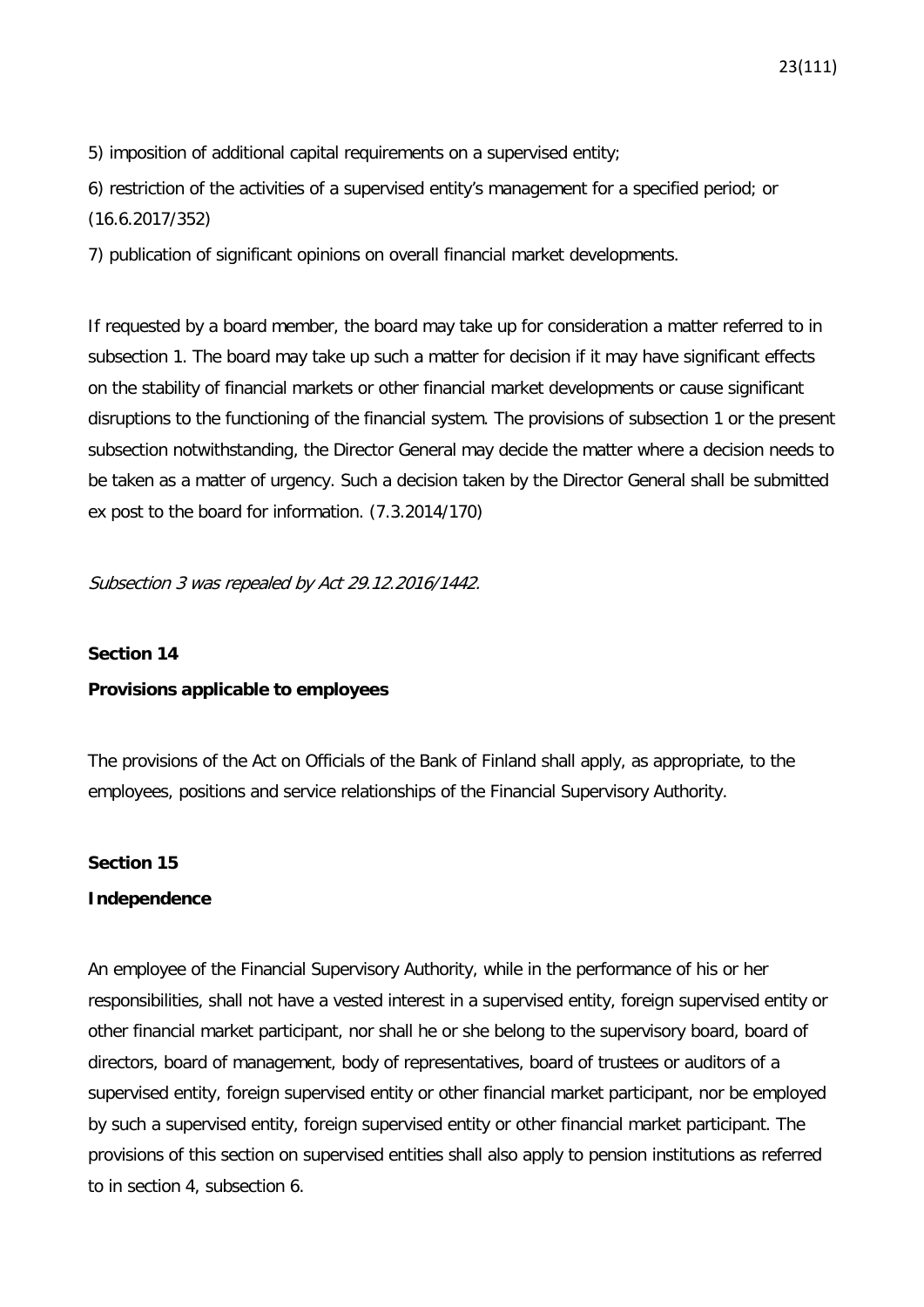5) imposition of additional capital requirements on a supervised entity;

6) restriction of the activities of a supervised entity's management for a specified period; or (16.6.2017/352)

7) publication of significant opinions on overall financial market developments.

If requested by a board member, the board may take up for consideration a matter referred to in subsection 1. The board may take up such a matter for decision if it may have significant effects on the stability of financial markets or other financial market developments or cause significant disruptions to the functioning of the financial system. The provisions of subsection 1 or the present subsection notwithstanding, the Director General may decide the matter where a decision needs to be taken as a matter of urgency. Such a decision taken by the Director General shall be submitted ex post to the board for information. (7.3.2014/170)

*Subsection 3 was repealed by Act 29.12.2016/1442.*

**Section 14**

**Provisions applicable to employees**

The provisions of the Act on Officials of the Bank of Finland shall apply, as appropriate, to the employees, positions and service relationships of the Financial Supervisory Authority.

**Section 15**

**Independence**

An employee of the Financial Supervisory Authority, while in the performance of his or her responsibilities, shall not have a vested interest in a supervised entity, foreign supervised entity or other financial market participant, nor shall he or she belong to the supervisory board, board of directors, board of management, body of representatives, board of trustees or auditors of a supervised entity, foreign supervised entity or other financial market participant, nor be employed by such a supervised entity, foreign supervised entity or other financial market participant. The provisions of this section on supervised entities shall also apply to pension institutions as referred to in section 4, subsection 6.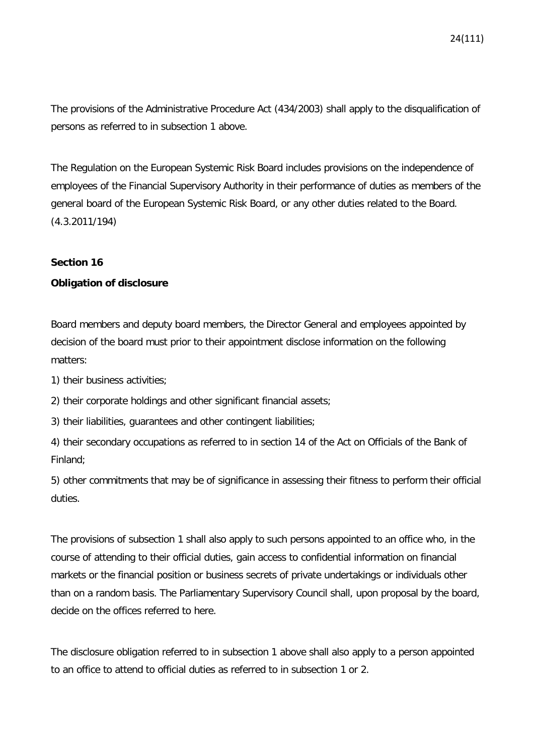The provisions of the Administrative Procedure Act (434/2003) shall apply to the disqualification of persons as referred to in subsection 1 above.

The Regulation on the European Systemic Risk Board includes provisions on the independence of employees of the Financial Supervisory Authority in their performance of duties as members of the general board of the European Systemic Risk Board, or any other duties related to the Board. (4.3.2011/194)

**Section 16**

**Obligation of disclosure**

Board members and deputy board members, the Director General and employees appointed by decision of the board must prior to their appointment disclose information on the following matters:

1) their business activities;

2) their corporate holdings and other significant financial assets;

3) their liabilities, guarantees and other contingent liabilities;

4) their secondary occupations as referred to in section 14 of the Act on Officials of the Bank of Finland;

5) other commitments that may be of significance in assessing their fitness to perform their official duties.

The provisions of subsection 1 shall also apply to such persons appointed to an office who, in the course of attending to their official duties, gain access to confidential information on financial markets or the financial position or business secrets of private undertakings or individuals other than on a random basis. The Parliamentary Supervisory Council shall, upon proposal by the board, decide on the offices referred to here.

The disclosure obligation referred to in subsection 1 above shall also apply to a person appointed to an office to attend to official duties as referred to in subsection 1 or 2.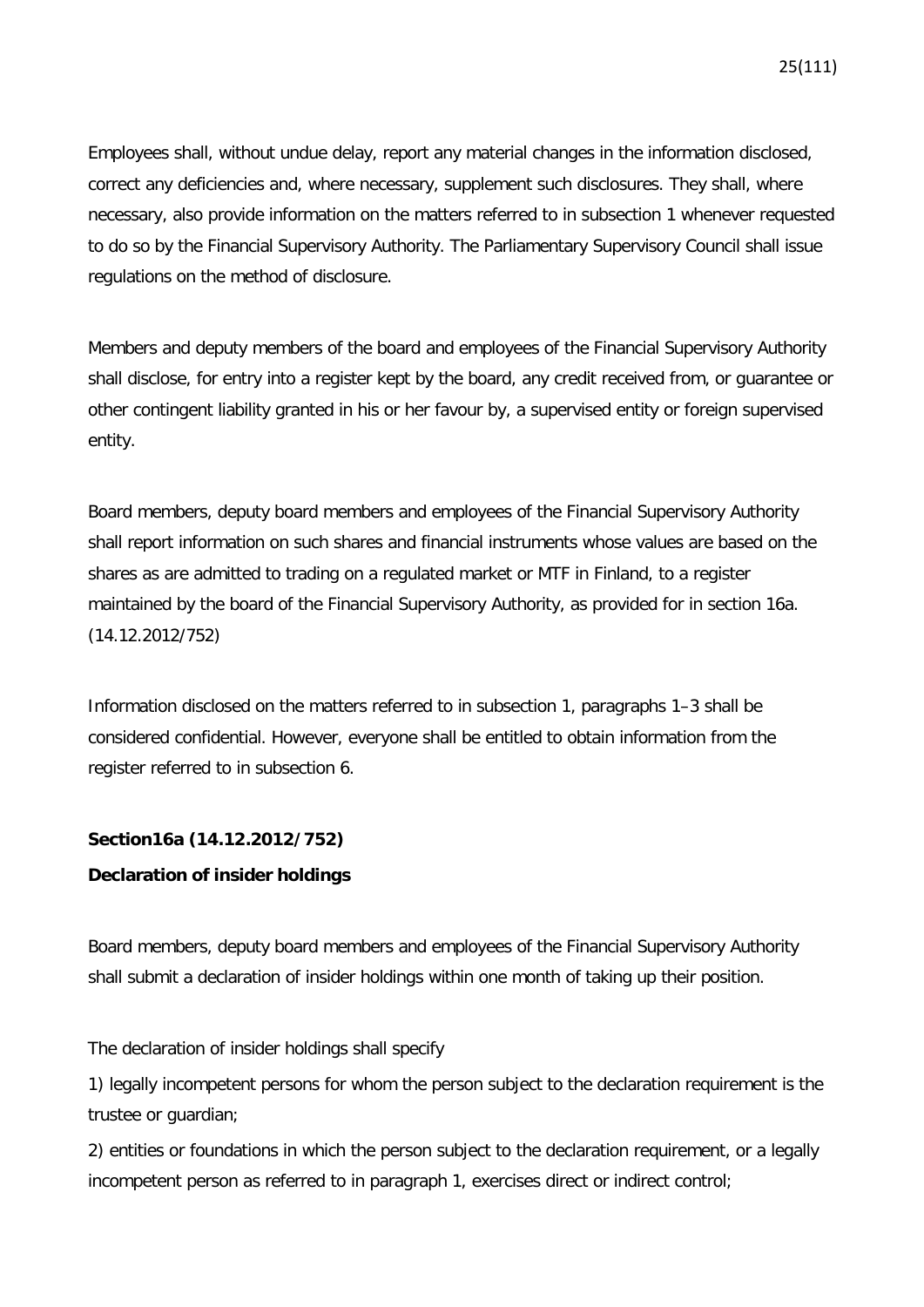Employees shall, without undue delay, report any material changes in the information disclosed, correct any deficiencies and, where necessary, supplement such disclosures. They shall, where necessary, also provide information on the matters referred to in subsection 1 whenever requested to do so by the Financial Supervisory Authority. The Parliamentary Supervisory Council shall issue regulations on the method of disclosure.

Members and deputy members of the board and employees of the Financial Supervisory Authority shall disclose, for entry into a register kept by the board, any credit received from, or guarantee or other contingent liability granted in his or her favour by, a supervised entity or foreign supervised entity.

Board members, deputy board members and employees of the Financial Supervisory Authority shall report information on such shares and financial instruments whose values are based on the shares as are admitted to trading on a regulated market or MTF in Finland, to a register maintained by the board of the Financial Supervisory Authority, as provided for in section 16a. (14.12.2012/752)

Information disclosed on the matters referred to in subsection 1, paragraphs 1–3 shall be considered confidential. However, everyone shall be entitled to obtain information from the register referred to in subsection 6.

**Section16a (14.12.2012/752)**

**Declaration of insider holdings**

Board members, deputy board members and employees of the Financial Supervisory Authority shall submit a declaration of insider holdings within one month of taking up their position.

The declaration of insider holdings shall specify

1) legally incompetent persons for whom the person subject to the declaration requirement is the trustee or guardian;

2) entities or foundations in which the person subject to the declaration requirement, or a legally incompetent person as referred to in paragraph 1, exercises direct or indirect control;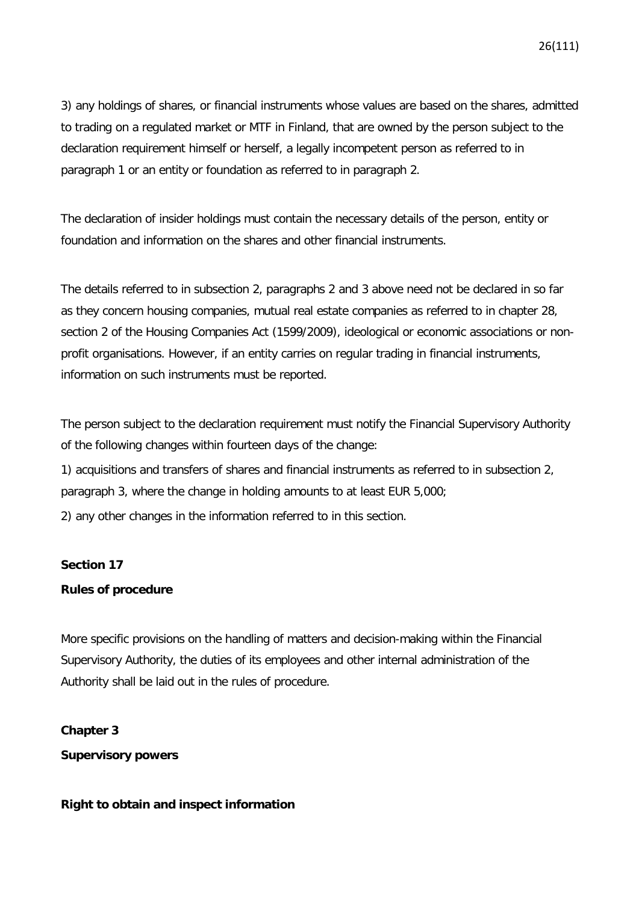3) any holdings of shares, or financial instruments whose values are based on the shares, admitted to trading on a regulated market or MTF in Finland, that are owned by the person subject to the declaration requirement himself or herself, a legally incompetent person as referred to in paragraph 1 or an entity or foundation as referred to in paragraph 2.

The declaration of insider holdings must contain the necessary details of the person, entity or foundation and information on the shares and other financial instruments.

The details referred to in subsection 2, paragraphs 2 and 3 above need not be declared in so far as they concern housing companies, mutual real estate companies as referred to in chapter 28, section 2 of the Housing Companies Act (1599/2009), ideological or economic associations or non-profit organisations. However, if an entity carries on regular trading in financial instruments, information on such instruments must be reported.

The person subject to the declaration requirement must notify the Financial Supervisory Authority of the following changes within fourteen days of the change:

1) acquisitions and transfers of shares and financial instruments as referred to in subsection 2, paragraph 3, where the change in holding amounts to at least EUR 5,000;

2) any other changes in the information referred to in this section.

**Section 17**

**Rules of procedure**

More specific provisions on the handling of matters and decision-making within the Financial Supervisory Authority, the duties of its employees and other internal administration of the Authority shall be laid out in the rules of procedure.

## Chapter 3

## Supervisory powers

### Right to obtain and inspect information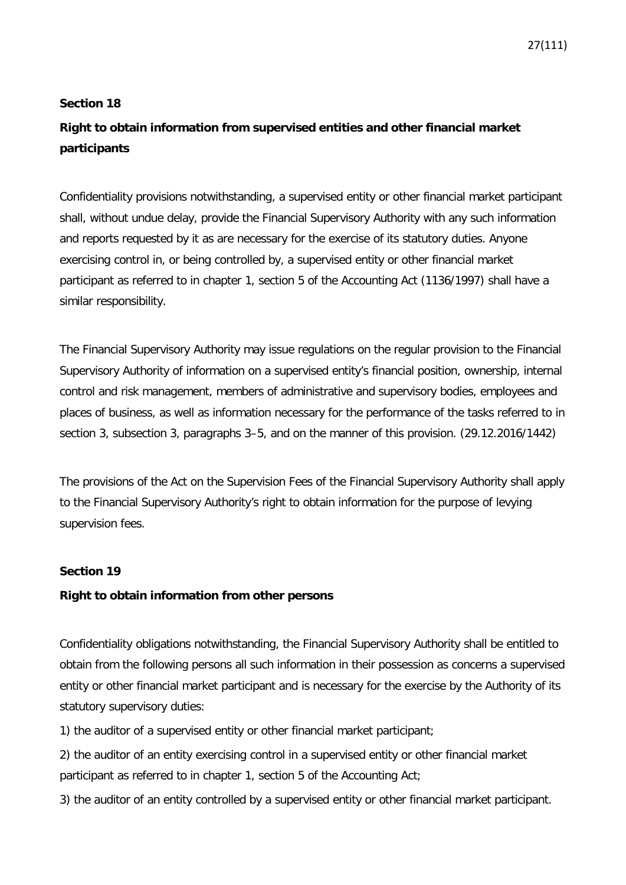**Section 18**

**Right to obtain information from supervised entities and other financial market participants**

Confidentiality provisions notwithstanding, a supervised entity or other financial market participant shall, without undue delay, provide the Financial Supervisory Authority with any such information and reports requested by it as are necessary for the exercise of its statutory duties. Anyone exercising control in, or being controlled by, a supervised entity or other financial market participant as referred to in chapter 1, section 5 of the Accounting Act (1136/1997) shall have a similar responsibility.

The Financial Supervisory Authority may issue regulations on the regular provision to the Financial Supervisory Authority of information on a supervised entity's financial position, ownership, internal control and risk management, members of administrative and supervisory bodies, employees and places of business, as well as information necessary for the performance of the tasks referred to in section 3, subsection 3, paragraphs 3–5, and on the manner of this provision. (29.12.2016/1442)

The provisions of the Act on the Supervision Fees of the Financial Supervisory Authority shall apply to the Financial Supervisory Authority's right to obtain information for the purpose of levying supervision fees.

**Section 19**

**Right to obtain information from other persons**

Confidentiality obligations notwithstanding, the Financial Supervisory Authority shall be entitled to obtain from the following persons all such information in their possession as concerns a supervised entity or other financial market participant and is necessary for the exercise by the Authority of its statutory supervisory duties:

1) the auditor of a supervised entity or other financial market participant;

2) the auditor of an entity exercising control in a supervised entity or other financial market participant as referred to in chapter 1, section 5 of the Accounting Act;

3) the auditor of an entity controlled by a supervised entity or other financial market participant.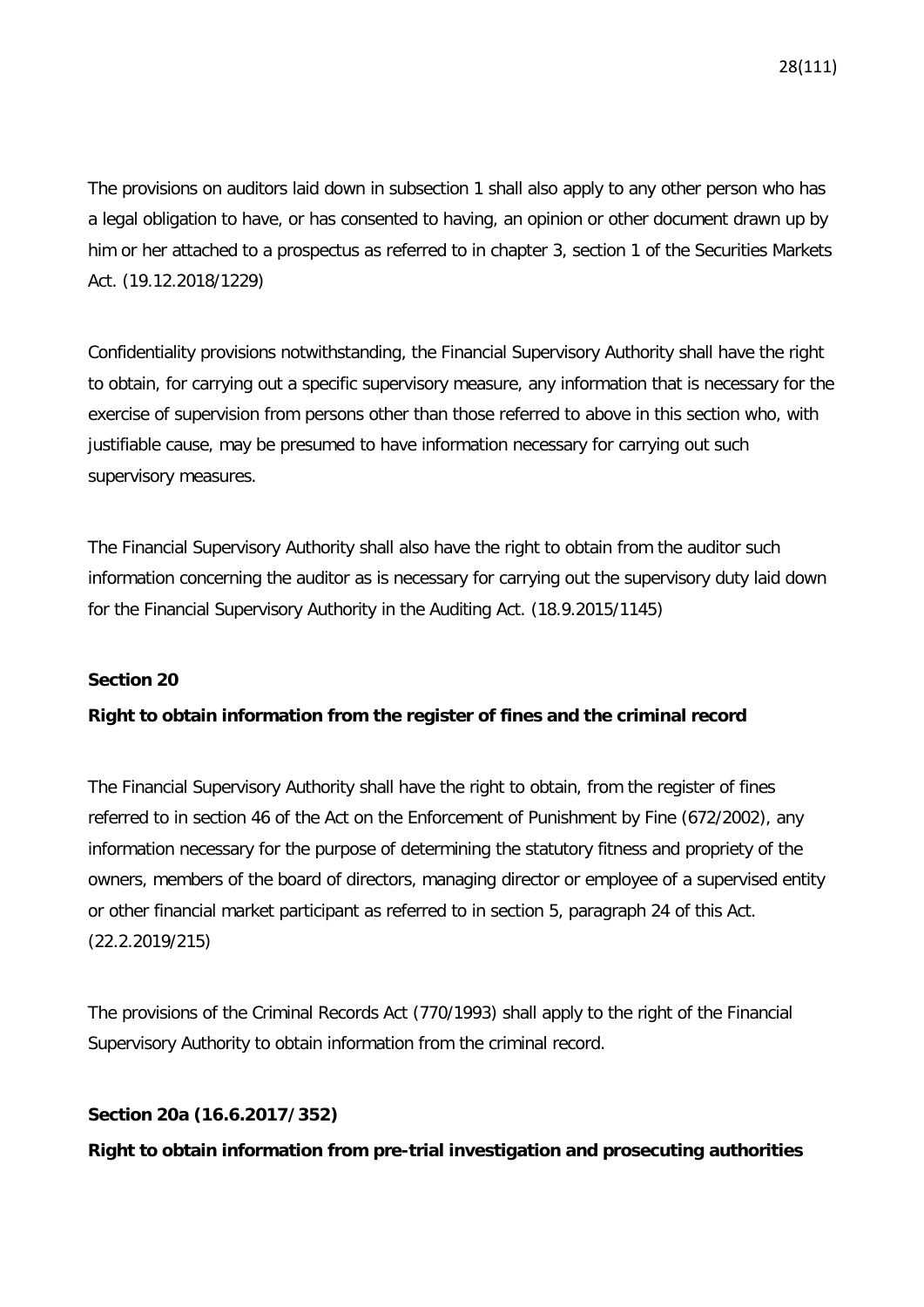The provisions on auditors laid down in subsection 1 shall also apply to any other person who has a legal obligation to have, or has consented to having, an opinion or other document drawn up by him or her attached to a prospectus as referred to in chapter 3, section 1 of the Securities Markets Act. (19.12.2018/1229)

Confidentiality provisions notwithstanding, the Financial Supervisory Authority shall have the right to obtain, for carrying out a specific supervisory measure, any information that is necessary for the exercise of supervision from persons other than those referred to above in this section who, with justifiable cause, may be presumed to have information necessary for carrying out such supervisory measures.

The Financial Supervisory Authority shall also have the right to obtain from the auditor such information concerning the auditor as is necessary for carrying out the supervisory duty laid down for the Financial Supervisory Authority in the Auditing Act. (18.9.2015/1145)

**Section 20**

**Right to obtain information from the register of fines and the criminal record**

The Financial Supervisory Authority shall have the right to obtain, from the register of fines referred to in section 46 of the Act on the Enforcement of Punishment by Fine (672/2002), any information necessary for the purpose of determining the statutory fitness and propriety of the owners, members of the board of directors, managing director or employee of a supervised entity or other financial market participant as referred to in section 5, paragraph 24 of this Act. (22.2.2019/215)

The provisions of the Criminal Records Act (770/1993) shall apply to the right of the Financial Supervisory Authority to obtain information from the criminal record.

**Section 20a (16.6.2017/352)**

**Right to obtain information from pre-trial investigation and prosecuting authorities**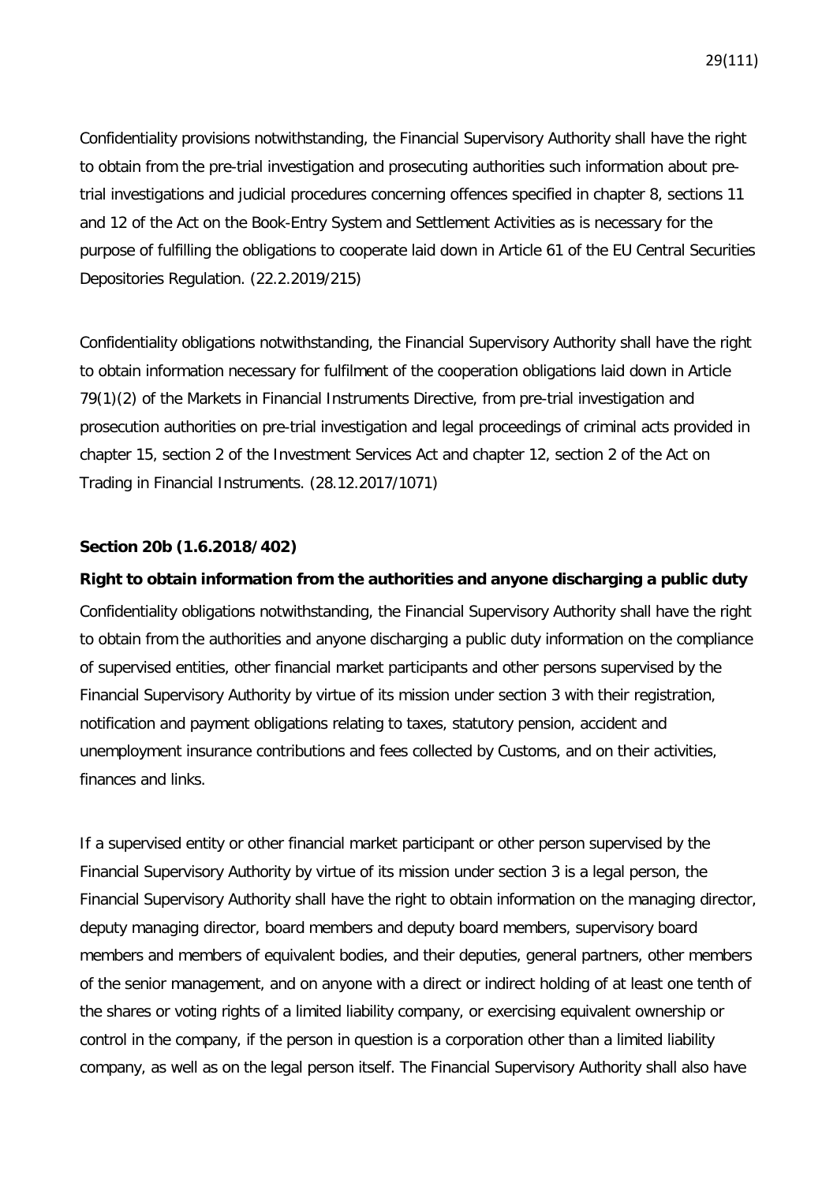Confidentiality provisions notwithstanding, the Financial Supervisory Authority shall have the right to obtain from the pre-trial investigation and prosecuting authorities such information about pre-trial investigations and judicial procedures concerning offences specified in chapter 8, sections 11 and 12 of the Act on the Book-Entry System and Settlement Activities as is necessary for the purpose of fulfilling the obligations to cooperate laid down in Article 61 of the EU Central Securities Depositories Regulation. (22.2.2019/215)

Confidentiality obligations notwithstanding, the Financial Supervisory Authority shall have the right to obtain information necessary for fulfilment of the cooperation obligations laid down in Article 79(1)(2) of the Markets in Financial Instruments Directive, from pre-trial investigation and prosecution authorities on pre-trial investigation and legal proceedings of criminal acts provided in chapter 15, section 2 of the Investment Services Act and chapter 12, section 2 of the Act on Trading in Financial Instruments. (28.12.2017/1071)

**Section 20b (1.6.2018/402)**

**Right to obtain information from the authorities and anyone discharging a public duty**

Confidentiality obligations notwithstanding, the Financial Supervisory Authority shall have the right to obtain from the authorities and anyone discharging a public duty information on the compliance of supervised entities, other financial market participants and other persons supervised by the Financial Supervisory Authority by virtue of its mission under section 3 with their registration, notification and payment obligations relating to taxes, statutory pension, accident and unemployment insurance contributions and fees collected by Customs, and on their activities, finances and links.

If a supervised entity or other financial market participant or other person supervised by the Financial Supervisory Authority by virtue of its mission under section 3 is a legal person, the Financial Supervisory Authority shall have the right to obtain information on the managing director, deputy managing director, board members and deputy board members, supervisory board members and members of equivalent bodies, and their deputies, general partners, other members of the senior management, and on anyone with a direct or indirect holding of at least one tenth of the shares or voting rights of a limited liability company, or exercising equivalent ownership or control in the company, if the person in question is a corporation other than a limited liability company, as well as on the legal person itself. The Financial Supervisory Authority shall also have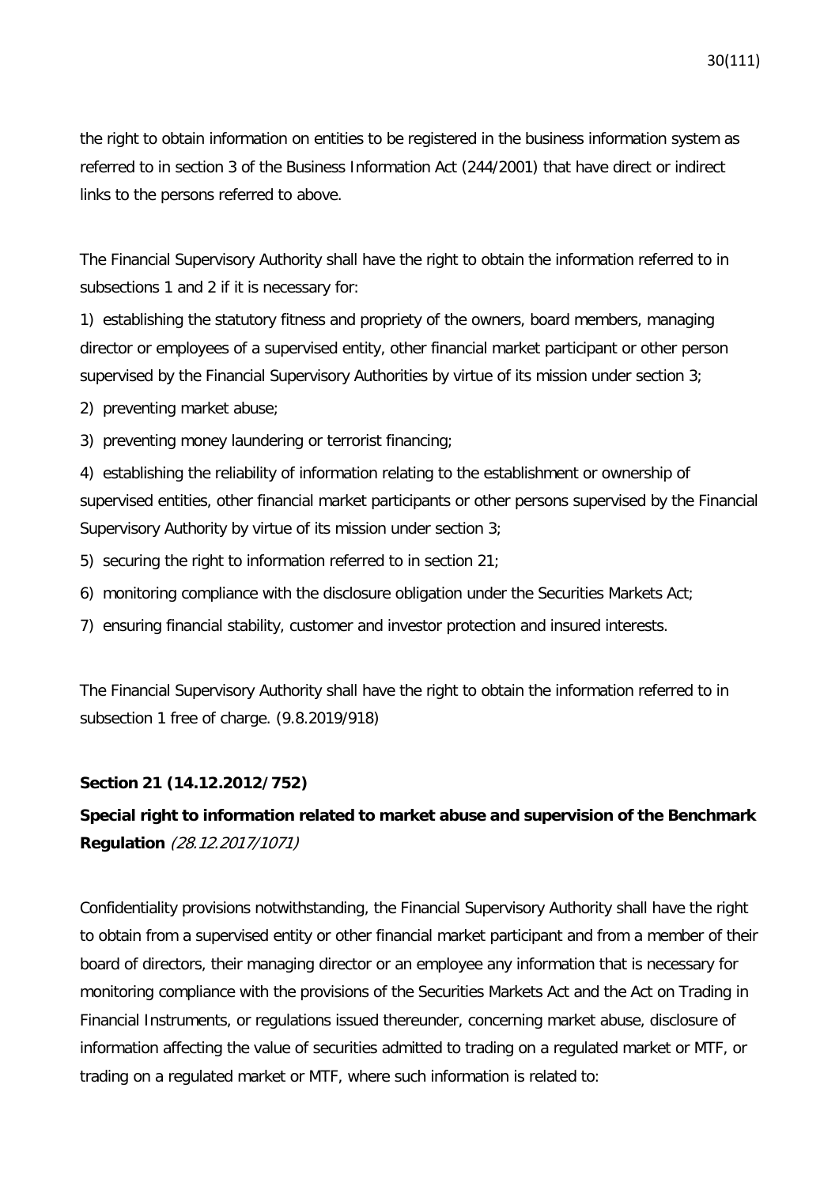the right to obtain information on entities to be registered in the business information system as referred to in section 3 of the Business Information Act (244/2001) that have direct or indirect links to the persons referred to above.

The Financial Supervisory Authority shall have the right to obtain the information referred to in subsections 1 and 2 if it is necessary for:

1) establishing the statutory fitness and propriety of the owners, board members, managing director or employees of a supervised entity, other financial market participant or other person supervised by the Financial Supervisory Authorities by virtue of its mission under section 3;

2) preventing market abuse;

3) preventing money laundering or terrorist financing;

4) establishing the reliability of information relating to the establishment or ownership of supervised entities, other financial market participants or other persons supervised by the Financial Supervisory Authority by virtue of its mission under section 3;

5) securing the right to information referred to in section 21;

6) monitoring compliance with the disclosure obligation under the Securities Markets Act;

7) ensuring financial stability, customer and investor protection and insured interests.

The Financial Supervisory Authority shall have the right to obtain the information referred to in subsection 1 free of charge. (9.8.2019/918)

**Section 21 (14.12.2012/752)**

**Special right to information related to market abuse and supervision of the Benchmark Regulation** *(28.12.2017/1071)*

Confidentiality provisions notwithstanding, the Financial Supervisory Authority shall have the right to obtain from a supervised entity or other financial market participant and from a member of their board of directors, their managing director or an employee any information that is necessary for monitoring compliance with the provisions of the Securities Markets Act and the Act on Trading in Financial Instruments, or regulations issued thereunder, concerning market abuse, disclosure of information affecting the value of securities admitted to trading on a regulated market or MTF, or trading on a regulated market or MTF, where such information is related to: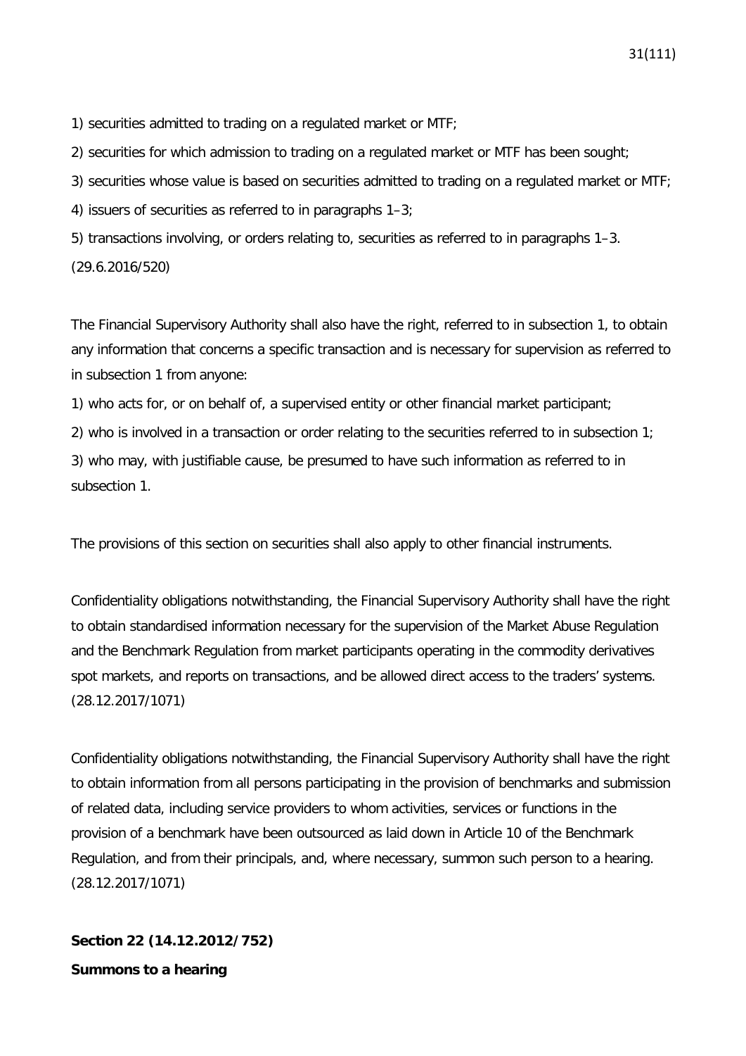1) securities admitted to trading on a regulated market or MTF;

2) securities for which admission to trading on a regulated market or MTF has been sought;

3) securities whose value is based on securities admitted to trading on a regulated market or MTF;

4) issuers of securities as referred to in paragraphs 1–3;

5) transactions involving, or orders relating to, securities as referred to in paragraphs 1–3.

(29.6.2016/520)

The Financial Supervisory Authority shall also have the right, referred to in subsection 1, to obtain any information that concerns a specific transaction and is necessary for supervision as referred to in subsection 1 from anyone:

1) who acts for, or on behalf of, a supervised entity or other financial market participant;

2) who is involved in a transaction or order relating to the securities referred to in subsection 1;

3) who may, with justifiable cause, be presumed to have such information as referred to in subsection 1.

The provisions of this section on securities shall also apply to other financial instruments.

Confidentiality obligations notwithstanding, the Financial Supervisory Authority shall have the right to obtain standardised information necessary for the supervision of the Market Abuse Regulation and the Benchmark Regulation from market participants operating in the commodity derivatives spot markets, and reports on transactions, and be allowed direct access to the traders' systems. (28.12.2017/1071)

Confidentiality obligations notwithstanding, the Financial Supervisory Authority shall have the right to obtain information from all persons participating in the provision of benchmarks and submission of related data, including service providers to whom activities, services or functions in the provision of a benchmark have been outsourced as laid down in Article 10 of the Benchmark Regulation, and from their principals, and, where necessary, summon such person to a hearing. (28.12.2017/1071)

**Section 22 (14.12.2012/752)**

**Summons to a hearing**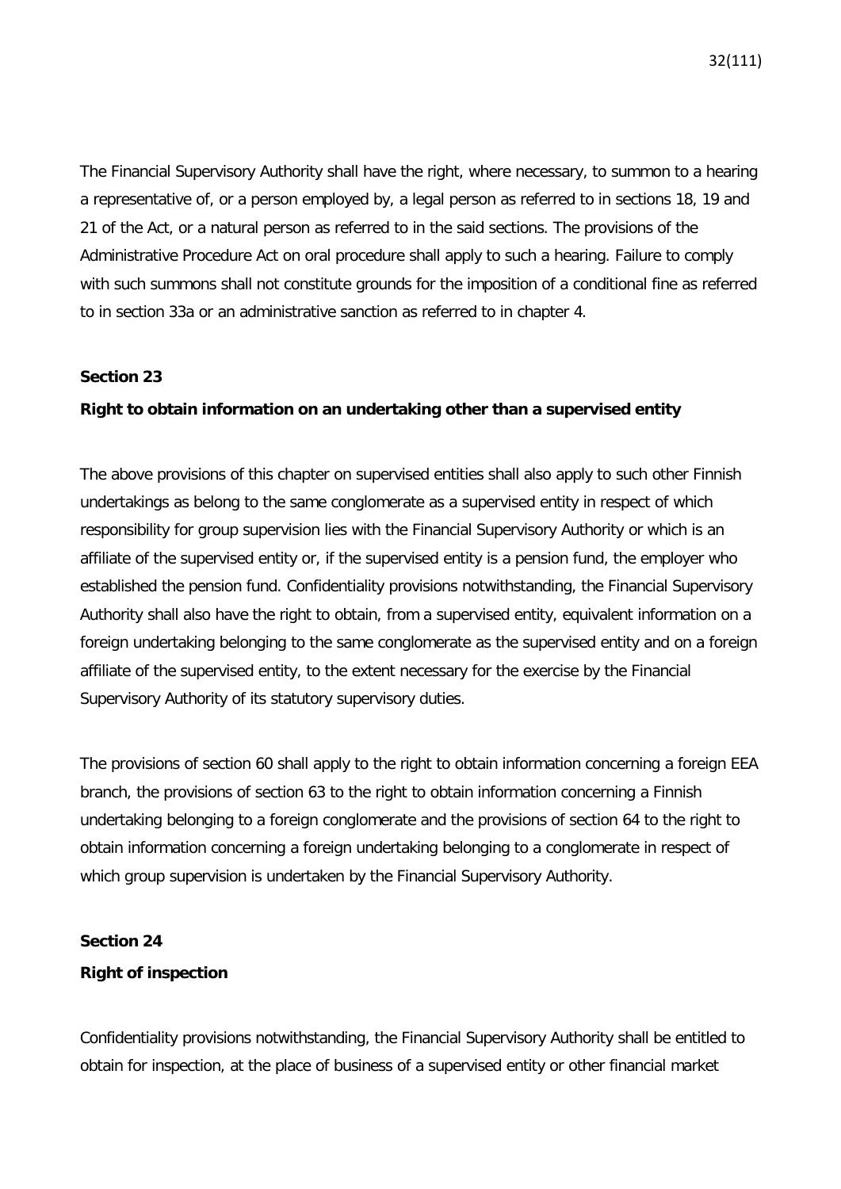The Financial Supervisory Authority shall have the right, where necessary, to summon to a hearing a representative of, or a person employed by, a legal person as referred to in sections 18, 19 and 21 of the Act, or a natural person as referred to in the said sections. The provisions of the Administrative Procedure Act on oral procedure shall apply to such a hearing. Failure to comply with such summons shall not constitute grounds for the imposition of a conditional fine as referred to in section 33a or an administrative sanction as referred to in chapter 4.

**Section 23**

**Right to obtain information on an undertaking other than a supervised entity**

The above provisions of this chapter on supervised entities shall also apply to such other Finnish undertakings as belong to the same conglomerate as a supervised entity in respect of which responsibility for group supervision lies with the Financial Supervisory Authority or which is an affiliate of the supervised entity or, if the supervised entity is a pension fund, the employer who established the pension fund. Confidentiality provisions notwithstanding, the Financial Supervisory Authority shall also have the right to obtain, from a supervised entity, equivalent information on a foreign undertaking belonging to the same conglomerate as the supervised entity and on a foreign affiliate of the supervised entity, to the extent necessary for the exercise by the Financial Supervisory Authority of its statutory supervisory duties.

The provisions of section 60 shall apply to the right to obtain information concerning a foreign EEA branch, the provisions of section 63 to the right to obtain information concerning a Finnish undertaking belonging to a foreign conglomerate and the provisions of section 64 to the right to obtain information concerning a foreign undertaking belonging to a conglomerate in respect of which group supervision is undertaken by the Financial Supervisory Authority.

**Section 24**

**Right of inspection**

Confidentiality provisions notwithstanding, the Financial Supervisory Authority shall be entitled to obtain for inspection, at the place of business of a supervised entity or other financial market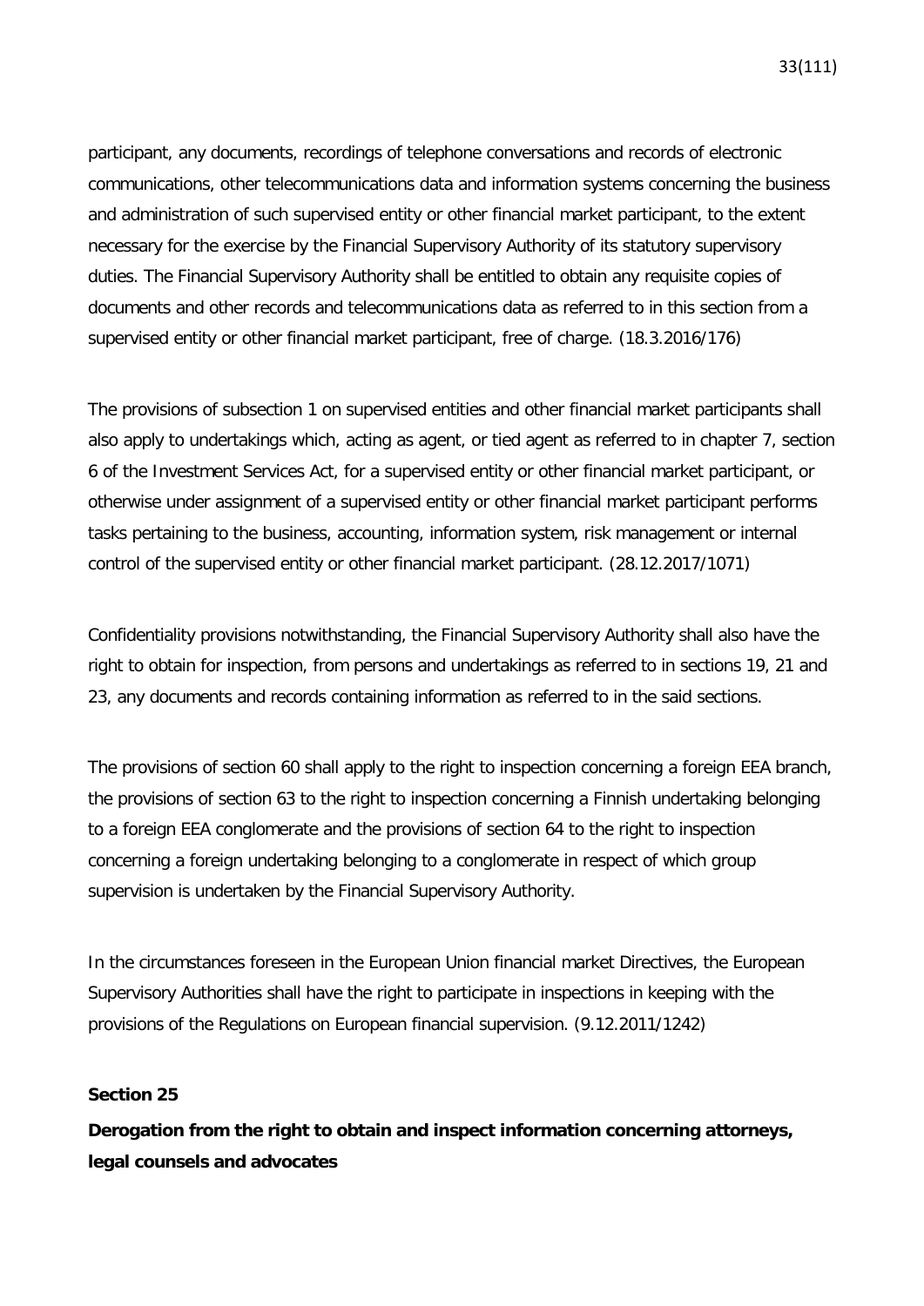participant, any documents, recordings of telephone conversations and records of electronic communications, other telecommunications data and information systems concerning the business and administration of such supervised entity or other financial market participant, to the extent necessary for the exercise by the Financial Supervisory Authority of its statutory supervisory duties. The Financial Supervisory Authority shall be entitled to obtain any requisite copies of documents and other records and telecommunications data as referred to in this section from a supervised entity or other financial market participant, free of charge. (18.3.2016/176)

The provisions of subsection 1 on supervised entities and other financial market participants shall also apply to undertakings which, acting as agent, or tied agent as referred to in chapter 7, section 6 of the Investment Services Act, for a supervised entity or other financial market participant, or otherwise under assignment of a supervised entity or other financial market participant performs tasks pertaining to the business, accounting, information system, risk management or internal control of the supervised entity or other financial market participant. (28.12.2017/1071)

Confidentiality provisions notwithstanding, the Financial Supervisory Authority shall also have the right to obtain for inspection, from persons and undertakings as referred to in sections 19, 21 and 23, any documents and records containing information as referred to in the said sections.

The provisions of section 60 shall apply to the right to inspection concerning a foreign EEA branch, the provisions of section 63 to the right to inspection concerning a Finnish undertaking belonging to a foreign EEA conglomerate and the provisions of section 64 to the right to inspection concerning a foreign undertaking belonging to a conglomerate in respect of which group supervision is undertaken by the Financial Supervisory Authority.

In the circumstances foreseen in the European Union financial market Directives, the European Supervisory Authorities shall have the right to participate in inspections in keeping with the provisions of the Regulations on European financial supervision. (9.12.2011/1242)

**Section 25**

**Derogation from the right to obtain and inspect information concerning attorneys, legal counsels and advocates**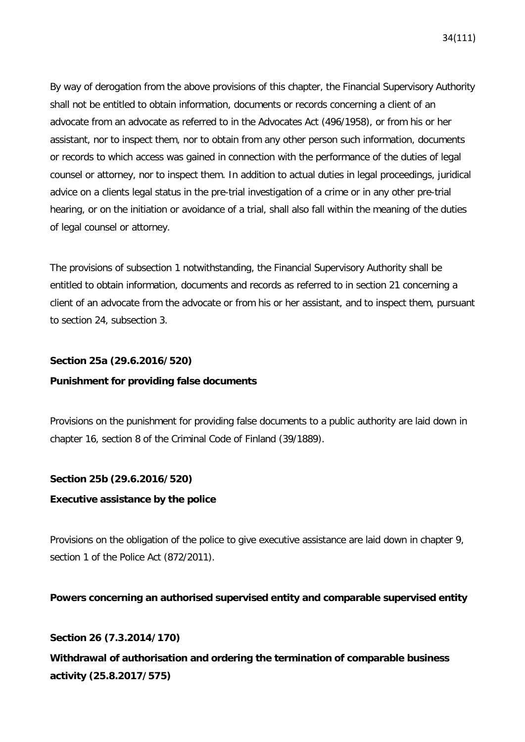By way of derogation from the above provisions of this chapter, the Financial Supervisory Authority shall not be entitled to obtain information, documents or records concerning a client of an advocate from an advocate as referred to in the Advocates Act (496/1958), or from his or her assistant, nor to inspect them, nor to obtain from any other person such information, documents or records to which access was gained in connection with the performance of the duties of legal counsel or attorney, nor to inspect them. In addition to actual duties in legal proceedings, juridical advice on a clients legal status in the pre-trial investigation of a crime or in any other pre-trial hearing, or on the initiation or avoidance of a trial, shall also fall within the meaning of the duties of legal counsel or attorney.

The provisions of subsection 1 notwithstanding, the Financial Supervisory Authority shall be entitled to obtain information, documents and records as referred to in section 21 concerning a client of an advocate from the advocate or from his or her assistant, and to inspect them, pursuant to section 24, subsection 3.

**Section 25a (29.6.2016/520)**

**Punishment for providing false documents**

Provisions on the punishment for providing false documents to a public authority are laid down in chapter 16, section 8 of the Criminal Code of Finland (39/1889).

**Section 25b (29.6.2016/520)**

**Executive assistance by the police**

Provisions on the obligation of the police to give executive assistance are laid down in chapter 9, section 1 of the Police Act (872/2011).

**Powers concerning an authorised supervised entity and comparable supervised entity**

**Section 26 (7.3.2014/170)**

**Withdrawal of authorisation and ordering the termination of comparable business activity (25.8.2017/575)**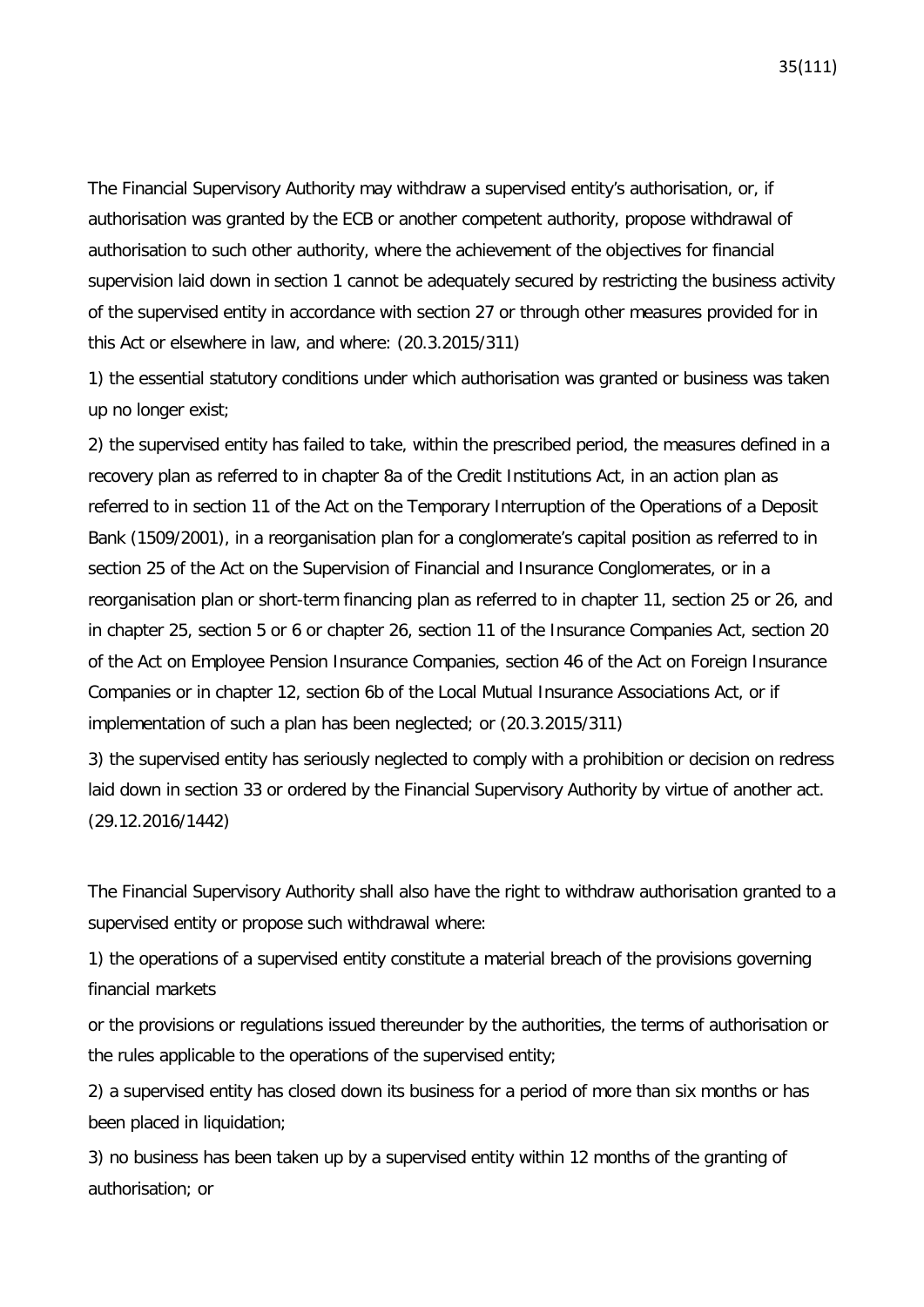The Financial Supervisory Authority may withdraw a supervised entity's authorisation, or, if authorisation was granted by the ECB or another competent authority, propose withdrawal of authorisation to such other authority, where the achievement of the objectives for financial supervision laid down in section 1 cannot be adequately secured by restricting the business activity of the supervised entity in accordance with section 27 or through other measures provided for in this Act or elsewhere in law, and where: (20.3.2015/311)

1) the essential statutory conditions under which authorisation was granted or business was taken up no longer exist;

2) the supervised entity has failed to take, within the prescribed period, the measures defined in a recovery plan as referred to in chapter 8a of the Credit Institutions Act, in an action plan as referred to in section 11 of the Act on the Temporary Interruption of the Operations of a Deposit Bank (1509/2001), in a reorganisation plan for a conglomerate's capital position as referred to in section 25 of the Act on the Supervision of Financial and Insurance Conglomerates, or in a reorganisation plan or short-term financing plan as referred to in chapter 11, section 25 or 26, and in chapter 25, section 5 or 6 or chapter 26, section 11 of the Insurance Companies Act, section 20 of the Act on Employee Pension Insurance Companies, section 46 of the Act on Foreign Insurance Companies or in chapter 12, section 6b of the Local Mutual Insurance Associations Act, or if implementation of such a plan has been neglected; or (20.3.2015/311)

3) the supervised entity has seriously neglected to comply with a prohibition or decision on redress laid down in section 33 or ordered by the Financial Supervisory Authority by virtue of another act. (29.12.2016/1442)

The Financial Supervisory Authority shall also have the right to withdraw authorisation granted to a supervised entity or propose such withdrawal where:

1) the operations of a supervised entity constitute a material breach of the provisions governing financial markets or the provisions or regulations issued thereunder by the authorities, the terms of authorisation or the rules applicable to the operations of the supervised entity;

2) a supervised entity has closed down its business for a period of more than six months or has been placed in liquidation;

3) no business has been taken up by a supervised entity within 12 months of the granting of authorisation; or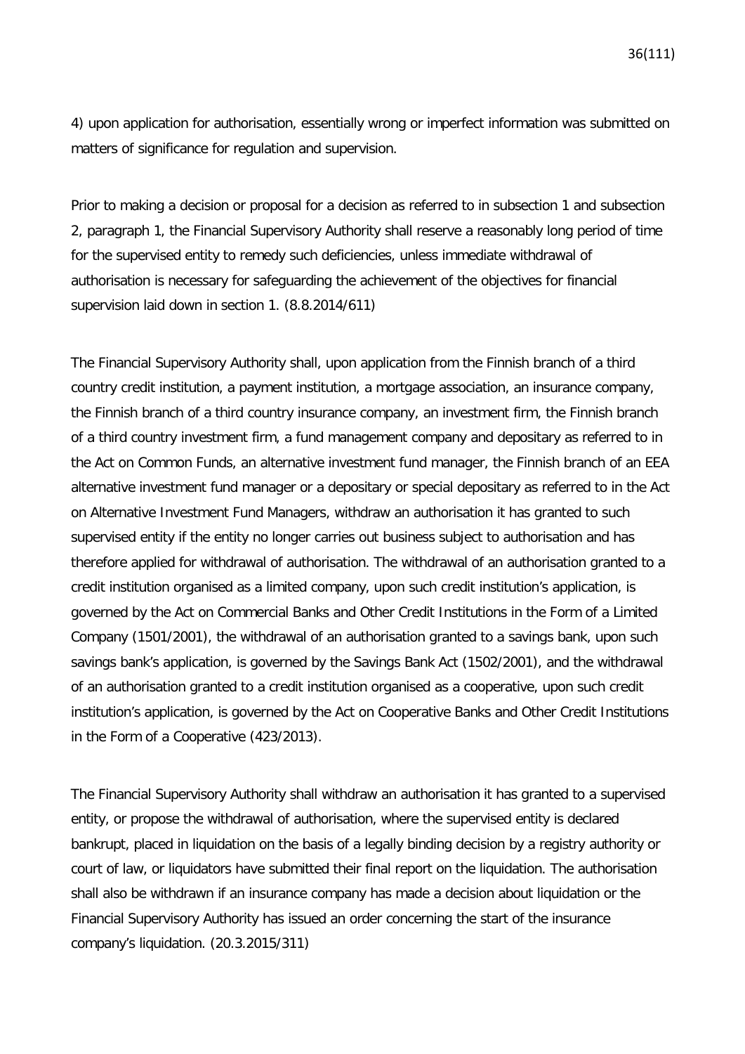4) upon application for authorisation, essentially wrong or imperfect information was submitted on matters of significance for regulation and supervision.

Prior to making a decision or proposal for a decision as referred to in subsection 1 and subsection 2, paragraph 1, the Financial Supervisory Authority shall reserve a reasonably long period of time for the supervised entity to remedy such deficiencies, unless immediate withdrawal of authorisation is necessary for safeguarding the achievement of the objectives for financial supervision laid down in section 1. (8.8.2014/611)

The Financial Supervisory Authority shall, upon application from the Finnish branch of a third country credit institution, a payment institution, a mortgage association, an insurance company, the Finnish branch of a third country insurance company, an investment firm, the Finnish branch of a third country investment firm, a fund management company and depositary as referred to in the Act on Common Funds, an alternative investment fund manager, the Finnish branch of an EEA alternative investment fund manager or a depositary or special depositary as referred to in the Act on Alternative Investment Fund Managers, withdraw an authorisation it has granted to such supervised entity if the entity no longer carries out business subject to authorisation and has therefore applied for withdrawal of authorisation. The withdrawal of an authorisation granted to a credit institution organised as a limited company, upon such credit institution's application, is governed by the Act on Commercial Banks and Other Credit Institutions in the Form of a Limited Company (1501/2001), the withdrawal of an authorisation granted to a savings bank, upon such savings bank's application, is governed by the Savings Bank Act (1502/2001), and the withdrawal of an authorisation granted to a credit institution organised as a cooperative, upon such credit institution's application, is governed by the Act on Cooperative Banks and Other Credit Institutions in the Form of a Cooperative (423/2013).

The Financial Supervisory Authority shall withdraw an authorisation it has granted to a supervised entity, or propose the withdrawal of authorisation, where the supervised entity is declared bankrupt, placed in liquidation on the basis of a legally binding decision by a registry authority or court of law, or liquidators have submitted their final report on the liquidation. The authorisation shall also be withdrawn if an insurance company has made a decision about liquidation or the Financial Supervisory Authority has issued an order concerning the start of the insurance company's liquidation. (20.3.2015/311)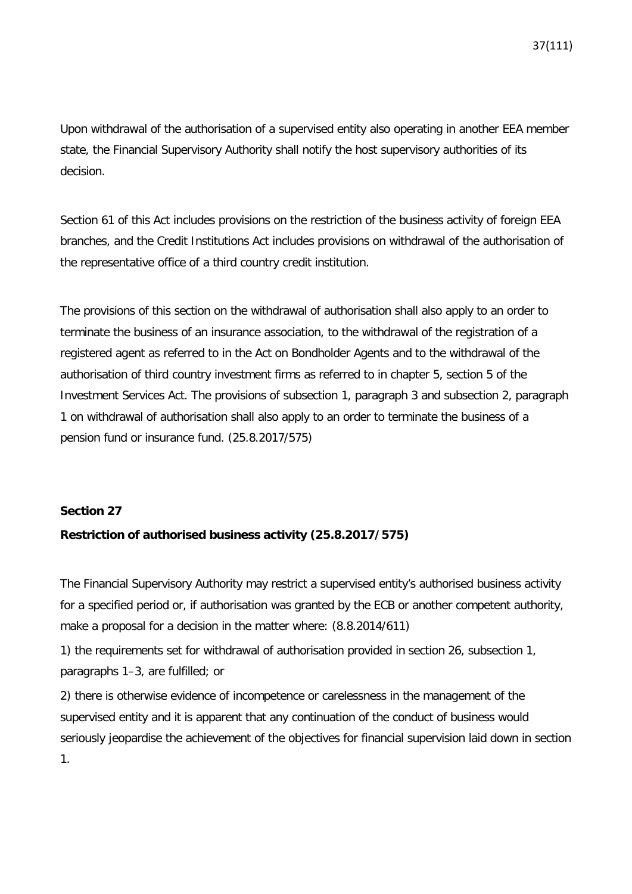Upon withdrawal of the authorisation of a supervised entity also operating in another EEA member state, the Financial Supervisory Authority shall notify the host supervisory authorities of its decision.

Section 61 of this Act includes provisions on the restriction of the business activity of foreign EEA branches, and the Credit Institutions Act includes provisions on withdrawal of the authorisation of the representative office of a third country credit institution.

The provisions of this section on the withdrawal of authorisation shall also apply to an order to terminate the business of an insurance association, to the withdrawal of the registration of a registered agent as referred to in the Act on Bondholder Agents and to the withdrawal of the authorisation of third country investment firms as referred to in chapter 5, section 5 of the Investment Services Act. The provisions of subsection 1, paragraph 3 and subsection 2, paragraph 1 on withdrawal of authorisation shall also apply to an order to terminate the business of a pension fund or insurance fund. (25.8.2017/575)

## Section 27

### Restriction of authorised business activity (25.8.2017/575)

The Financial Supervisory Authority may restrict a supervised entity's authorised business activity for a specified period or, if authorisation was granted by the ECB or another competent authority, make a proposal for a decision in the matter where: (8.8.2014/611)

1) the requirements set for withdrawal of authorisation provided in section 26, subsection 1, paragraphs 1–3, are fulfilled; or

2) there is otherwise evidence of incompetence or carelessness in the management of the supervised entity and it is apparent that any continuation of the conduct of business would seriously jeopardise the achievement of the objectives for financial supervision laid down in section 1.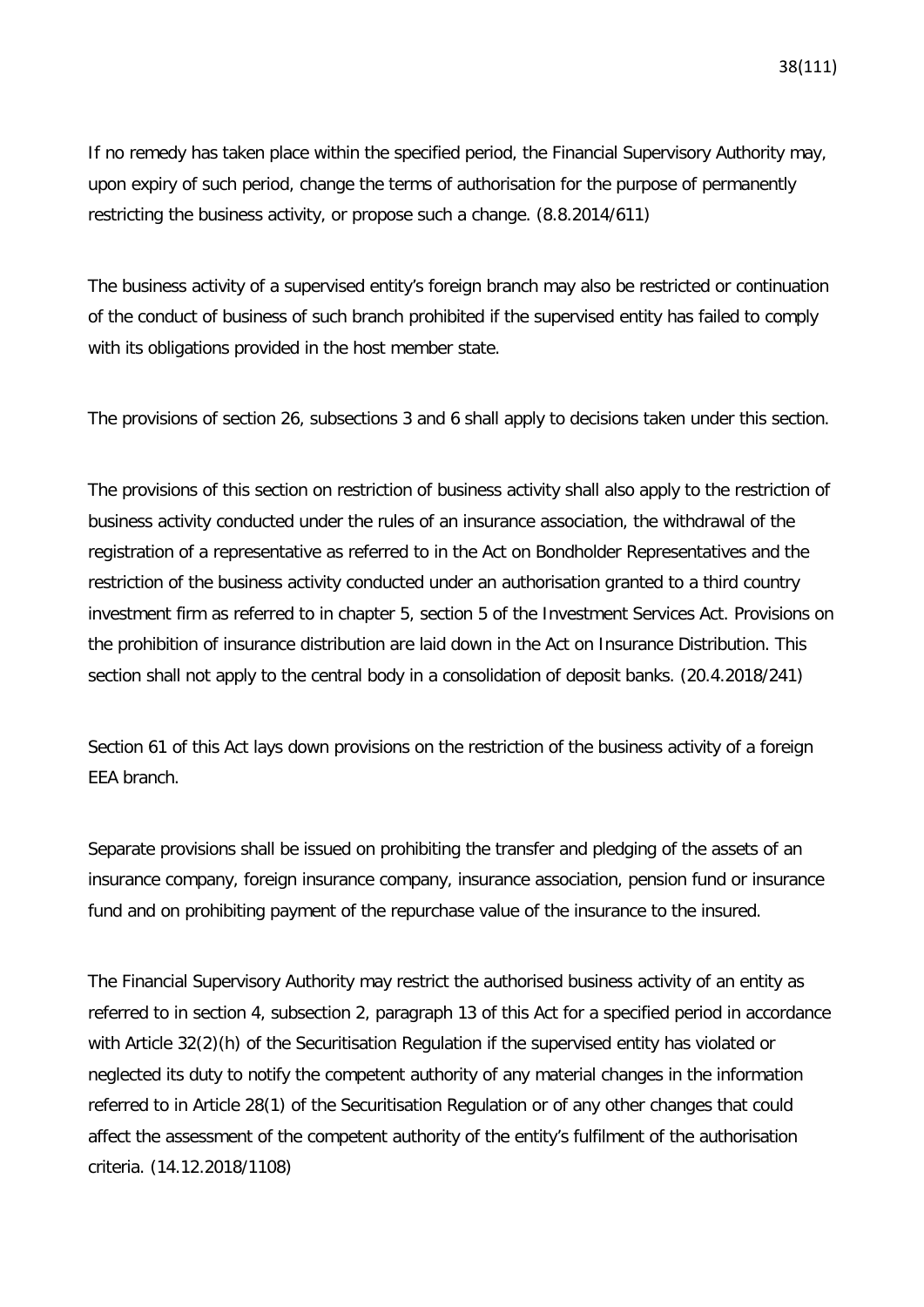If no remedy has taken place within the specified period, the Financial Supervisory Authority may, upon expiry of such period, change the terms of authorisation for the purpose of permanently restricting the business activity, or propose such a change. (8.8.2014/611)

The business activity of a supervised entity's foreign branch may also be restricted or continuation of the conduct of business of such branch prohibited if the supervised entity has failed to comply with its obligations provided in the host member state.

The provisions of section 26, subsections 3 and 6 shall apply to decisions taken under this section.

The provisions of this section on restriction of business activity shall also apply to the restriction of business activity conducted under the rules of an insurance association, the withdrawal of the registration of a representative as referred to in the Act on Bondholder Representatives and the restriction of the business activity conducted under an authorisation granted to a third country investment firm as referred to in chapter 5, section 5 of the Investment Services Act. Provisions on the prohibition of insurance distribution are laid down in the Act on Insurance Distribution. This section shall not apply to the central body in a consolidation of deposit banks. (20.4.2018/241)

Section 61 of this Act lays down provisions on the restriction of the business activity of a foreign EEA branch.

Separate provisions shall be issued on prohibiting the transfer and pledging of the assets of an insurance company, foreign insurance company, insurance association, pension fund or insurance fund and on prohibiting payment of the repurchase value of the insurance to the insured.

The Financial Supervisory Authority may restrict the authorised business activity of an entity as referred to in section 4, subsection 2, paragraph 13 of this Act for a specified period in accordance with Article 32(2)(h) of the Securitisation Regulation if the supervised entity has violated or neglected its duty to notify the competent authority of any material changes in the information referred to in Article 28(1) of the Securitisation Regulation or of any other changes that could affect the assessment of the competent authority of the entity's fulfilment of the authorisation criteria. (14.12.2018/1108)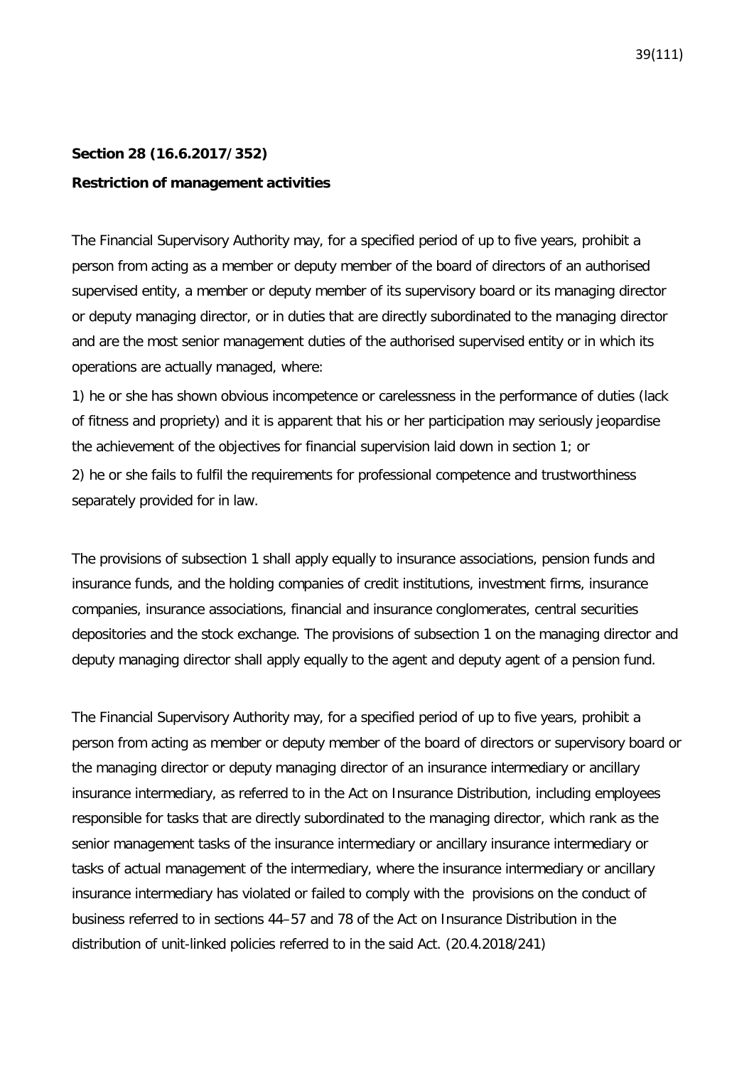**Section 28 (16.6.2017/352)**

**Restriction of management activities**

The Financial Supervisory Authority may, for a specified period of up to five years, prohibit a person from acting as a member or deputy member of the board of directors of an authorised supervised entity, a member or deputy member of its supervisory board or its managing director or deputy managing director, or in duties that are directly subordinated to the managing director and are the most senior management duties of the authorised supervised entity or in which its operations are actually managed, where:

1) he or she has shown obvious incompetence or carelessness in the performance of duties (lack of fitness and propriety) and it is apparent that his or her participation may seriously jeopardise the achievement of the objectives for financial supervision laid down in section 1; or

2) he or she fails to fulfil the requirements for professional competence and trustworthiness separately provided for in law.

The provisions of subsection 1 shall apply equally to insurance associations, pension funds and insurance funds, and the holding companies of credit institutions, investment firms, insurance companies, insurance associations, financial and insurance conglomerates, central securities depositories and the stock exchange. The provisions of subsection 1 on the managing director and deputy managing director shall apply equally to the agent and deputy agent of a pension fund.

The Financial Supervisory Authority may, for a specified period of up to five years, prohibit a person from acting as member or deputy member of the board of directors or supervisory board or the managing director or deputy managing director of an insurance intermediary or ancillary insurance intermediary, as referred to in the Act on Insurance Distribution, including employees responsible for tasks that are directly subordinated to the managing director, which rank as the senior management tasks of the insurance intermediary or ancillary insurance intermediary or tasks of actual management of the intermediary, where the insurance intermediary or ancillary insurance intermediary has violated or failed to comply with the provisions on the conduct of business referred to in sections 44–57 and 78 of the Act on Insurance Distribution in the distribution of unit-linked policies referred to in the said Act. (20.4.2018/241)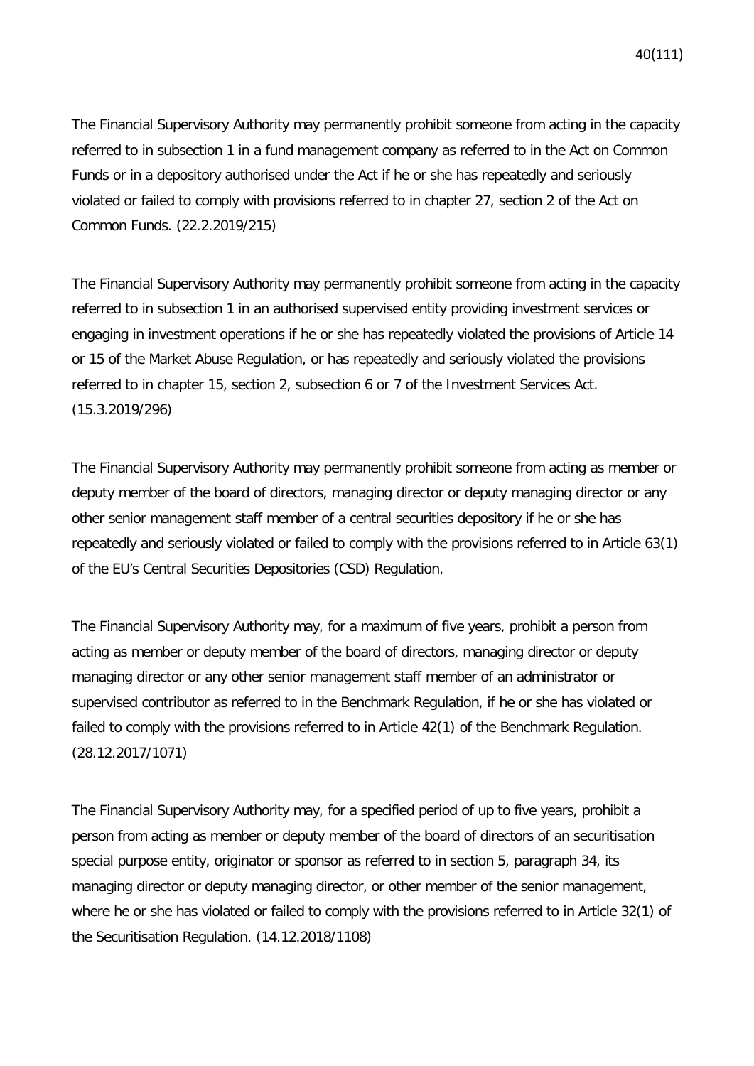The Financial Supervisory Authority may permanently prohibit someone from acting in the capacity referred to in subsection 1 in a fund management company as referred to in the Act on Common Funds or in a depository authorised under the Act if he or she has repeatedly and seriously violated or failed to comply with provisions referred to in chapter 27, section 2 of the Act on Common Funds. (22.2.2019/215)

The Financial Supervisory Authority may permanently prohibit someone from acting in the capacity referred to in subsection 1 in an authorised supervised entity providing investment services or engaging in investment operations if he or she has repeatedly violated the provisions of Article 14 or 15 of the Market Abuse Regulation, or has repeatedly and seriously violated the provisions referred to in chapter 15, section 2, subsection 6 or 7 of the Investment Services Act. (15.3.2019/296)

The Financial Supervisory Authority may permanently prohibit someone from acting as member or deputy member of the board of directors, managing director or deputy managing director or any other senior management staff member of a central securities depository if he or she has repeatedly and seriously violated or failed to comply with the provisions referred to in Article 63(1) of the EU's Central Securities Depositories (CSD) Regulation.

The Financial Supervisory Authority may, for a maximum of five years, prohibit a person from acting as member or deputy member of the board of directors, managing director or deputy managing director or any other senior management staff member of an administrator or supervised contributor as referred to in the Benchmark Regulation, if he or she has violated or failed to comply with the provisions referred to in Article 42(1) of the Benchmark Regulation. (28.12.2017/1071)

The Financial Supervisory Authority may, for a specified period of up to five years, prohibit a person from acting as member or deputy member of the board of directors of an securitisation special purpose entity, originator or sponsor as referred to in section 5, paragraph 34, its managing director or deputy managing director, or other member of the senior management, where he or she has violated or failed to comply with the provisions referred to in Article 32(1) of the Securitisation Regulation. (14.12.2018/1108)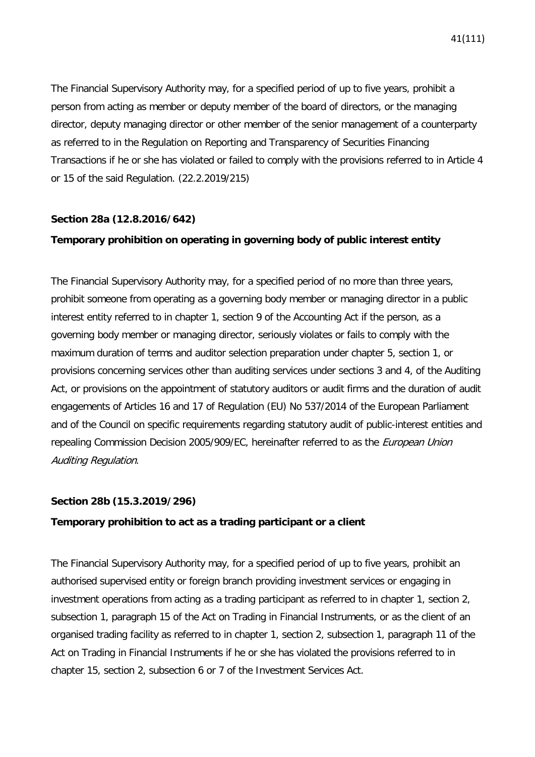The Financial Supervisory Authority may, for a specified period of up to five years, prohibit a person from acting as member or deputy member of the board of directors, or the managing director, deputy managing director or other member of the senior management of a counterparty as referred to in the Regulation on Reporting and Transparency of Securities Financing Transactions if he or she has violated or failed to comply with the provisions referred to in Article 4 or 15 of the said Regulation. (22.2.2019/215)

**Section 28a (12.8.2016/642)**

**Temporary prohibition on operating in governing body of public interest entity**

The Financial Supervisory Authority may, for a specified period of no more than three years, prohibit someone from operating as a governing body member or managing director in a public interest entity referred to in chapter 1, section 9 of the Accounting Act if the person, as a governing body member or managing director, seriously violates or fails to comply with the maximum duration of terms and auditor selection preparation under chapter 5, section 1, or provisions concerning services other than auditing services under sections 3 and 4, of the Auditing Act, or provisions on the appointment of statutory auditors or audit firms and the duration of audit engagements of Articles 16 and 17 of Regulation (EU) No 537/2014 of the European Parliament and of the Council on specific requirements regarding statutory audit of public-interest entities and repealing Commission Decision 2005/909/EC, hereinafter referred to as the *European Union Auditing Regulation*.

**Section 28b (15.3.2019/296)**

**Temporary prohibition to act as a trading participant or a client**

The Financial Supervisory Authority may, for a specified period of up to five years, prohibit an authorised supervised entity or foreign branch providing investment services or engaging in investment operations from acting as a trading participant as referred to in chapter 1, section 2, subsection 1, paragraph 15 of the Act on Trading in Financial Instruments, or as the client of an organised trading facility as referred to in chapter 1, section 2, subsection 1, paragraph 11 of the Act on Trading in Financial Instruments if he or she has violated the provisions referred to in chapter 15, section 2, subsection 6 or 7 of the Investment Services Act.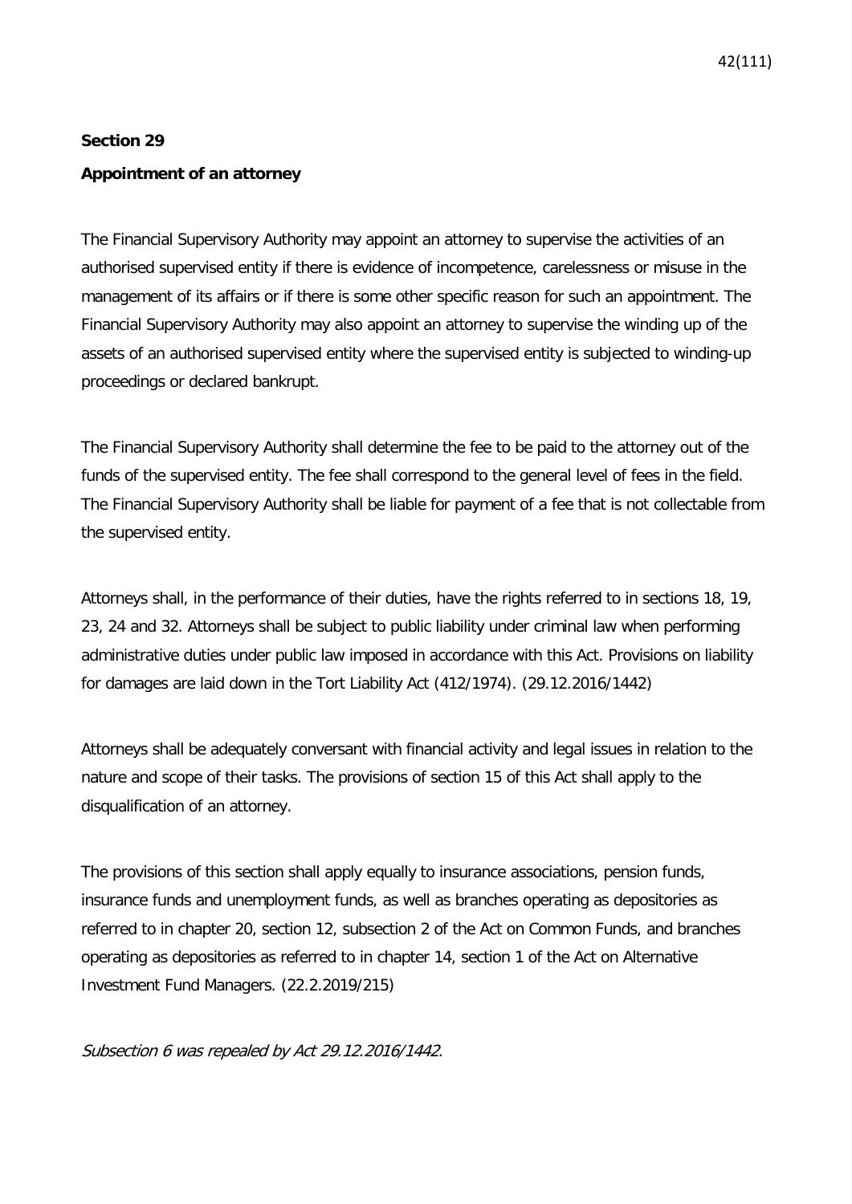**Section 29**

**Appointment of an attorney**

The Financial Supervisory Authority may appoint an attorney to supervise the activities of an authorised supervised entity if there is evidence of incompetence, carelessness or misuse in the management of its affairs or if there is some other specific reason for such an appointment. The Financial Supervisory Authority may also appoint an attorney to supervise the winding up of the assets of an authorised supervised entity where the supervised entity is subjected to winding-up proceedings or declared bankrupt.

The Financial Supervisory Authority shall determine the fee to be paid to the attorney out of the funds of the supervised entity. The fee shall correspond to the general level of fees in the field. The Financial Supervisory Authority shall be liable for payment of a fee that is not collectable from the supervised entity.

Attorneys shall, in the performance of their duties, have the rights referred to in sections 18, 19, 23, 24 and 32. Attorneys shall be subject to public liability under criminal law when performing administrative duties under public law imposed in accordance with this Act. Provisions on liability for damages are laid down in the Tort Liability Act (412/1974). (29.12.2016/1442)

Attorneys shall be adequately conversant with financial activity and legal issues in relation to the nature and scope of their tasks. The provisions of section 15 of this Act shall apply to the disqualification of an attorney.

The provisions of this section shall apply equally to insurance associations, pension funds, insurance funds and unemployment funds, as well as branches operating as depositories as referred to in chapter 20, section 12, subsection 2 of the Act on Common Funds, and branches operating as depositories as referred to in chapter 14, section 1 of the Act on Alternative Investment Fund Managers. (22.2.2019/215)

*Subsection 6 was repealed by Act 29.12.2016/1442.*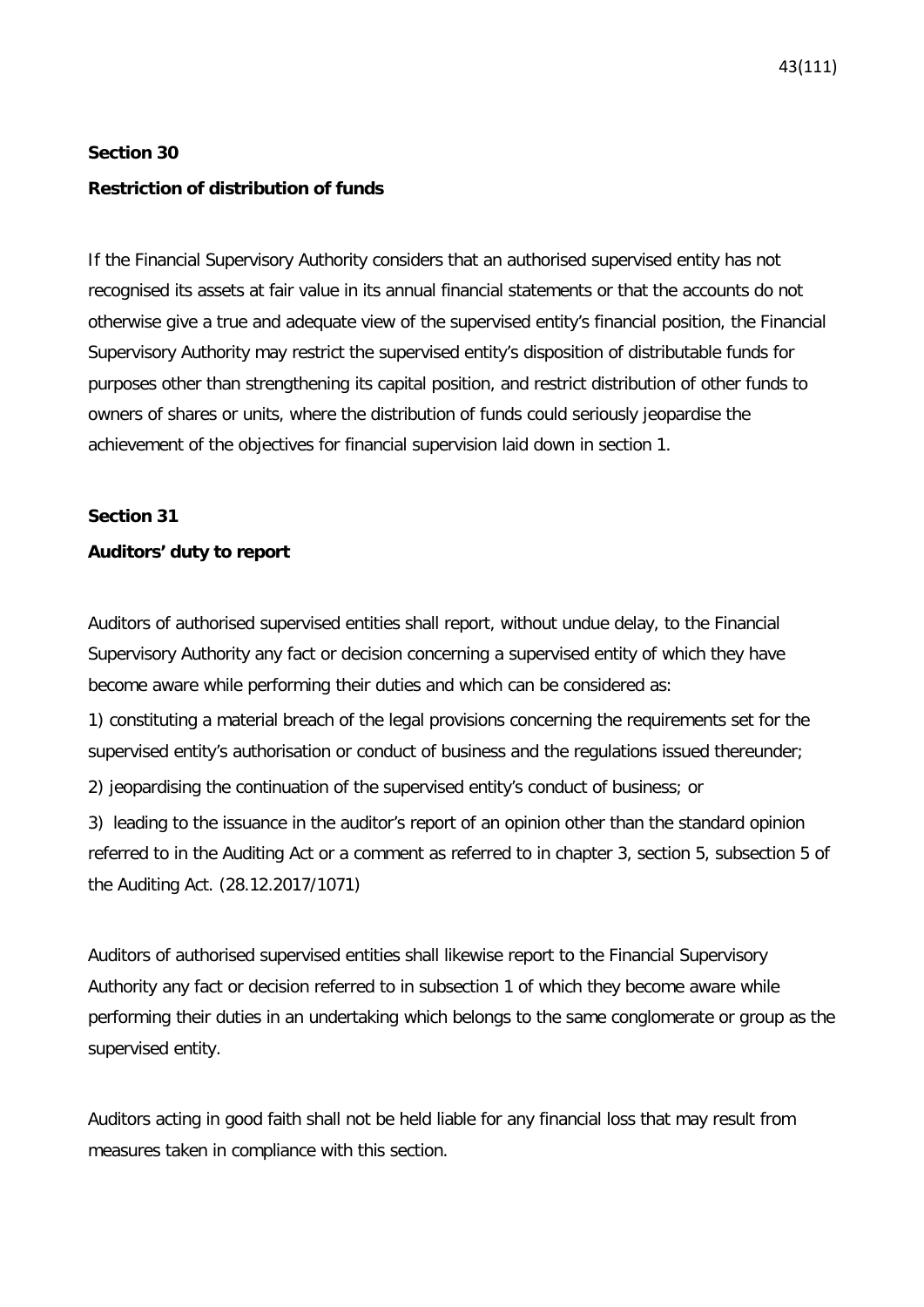**Section 30**

**Restriction of distribution of funds**

If the Financial Supervisory Authority considers that an authorised supervised entity has not recognised its assets at fair value in its annual financial statements or that the accounts do not otherwise give a true and adequate view of the supervised entity's financial position, the Financial Supervisory Authority may restrict the supervised entity's disposition of distributable funds for purposes other than strengthening its capital position, and restrict distribution of other funds to owners of shares or units, where the distribution of funds could seriously jeopardise the achievement of the objectives for financial supervision laid down in section 1.

**Section 31**

**Auditors' duty to report**

Auditors of authorised supervised entities shall report, without undue delay, to the Financial Supervisory Authority any fact or decision concerning a supervised entity of which they have become aware while performing their duties and which can be considered as:

1) constituting a material breach of the legal provisions concerning the requirements set for the supervised entity's authorisation or conduct of business and the regulations issued thereunder;

2) jeopardising the continuation of the supervised entity's conduct of business; or

3) leading to the issuance in the auditor's report of an opinion other than the standard opinion referred to in the Auditing Act or a comment as referred to in chapter 3, section 5, subsection 5 of the Auditing Act. (28.12.2017/1071)

Auditors of authorised supervised entities shall likewise report to the Financial Supervisory Authority any fact or decision referred to in subsection 1 of which they become aware while performing their duties in an undertaking which belongs to the same conglomerate or group as the supervised entity.

Auditors acting in good faith shall not be held liable for any financial loss that may result from measures taken in compliance with this section.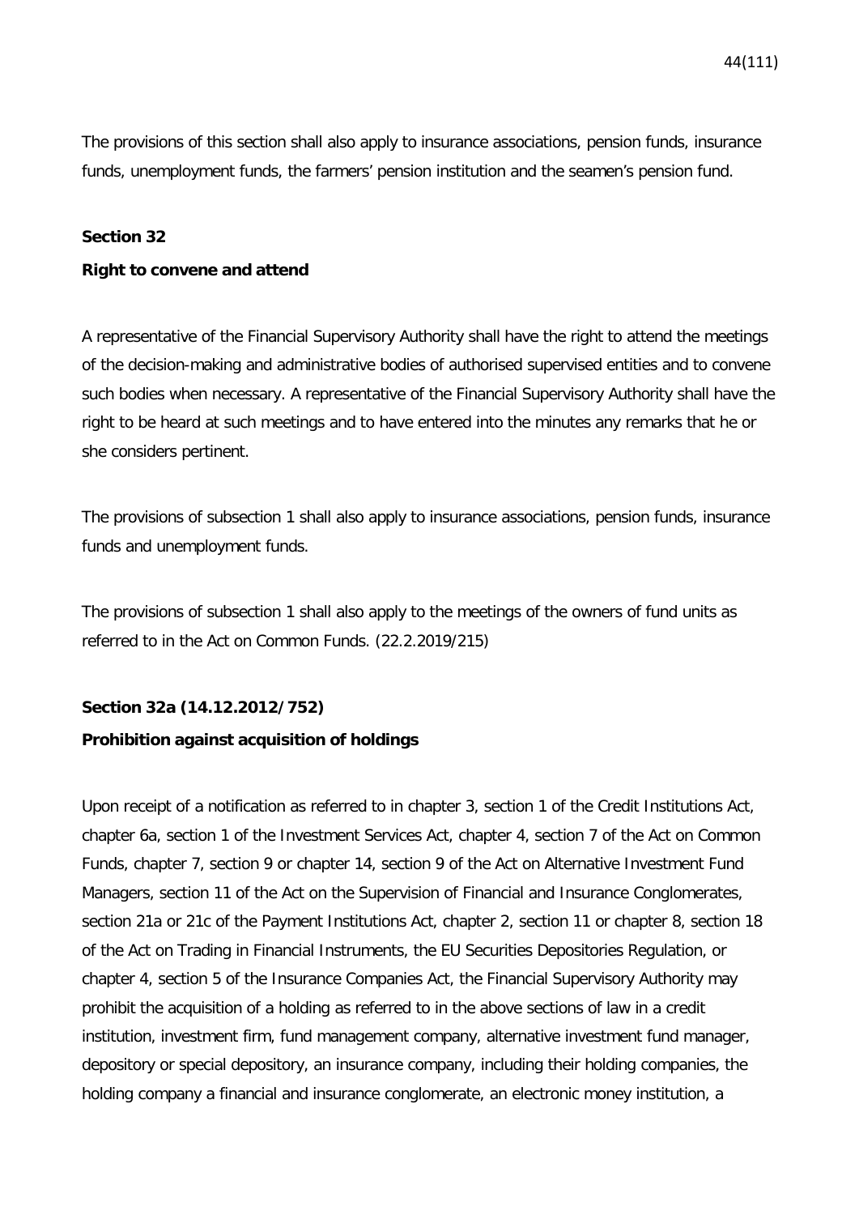The provisions of this section shall also apply to insurance associations, pension funds, insurance funds, unemployment funds, the farmers' pension institution and the seamen's pension fund.

**Section 32**

**Right to convene and attend**

A representative of the Financial Supervisory Authority shall have the right to attend the meetings of the decision-making and administrative bodies of authorised supervised entities and to convene such bodies when necessary. A representative of the Financial Supervisory Authority shall have the right to be heard at such meetings and to have entered into the minutes any remarks that he or she considers pertinent.

The provisions of subsection 1 shall also apply to insurance associations, pension funds, insurance funds and unemployment funds.

The provisions of subsection 1 shall also apply to the meetings of the owners of fund units as referred to in the Act on Common Funds. (22.2.2019/215)

**Section 32a (14.12.2012/752)**

**Prohibition against acquisition of holdings**

Upon receipt of a notification as referred to in chapter 3, section 1 of the Credit Institutions Act, chapter 6a, section 1 of the Investment Services Act, chapter 4, section 7 of the Act on Common Funds, chapter 7, section 9 or chapter 14, section 9 of the Act on Alternative Investment Fund Managers, section 11 of the Act on the Supervision of Financial and Insurance Conglomerates, section 21a or 21c of the Payment Institutions Act, chapter 2, section 11 or chapter 8, section 18 of the Act on Trading in Financial Instruments, the EU Securities Depositories Regulation, or chapter 4, section 5 of the Insurance Companies Act, the Financial Supervisory Authority may prohibit the acquisition of a holding as referred to in the above sections of law in a credit institution, investment firm, fund management company, alternative investment fund manager, depository or special depository, an insurance company, including their holding companies, the holding company a financial and insurance conglomerate, an electronic money institution, a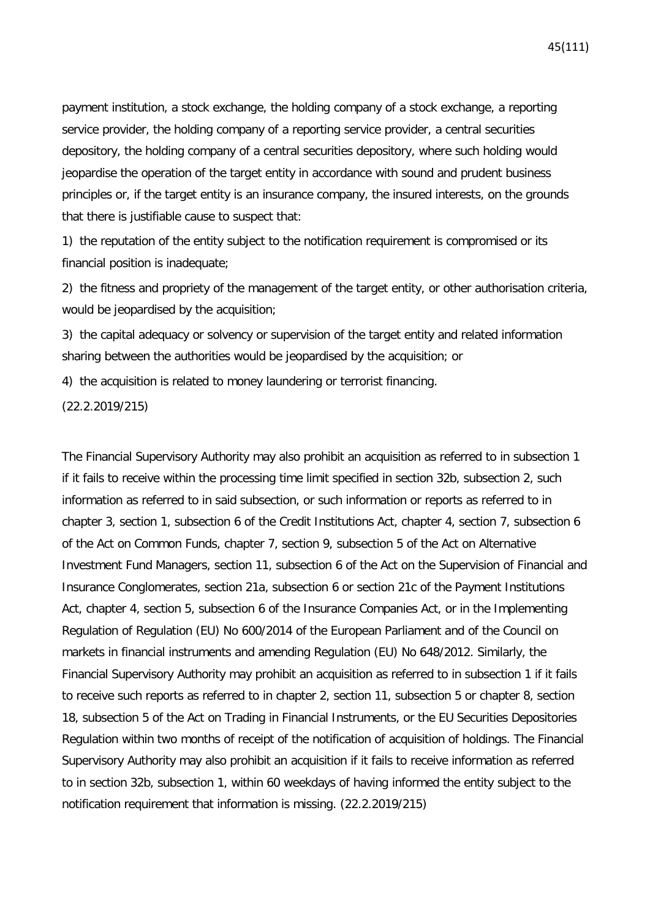payment institution, a stock exchange, the holding company of a stock exchange, a reporting service provider, the holding company of a reporting service provider, a central securities depository, the holding company of a central securities depository, where such holding would jeopardise the operation of the target entity in accordance with sound and prudent business principles or, if the target entity is an insurance company, the insured interests, on the grounds that there is justifiable cause to suspect that:

1) the reputation of the entity subject to the notification requirement is compromised or its financial position is inadequate;

2) the fitness and propriety of the management of the target entity, or other authorisation criteria, would be jeopardised by the acquisition;

3) the capital adequacy or solvency or supervision of the target entity and related information sharing between the authorities would be jeopardised by the acquisition; or

4) the acquisition is related to money laundering or terrorist financing.

(22.2.2019/215)

The Financial Supervisory Authority may also prohibit an acquisition as referred to in subsection 1 if it fails to receive within the processing time limit specified in section 32b, subsection 2, such information as referred to in said subsection, or such information or reports as referred to in chapter 3, section 1, subsection 6 of the Credit Institutions Act, chapter 4, section 7, subsection 6 of the Act on Common Funds, chapter 7, section 9, subsection 5 of the Act on Alternative Investment Fund Managers, section 11, subsection 6 of the Act on the Supervision of Financial and Insurance Conglomerates, section 21a, subsection 6 or section 21c of the Payment Institutions Act, chapter 4, section 5, subsection 6 of the Insurance Companies Act, or in the Implementing Regulation of Regulation (EU) No 600/2014 of the European Parliament and of the Council on markets in financial instruments and amending Regulation (EU) No 648/2012. Similarly, the Financial Supervisory Authority may prohibit an acquisition as referred to in subsection 1 if it fails to receive such reports as referred to in chapter 2, section 11, subsection 5 or chapter 8, section 18, subsection 5 of the Act on Trading in Financial Instruments, or the EU Securities Depositories Regulation within two months of receipt of the notification of acquisition of holdings. The Financial Supervisory Authority may also prohibit an acquisition if it fails to receive information as referred to in section 32b, subsection 1, within 60 weekdays of having informed the entity subject to the notification requirement that information is missing. (22.2.2019/215)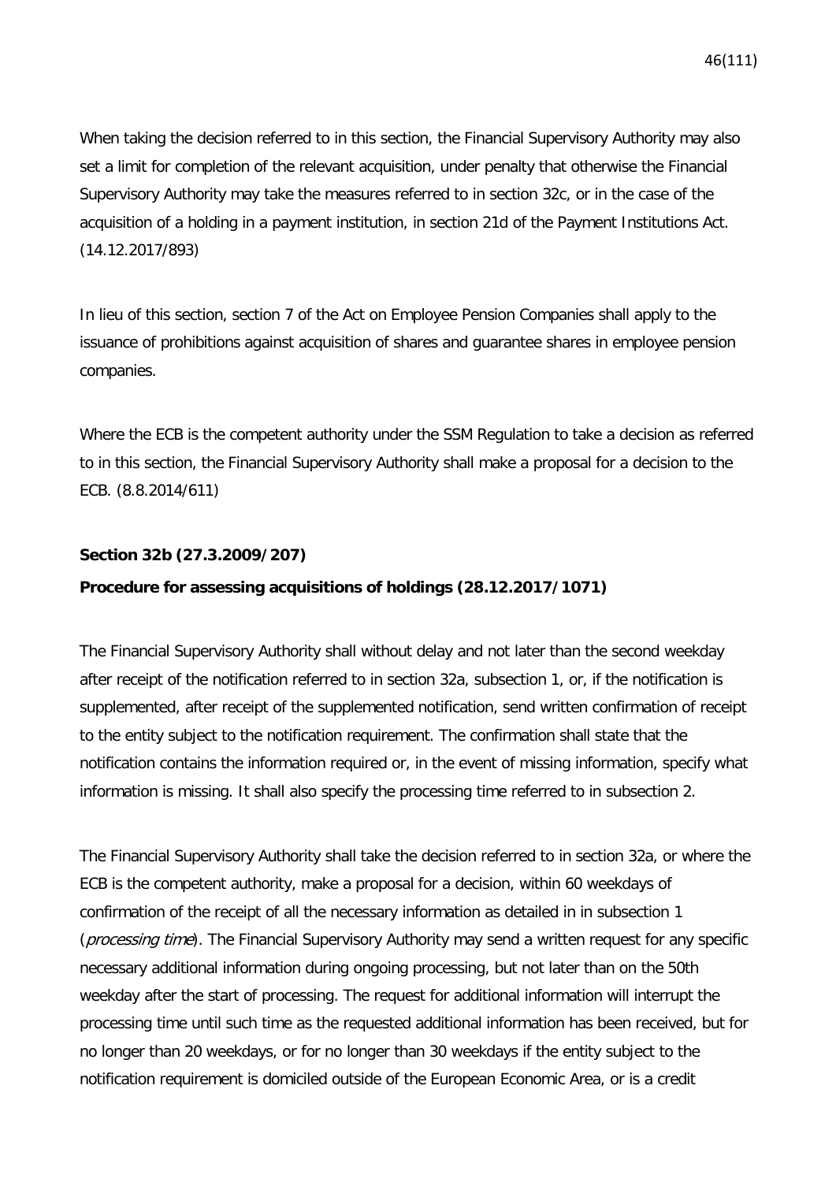When taking the decision referred to in this section, the Financial Supervisory Authority may also set a limit for completion of the relevant acquisition, under penalty that otherwise the Financial Supervisory Authority may take the measures referred to in section 32c, or in the case of the acquisition of a holding in a payment institution, in section 21d of the Payment Institutions Act. (14.12.2017/893)

In lieu of this section, section 7 of the Act on Employee Pension Companies shall apply to the issuance of prohibitions against acquisition of shares and guarantee shares in employee pension companies.

Where the ECB is the competent authority under the SSM Regulation to take a decision as referred to in this section, the Financial Supervisory Authority shall make a proposal for a decision to the ECB. (8.8.2014/611)

**Section 32b (27.3.2009/207)**

**Procedure for assessing acquisitions of holdings (28.12.2017/1071)**

The Financial Supervisory Authority shall without delay and not later than the second weekday after receipt of the notification referred to in section 32a, subsection 1, or, if the notification is supplemented, after receipt of the supplemented notification, send written confirmation of receipt to the entity subject to the notification requirement. The confirmation shall state that the notification contains the information required or, in the event of missing information, specify what information is missing. It shall also specify the processing time referred to in subsection 2.

The Financial Supervisory Authority shall take the decision referred to in section 32a, or where the ECB is the competent authority, make a proposal for a decision, within 60 weekdays of confirmation of the receipt of all the necessary information as detailed in in subsection 1 (*processing time*). The Financial Supervisory Authority may send a written request for any specific necessary additional information during ongoing processing, but not later than on the 50th weekday after the start of processing. The request for additional information will interrupt the processing time until such time as the requested additional information has been received, but for no longer than 20 weekdays, or for no longer than 30 weekdays if the entity subject to the notification requirement is domiciled outside of the European Economic Area, or is a credit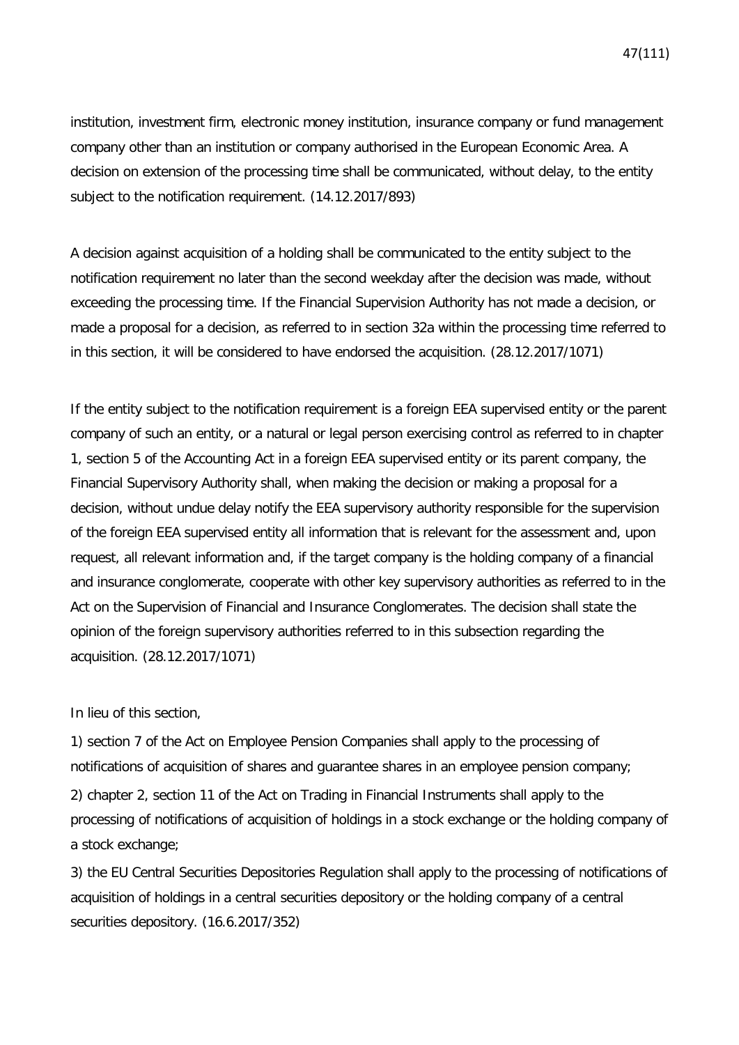institution, investment firm, electronic money institution, insurance company or fund management company other than an institution or company authorised in the European Economic Area. A decision on extension of the processing time shall be communicated, without delay, to the entity subject to the notification requirement. (14.12.2017/893)

A decision against acquisition of a holding shall be communicated to the entity subject to the notification requirement no later than the second weekday after the decision was made, without exceeding the processing time. If the Financial Supervision Authority has not made a decision, or made a proposal for a decision, as referred to in section 32a within the processing time referred to in this section, it will be considered to have endorsed the acquisition. (28.12.2017/1071)

If the entity subject to the notification requirement is a foreign EEA supervised entity or the parent company of such an entity, or a natural or legal person exercising control as referred to in chapter 1, section 5 of the Accounting Act in a foreign EEA supervised entity or its parent company, the Financial Supervisory Authority shall, when making the decision or making a proposal for a decision, without undue delay notify the EEA supervisory authority responsible for the supervision of the foreign EEA supervised entity all information that is relevant for the assessment and, upon request, all relevant information and, if the target company is the holding company of a financial and insurance conglomerate, cooperate with other key supervisory authorities as referred to in the Act on the Supervision of Financial and Insurance Conglomerates. The decision shall state the opinion of the foreign supervisory authorities referred to in this subsection regarding the acquisition. (28.12.2017/1071)

In lieu of this section,

1) section 7 of the Act on Employee Pension Companies shall apply to the processing of notifications of acquisition of shares and guarantee shares in an employee pension company;

2) chapter 2, section 11 of the Act on Trading in Financial Instruments shall apply to the processing of notifications of acquisition of holdings in a stock exchange or the holding company of a stock exchange;

3) the EU Central Securities Depositories Regulation shall apply to the processing of notifications of acquisition of holdings in a central securities depository or the holding company of a central securities depository. (16.6.2017/352)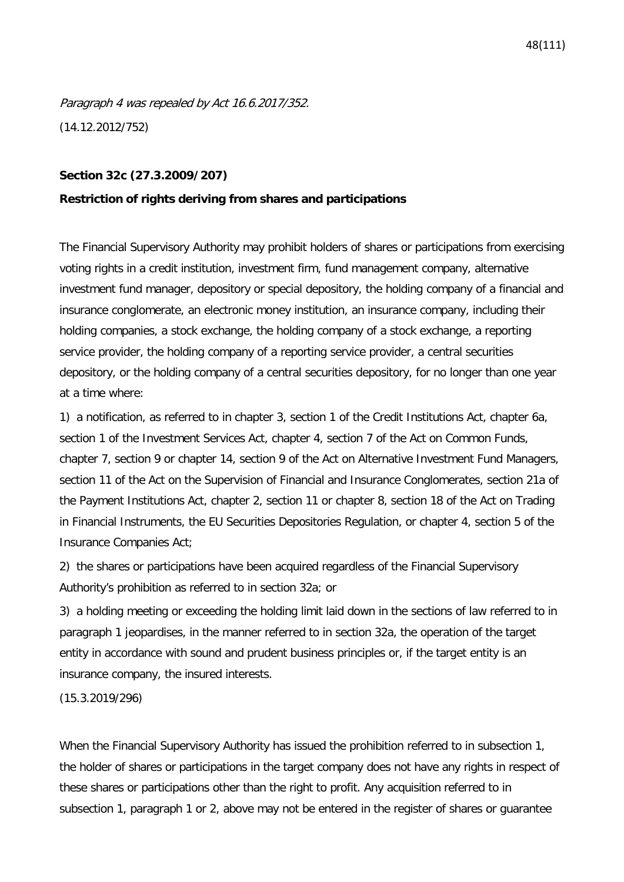*Paragraph 4 was repealed by Act 16.6.2017/352.*

(14.12.2012/752)

**Section 32c (27.3.2009/207)**

**Restriction of rights deriving from shares and participations**

The Financial Supervisory Authority may prohibit holders of shares or participations from exercising voting rights in a credit institution, investment firm, fund management company, alternative investment fund manager, depository or special depository, the holding company of a financial and insurance conglomerate, an electronic money institution, an insurance company, including their holding companies, a stock exchange, the holding company of a stock exchange, a reporting service provider, the holding company of a reporting service provider, a central securities depository, or the holding company of a central securities depository, for no longer than one year at a time where:

1) a notification, as referred to in chapter 3, section 1 of the Credit Institutions Act, chapter 6a, section 1 of the Investment Services Act, chapter 4, section 7 of the Act on Common Funds, chapter 7, section 9 or chapter 14, section 9 of the Act on Alternative Investment Fund Managers, section 11 of the Act on the Supervision of Financial and Insurance Conglomerates, section 21a of the Payment Institutions Act, chapter 2, section 11 or chapter 8, section 18 of the Act on Trading in Financial Instruments, the EU Securities Depositories Regulation, or chapter 4, section 5 of the Insurance Companies Act;

2) the shares or participations have been acquired regardless of the Financial Supervisory Authority's prohibition as referred to in section 32a; or

3) a holding meeting or exceeding the holding limit laid down in the sections of law referred to in paragraph 1 jeopardises, in the manner referred to in section 32a, the operation of the target entity in accordance with sound and prudent business principles or, if the target entity is an insurance company, the insured interests.

(15.3.2019/296)

When the Financial Supervisory Authority has issued the prohibition referred to in subsection 1, the holder of shares or participations in the target company does not have any rights in respect of these shares or participations other than the right to profit. Any acquisition referred to in subsection 1, paragraph 1 or 2, above may not be entered in the register of shares or guarantee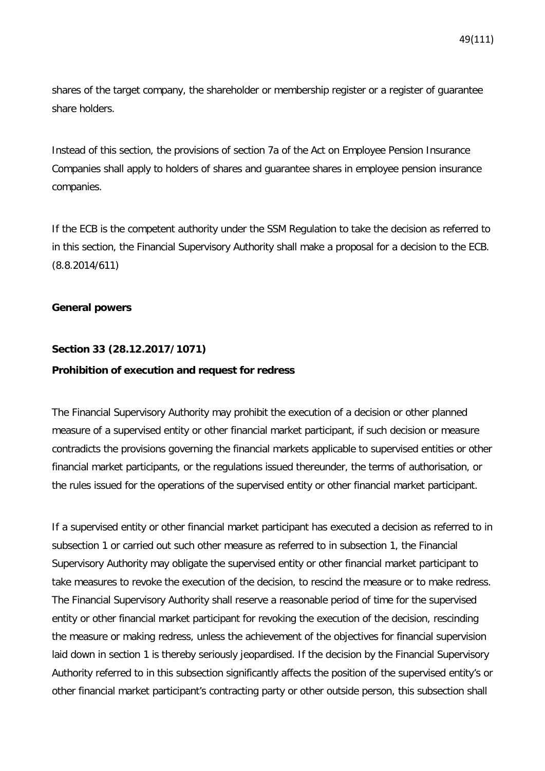shares of the target company, the shareholder or membership register or a register of guarantee share holders.

Instead of this section, the provisions of section 7a of the Act on Employee Pension Insurance Companies shall apply to holders of shares and guarantee shares in employee pension insurance companies.

If the ECB is the competent authority under the SSM Regulation to take the decision as referred to in this section, the Financial Supervisory Authority shall make a proposal for a decision to the ECB. (8.8.2014/611)

### General powers

### Section 33 (28.12.2017/1071)

### Prohibition of execution and request for redress

The Financial Supervisory Authority may prohibit the execution of a decision or other planned measure of a supervised entity or other financial market participant, if such decision or measure contradicts the provisions governing the financial markets applicable to supervised entities or other financial market participants, or the regulations issued thereunder, the terms of authorisation, or the rules issued for the operations of the supervised entity or other financial market participant.

If a supervised entity or other financial market participant has executed a decision as referred to in subsection 1 or carried out such other measure as referred to in subsection 1, the Financial Supervisory Authority may obligate the supervised entity or other financial market participant to take measures to revoke the execution of the decision, to rescind the measure or to make redress. The Financial Supervisory Authority shall reserve a reasonable period of time for the supervised entity or other financial market participant for revoking the execution of the decision, rescinding the measure or making redress, unless the achievement of the objectives for financial supervision laid down in section 1 is thereby seriously jeopardised. If the decision by the Financial Supervisory Authority referred to in this subsection significantly affects the position of the supervised entity's or other financial market participant's contracting party or other outside person, this subsection shall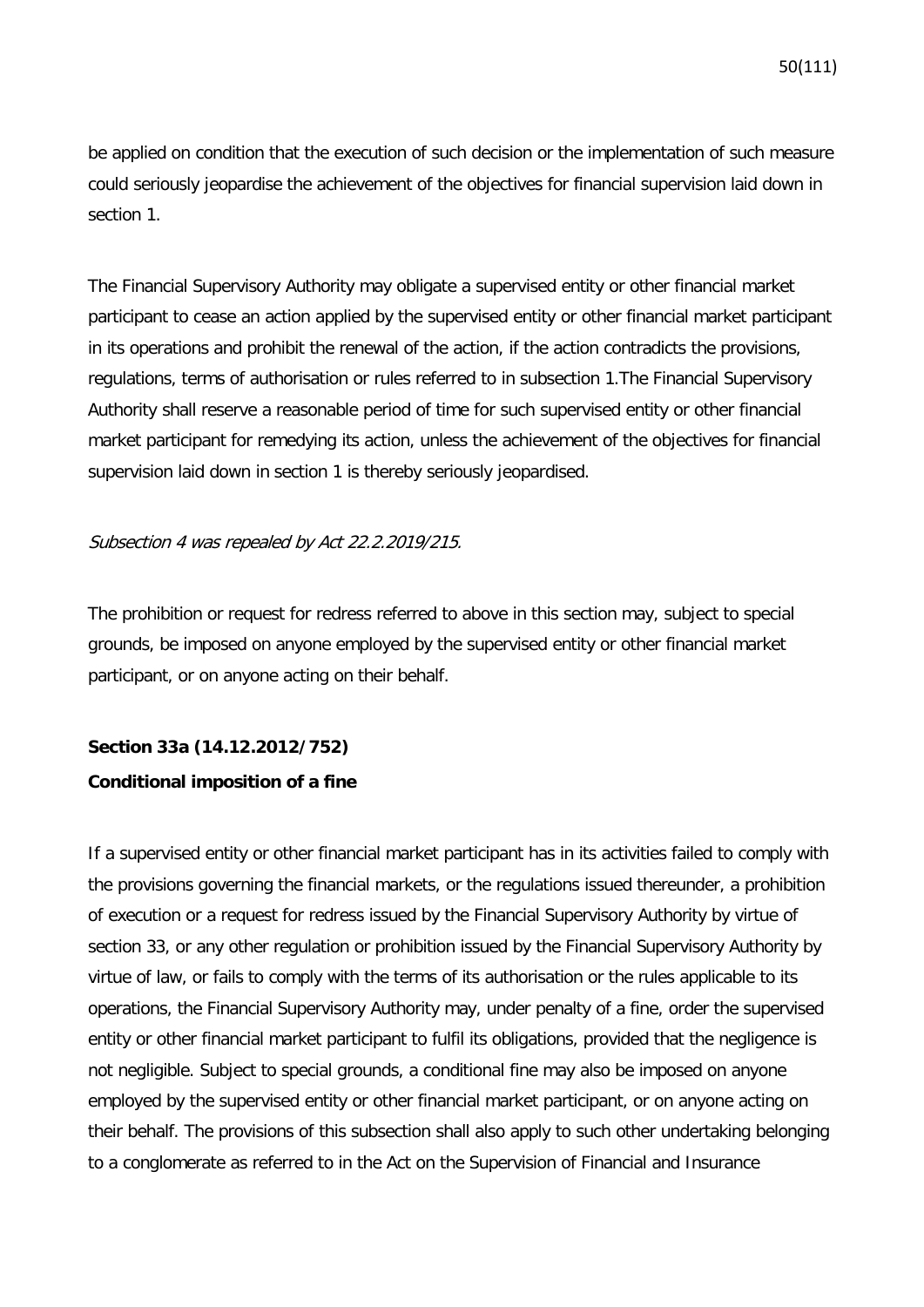be applied on condition that the execution of such decision or the implementation of such measure could seriously jeopardise the achievement of the objectives for financial supervision laid down in section 1.

The Financial Supervisory Authority may obligate a supervised entity or other financial market participant to cease an action applied by the supervised entity or other financial market participant in its operations and prohibit the renewal of the action, if the action contradicts the provisions, regulations, terms of authorisation or rules referred to in subsection 1.The Financial Supervisory Authority shall reserve a reasonable period of time for such supervised entity or other financial market participant for remedying its action, unless the achievement of the objectives for financial supervision laid down in section 1 is thereby seriously jeopardised.

*Subsection 4 was repealed by Act 22.2.2019/215.*

The prohibition or request for redress referred to above in this section may, subject to special grounds, be imposed on anyone employed by the supervised entity or other financial market participant, or on anyone acting on their behalf.

**Section 33a (14.12.2012/752)**

**Conditional imposition of a fine**

If a supervised entity or other financial market participant has in its activities failed to comply with the provisions governing the financial markets, or the regulations issued thereunder, a prohibition of execution or a request for redress issued by the Financial Supervisory Authority by virtue of section 33, or any other regulation or prohibition issued by the Financial Supervisory Authority by virtue of law, or fails to comply with the terms of its authorisation or the rules applicable to its operations, the Financial Supervisory Authority may, under penalty of a fine, order the supervised entity or other financial market participant to fulfil its obligations, provided that the negligence is not negligible. Subject to special grounds, a conditional fine may also be imposed on anyone employed by the supervised entity or other financial market participant, or on anyone acting on their behalf. The provisions of this subsection shall also apply to such other undertaking belonging to a conglomerate as referred to in the Act on the Supervision of Financial and Insurance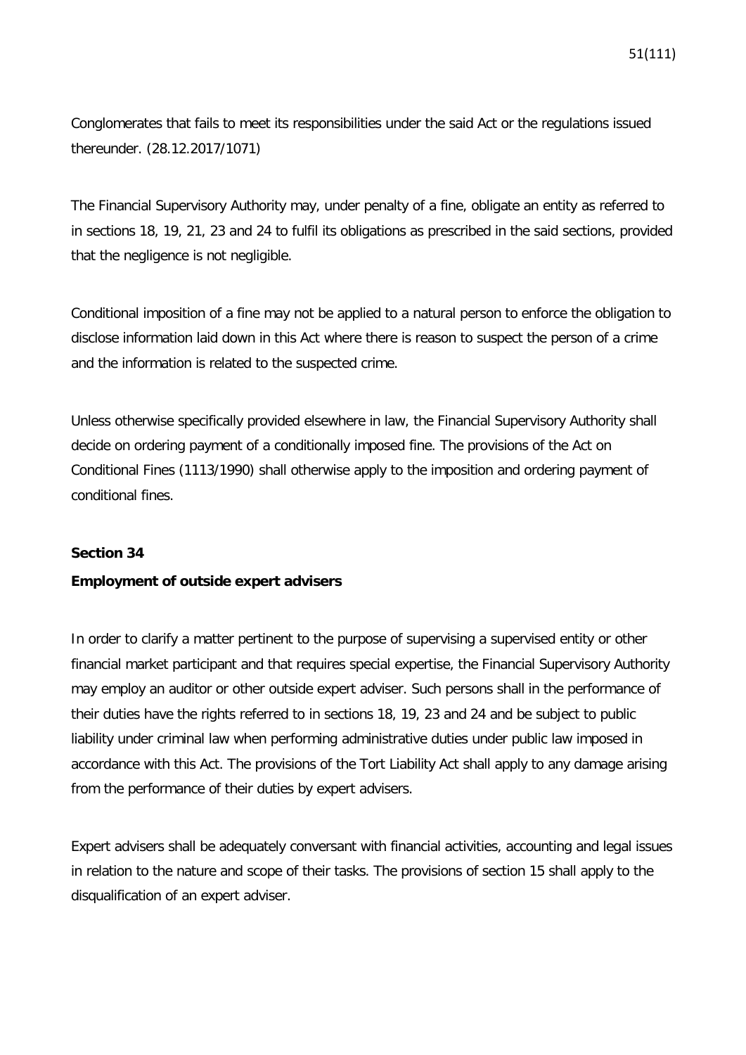Conglomerates that fails to meet its responsibilities under the said Act or the regulations issued thereunder. (28.12.2017/1071)

The Financial Supervisory Authority may, under penalty of a fine, obligate an entity as referred to in sections 18, 19, 21, 23 and 24 to fulfil its obligations as prescribed in the said sections, provided that the negligence is not negligible.

Conditional imposition of a fine may not be applied to a natural person to enforce the obligation to disclose information laid down in this Act where there is reason to suspect the person of a crime and the information is related to the suspected crime.

Unless otherwise specifically provided elsewhere in law, the Financial Supervisory Authority shall decide on ordering payment of a conditionally imposed fine. The provisions of the Act on Conditional Fines (1113/1990) shall otherwise apply to the imposition and ordering payment of conditional fines.

**Section 34**

**Employment of outside expert advisers**

In order to clarify a matter pertinent to the purpose of supervising a supervised entity or other financial market participant and that requires special expertise, the Financial Supervisory Authority may employ an auditor or other outside expert adviser. Such persons shall in the performance of their duties have the rights referred to in sections 18, 19, 23 and 24 and be subject to public liability under criminal law when performing administrative duties under public law imposed in accordance with this Act. The provisions of the Tort Liability Act shall apply to any damage arising from the performance of their duties by expert advisers.

Expert advisers shall be adequately conversant with financial activities, accounting and legal issues in relation to the nature and scope of their tasks. The provisions of section 15 shall apply to the disqualification of an expert adviser.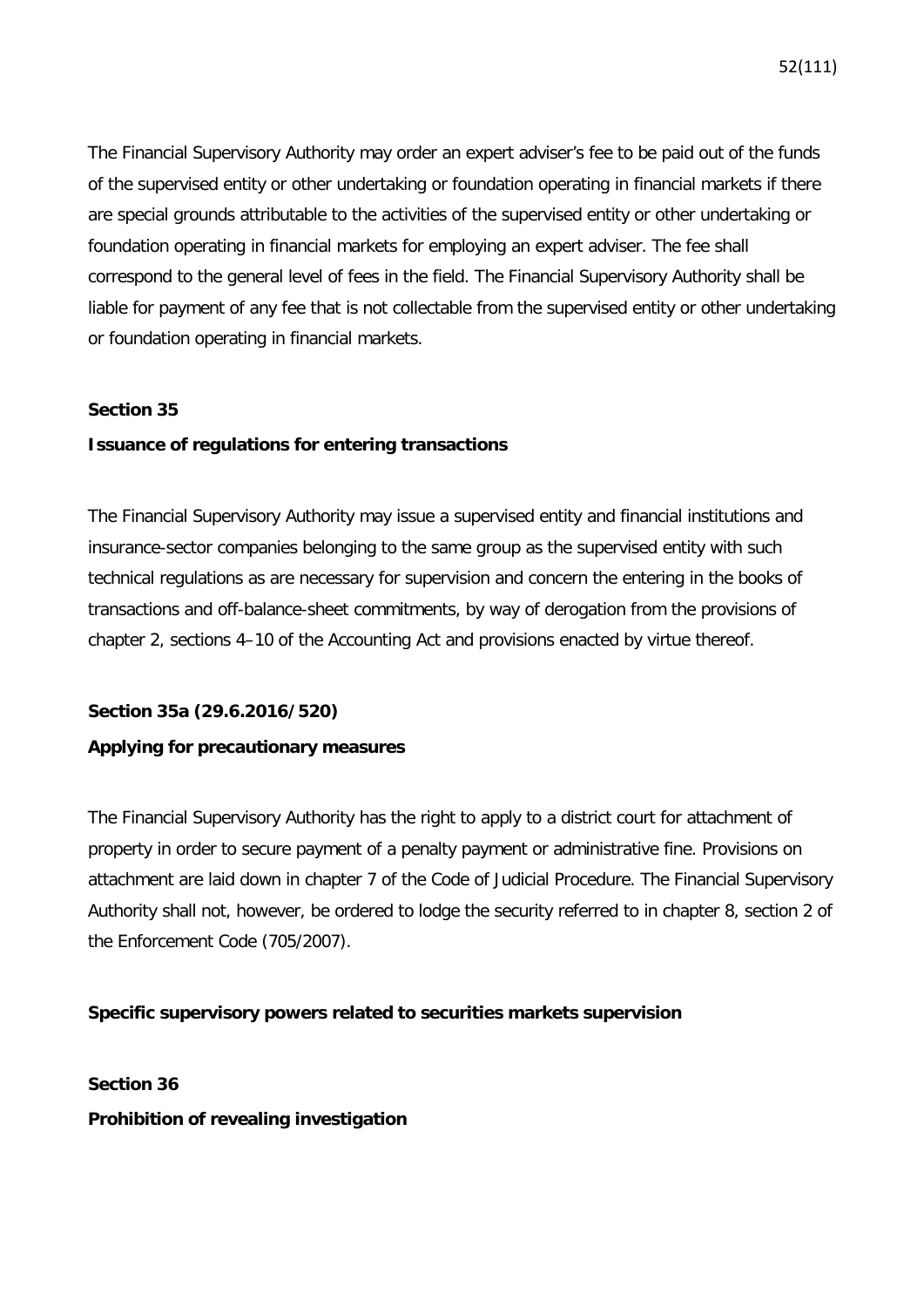The Financial Supervisory Authority may order an expert adviser's fee to be paid out of the funds of the supervised entity or other undertaking or foundation operating in financial markets if there are special grounds attributable to the activities of the supervised entity or other undertaking or foundation operating in financial markets for employing an expert adviser. The fee shall correspond to the general level of fees in the field. The Financial Supervisory Authority shall be liable for payment of any fee that is not collectable from the supervised entity or other undertaking or foundation operating in financial markets.

**Section 35**

**Issuance of regulations for entering transactions**

The Financial Supervisory Authority may issue a supervised entity and financial institutions and insurance-sector companies belonging to the same group as the supervised entity with such technical regulations as are necessary for supervision and concern the entering in the books of transactions and off-balance-sheet commitments, by way of derogation from the provisions of chapter 2, sections 4–10 of the Accounting Act and provisions enacted by virtue thereof.

**Section 35a (29.6.2016/520)**

**Applying for precautionary measures**

The Financial Supervisory Authority has the right to apply to a district court for attachment of property in order to secure payment of a penalty payment or administrative fine. Provisions on attachment are laid down in chapter 7 of the Code of Judicial Procedure. The Financial Supervisory Authority shall not, however, be ordered to lodge the security referred to in chapter 8, section 2 of the Enforcement Code (705/2007).

**Specific supervisory powers related to securities markets supervision**

**Section 36**

**Prohibition of revealing investigation**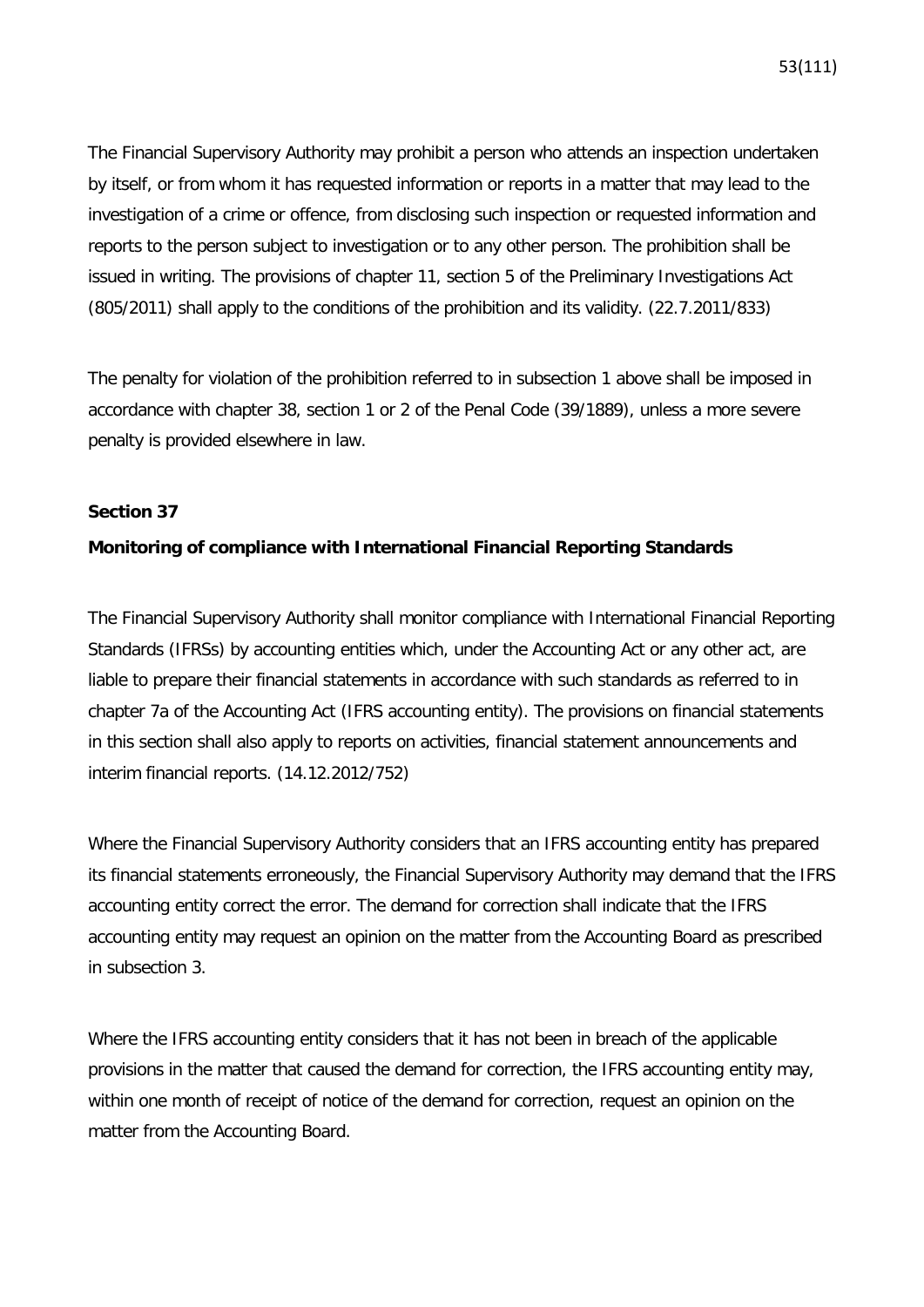The Financial Supervisory Authority may prohibit a person who attends an inspection undertaken by itself, or from whom it has requested information or reports in a matter that may lead to the investigation of a crime or offence, from disclosing such inspection or requested information and reports to the person subject to investigation or to any other person. The prohibition shall be issued in writing. The provisions of chapter 11, section 5 of the Preliminary Investigations Act (805/2011) shall apply to the conditions of the prohibition and its validity. (22.7.2011/833)

The penalty for violation of the prohibition referred to in subsection 1 above shall be imposed in accordance with chapter 38, section 1 or 2 of the Penal Code (39/1889), unless a more severe penalty is provided elsewhere in law.

**Section 37**

**Monitoring of compliance with International Financial Reporting Standards**

The Financial Supervisory Authority shall monitor compliance with International Financial Reporting Standards (IFRSs) by accounting entities which, under the Accounting Act or any other act, are liable to prepare their financial statements in accordance with such standards as referred to in chapter 7a of the Accounting Act (IFRS accounting entity). The provisions on financial statements in this section shall also apply to reports on activities, financial statement announcements and interim financial reports. (14.12.2012/752)

Where the Financial Supervisory Authority considers that an IFRS accounting entity has prepared its financial statements erroneously, the Financial Supervisory Authority may demand that the IFRS accounting entity correct the error. The demand for correction shall indicate that the IFRS accounting entity may request an opinion on the matter from the Accounting Board as prescribed in subsection 3.

Where the IFRS accounting entity considers that it has not been in breach of the applicable provisions in the matter that caused the demand for correction, the IFRS accounting entity may, within one month of receipt of notice of the demand for correction, request an opinion on the matter from the Accounting Board.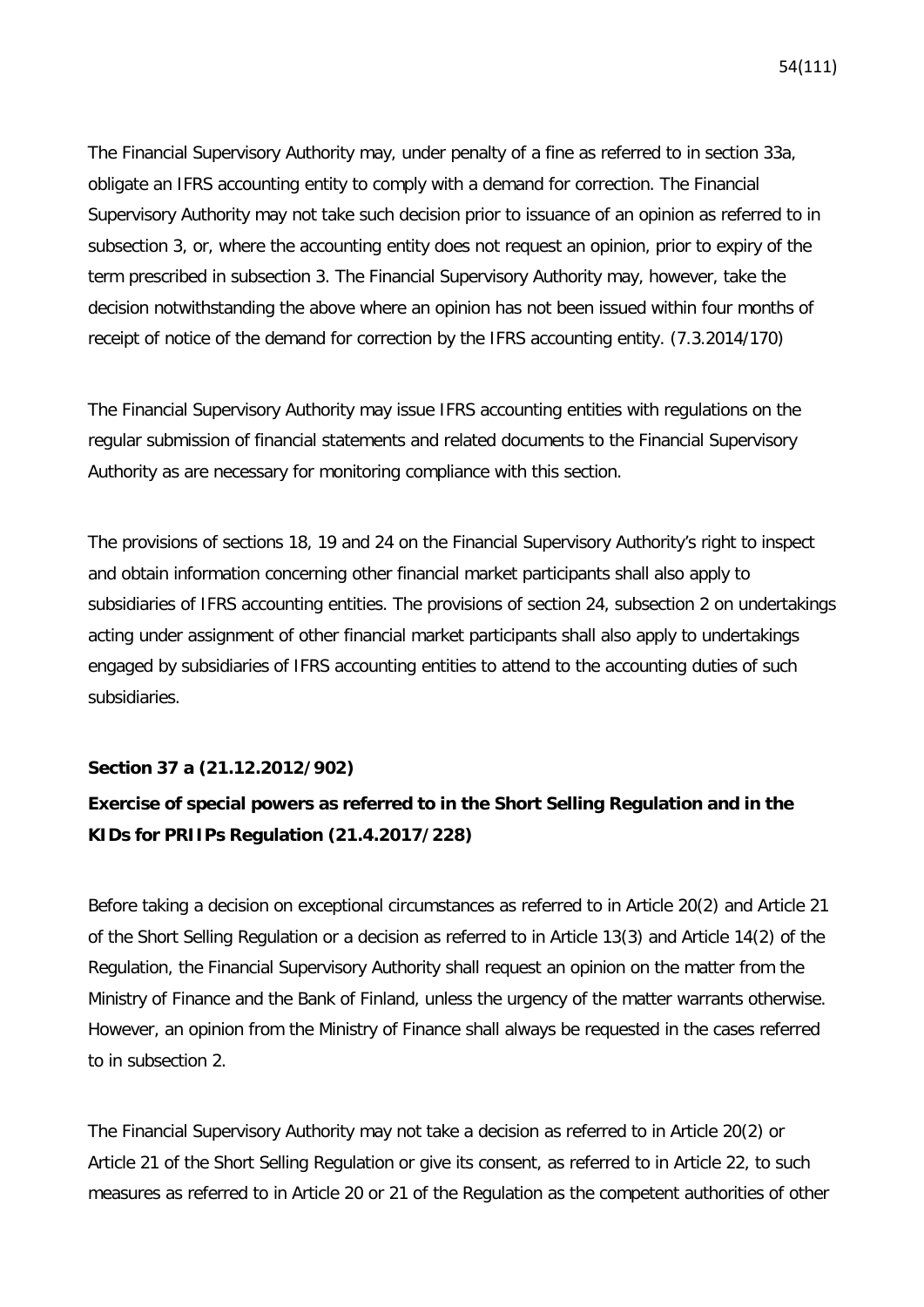The Financial Supervisory Authority may, under penalty of a fine as referred to in section 33a, obligate an IFRS accounting entity to comply with a demand for correction. The Financial Supervisory Authority may not take such decision prior to issuance of an opinion as referred to in subsection 3, or, where the accounting entity does not request an opinion, prior to expiry of the term prescribed in subsection 3. The Financial Supervisory Authority may, however, take the decision notwithstanding the above where an opinion has not been issued within four months of receipt of notice of the demand for correction by the IFRS accounting entity. (7.3.2014/170)

The Financial Supervisory Authority may issue IFRS accounting entities with regulations on the regular submission of financial statements and related documents to the Financial Supervisory Authority as are necessary for monitoring compliance with this section.

The provisions of sections 18, 19 and 24 on the Financial Supervisory Authority's right to inspect and obtain information concerning other financial market participants shall also apply to subsidiaries of IFRS accounting entities. The provisions of section 24, subsection 2 on undertakings acting under assignment of other financial market participants shall also apply to undertakings engaged by subsidiaries of IFRS accounting entities to attend to the accounting duties of such subsidiaries.

**Section 37 a (21.12.2012/902)**

**Exercise of special powers as referred to in the Short Selling Regulation and in the KIDs for PRIIPs Regulation (21.4.2017/228)**

Before taking a decision on exceptional circumstances as referred to in Article 20(2) and Article 21 of the Short Selling Regulation or a decision as referred to in Article 13(3) and Article 14(2) of the Regulation, the Financial Supervisory Authority shall request an opinion on the matter from the Ministry of Finance and the Bank of Finland, unless the urgency of the matter warrants otherwise. However, an opinion from the Ministry of Finance shall always be requested in the cases referred to in subsection 2.

The Financial Supervisory Authority may not take a decision as referred to in Article 20(2) or Article 21 of the Short Selling Regulation or give its consent, as referred to in Article 22, to such measures as referred to in Article 20 or 21 of the Regulation as the competent authorities of other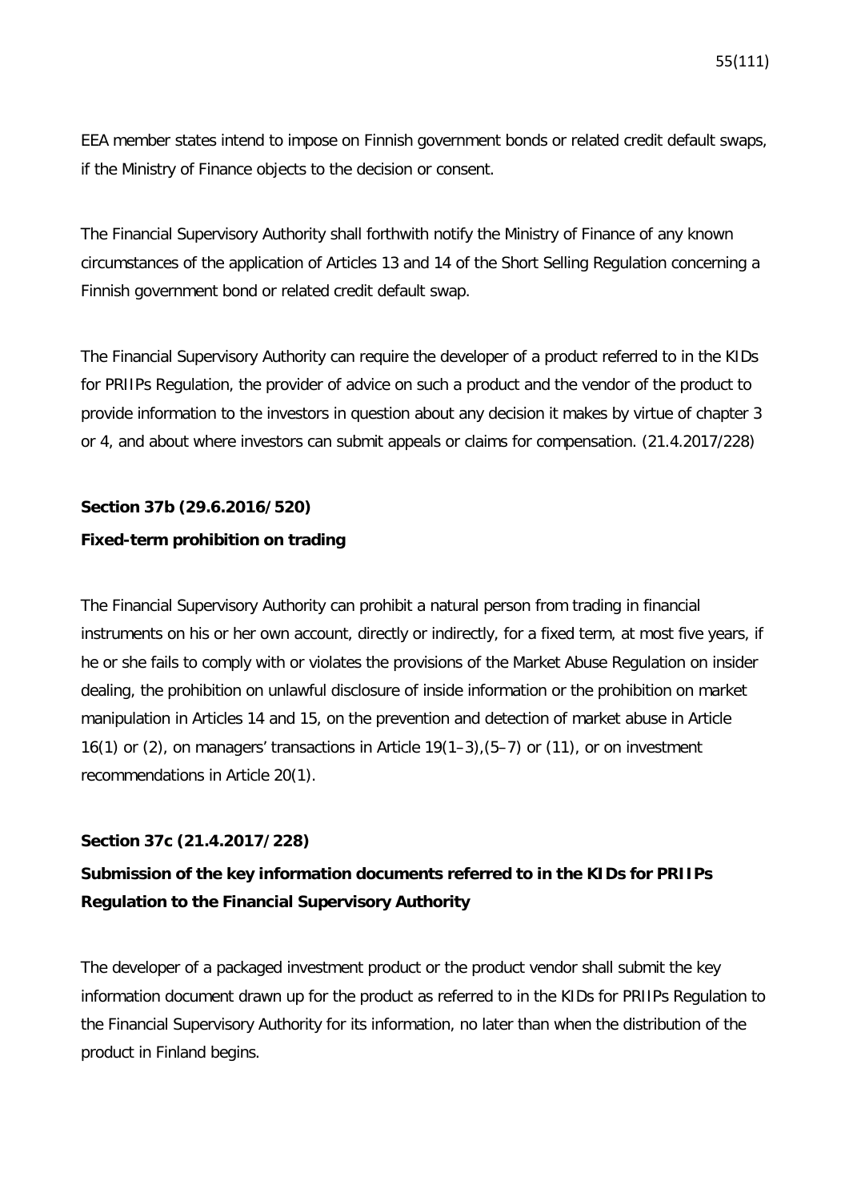EEA member states intend to impose on Finnish government bonds or related credit default swaps, if the Ministry of Finance objects to the decision or consent.

The Financial Supervisory Authority shall forthwith notify the Ministry of Finance of any known circumstances of the application of Articles 13 and 14 of the Short Selling Regulation concerning a Finnish government bond or related credit default swap.

The Financial Supervisory Authority can require the developer of a product referred to in the KIDs for PRIIPs Regulation, the provider of advice on such a product and the vendor of the product to provide information to the investors in question about any decision it makes by virtue of chapter 3 or 4, and about where investors can submit appeals or claims for compensation. (21.4.2017/228)

**Section 37b (29.6.2016/520)**

**Fixed-term prohibition on trading**

The Financial Supervisory Authority can prohibit a natural person from trading in financial instruments on his or her own account, directly or indirectly, for a fixed term, at most five years, if he or she fails to comply with or violates the provisions of the Market Abuse Regulation on insider dealing, the prohibition on unlawful disclosure of inside information or the prohibition on market manipulation in Articles 14 and 15, on the prevention and detection of market abuse in Article 16(1) or (2), on managers' transactions in Article 19(1–3),(5–7) or (11), or on investment recommendations in Article 20(1).

**Section 37c (21.4.2017/228)**

**Submission of the key information documents referred to in the KIDs for PRIIPs Regulation to the Financial Supervisory Authority**

The developer of a packaged investment product or the product vendor shall submit the key information document drawn up for the product as referred to in the KIDs for PRIIPs Regulation to the Financial Supervisory Authority for its information, no later than when the distribution of the product in Finland begins.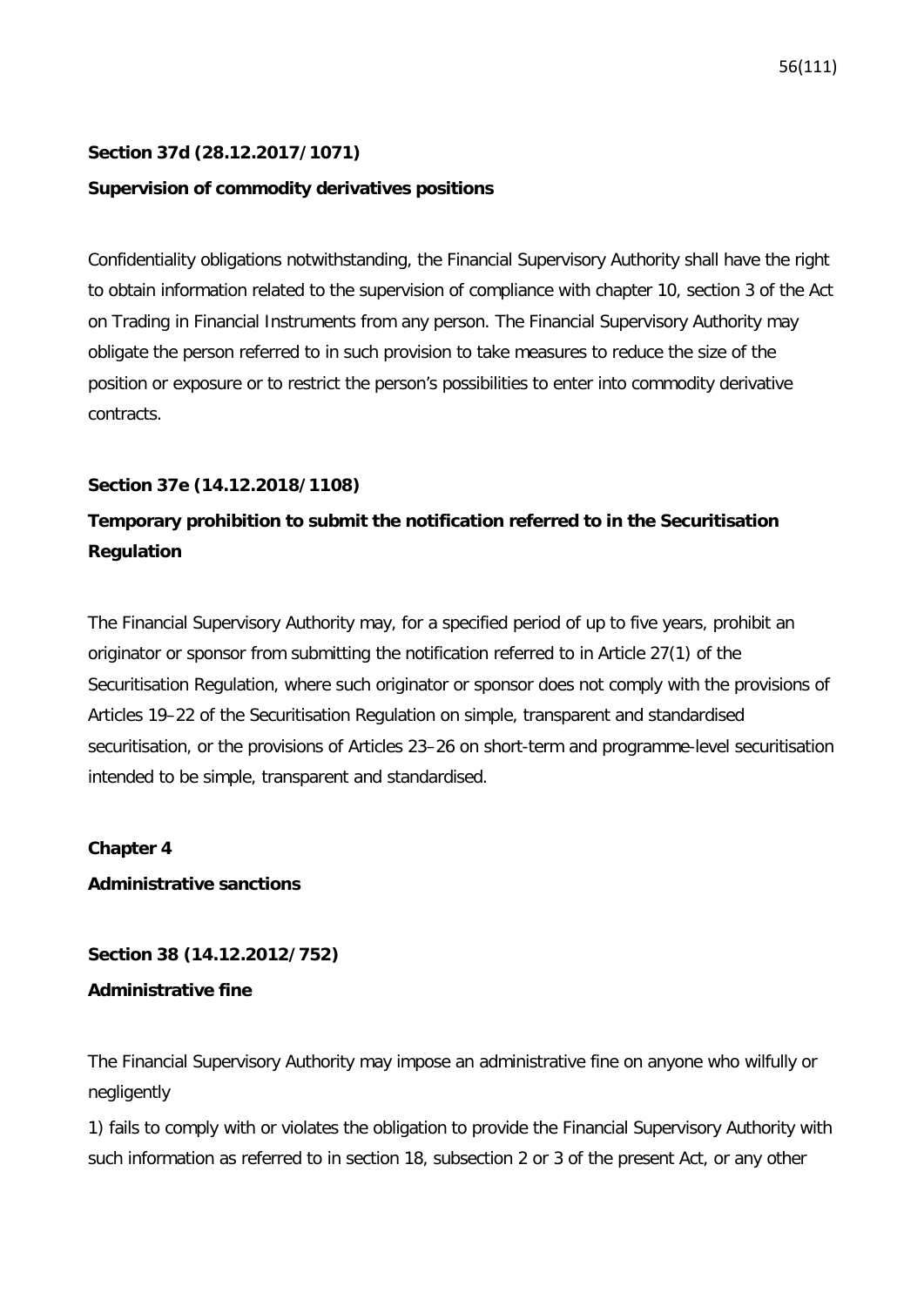**Section 37d (28.12.2017/1071)**

**Supervision of commodity derivatives positions**

Confidentiality obligations notwithstanding, the Financial Supervisory Authority shall have the right to obtain information related to the supervision of compliance with chapter 10, section 3 of the Act on Trading in Financial Instruments from any person. The Financial Supervisory Authority may obligate the person referred to in such provision to take measures to reduce the size of the position or exposure or to restrict the person's possibilities to enter into commodity derivative contracts.

**Section 37e (14.12.2018/1108)**

**Temporary prohibition to submit the notification referred to in the Securitisation Regulation**

The Financial Supervisory Authority may, for a specified period of up to five years, prohibit an originator or sponsor from submitting the notification referred to in Article 27(1) of the Securitisation Regulation, where such originator or sponsor does not comply with the provisions of Articles 19–22 of the Securitisation Regulation on simple, transparent and standardised securitisation, or the provisions of Articles 23–26 on short-term and programme-level securitisation intended to be simple, transparent and standardised.

## Chapter 4

## Administrative sanctions

**Section 38 (14.12.2012/752)**

**Administrative fine**

The Financial Supervisory Authority may impose an administrative fine on anyone who wilfully or negligently

1) fails to comply with or violates the obligation to provide the Financial Supervisory Authority with such information as referred to in section 18, subsection 2 or 3 of the present Act, or any other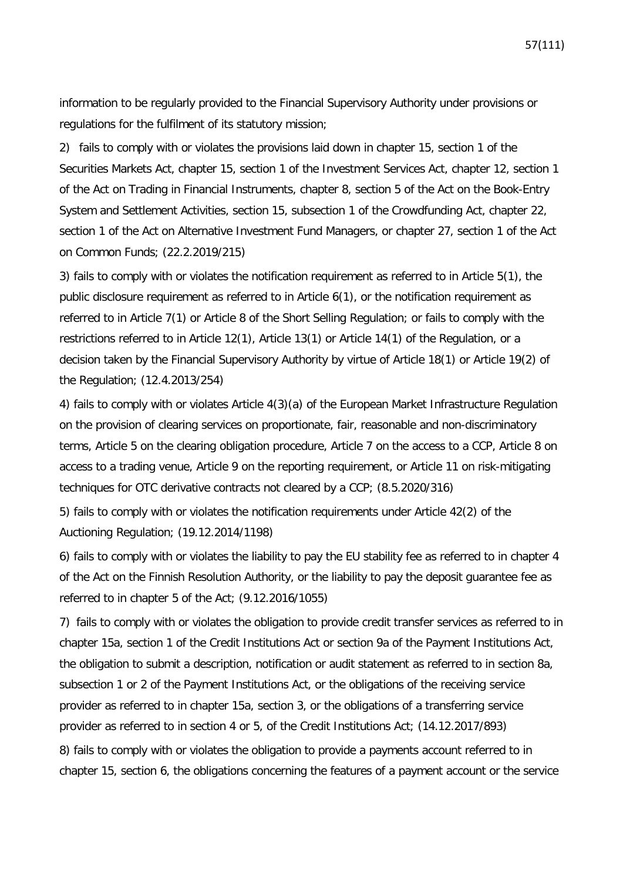information to be regularly provided to the Financial Supervisory Authority under provisions or regulations for the fulfilment of its statutory mission;

2) fails to comply with or violates the provisions laid down in chapter 15, section 1 of the Securities Markets Act, chapter 15, section 1 of the Investment Services Act, chapter 12, section 1 of the Act on Trading in Financial Instruments, chapter 8, section 5 of the Act on the Book-Entry System and Settlement Activities, section 15, subsection 1 of the Crowdfunding Act, chapter 22, section 1 of the Act on Alternative Investment Fund Managers, or chapter 27, section 1 of the Act on Common Funds; (22.2.2019/215)

3) fails to comply with or violates the notification requirement as referred to in Article 5(1), the public disclosure requirement as referred to in Article 6(1), or the notification requirement as referred to in Article 7(1) or Article 8 of the Short Selling Regulation; or fails to comply with the restrictions referred to in Article 12(1), Article 13(1) or Article 14(1) of the Regulation, or a decision taken by the Financial Supervisory Authority by virtue of Article 18(1) or Article 19(2) of the Regulation; (12.4.2013/254)

4) fails to comply with or violates Article 4(3)(a) of the European Market Infrastructure Regulation on the provision of clearing services on proportionate, fair, reasonable and non-discriminatory terms, Article 5 on the clearing obligation procedure, Article 7 on the access to a CCP, Article 8 on access to a trading venue, Article 9 on the reporting requirement, or Article 11 on risk-mitigating techniques for OTC derivative contracts not cleared by a CCP; (8.5.2020/316)

5) fails to comply with or violates the notification requirements under Article 42(2) of the Auctioning Regulation; (19.12.2014/1198)

6) fails to comply with or violates the liability to pay the EU stability fee as referred to in chapter 4 of the Act on the Finnish Resolution Authority, or the liability to pay the deposit guarantee fee as referred to in chapter 5 of the Act; (9.12.2016/1055)

7) fails to comply with or violates the obligation to provide credit transfer services as referred to in chapter 15a, section 1 of the Credit Institutions Act or section 9a of the Payment Institutions Act, the obligation to submit a description, notification or audit statement as referred to in section 8a, subsection 1 or 2 of the Payment Institutions Act, or the obligations of the receiving service provider as referred to in chapter 15a, section 3, or the obligations of a transferring service provider as referred to in section 4 or 5, of the Credit Institutions Act; (14.12.2017/893)

8) fails to comply with or violates the obligation to provide a payments account referred to in chapter 15, section 6, the obligations concerning the features of a payment account or the service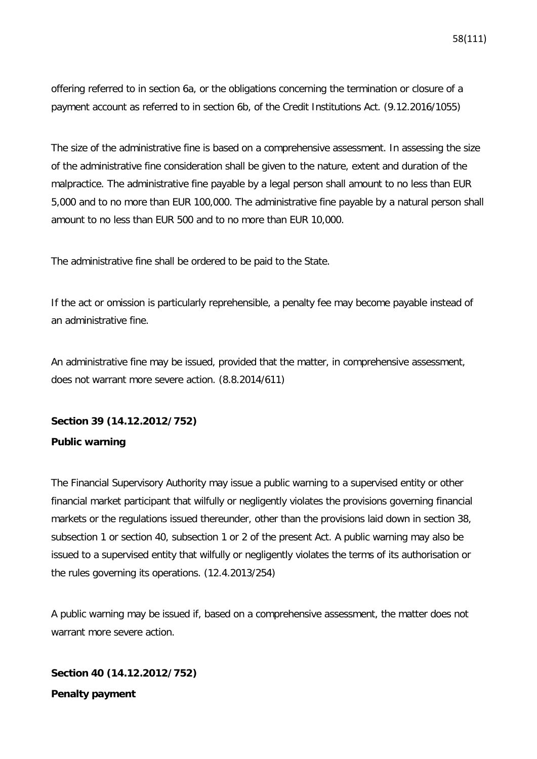offering referred to in section 6a, or the obligations concerning the termination or closure of a payment account as referred to in section 6b, of the Credit Institutions Act. (9.12.2016/1055)

The size of the administrative fine is based on a comprehensive assessment. In assessing the size of the administrative fine consideration shall be given to the nature, extent and duration of the malpractice. The administrative fine payable by a legal person shall amount to no less than EUR 5,000 and to no more than EUR 100,000. The administrative fine payable by a natural person shall amount to no less than EUR 500 and to no more than EUR 10,000.

The administrative fine shall be ordered to be paid to the State.

If the act or omission is particularly reprehensible, a penalty fee may become payable instead of an administrative fine.

An administrative fine may be issued, provided that the matter, in comprehensive assessment, does not warrant more severe action. (8.8.2014/611)

**Section 39 (14.12.2012/752)**

**Public warning**

The Financial Supervisory Authority may issue a public warning to a supervised entity or other financial market participant that wilfully or negligently violates the provisions governing financial markets or the regulations issued thereunder, other than the provisions laid down in section 38, subsection 1 or section 40, subsection 1 or 2 of the present Act. A public warning may also be issued to a supervised entity that wilfully or negligently violates the terms of its authorisation or the rules governing its operations. (12.4.2013/254)

A public warning may be issued if, based on a comprehensive assessment, the matter does not warrant more severe action.

**Section 40 (14.12.2012/752)**

**Penalty payment**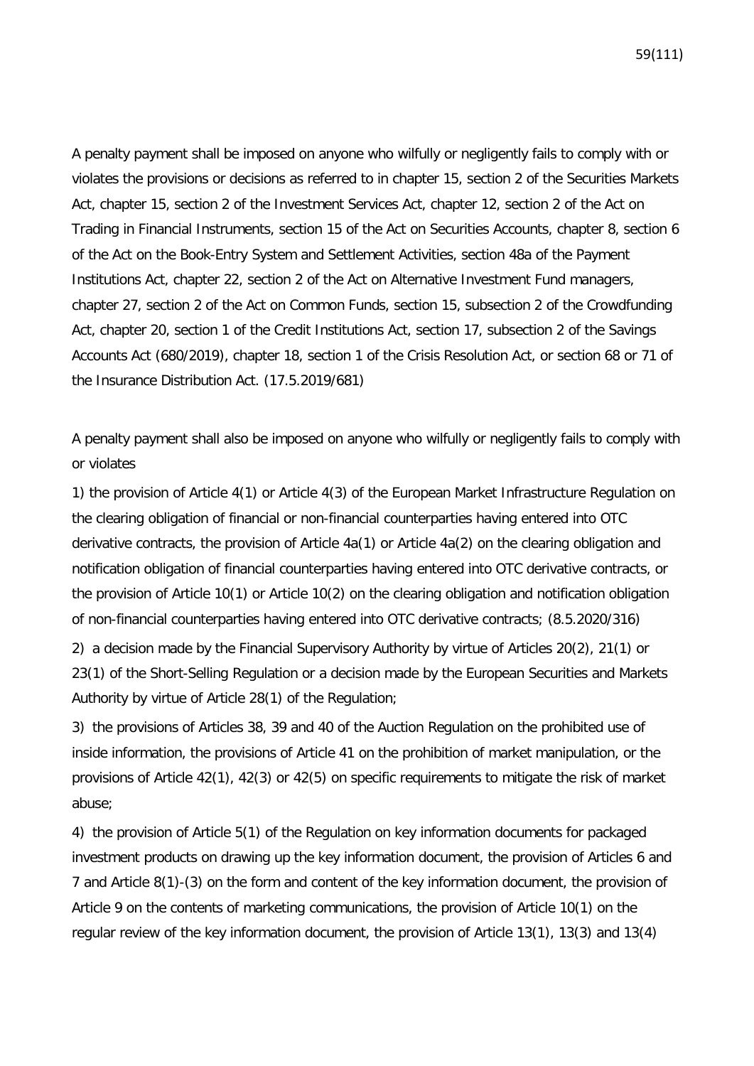A penalty payment shall be imposed on anyone who wilfully or negligently fails to comply with or violates the provisions or decisions as referred to in chapter 15, section 2 of the Securities Markets Act, chapter 15, section 2 of the Investment Services Act, chapter 12, section 2 of the Act on Trading in Financial Instruments, section 15 of the Act on Securities Accounts, chapter 8, section 6 of the Act on the Book-Entry System and Settlement Activities, section 48a of the Payment Institutions Act, chapter 22, section 2 of the Act on Alternative Investment Fund managers, chapter 27, section 2 of the Act on Common Funds, section 15, subsection 2 of the Crowdfunding Act, chapter 20, section 1 of the Credit Institutions Act, section 17, subsection 2 of the Savings Accounts Act (680/2019), chapter 18, section 1 of the Crisis Resolution Act, or section 68 or 71 of the Insurance Distribution Act. (17.5.2019/681)

A penalty payment shall also be imposed on anyone who wilfully or negligently fails to comply with or violates

1) the provision of Article 4(1) or Article 4(3) of the European Market Infrastructure Regulation on the clearing obligation of financial or non-financial counterparties having entered into OTC derivative contracts, the provision of Article 4a(1) or Article 4a(2) on the clearing obligation and notification obligation of financial counterparties having entered into OTC derivative contracts, or the provision of Article 10(1) or Article 10(2) on the clearing obligation and notification obligation of non-financial counterparties having entered into OTC derivative contracts; (8.5.2020/316)

2) a decision made by the Financial Supervisory Authority by virtue of Articles 20(2), 21(1) or 23(1) of the Short-Selling Regulation or a decision made by the European Securities and Markets Authority by virtue of Article 28(1) of the Regulation;

3) the provisions of Articles 38, 39 and 40 of the Auction Regulation on the prohibited use of inside information, the provisions of Article 41 on the prohibition of market manipulation, or the provisions of Article 42(1), 42(3) or 42(5) on specific requirements to mitigate the risk of market abuse;

4) the provision of Article 5(1) of the Regulation on key information documents for packaged investment products on drawing up the key information document, the provision of Articles 6 and 7 and Article 8(1)-(3) on the form and content of the key information document, the provision of Article 9 on the contents of marketing communications, the provision of Article 10(1) on the regular review of the key information document, the provision of Article 13(1), 13(3) and 13(4)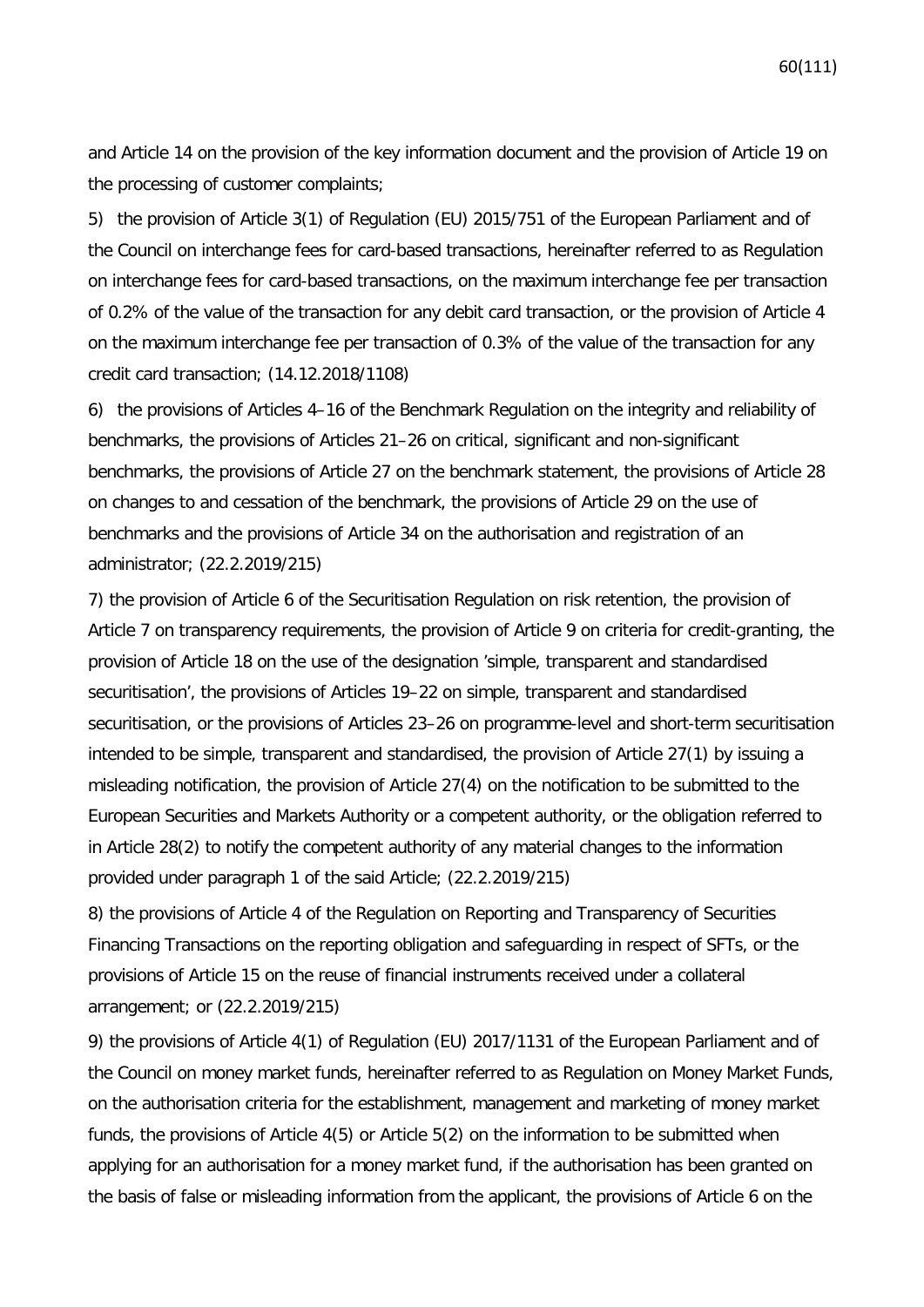and Article 14 on the provision of the key information document and the provision of Article 19 on the processing of customer complaints;

5) the provision of Article 3(1) of Regulation (EU) 2015/751 of the European Parliament and of the Council on interchange fees for card-based transactions, hereinafter referred to as Regulation on interchange fees for card-based transactions, on the maximum interchange fee per transaction of 0.2% of the value of the transaction for any debit card transaction, or the provision of Article 4 on the maximum interchange fee per transaction of 0.3% of the value of the transaction for any credit card transaction; (14.12.2018/1108)

6) the provisions of Articles 4–16 of the Benchmark Regulation on the integrity and reliability of benchmarks, the provisions of Articles 21–26 on critical, significant and non-significant benchmarks, the provisions of Article 27 on the benchmark statement, the provisions of Article 28 on changes to and cessation of the benchmark, the provisions of Article 29 on the use of benchmarks and the provisions of Article 34 on the authorisation and registration of an administrator; (22.2.2019/215)

7) the provision of Article 6 of the Securitisation Regulation on risk retention, the provision of Article 7 on transparency requirements, the provision of Article 9 on criteria for credit-granting, the provision of Article 18 on the use of the designation 'simple, transparent and standardised securitisation', the provisions of Articles 19–22 on simple, transparent and standardised securitisation, or the provisions of Articles 23–26 on programme-level and short-term securitisation intended to be simple, transparent and standardised, the provision of Article 27(1) by issuing a misleading notification, the provision of Article 27(4) on the notification to be submitted to the European Securities and Markets Authority or a competent authority, or the obligation referred to in Article 28(2) to notify the competent authority of any material changes to the information provided under paragraph 1 of the said Article; (22.2.2019/215)

8) the provisions of Article 4 of the Regulation on Reporting and Transparency of Securities Financing Transactions on the reporting obligation and safeguarding in respect of SFTs, or the provisions of Article 15 on the reuse of financial instruments received under a collateral arrangement; or (22.2.2019/215)

9) the provisions of Article 4(1) of Regulation (EU) 2017/1131 of the European Parliament and of the Council on money market funds, hereinafter referred to as Regulation on Money Market Funds, on the authorisation criteria for the establishment, management and marketing of money market funds, the provisions of Article 4(5) or Article 5(2) on the information to be submitted when applying for an authorisation for a money market fund, if the authorisation has been granted on the basis of false or misleading information from the applicant, the provisions of Article 6 on the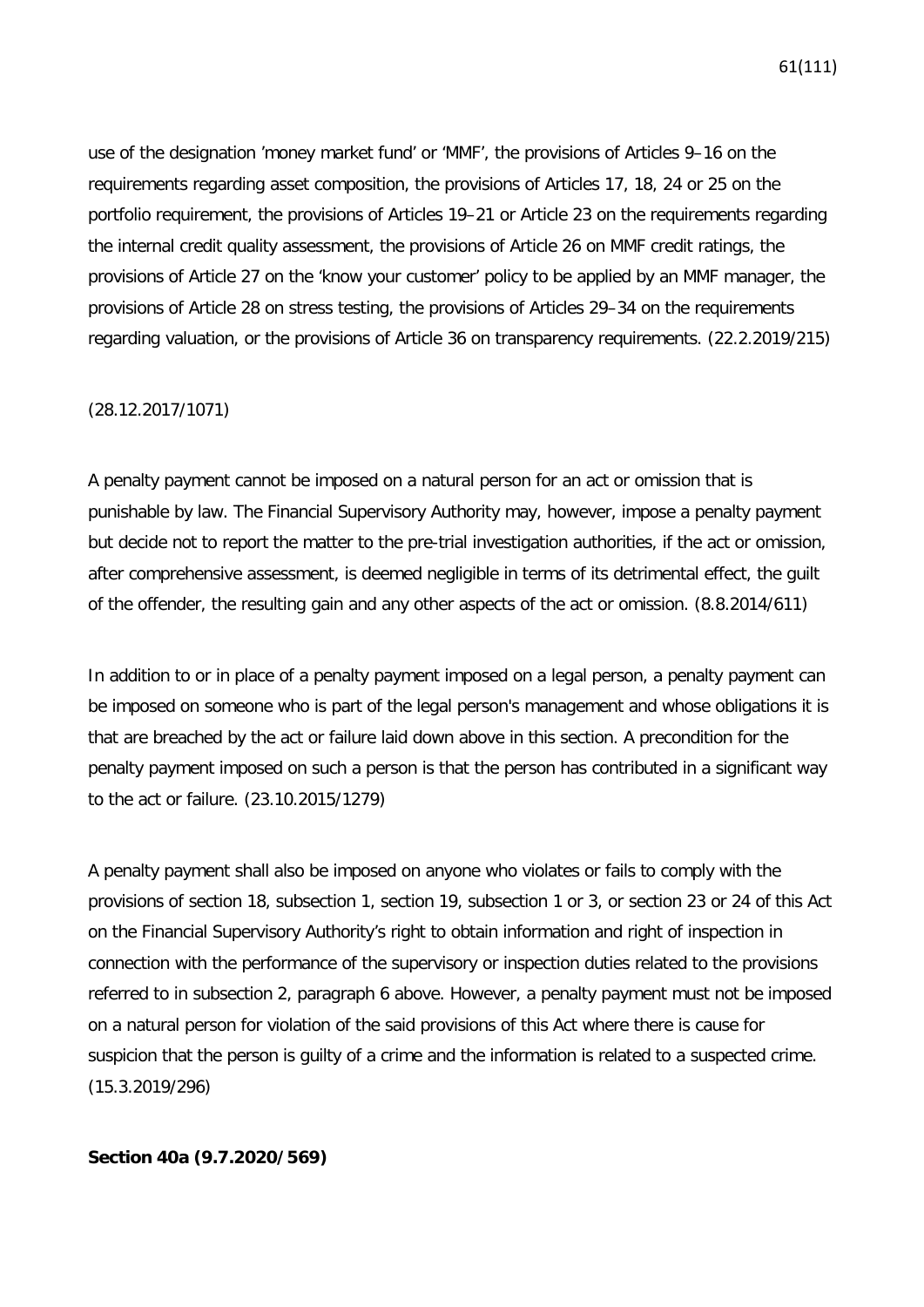use of the designation 'money market fund' or 'MMF', the provisions of Articles 9–16 on the requirements regarding asset composition, the provisions of Articles 17, 18, 24 or 25 on the portfolio requirement, the provisions of Articles 19–21 or Article 23 on the requirements regarding the internal credit quality assessment, the provisions of Article 26 on MMF credit ratings, the provisions of Article 27 on the 'know your customer' policy to be applied by an MMF manager, the provisions of Article 28 on stress testing, the provisions of Articles 29–34 on the requirements regarding valuation, or the provisions of Article 36 on transparency requirements. (22.2.2019/215)

(28.12.2017/1071)

A penalty payment cannot be imposed on a natural person for an act or omission that is punishable by law. The Financial Supervisory Authority may, however, impose a penalty payment but decide not to report the matter to the pre-trial investigation authorities, if the act or omission, after comprehensive assessment, is deemed negligible in terms of its detrimental effect, the guilt of the offender, the resulting gain and any other aspects of the act or omission. (8.8.2014/611)

In addition to or in place of a penalty payment imposed on a legal person, a penalty payment can be imposed on someone who is part of the legal person's management and whose obligations it is that are breached by the act or failure laid down above in this section. A precondition for the penalty payment imposed on such a person is that the person has contributed in a significant way to the act or failure. (23.10.2015/1279)

A penalty payment shall also be imposed on anyone who violates or fails to comply with the provisions of section 18, subsection 1, section 19, subsection 1 or 3, or section 23 or 24 of this Act on the Financial Supervisory Authority's right to obtain information and right of inspection in connection with the performance of the supervisory or inspection duties related to the provisions referred to in subsection 2, paragraph 6 above. However, a penalty payment must not be imposed on a natural person for violation of the said provisions of this Act where there is cause for suspicion that the person is guilty of a crime and the information is related to a suspected crime. (15.3.2019/296)

**Section 40a (9.7.2020/569)**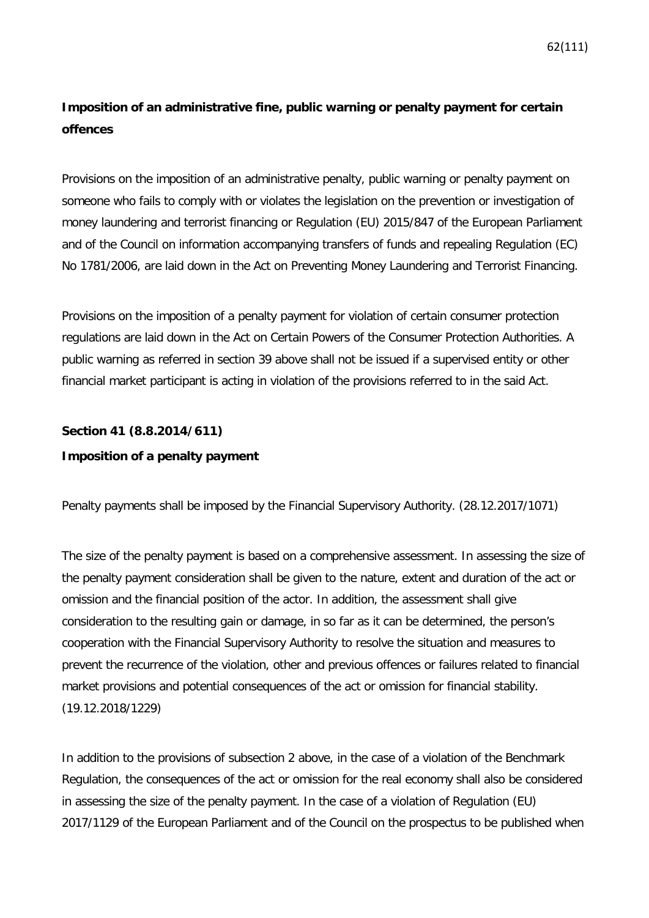**Imposition of an administrative fine, public warning or penalty payment for certain offences**

Provisions on the imposition of an administrative penalty, public warning or penalty payment on someone who fails to comply with or violates the legislation on the prevention or investigation of money laundering and terrorist financing or Regulation (EU) 2015/847 of the European Parliament and of the Council on information accompanying transfers of funds and repealing Regulation (EC) No 1781/2006, are laid down in the Act on Preventing Money Laundering and Terrorist Financing.

Provisions on the imposition of a penalty payment for violation of certain consumer protection regulations are laid down in the Act on Certain Powers of the Consumer Protection Authorities. A public warning as referred in section 39 above shall not be issued if a supervised entity or other financial market participant is acting in violation of the provisions referred to in the said Act.

**Section 41 (8.8.2014/611)**

**Imposition of a penalty payment**

Penalty payments shall be imposed by the Financial Supervisory Authority. (28.12.2017/1071)

The size of the penalty payment is based on a comprehensive assessment. In assessing the size of the penalty payment consideration shall be given to the nature, extent and duration of the act or omission and the financial position of the actor. In addition, the assessment shall give consideration to the resulting gain or damage, in so far as it can be determined, the person's cooperation with the Financial Supervisory Authority to resolve the situation and measures to prevent the recurrence of the violation, other and previous offences or failures related to financial market provisions and potential consequences of the act or omission for financial stability. (19.12.2018/1229)

In addition to the provisions of subsection 2 above, in the case of a violation of the Benchmark Regulation, the consequences of the act or omission for the real economy shall also be considered in assessing the size of the penalty payment. In the case of a violation of Regulation (EU) 2017/1129 of the European Parliament and of the Council on the prospectus to be published when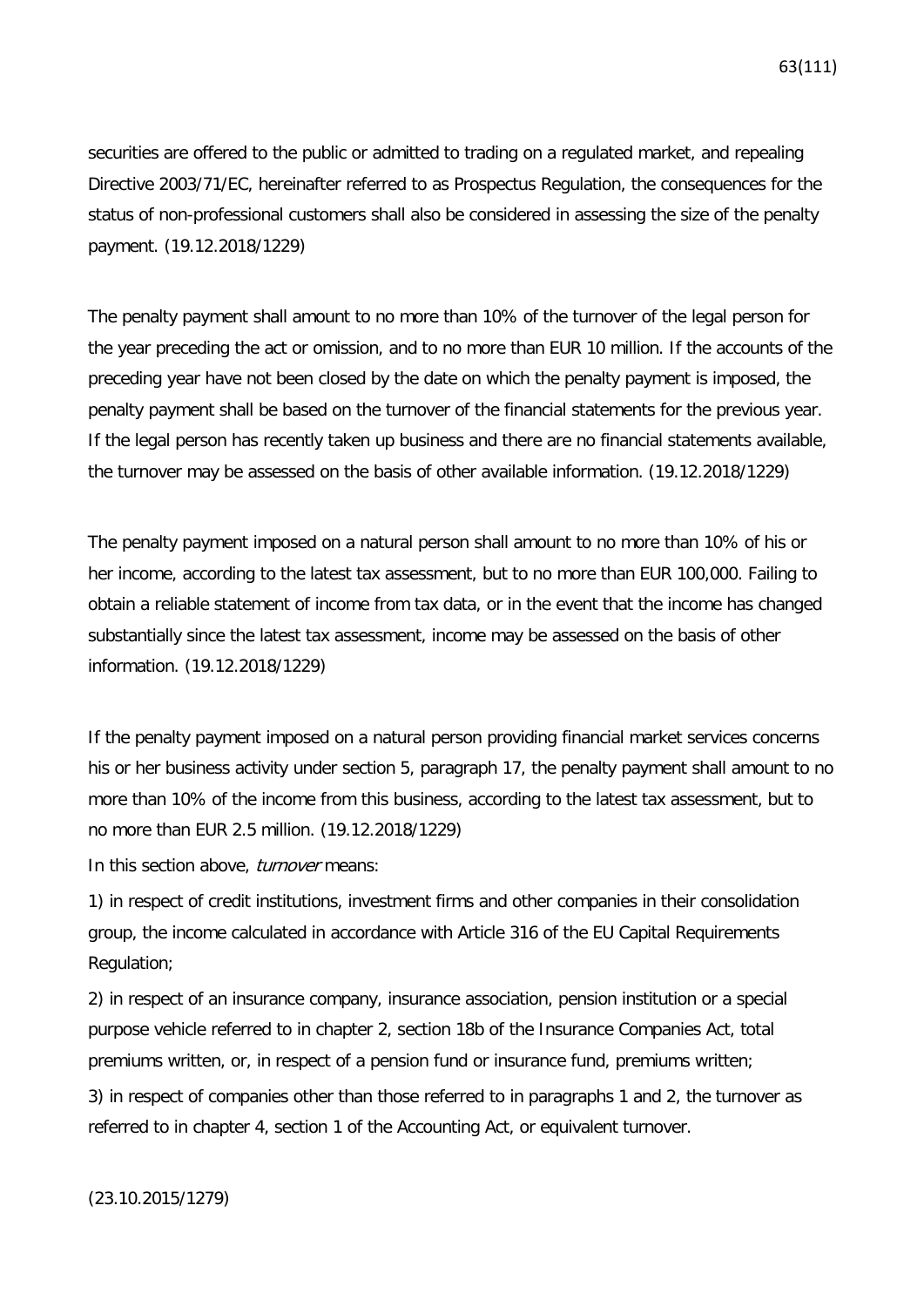securities are offered to the public or admitted to trading on a regulated market, and repealing Directive 2003/71/EC, hereinafter referred to as Prospectus Regulation, the consequences for the status of non-professional customers shall also be considered in assessing the size of the penalty payment. (19.12.2018/1229)

The penalty payment shall amount to no more than 10% of the turnover of the legal person for the year preceding the act or omission, and to no more than EUR 10 million. If the accounts of the preceding year have not been closed by the date on which the penalty payment is imposed, the penalty payment shall be based on the turnover of the financial statements for the previous year. If the legal person has recently taken up business and there are no financial statements available, the turnover may be assessed on the basis of other available information. (19.12.2018/1229)

The penalty payment imposed on a natural person shall amount to no more than 10% of his or her income, according to the latest tax assessment, but to no more than EUR 100,000. Failing to obtain a reliable statement of income from tax data, or in the event that the income has changed substantially since the latest tax assessment, income may be assessed on the basis of other information. (19.12.2018/1229)

If the penalty payment imposed on a natural person providing financial market services concerns his or her business activity under section 5, paragraph 17, the penalty payment shall amount to no more than 10% of the income from this business, according to the latest tax assessment, but to no more than EUR 2.5 million. (19.12.2018/1229)

In this section above, *turnover* means:

1) in respect of credit institutions, investment firms and other companies in their consolidation group, the income calculated in accordance with Article 316 of the EU Capital Requirements Regulation;

2) in respect of an insurance company, insurance association, pension institution or a special purpose vehicle referred to in chapter 2, section 18b of the Insurance Companies Act, total premiums written, or, in respect of a pension fund or insurance fund, premiums written;

3) in respect of companies other than those referred to in paragraphs 1 and 2, the turnover as referred to in chapter 4, section 1 of the Accounting Act, or equivalent turnover.

(23.10.2015/1279)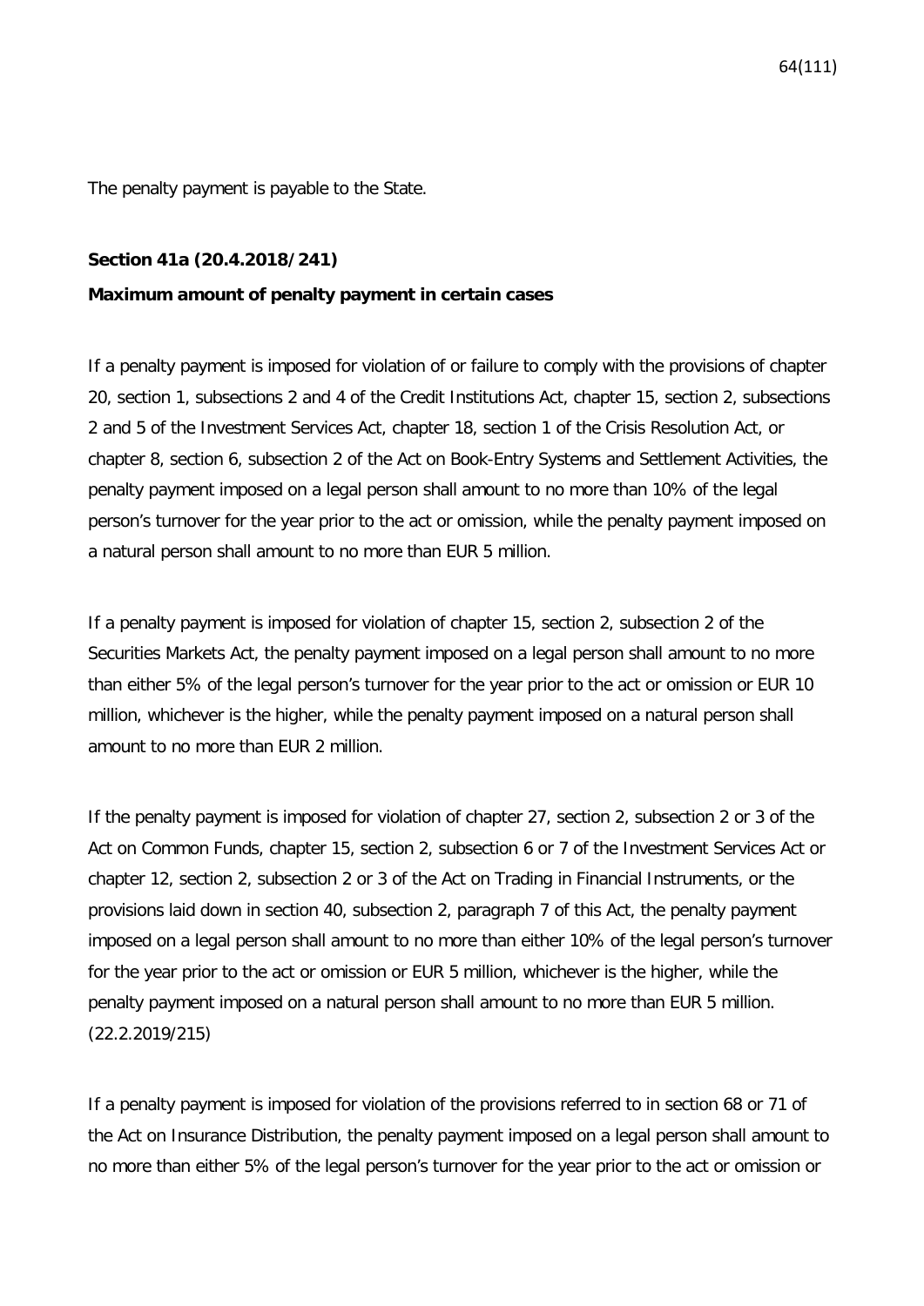The penalty payment is payable to the State.

**Section 41a (20.4.2018/241)**

**Maximum amount of penalty payment in certain cases**

If a penalty payment is imposed for violation of or failure to comply with the provisions of chapter 20, section 1, subsections 2 and 4 of the Credit Institutions Act, chapter 15, section 2, subsections 2 and 5 of the Investment Services Act, chapter 18, section 1 of the Crisis Resolution Act, or chapter 8, section 6, subsection 2 of the Act on Book-Entry Systems and Settlement Activities, the penalty payment imposed on a legal person shall amount to no more than 10% of the legal person's turnover for the year prior to the act or omission, while the penalty payment imposed on a natural person shall amount to no more than EUR 5 million.

If a penalty payment is imposed for violation of chapter 15, section 2, subsection 2 of the Securities Markets Act, the penalty payment imposed on a legal person shall amount to no more than either 5% of the legal person's turnover for the year prior to the act or omission or EUR 10 million, whichever is the higher, while the penalty payment imposed on a natural person shall amount to no more than EUR 2 million.

If the penalty payment is imposed for violation of chapter 27, section 2, subsection 2 or 3 of the Act on Common Funds, chapter 15, section 2, subsection 6 or 7 of the Investment Services Act or chapter 12, section 2, subsection 2 or 3 of the Act on Trading in Financial Instruments, or the provisions laid down in section 40, subsection 2, paragraph 7 of this Act, the penalty payment imposed on a legal person shall amount to no more than either 10% of the legal person's turnover for the year prior to the act or omission or EUR 5 million, whichever is the higher, while the penalty payment imposed on a natural person shall amount to no more than EUR 5 million. (22.2.2019/215)

If a penalty payment is imposed for violation of the provisions referred to in section 68 or 71 of the Act on Insurance Distribution, the penalty payment imposed on a legal person shall amount to no more than either 5% of the legal person's turnover for the year prior to the act or omission or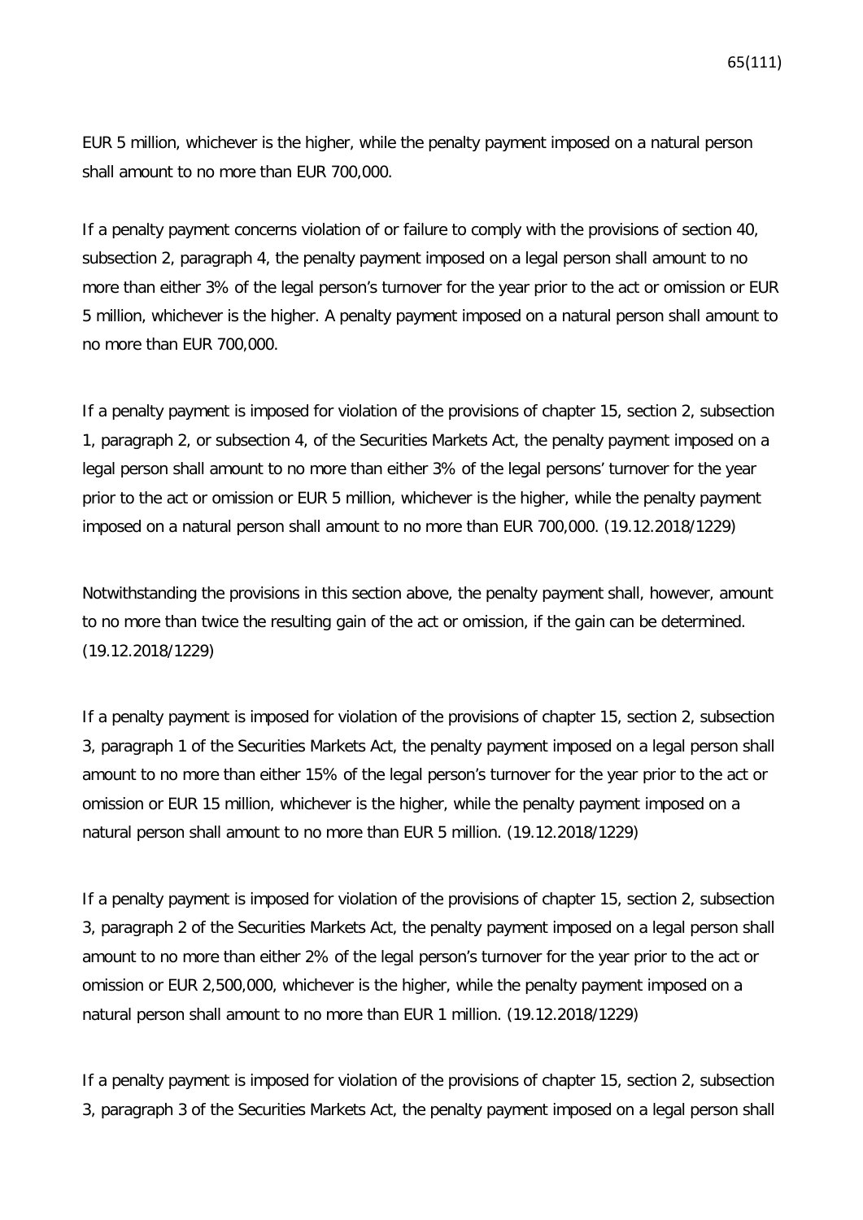EUR 5 million, whichever is the higher, while the penalty payment imposed on a natural person shall amount to no more than EUR 700,000.

If a penalty payment concerns violation of or failure to comply with the provisions of section 40, subsection 2, paragraph 4, the penalty payment imposed on a legal person shall amount to no more than either 3% of the legal person's turnover for the year prior to the act or omission or EUR 5 million, whichever is the higher. A penalty payment imposed on a natural person shall amount to no more than EUR 700,000.

If a penalty payment is imposed for violation of the provisions of chapter 15, section 2, subsection 1, paragraph 2, or subsection 4, of the Securities Markets Act, the penalty payment imposed on a legal person shall amount to no more than either 3% of the legal persons' turnover for the year prior to the act or omission or EUR 5 million, whichever is the higher, while the penalty payment imposed on a natural person shall amount to no more than EUR 700,000. (19.12.2018/1229)

Notwithstanding the provisions in this section above, the penalty payment shall, however, amount to no more than twice the resulting gain of the act or omission, if the gain can be determined. (19.12.2018/1229)

If a penalty payment is imposed for violation of the provisions of chapter 15, section 2, subsection 3, paragraph 1 of the Securities Markets Act, the penalty payment imposed on a legal person shall amount to no more than either 15% of the legal person's turnover for the year prior to the act or omission or EUR 15 million, whichever is the higher, while the penalty payment imposed on a natural person shall amount to no more than EUR 5 million. (19.12.2018/1229)

If a penalty payment is imposed for violation of the provisions of chapter 15, section 2, subsection 3, paragraph 2 of the Securities Markets Act, the penalty payment imposed on a legal person shall amount to no more than either 2% of the legal person's turnover for the year prior to the act or omission or EUR 2,500,000, whichever is the higher, while the penalty payment imposed on a natural person shall amount to no more than EUR 1 million. (19.12.2018/1229)

If a penalty payment is imposed for violation of the provisions of chapter 15, section 2, subsection 3, paragraph 3 of the Securities Markets Act, the penalty payment imposed on a legal person shall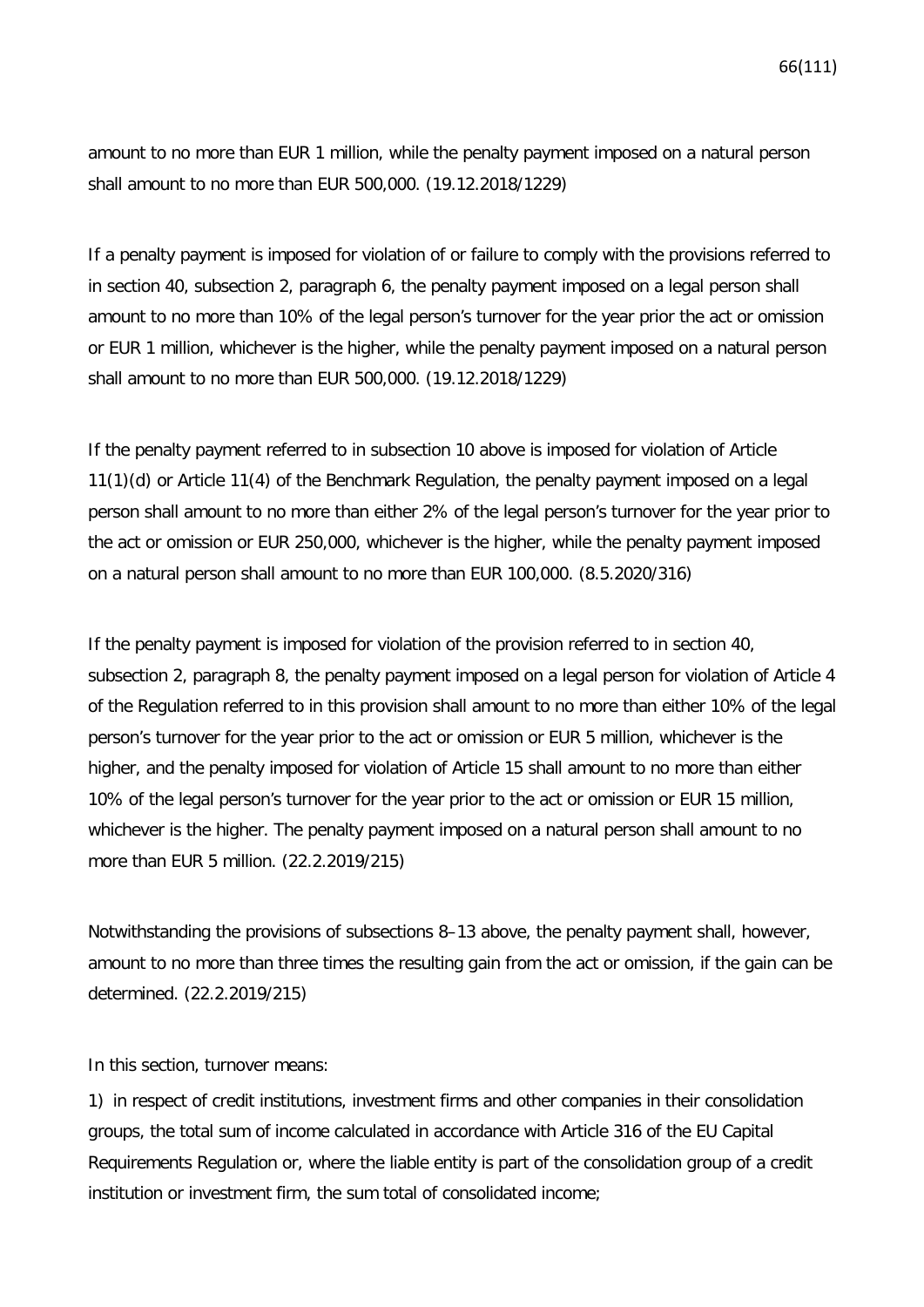amount to no more than EUR 1 million, while the penalty payment imposed on a natural person shall amount to no more than EUR 500,000. (19.12.2018/1229)

If a penalty payment is imposed for violation of or failure to comply with the provisions referred to in section 40, subsection 2, paragraph 6, the penalty payment imposed on a legal person shall amount to no more than 10% of the legal person's turnover for the year prior the act or omission or EUR 1 million, whichever is the higher, while the penalty payment imposed on a natural person shall amount to no more than EUR 500,000. (19.12.2018/1229)

If the penalty payment referred to in subsection 10 above is imposed for violation of Article 11(1)(d) or Article 11(4) of the Benchmark Regulation, the penalty payment imposed on a legal person shall amount to no more than either 2% of the legal person's turnover for the year prior to the act or omission or EUR 250,000, whichever is the higher, while the penalty payment imposed on a natural person shall amount to no more than EUR 100,000. (8.5.2020/316)

If the penalty payment is imposed for violation of the provision referred to in section 40, subsection 2, paragraph 8, the penalty payment imposed on a legal person for violation of Article 4 of the Regulation referred to in this provision shall amount to no more than either 10% of the legal person's turnover for the year prior to the act or omission or EUR 5 million, whichever is the higher, and the penalty imposed for violation of Article 15 shall amount to no more than either 10% of the legal person's turnover for the year prior to the act or omission or EUR 15 million, whichever is the higher. The penalty payment imposed on a natural person shall amount to no more than EUR 5 million. (22.2.2019/215)

Notwithstanding the provisions of subsections 8–13 above, the penalty payment shall, however, amount to no more than three times the resulting gain from the act or omission, if the gain can be determined. (22.2.2019/215)

In this section, turnover means:

1) in respect of credit institutions, investment firms and other companies in their consolidation groups, the total sum of income calculated in accordance with Article 316 of the EU Capital Requirements Regulation or, where the liable entity is part of the consolidation group of a credit institution or investment firm, the sum total of consolidated income;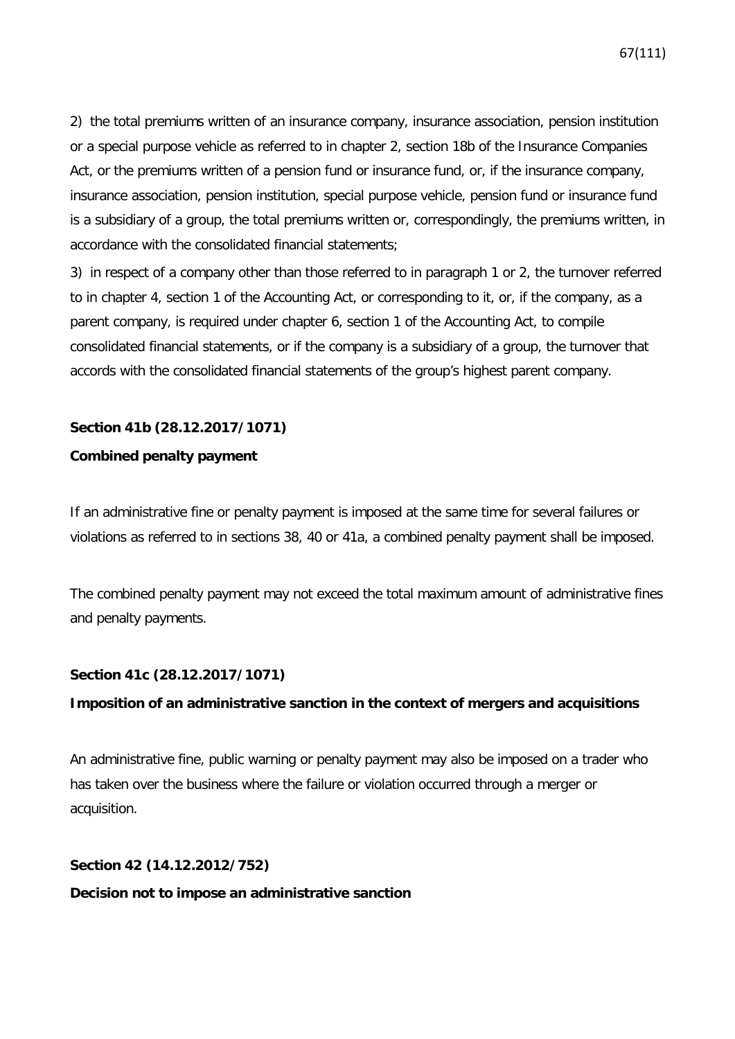2) the total premiums written of an insurance company, insurance association, pension institution or a special purpose vehicle as referred to in chapter 2, section 18b of the Insurance Companies Act, or the premiums written of a pension fund or insurance fund, or, if the insurance company, insurance association, pension institution, special purpose vehicle, pension fund or insurance fund is a subsidiary of a group, the total premiums written or, correspondingly, the premiums written, in accordance with the consolidated financial statements;

3) in respect of a company other than those referred to in paragraph 1 or 2, the turnover referred to in chapter 4, section 1 of the Accounting Act, or corresponding to it, or, if the company, as a parent company, is required under chapter 6, section 1 of the Accounting Act, to compile consolidated financial statements, or if the company is a subsidiary of a group, the turnover that accords with the consolidated financial statements of the group's highest parent company.

**Section 41b (28.12.2017/1071)**

**Combined penalty payment**

If an administrative fine or penalty payment is imposed at the same time for several failures or violations as referred to in sections 38, 40 or 41a, a combined penalty payment shall be imposed.

The combined penalty payment may not exceed the total maximum amount of administrative fines and penalty payments.

**Section 41c (28.12.2017/1071)**

**Imposition of an administrative sanction in the context of mergers and acquisitions**

An administrative fine, public warning or penalty payment may also be imposed on a trader who has taken over the business where the failure or violation occurred through a merger or acquisition.

**Section 42 (14.12.2012/752)**

**Decision not to impose an administrative sanction**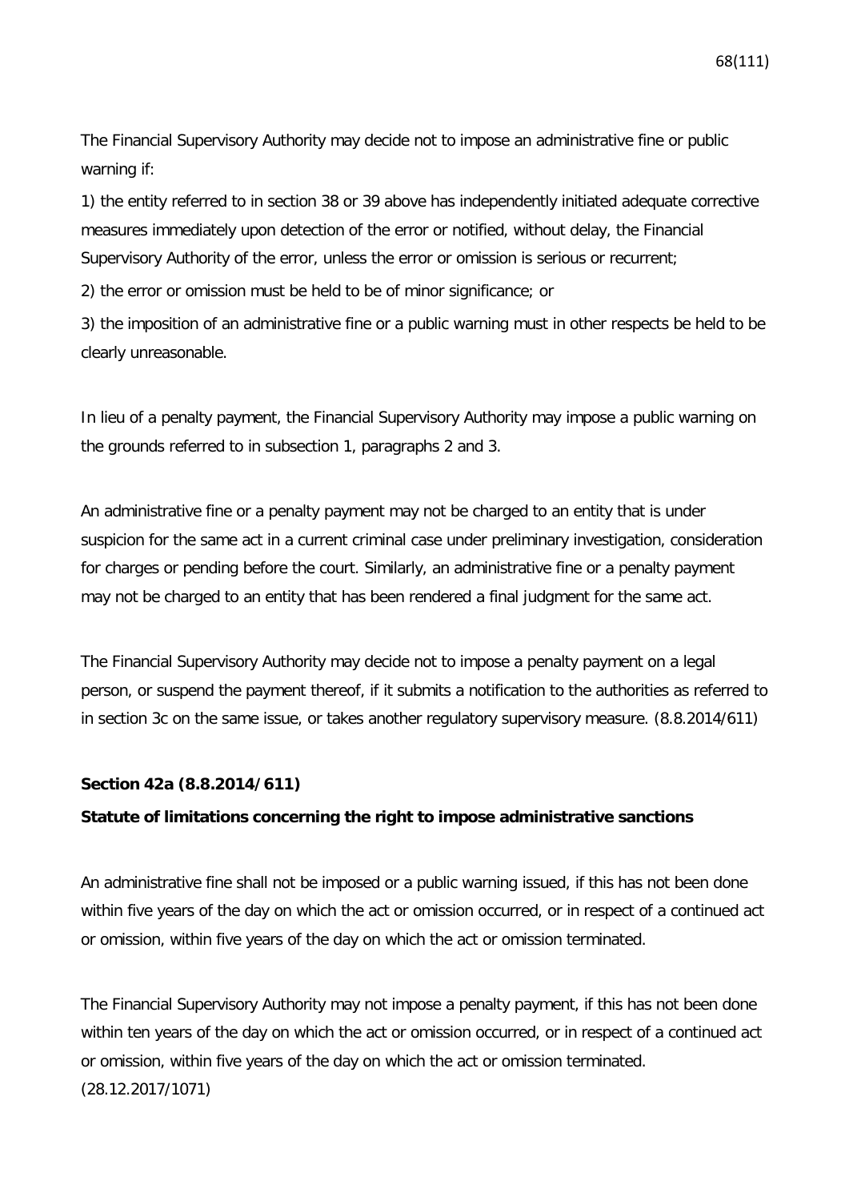The Financial Supervisory Authority may decide not to impose an administrative fine or public warning if:

1) the entity referred to in section 38 or 39 above has independently initiated adequate corrective measures immediately upon detection of the error or notified, without delay, the Financial Supervisory Authority of the error, unless the error or omission is serious or recurrent;

2) the error or omission must be held to be of minor significance; or

3) the imposition of an administrative fine or a public warning must in other respects be held to be clearly unreasonable.

In lieu of a penalty payment, the Financial Supervisory Authority may impose a public warning on the grounds referred to in subsection 1, paragraphs 2 and 3.

An administrative fine or a penalty payment may not be charged to an entity that is under suspicion for the same act in a current criminal case under preliminary investigation, consideration for charges or pending before the court. Similarly, an administrative fine or a penalty payment may not be charged to an entity that has been rendered a final judgment for the same act.

The Financial Supervisory Authority may decide not to impose a penalty payment on a legal person, or suspend the payment thereof, if it submits a notification to the authorities as referred to in section 3c on the same issue, or takes another regulatory supervisory measure. (8.8.2014/611)

**Section 42a (8.8.2014/611)**

**Statute of limitations concerning the right to impose administrative sanctions**

An administrative fine shall not be imposed or a public warning issued, if this has not been done within five years of the day on which the act or omission occurred, or in respect of a continued act or omission, within five years of the day on which the act or omission terminated.

The Financial Supervisory Authority may not impose a penalty payment, if this has not been done within ten years of the day on which the act or omission occurred, or in respect of a continued act or omission, within five years of the day on which the act or omission terminated. (28.12.2017/1071)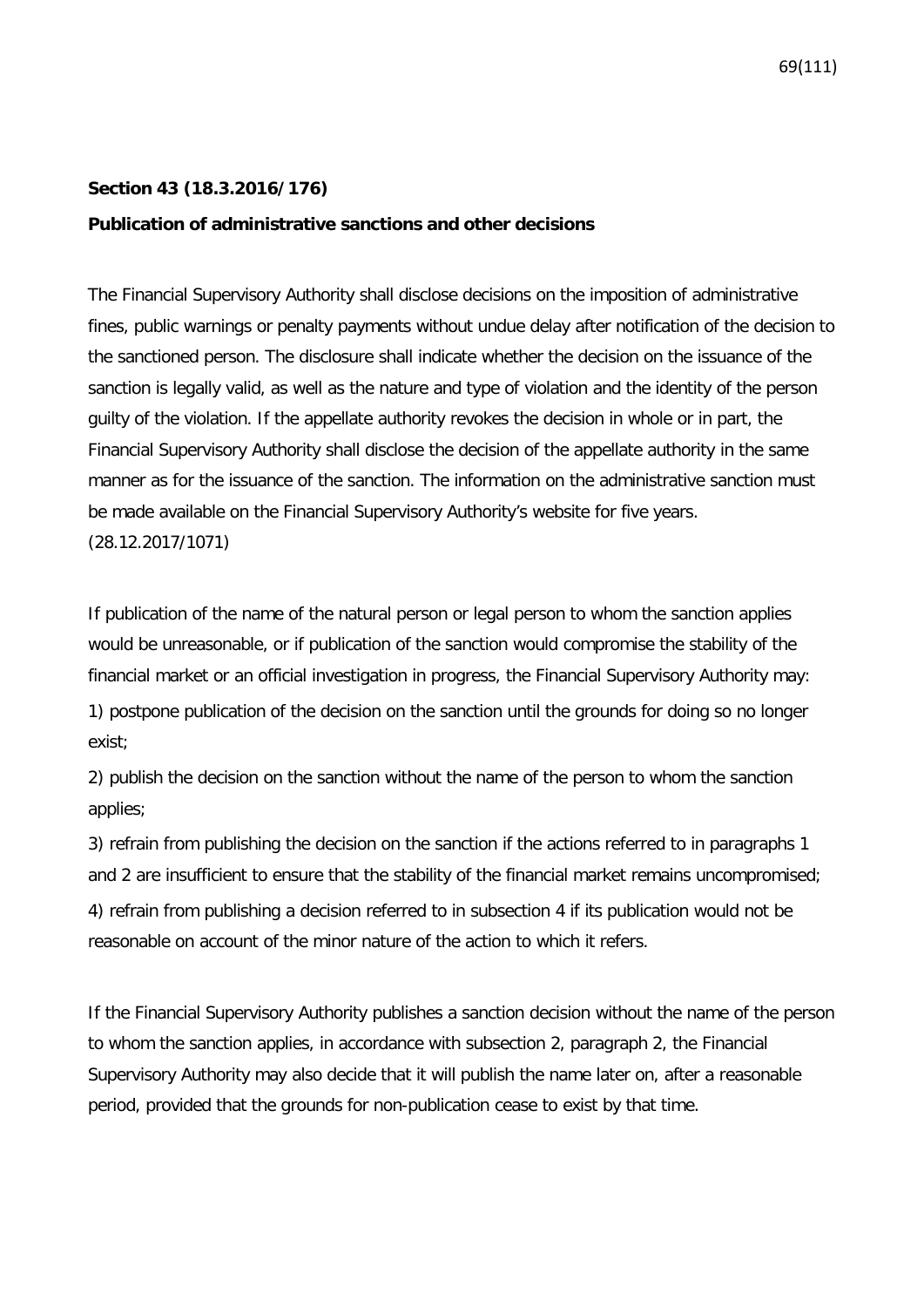**Section 43 (18.3.2016/176)**

**Publication of administrative sanctions and other decisions**

The Financial Supervisory Authority shall disclose decisions on the imposition of administrative fines, public warnings or penalty payments without undue delay after notification of the decision to the sanctioned person. The disclosure shall indicate whether the decision on the issuance of the sanction is legally valid, as well as the nature and type of violation and the identity of the person guilty of the violation. If the appellate authority revokes the decision in whole or in part, the Financial Supervisory Authority shall disclose the decision of the appellate authority in the same manner as for the issuance of the sanction. The information on the administrative sanction must be made available on the Financial Supervisory Authority's website for five years. (28.12.2017/1071)

If publication of the name of the natural person or legal person to whom the sanction applies would be unreasonable, or if publication of the sanction would compromise the stability of the financial market or an official investigation in progress, the Financial Supervisory Authority may:

1) postpone publication of the decision on the sanction until the grounds for doing so no longer exist;

2) publish the decision on the sanction without the name of the person to whom the sanction applies;

3) refrain from publishing the decision on the sanction if the actions referred to in paragraphs 1 and 2 are insufficient to ensure that the stability of the financial market remains uncompromised;

4) refrain from publishing a decision referred to in subsection 4 if its publication would not be reasonable on account of the minor nature of the action to which it refers.

If the Financial Supervisory Authority publishes a sanction decision without the name of the person to whom the sanction applies, in accordance with subsection 2, paragraph 2, the Financial Supervisory Authority may also decide that it will publish the name later on, after a reasonable period, provided that the grounds for non-publication cease to exist by that time.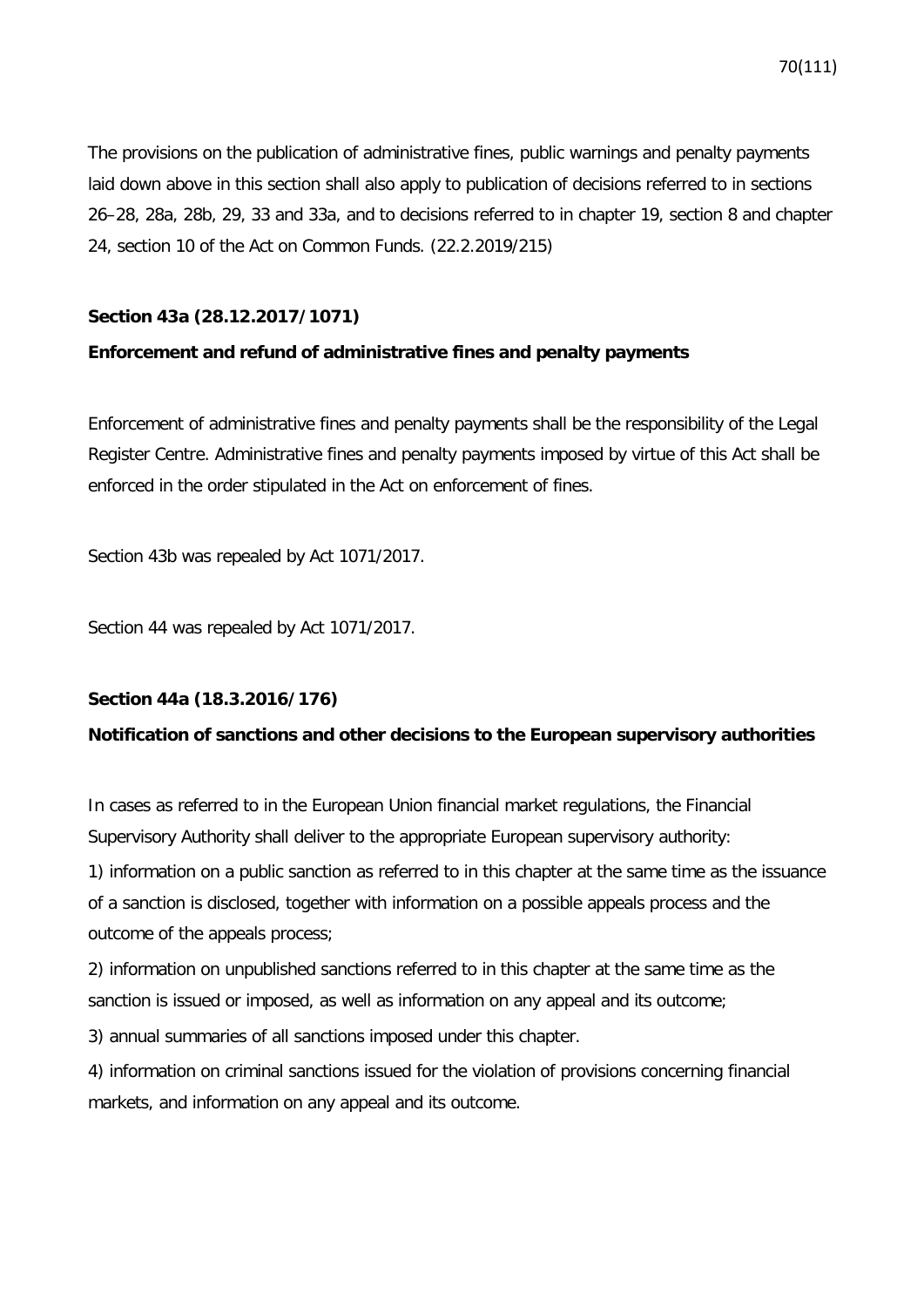The provisions on the publication of administrative fines, public warnings and penalty payments laid down above in this section shall also apply to publication of decisions referred to in sections 26–28, 28a, 28b, 29, 33 and 33a, and to decisions referred to in chapter 19, section 8 and chapter 24, section 10 of the Act on Common Funds. (22.2.2019/215)

**Section 43a (28.12.2017/1071)**

**Enforcement and refund of administrative fines and penalty payments**

Enforcement of administrative fines and penalty payments shall be the responsibility of the Legal Register Centre. Administrative fines and penalty payments imposed by virtue of this Act shall be enforced in the order stipulated in the Act on enforcement of fines.

Section 43b was repealed by Act 1071/2017.

Section 44 was repealed by Act 1071/2017.

**Section 44a (18.3.2016/176)**

**Notification of sanctions and other decisions to the European supervisory authorities**

In cases as referred to in the European Union financial market regulations, the Financial Supervisory Authority shall deliver to the appropriate European supervisory authority:

1) information on a public sanction as referred to in this chapter at the same time as the issuance of a sanction is disclosed, together with information on a possible appeals process and the outcome of the appeals process;

2) information on unpublished sanctions referred to in this chapter at the same time as the sanction is issued or imposed, as well as information on any appeal and its outcome;

3) annual summaries of all sanctions imposed under this chapter.

4) information on criminal sanctions issued for the violation of provisions concerning financial markets, and information on any appeal and its outcome.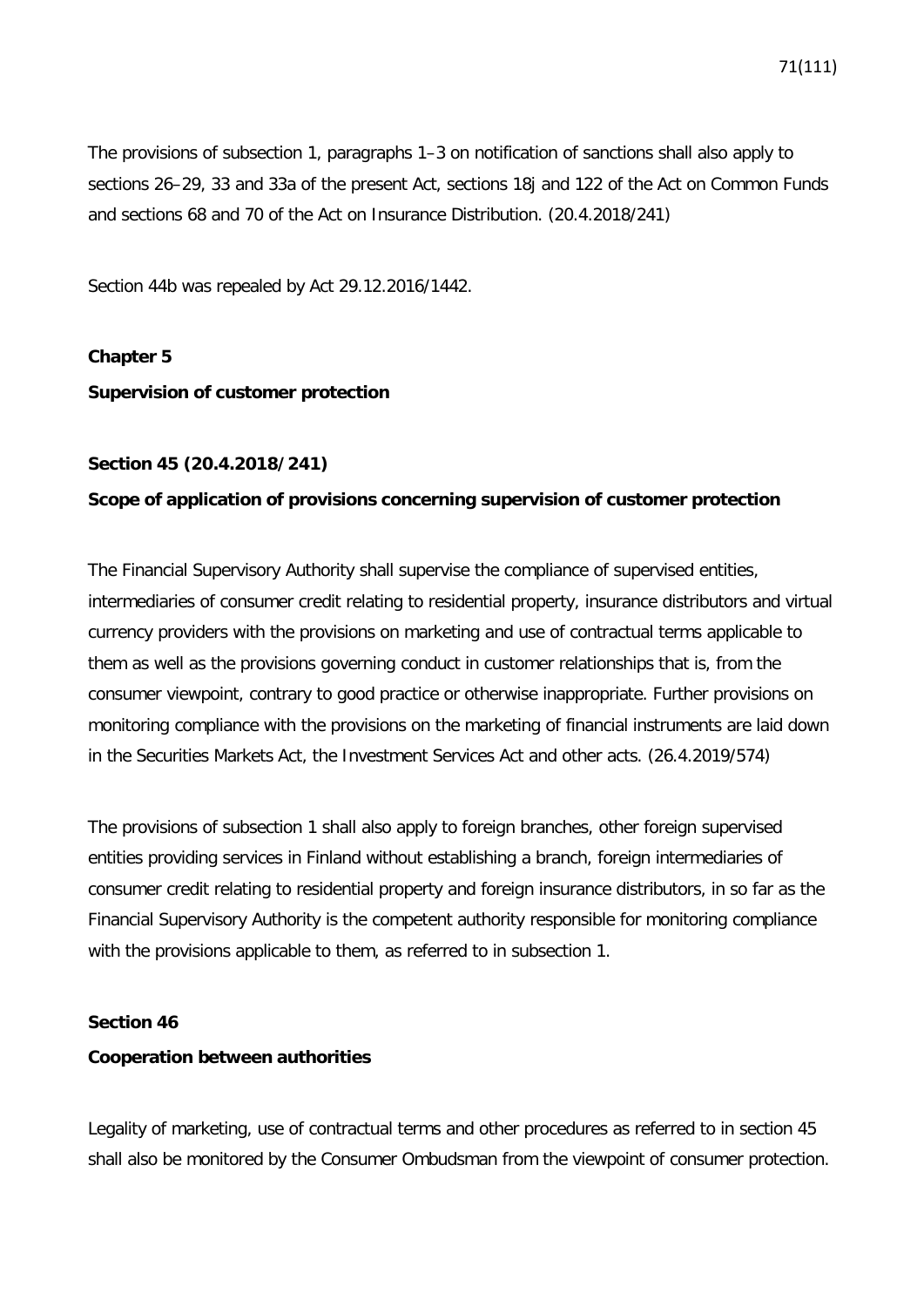The provisions of subsection 1, paragraphs 1–3 on notification of sanctions shall also apply to sections 26–29, 33 and 33a of the present Act, sections 18j and 122 of the Act on Common Funds and sections 68 and 70 of the Act on Insurance Distribution. (20.4.2018/241)

Section 44b was repealed by Act 29.12.2016/1442.

**Chapter 5**

**Supervision of customer protection**

**Section 45 (20.4.2018/241)**

**Scope of application of provisions concerning supervision of customer protection**

The Financial Supervisory Authority shall supervise the compliance of supervised entities, intermediaries of consumer credit relating to residential property, insurance distributors and virtual currency providers with the provisions on marketing and use of contractual terms applicable to them as well as the provisions governing conduct in customer relationships that is, from the consumer viewpoint, contrary to good practice or otherwise inappropriate. Further provisions on monitoring compliance with the provisions on the marketing of financial instruments are laid down in the Securities Markets Act, the Investment Services Act and other acts. (26.4.2019/574)

The provisions of subsection 1 shall also apply to foreign branches, other foreign supervised entities providing services in Finland without establishing a branch, foreign intermediaries of consumer credit relating to residential property and foreign insurance distributors, in so far as the Financial Supervisory Authority is the competent authority responsible for monitoring compliance with the provisions applicable to them, as referred to in subsection 1.

**Section 46**

**Cooperation between authorities**

Legality of marketing, use of contractual terms and other procedures as referred to in section 45 shall also be monitored by the Consumer Ombudsman from the viewpoint of consumer protection.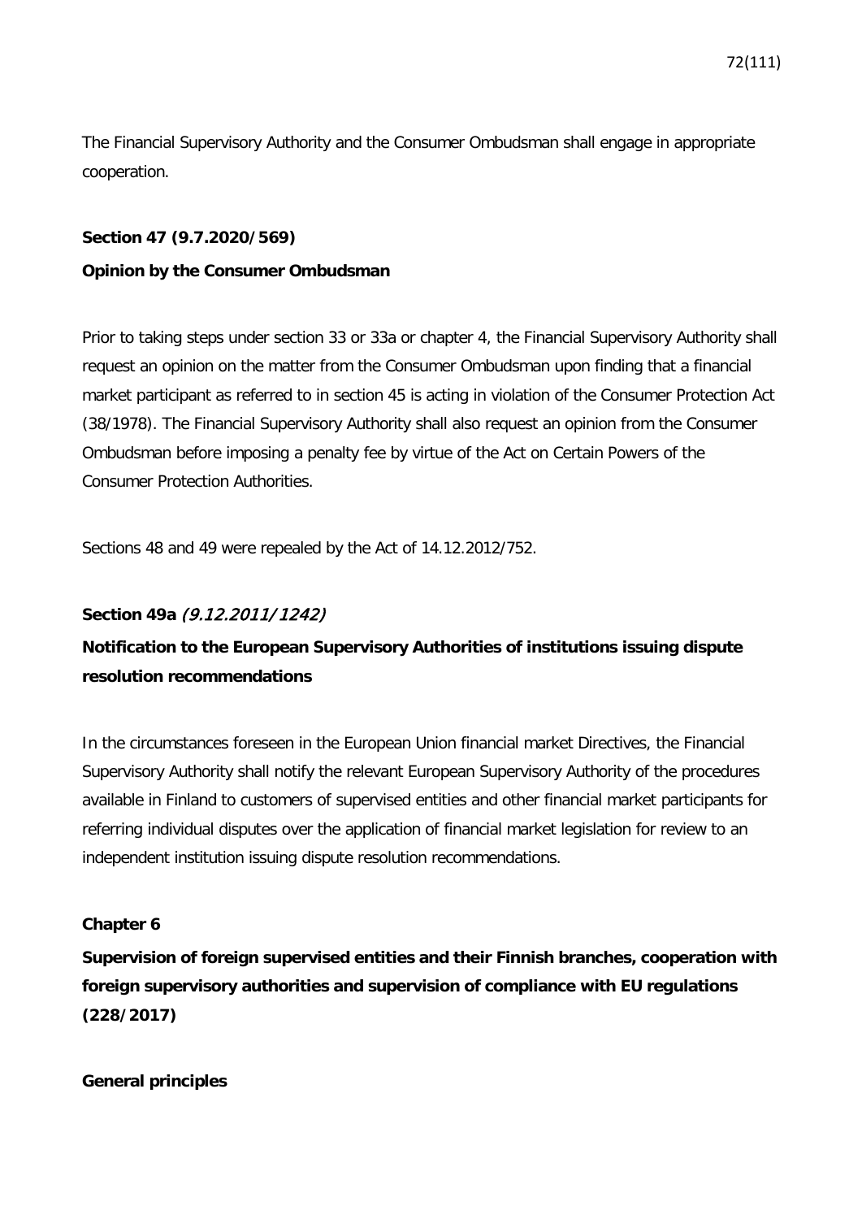The Financial Supervisory Authority and the Consumer Ombudsman shall engage in appropriate cooperation.

**Section 47 (9.7.2020/569)**

**Opinion by the Consumer Ombudsman**

Prior to taking steps under section 33 or 33a or chapter 4, the Financial Supervisory Authority shall request an opinion on the matter from the Consumer Ombudsman upon finding that a financial market participant as referred to in section 45 is acting in violation of the Consumer Protection Act (38/1978). The Financial Supervisory Authority shall also request an opinion from the Consumer Ombudsman before imposing a penalty fee by virtue of the Act on Certain Powers of the Consumer Protection Authorities.

Sections 48 and 49 were repealed by the Act of 14.12.2012/752.

**Section 49a** *(9.12.2011/1242)*

**Notification to the European Supervisory Authorities of institutions issuing dispute resolution recommendations**

In the circumstances foreseen in the European Union financial market Directives, the Financial Supervisory Authority shall notify the relevant European Supervisory Authority of the procedures available in Finland to customers of supervised entities and other financial market participants for referring individual disputes over the application of financial market legislation for review to an independent institution issuing dispute resolution recommendations.

**Chapter 6**

**Supervision of foreign supervised entities and their Finnish branches, cooperation with foreign supervisory authorities and supervision of compliance with EU regulations (228/2017)**

**General principles**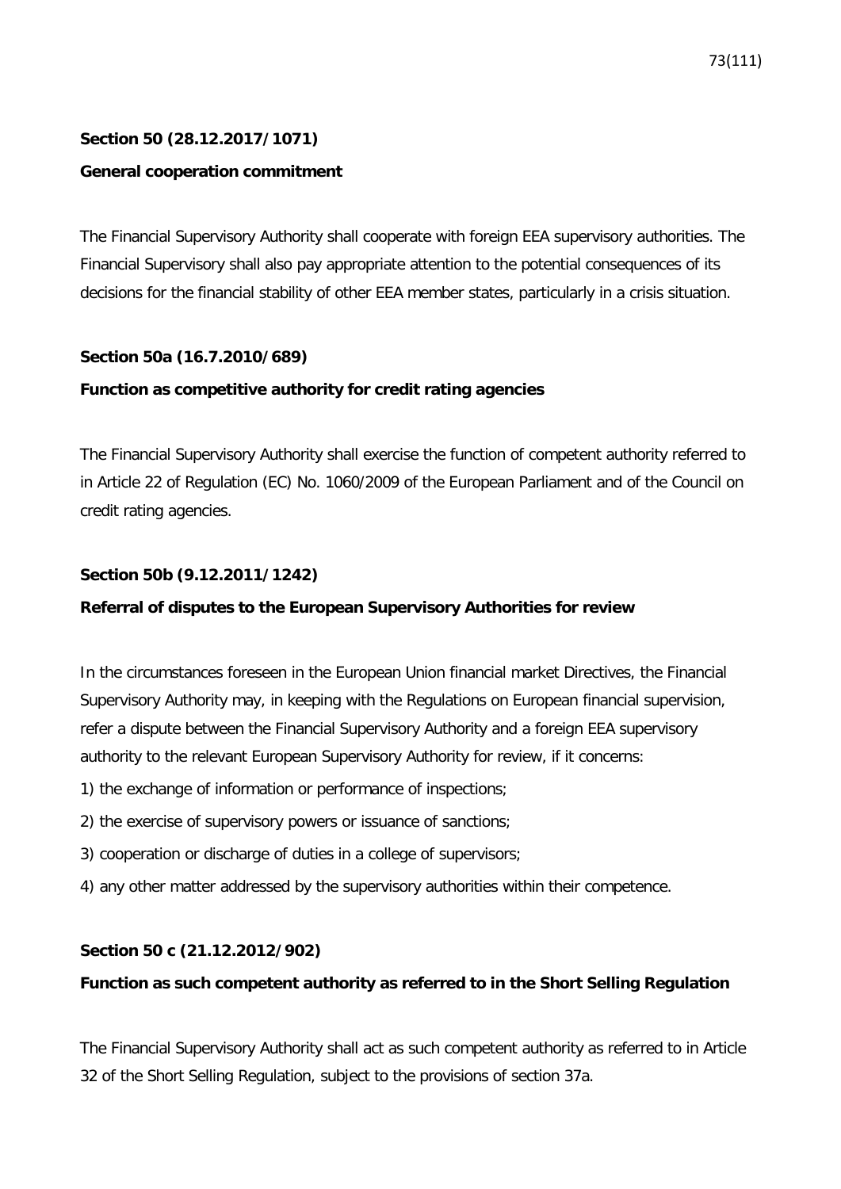**Section 50 (28.12.2017/1071)**

**General cooperation commitment**

The Financial Supervisory Authority shall cooperate with foreign EEA supervisory authorities. The Financial Supervisory shall also pay appropriate attention to the potential consequences of its decisions for the financial stability of other EEA member states, particularly in a crisis situation.

**Section 50a (16.7.2010/689)**

**Function as competitive authority for credit rating agencies**

The Financial Supervisory Authority shall exercise the function of competent authority referred to in Article 22 of Regulation (EC) No. 1060/2009 of the European Parliament and of the Council on credit rating agencies.

**Section 50b (9.12.2011/1242)**

**Referral of disputes to the European Supervisory Authorities for review**

In the circumstances foreseen in the European Union financial market Directives, the Financial Supervisory Authority may, in keeping with the Regulations on European financial supervision, refer a dispute between the Financial Supervisory Authority and a foreign EEA supervisory authority to the relevant European Supervisory Authority for review, if it concerns:

1) the exchange of information or performance of inspections;

2) the exercise of supervisory powers or issuance of sanctions;

3) cooperation or discharge of duties in a college of supervisors;

4) any other matter addressed by the supervisory authorities within their competence.

**Section 50 c (21.12.2012/902)**

**Function as such competent authority as referred to in the Short Selling Regulation**

The Financial Supervisory Authority shall act as such competent authority as referred to in Article 32 of the Short Selling Regulation, subject to the provisions of section 37a.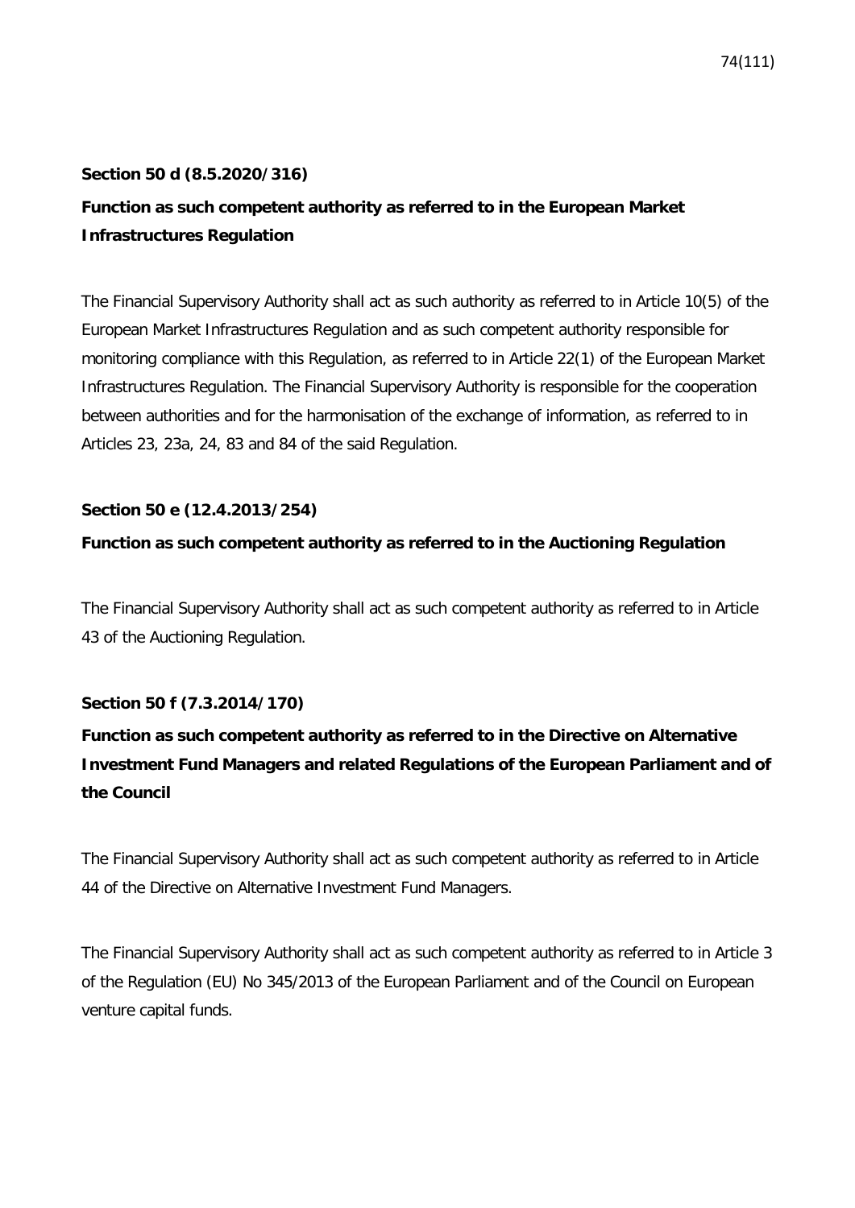**Section 50 d (8.5.2020/316)**

**Function as such competent authority as referred to in the European Market Infrastructures Regulation**

The Financial Supervisory Authority shall act as such authority as referred to in Article 10(5) of the European Market Infrastructures Regulation and as such competent authority responsible for monitoring compliance with this Regulation, as referred to in Article 22(1) of the European Market Infrastructures Regulation. The Financial Supervisory Authority is responsible for the cooperation between authorities and for the harmonisation of the exchange of information, as referred to in Articles 23, 23a, 24, 83 and 84 of the said Regulation.

**Section 50 e (12.4.2013/254)**

**Function as such competent authority as referred to in the Auctioning Regulation**

The Financial Supervisory Authority shall act as such competent authority as referred to in Article 43 of the Auctioning Regulation.

**Section 50 f (7.3.2014/170)**

**Function as such competent authority as referred to in the Directive on Alternative Investment Fund Managers and related Regulations of the European Parliament and of the Council**

The Financial Supervisory Authority shall act as such competent authority as referred to in Article 44 of the Directive on Alternative Investment Fund Managers.

The Financial Supervisory Authority shall act as such competent authority as referred to in Article 3 of the Regulation (EU) No 345/2013 of the European Parliament and of the Council on European venture capital funds.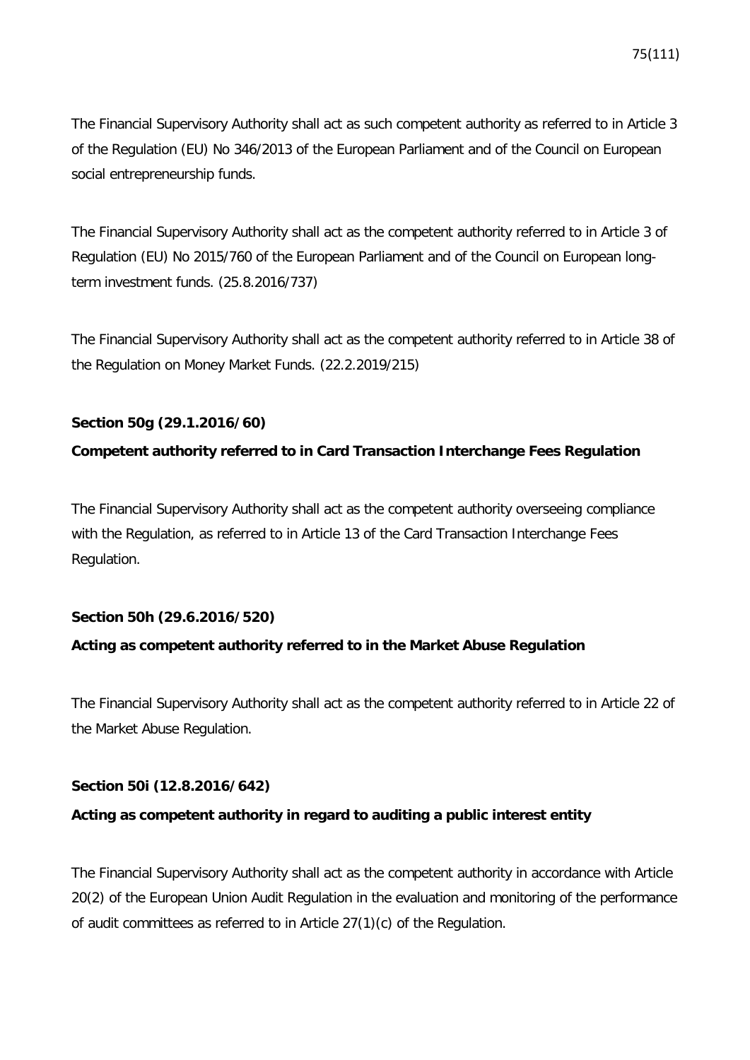The Financial Supervisory Authority shall act as such competent authority as referred to in Article 3 of the Regulation (EU) No 346/2013 of the European Parliament and of the Council on European social entrepreneurship funds.

The Financial Supervisory Authority shall act as the competent authority referred to in Article 3 of Regulation (EU) No 2015/760 of the European Parliament and of the Council on European long-term investment funds. (25.8.2016/737)

The Financial Supervisory Authority shall act as the competent authority referred to in Article 38 of the Regulation on Money Market Funds. (22.2.2019/215)

**Section 50g (29.1.2016/60)**

**Competent authority referred to in Card Transaction Interchange Fees Regulation**

The Financial Supervisory Authority shall act as the competent authority overseeing compliance with the Regulation, as referred to in Article 13 of the Card Transaction Interchange Fees Regulation.

**Section 50h (29.6.2016/520)**

**Acting as competent authority referred to in the Market Abuse Regulation**

The Financial Supervisory Authority shall act as the competent authority referred to in Article 22 of the Market Abuse Regulation.

**Section 50i (12.8.2016/642)**

**Acting as competent authority in regard to auditing a public interest entity**

The Financial Supervisory Authority shall act as the competent authority in accordance with Article 20(2) of the European Union Audit Regulation in the evaluation and monitoring of the performance of audit committees as referred to in Article 27(1)(c) of the Regulation.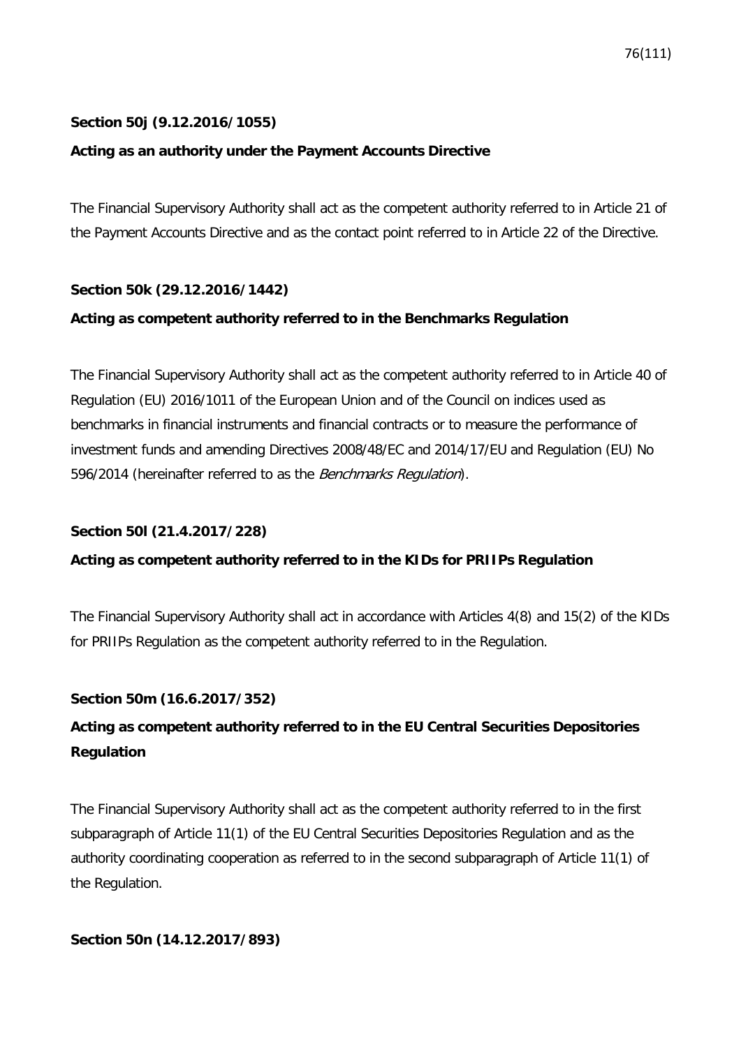**Section 50j (9.12.2016/1055)**

**Acting as an authority under the Payment Accounts Directive**

The Financial Supervisory Authority shall act as the competent authority referred to in Article 21 of the Payment Accounts Directive and as the contact point referred to in Article 22 of the Directive.

**Section 50k (29.12.2016/1442)**

**Acting as competent authority referred to in the Benchmarks Regulation**

The Financial Supervisory Authority shall act as the competent authority referred to in Article 40 of Regulation (EU) 2016/1011 of the European Union and of the Council on indices used as benchmarks in financial instruments and financial contracts or to measure the performance of investment funds and amending Directives 2008/48/EC and 2014/17/EU and Regulation (EU) No 596/2014 (hereinafter referred to as the *Benchmarks Regulation*).

**Section 50l (21.4.2017/228)**

**Acting as competent authority referred to in the KIDs for PRIIPs Regulation**

The Financial Supervisory Authority shall act in accordance with Articles 4(8) and 15(2) of the KIDs for PRIIPs Regulation as the competent authority referred to in the Regulation.

**Section 50m (16.6.2017/352)**

**Acting as competent authority referred to in the EU Central Securities Depositories Regulation**

The Financial Supervisory Authority shall act as the competent authority referred to in the first subparagraph of Article 11(1) of the EU Central Securities Depositories Regulation and as the authority coordinating cooperation as referred to in the second subparagraph of Article 11(1) of the Regulation.

**Section 50n (14.12.2017/893)**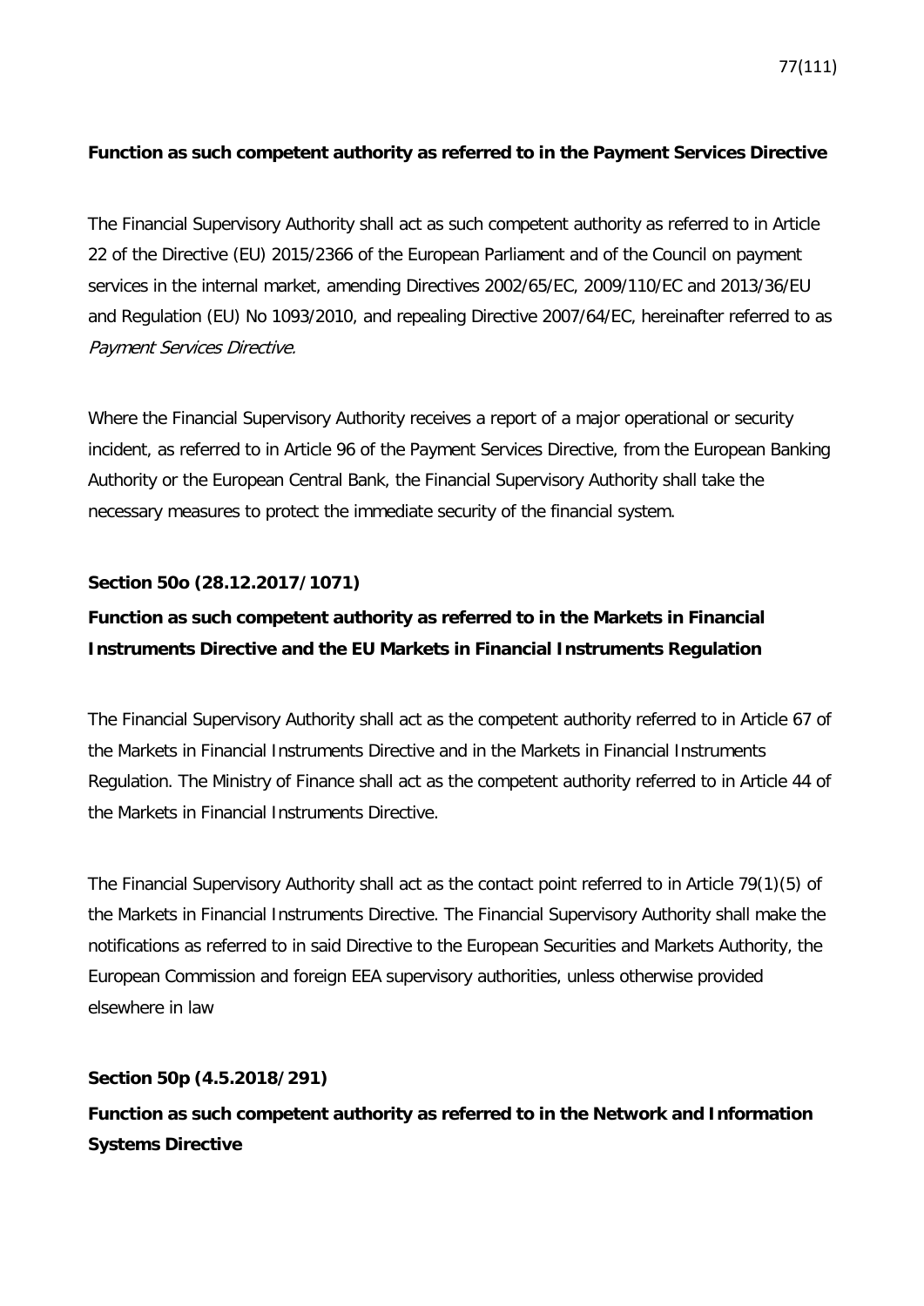**Function as such competent authority as referred to in the Payment Services Directive**

The Financial Supervisory Authority shall act as such competent authority as referred to in Article 22 of the Directive (EU) 2015/2366 of the European Parliament and of the Council on payment services in the internal market, amending Directives 2002/65/EC, 2009/110/EC and 2013/36/EU and Regulation (EU) No 1093/2010, and repealing Directive 2007/64/EC, hereinafter referred to as *Payment Services Directive*.

Where the Financial Supervisory Authority receives a report of a major operational or security incident, as referred to in Article 96 of the Payment Services Directive, from the European Banking Authority or the European Central Bank, the Financial Supervisory Authority shall take the necessary measures to protect the immediate security of the financial system.

**Section 50o (28.12.2017/1071)**

**Function as such competent authority as referred to in the Markets in Financial Instruments Directive and the EU Markets in Financial Instruments Regulation**

The Financial Supervisory Authority shall act as the competent authority referred to in Article 67 of the Markets in Financial Instruments Directive and in the Markets in Financial Instruments Regulation. The Ministry of Finance shall act as the competent authority referred to in Article 44 of the Markets in Financial Instruments Directive.

The Financial Supervisory Authority shall act as the contact point referred to in Article 79(1)(5) of the Markets in Financial Instruments Directive. The Financial Supervisory Authority shall make the notifications as referred to in said Directive to the European Securities and Markets Authority, the European Commission and foreign EEA supervisory authorities, unless otherwise provided elsewhere in law

**Section 50p (4.5.2018/291)**

**Function as such competent authority as referred to in the Network and Information Systems Directive**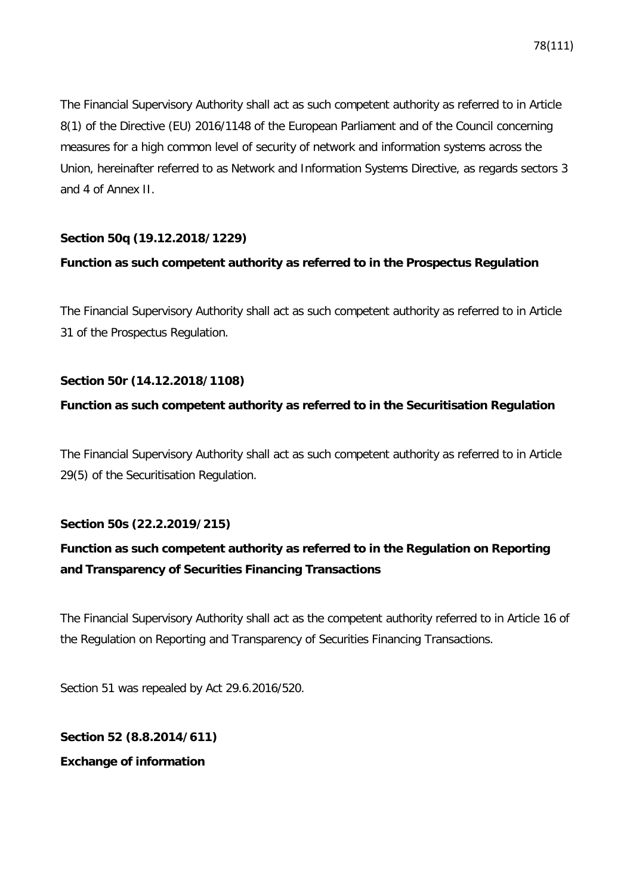The Financial Supervisory Authority shall act as such competent authority as referred to in Article 8(1) of the Directive (EU) 2016/1148 of the European Parliament and of the Council concerning measures for a high common level of security of network and information systems across the Union, hereinafter referred to as Network and Information Systems Directive, as regards sectors 3 and 4 of Annex II.

**Section 50q (19.12.2018/1229)**

**Function as such competent authority as referred to in the Prospectus Regulation**

The Financial Supervisory Authority shall act as such competent authority as referred to in Article 31 of the Prospectus Regulation.

**Section 50r (14.12.2018/1108)**

**Function as such competent authority as referred to in the Securitisation Regulation**

The Financial Supervisory Authority shall act as such competent authority as referred to in Article 29(5) of the Securitisation Regulation.

**Section 50s (22.2.2019/215)**

**Function as such competent authority as referred to in the Regulation on Reporting and Transparency of Securities Financing Transactions**

The Financial Supervisory Authority shall act as the competent authority referred to in Article 16 of the Regulation on Reporting and Transparency of Securities Financing Transactions.

Section 51 was repealed by Act 29.6.2016/520.

**Section 52 (8.8.2014/611)**

**Exchange of information**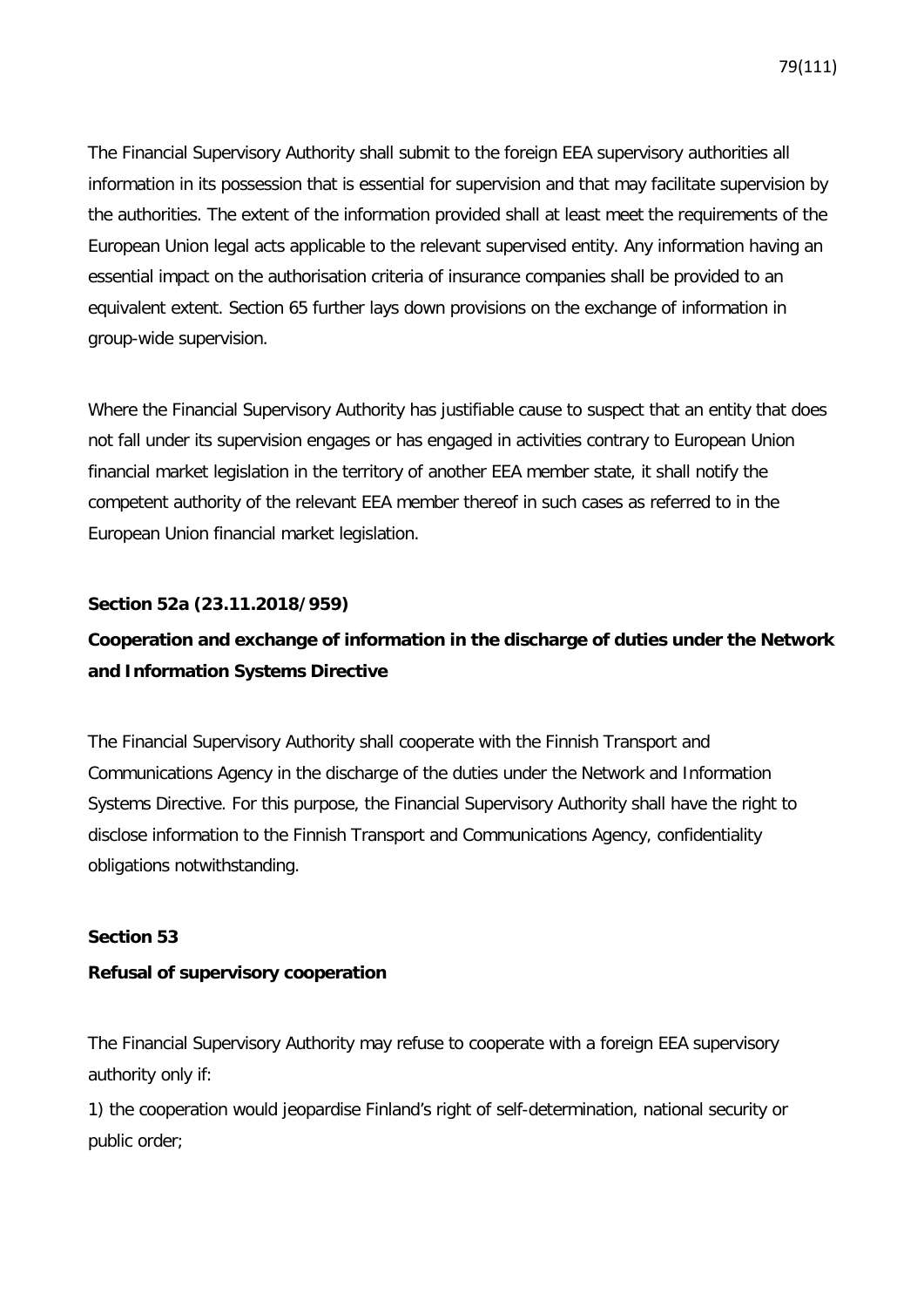The Financial Supervisory Authority shall submit to the foreign EEA supervisory authorities all information in its possession that is essential for supervision and that may facilitate supervision by the authorities. The extent of the information provided shall at least meet the requirements of the European Union legal acts applicable to the relevant supervised entity. Any information having an essential impact on the authorisation criteria of insurance companies shall be provided to an equivalent extent. Section 65 further lays down provisions on the exchange of information in group-wide supervision.

Where the Financial Supervisory Authority has justifiable cause to suspect that an entity that does not fall under its supervision engages or has engaged in activities contrary to European Union financial market legislation in the territory of another EEA member state, it shall notify the competent authority of the relevant EEA member thereof in such cases as referred to in the European Union financial market legislation.

**Section 52a (23.11.2018/959)**

**Cooperation and exchange of information in the discharge of duties under the Network and Information Systems Directive**

The Financial Supervisory Authority shall cooperate with the Finnish Transport and Communications Agency in the discharge of the duties under the Network and Information Systems Directive. For this purpose, the Financial Supervisory Authority shall have the right to disclose information to the Finnish Transport and Communications Agency, confidentiality obligations notwithstanding.

**Section 53**

**Refusal of supervisory cooperation**

The Financial Supervisory Authority may refuse to cooperate with a foreign EEA supervisory authority only if:

1) the cooperation would jeopardise Finland’s right of self-determination, national security or public order;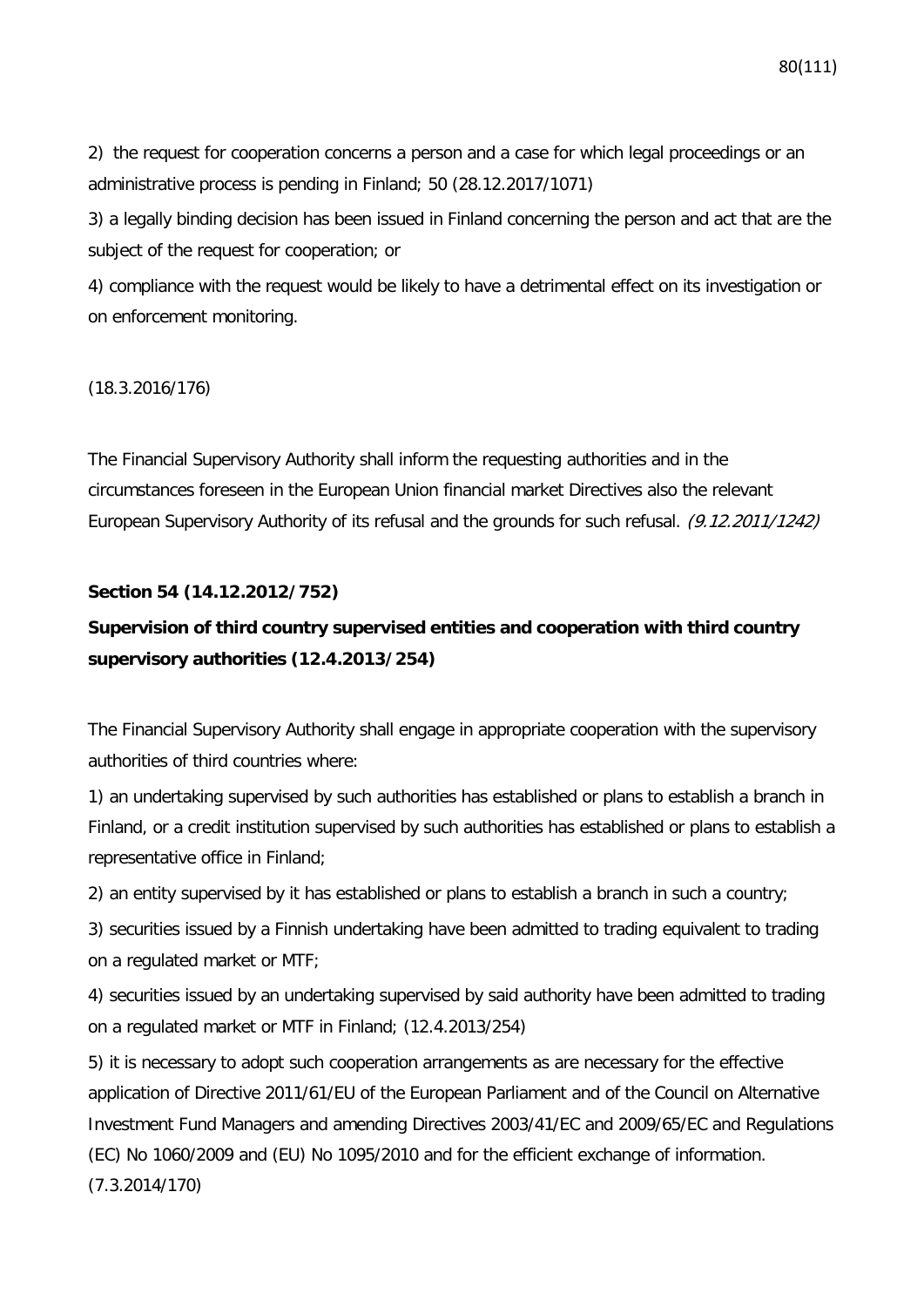2) the request for cooperation concerns a person and a case for which legal proceedings or an administrative process is pending in Finland; 50 (28.12.2017/1071)

3) a legally binding decision has been issued in Finland concerning the person and act that are the subject of the request for cooperation; or

4) compliance with the request would be likely to have a detrimental effect on its investigation or on enforcement monitoring.

(18.3.2016/176)

The Financial Supervisory Authority shall inform the requesting authorities and in the circumstances foreseen in the European Union financial market Directives also the relevant European Supervisory Authority of its refusal and the grounds for such refusal. *(9.12.2011/1242)*

**Section 54 (14.12.2012/752)**

**Supervision of third country supervised entities and cooperation with third country supervisory authorities (12.4.2013/254)**

The Financial Supervisory Authority shall engage in appropriate cooperation with the supervisory authorities of third countries where:

1) an undertaking supervised by such authorities has established or plans to establish a branch in Finland, or a credit institution supervised by such authorities has established or plans to establish a representative office in Finland;

2) an entity supervised by it has established or plans to establish a branch in such a country;

3) securities issued by a Finnish undertaking have been admitted to trading equivalent to trading on a regulated market or MTF;

4) securities issued by an undertaking supervised by said authority have been admitted to trading on a regulated market or MTF in Finland; (12.4.2013/254)

5) it is necessary to adopt such cooperation arrangements as are necessary for the effective application of Directive 2011/61/EU of the European Parliament and of the Council on Alternative Investment Fund Managers and amending Directives 2003/41/EC and 2009/65/EC and Regulations (EC) No 1060/2009 and (EU) No 1095/2010 and for the efficient exchange of information. (7.3.2014/170)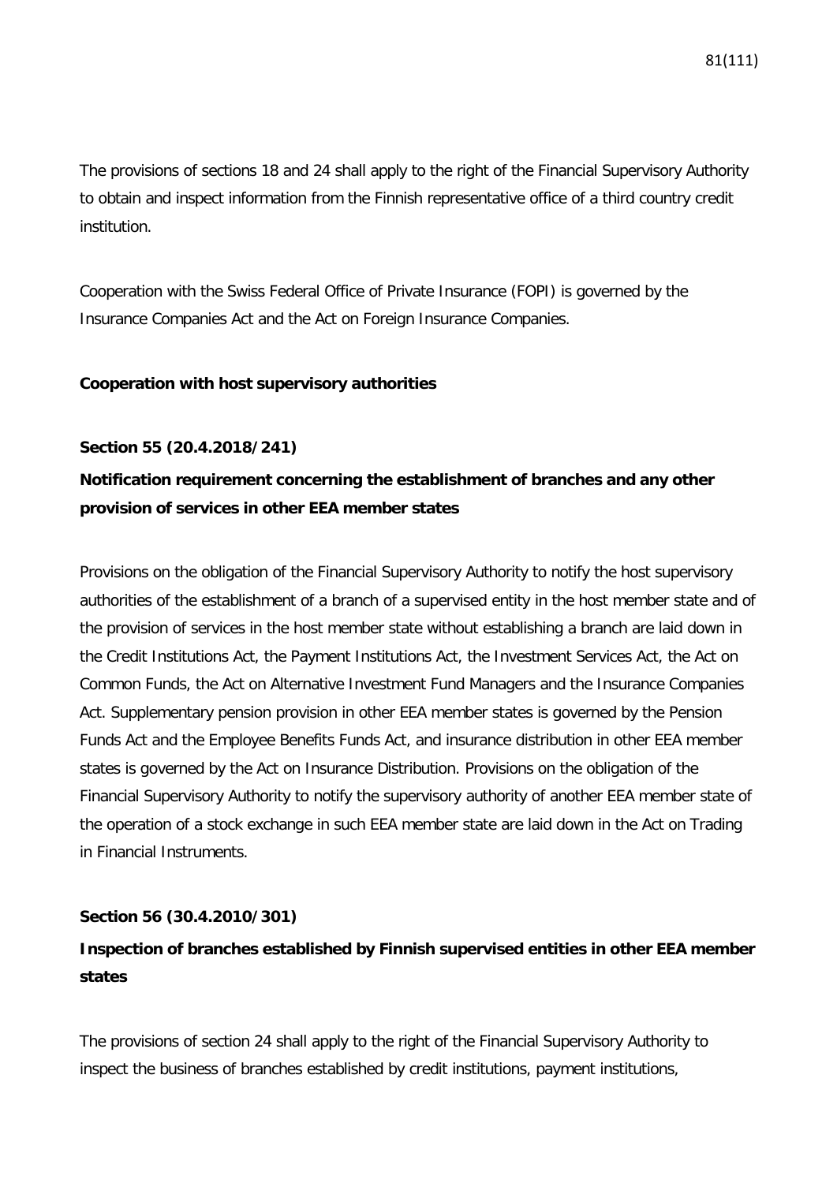The provisions of sections 18 and 24 shall apply to the right of the Financial Supervisory Authority to obtain and inspect information from the Finnish representative office of a third country credit institution.

Cooperation with the Swiss Federal Office of Private Insurance (FOPI) is governed by the Insurance Companies Act and the Act on Foreign Insurance Companies.

**Cooperation with host supervisory authorities**

**Section 55 (20.4.2018/241)**

**Notification requirement concerning the establishment of branches and any other provision of services in other EEA member states**

Provisions on the obligation of the Financial Supervisory Authority to notify the host supervisory authorities of the establishment of a branch of a supervised entity in the host member state and of the provision of services in the host member state without establishing a branch are laid down in the Credit Institutions Act, the Payment Institutions Act, the Investment Services Act, the Act on Common Funds, the Act on Alternative Investment Fund Managers and the Insurance Companies Act. Supplementary pension provision in other EEA member states is governed by the Pension Funds Act and the Employee Benefits Funds Act, and insurance distribution in other EEA member states is governed by the Act on Insurance Distribution. Provisions on the obligation of the Financial Supervisory Authority to notify the supervisory authority of another EEA member state of the operation of a stock exchange in such EEA member state are laid down in the Act on Trading in Financial Instruments.

**Section 56 (30.4.2010/301)**

**Inspection of branches established by Finnish supervised entities in other EEA member states**

The provisions of section 24 shall apply to the right of the Financial Supervisory Authority to inspect the business of branches established by credit institutions, payment institutions,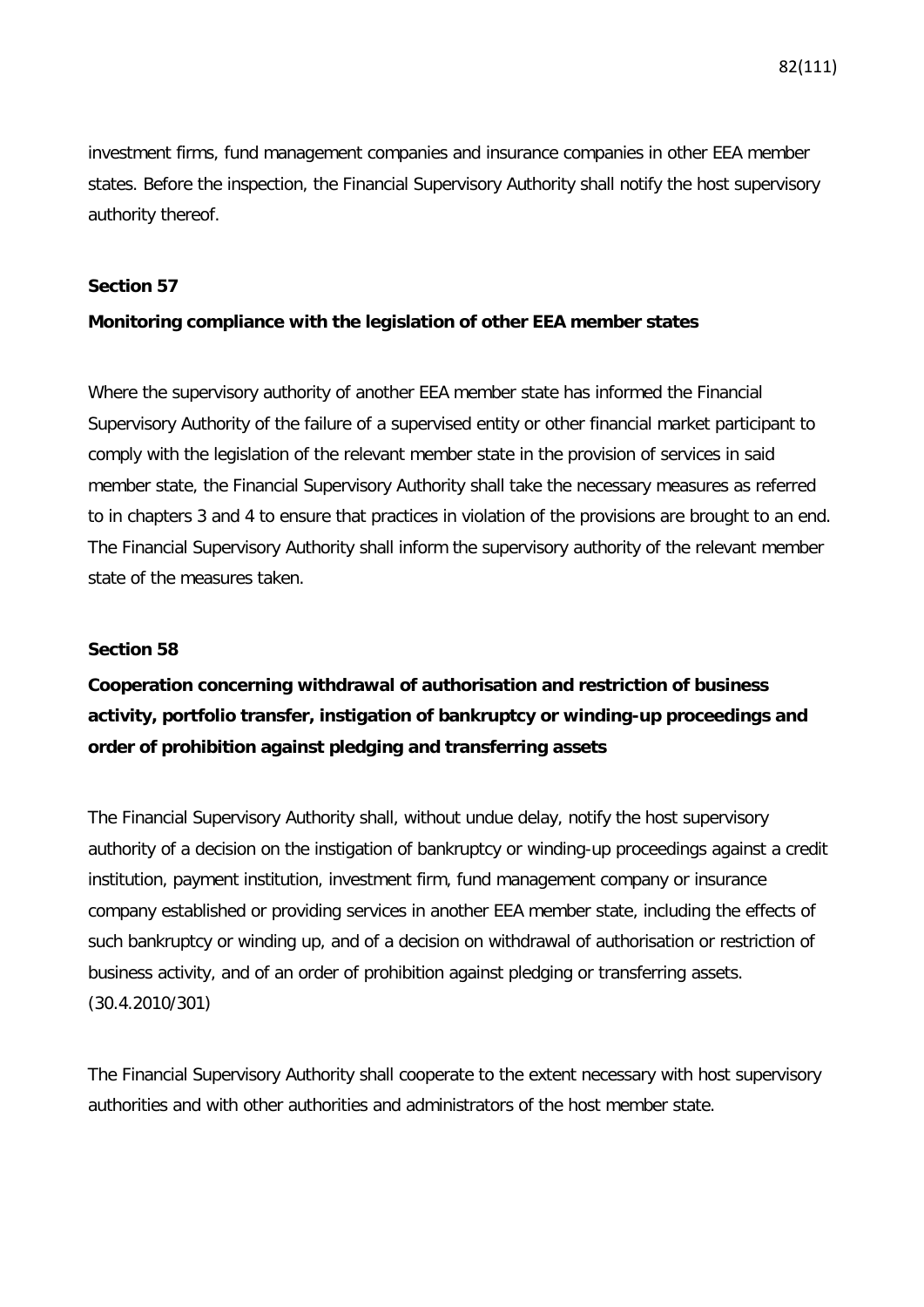investment firms, fund management companies and insurance companies in other EEA member states. Before the inspection, the Financial Supervisory Authority shall notify the host supervisory authority thereof.

## Section 57

### Monitoring compliance with the legislation of other EEA member states

Where the supervisory authority of another EEA member state has informed the Financial Supervisory Authority of the failure of a supervised entity or other financial market participant to comply with the legislation of the relevant member state in the provision of services in said member state, the Financial Supervisory Authority shall take the necessary measures as referred to in chapters 3 and 4 to ensure that practices in violation of the provisions are brought to an end. The Financial Supervisory Authority shall inform the supervisory authority of the relevant member state of the measures taken.

## Section 58

### Cooperation concerning withdrawal of authorisation and restriction of business activity, portfolio transfer, instigation of bankruptcy or winding-up proceedings and order of prohibition against pledging and transferring assets

The Financial Supervisory Authority shall, without undue delay, notify the host supervisory authority of a decision on the instigation of bankruptcy or winding-up proceedings against a credit institution, payment institution, investment firm, fund management company or insurance company established or providing services in another EEA member state, including the effects of such bankruptcy or winding up, and of a decision on withdrawal of authorisation or restriction of business activity, and of an order of prohibition against pledging or transferring assets. (30.4.2010/301)

The Financial Supervisory Authority shall cooperate to the extent necessary with host supervisory authorities and with other authorities and administrators of the host member state.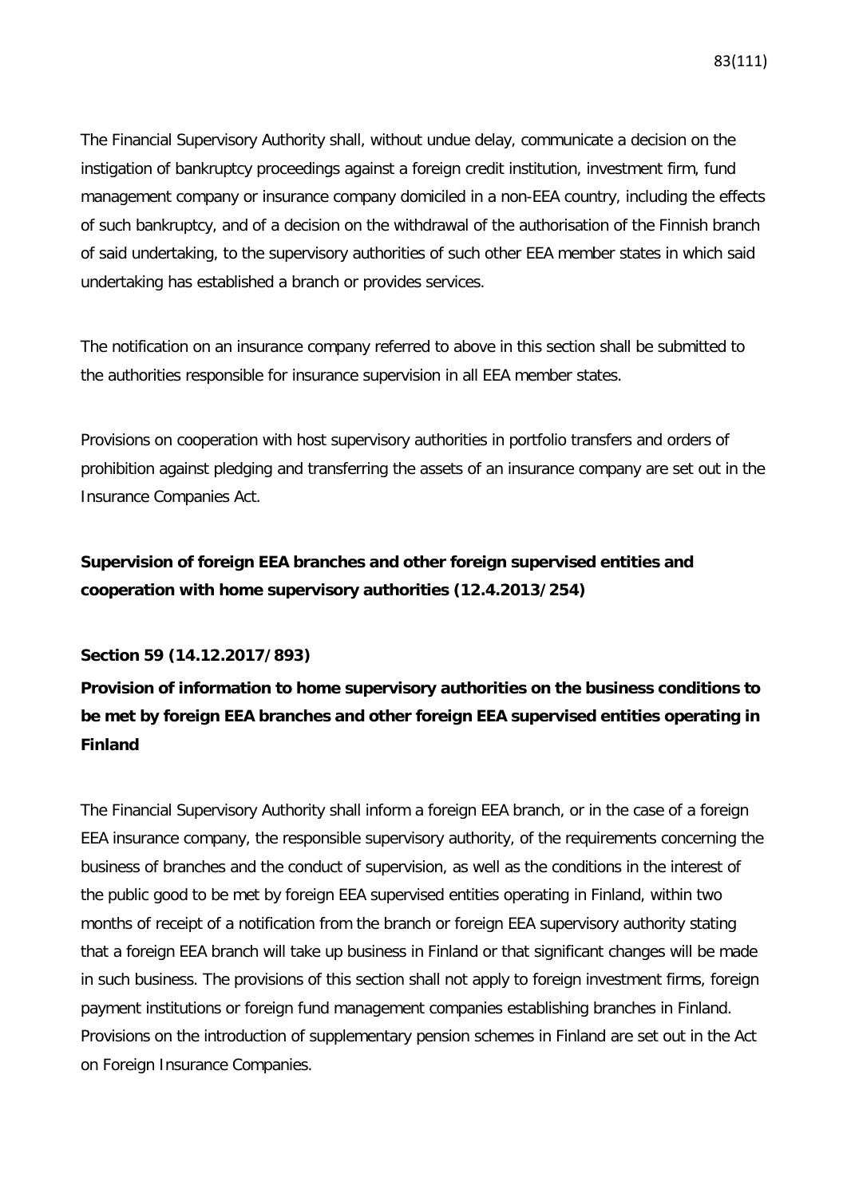The Financial Supervisory Authority shall, without undue delay, communicate a decision on the instigation of bankruptcy proceedings against a foreign credit institution, investment firm, fund management company or insurance company domiciled in a non-EEA country, including the effects of such bankruptcy, and of a decision on the withdrawal of the authorisation of the Finnish branch of said undertaking, to the supervisory authorities of such other EEA member states in which said undertaking has established a branch or provides services.

The notification on an insurance company referred to above in this section shall be submitted to the authorities responsible for insurance supervision in all EEA member states.

Provisions on cooperation with host supervisory authorities in portfolio transfers and orders of prohibition against pledging and transferring the assets of an insurance company are set out in the Insurance Companies Act.

**Supervision of foreign EEA branches and other foreign supervised entities and cooperation with home supervisory authorities (12.4.2013/254)**

**Section 59 (14.12.2017/893)**

**Provision of information to home supervisory authorities on the business conditions to be met by foreign EEA branches and other foreign EEA supervised entities operating in Finland**

The Financial Supervisory Authority shall inform a foreign EEA branch, or in the case of a foreign EEA insurance company, the responsible supervisory authority, of the requirements concerning the business of branches and the conduct of supervision, as well as the conditions in the interest of the public good to be met by foreign EEA supervised entities operating in Finland, within two months of receipt of a notification from the branch or foreign EEA supervisory authority stating that a foreign EEA branch will take up business in Finland or that significant changes will be made in such business. The provisions of this section shall not apply to foreign investment firms, foreign payment institutions or foreign fund management companies establishing branches in Finland. Provisions on the introduction of supplementary pension schemes in Finland are set out in the Act on Foreign Insurance Companies.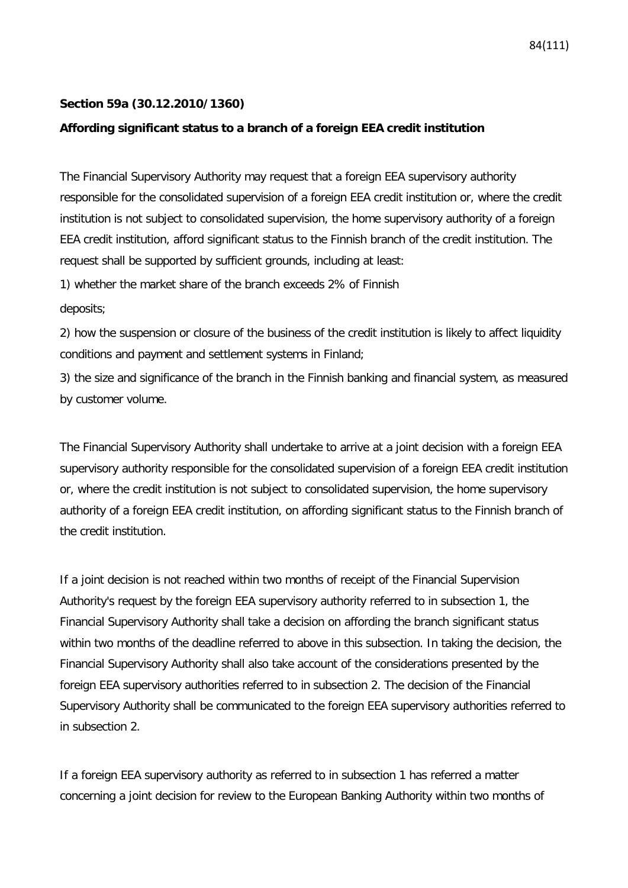**Section 59a (30.12.2010/1360)**

**Affording significant status to a branch of a foreign EEA credit institution**

The Financial Supervisory Authority may request that a foreign EEA supervisory authority responsible for the consolidated supervision of a foreign EEA credit institution or, where the credit institution is not subject to consolidated supervision, the home supervisory authority of a foreign EEA credit institution, afford significant status to the Finnish branch of the credit institution. The request shall be supported by sufficient grounds, including at least:

1) whether the market share of the branch exceeds 2% of Finnish deposits;

2) how the suspension or closure of the business of the credit institution is likely to affect liquidity conditions and payment and settlement systems in Finland;

3) the size and significance of the branch in the Finnish banking and financial system, as measured by customer volume.

The Financial Supervisory Authority shall undertake to arrive at a joint decision with a foreign EEA supervisory authority responsible for the consolidated supervision of a foreign EEA credit institution or, where the credit institution is not subject to consolidated supervision, the home supervisory authority of a foreign EEA credit institution, on affording significant status to the Finnish branch of the credit institution.

If a joint decision is not reached within two months of receipt of the Financial Supervision Authority's request by the foreign EEA supervisory authority referred to in subsection 1, the Financial Supervisory Authority shall take a decision on affording the branch significant status within two months of the deadline referred to above in this subsection. In taking the decision, the Financial Supervisory Authority shall also take account of the considerations presented by the foreign EEA supervisory authorities referred to in subsection 2. The decision of the Financial Supervisory Authority shall be communicated to the foreign EEA supervisory authorities referred to in subsection 2.

If a foreign EEA supervisory authority as referred to in subsection 1 has referred a matter concerning a joint decision for review to the European Banking Authority within two months of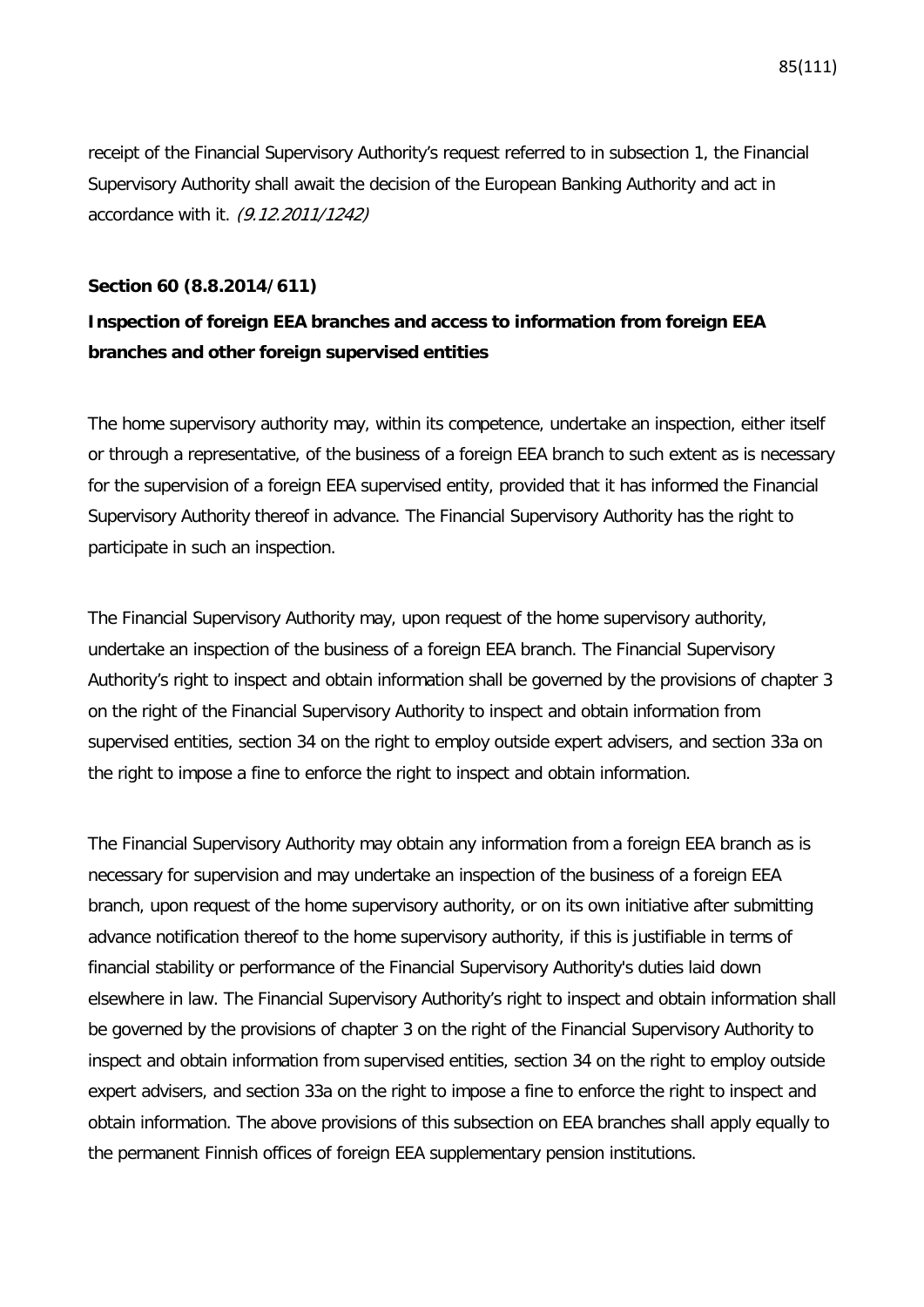receipt of the Financial Supervisory Authority's request referred to in subsection 1, the Financial Supervisory Authority shall await the decision of the European Banking Authority and act in accordance with it. *(9.12.2011/1242)*

**Section 60 (8.8.2014/611)**

**Inspection of foreign EEA branches and access to information from foreign EEA branches and other foreign supervised entities**

The home supervisory authority may, within its competence, undertake an inspection, either itself or through a representative, of the business of a foreign EEA branch to such extent as is necessary for the supervision of a foreign EEA supervised entity, provided that it has informed the Financial Supervisory Authority thereof in advance. The Financial Supervisory Authority has the right to participate in such an inspection.

The Financial Supervisory Authority may, upon request of the home supervisory authority, undertake an inspection of the business of a foreign EEA branch. The Financial Supervisory Authority's right to inspect and obtain information shall be governed by the provisions of chapter 3 on the right of the Financial Supervisory Authority to inspect and obtain information from supervised entities, section 34 on the right to employ outside expert advisers, and section 33a on the right to impose a fine to enforce the right to inspect and obtain information.

The Financial Supervisory Authority may obtain any information from a foreign EEA branch as is necessary for supervision and may undertake an inspection of the business of a foreign EEA branch, upon request of the home supervisory authority, or on its own initiative after submitting advance notification thereof to the home supervisory authority, if this is justifiable in terms of financial stability or performance of the Financial Supervisory Authority's duties laid down elsewhere in law. The Financial Supervisory Authority's right to inspect and obtain information shall be governed by the provisions of chapter 3 on the right of the Financial Supervisory Authority to inspect and obtain information from supervised entities, section 34 on the right to employ outside expert advisers, and section 33a on the right to impose a fine to enforce the right to inspect and obtain information. The above provisions of this subsection on EEA branches shall apply equally to the permanent Finnish offices of foreign EEA supplementary pension institutions.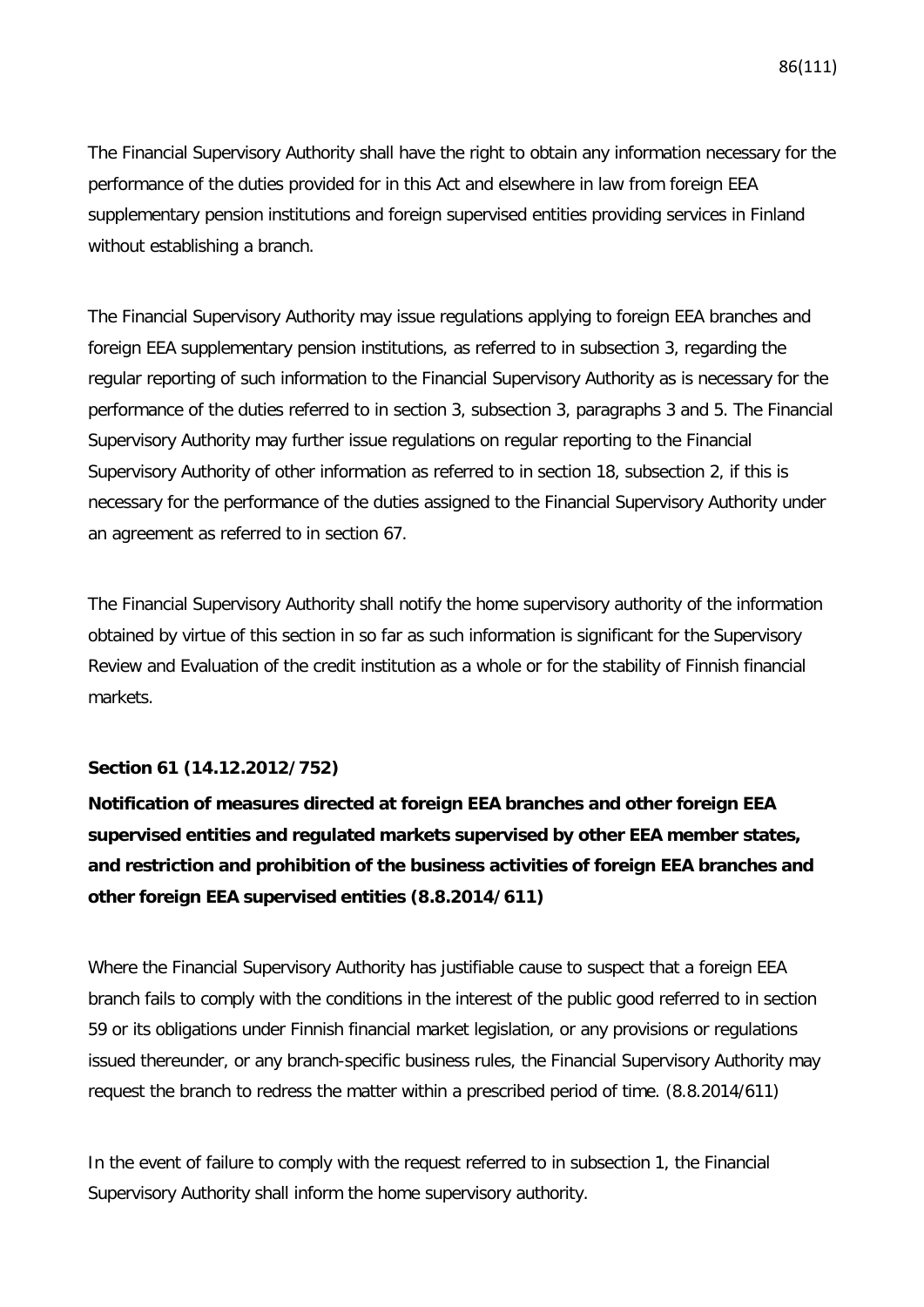The Financial Supervisory Authority shall have the right to obtain any information necessary for the performance of the duties provided for in this Act and elsewhere in law from foreign EEA supplementary pension institutions and foreign supervised entities providing services in Finland without establishing a branch.

The Financial Supervisory Authority may issue regulations applying to foreign EEA branches and foreign EEA supplementary pension institutions, as referred to in subsection 3, regarding the regular reporting of such information to the Financial Supervisory Authority as is necessary for the performance of the duties referred to in section 3, subsection 3, paragraphs 3 and 5. The Financial Supervisory Authority may further issue regulations on regular reporting to the Financial Supervisory Authority of other information as referred to in section 18, subsection 2, if this is necessary for the performance of the duties assigned to the Financial Supervisory Authority under an agreement as referred to in section 67.

The Financial Supervisory Authority shall notify the home supervisory authority of the information obtained by virtue of this section in so far as such information is significant for the Supervisory Review and Evaluation of the credit institution as a whole or for the stability of Finnish financial markets.

**Section 61 (14.12.2012/752)**

**Notification of measures directed at foreign EEA branches and other foreign EEA supervised entities and regulated markets supervised by other EEA member states, and restriction and prohibition of the business activities of foreign EEA branches and other foreign EEA supervised entities (8.8.2014/611)**

Where the Financial Supervisory Authority has justifiable cause to suspect that a foreign EEA branch fails to comply with the conditions in the interest of the public good referred to in section 59 or its obligations under Finnish financial market legislation, or any provisions or regulations issued thereunder, or any branch-specific business rules, the Financial Supervisory Authority may request the branch to redress the matter within a prescribed period of time. (8.8.2014/611)

In the event of failure to comply with the request referred to in subsection 1, the Financial Supervisory Authority shall inform the home supervisory authority.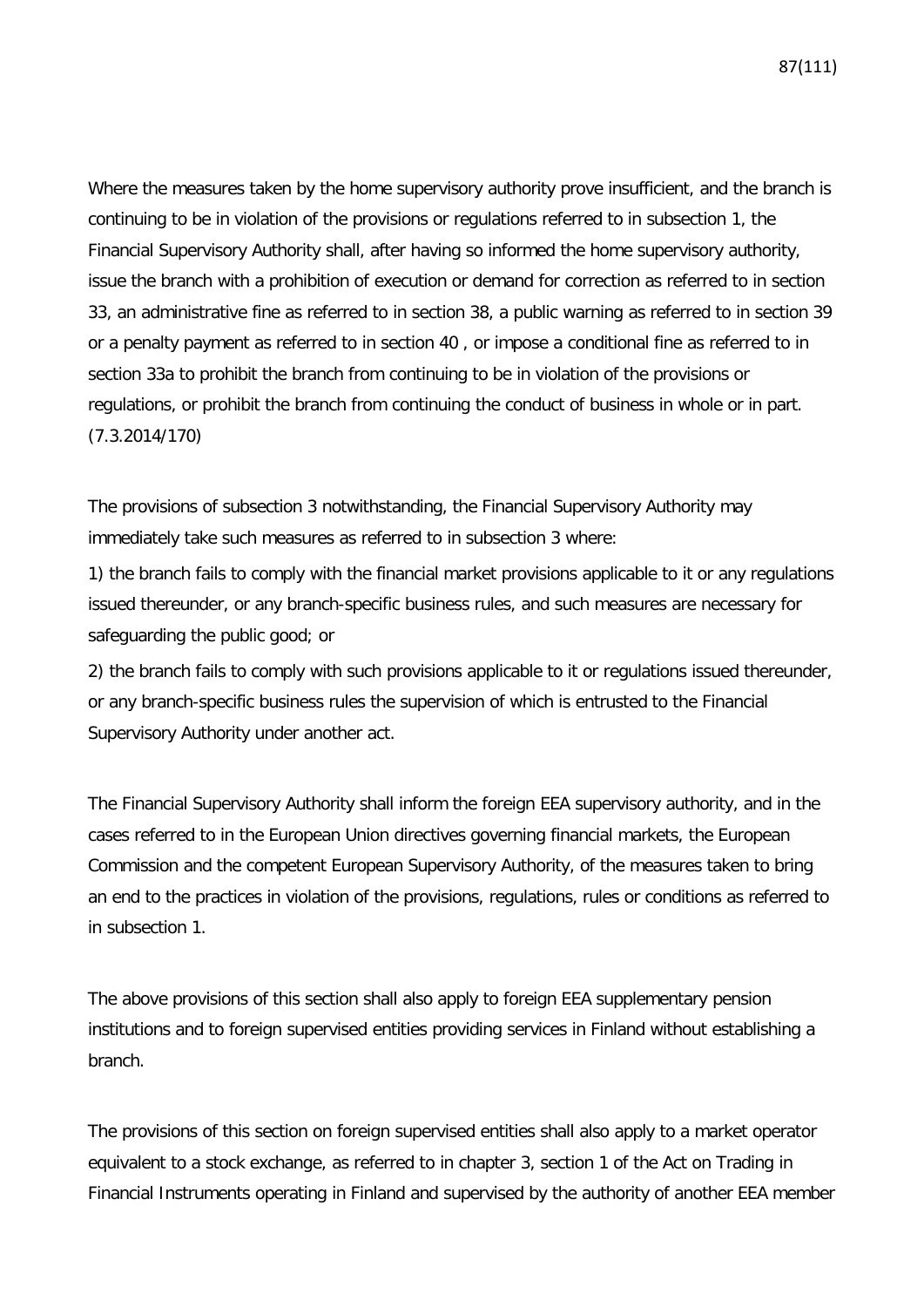Where the measures taken by the home supervisory authority prove insufficient, and the branch is continuing to be in violation of the provisions or regulations referred to in subsection 1, the Financial Supervisory Authority shall, after having so informed the home supervisory authority, issue the branch with a prohibition of execution or demand for correction as referred to in section 33, an administrative fine as referred to in section 38, a public warning as referred to in section 39 or a penalty payment as referred to in section 40 , or impose a conditional fine as referred to in section 33a to prohibit the branch from continuing to be in violation of the provisions or regulations, or prohibit the branch from continuing the conduct of business in whole or in part. (7.3.2014/170)

The provisions of subsection 3 notwithstanding, the Financial Supervisory Authority may immediately take such measures as referred to in subsection 3 where:

1) the branch fails to comply with the financial market provisions applicable to it or any regulations issued thereunder, or any branch-specific business rules, and such measures are necessary for safeguarding the public good; or

2) the branch fails to comply with such provisions applicable to it or regulations issued thereunder, or any branch-specific business rules the supervision of which is entrusted to the Financial Supervisory Authority under another act.

The Financial Supervisory Authority shall inform the foreign EEA supervisory authority, and in the cases referred to in the European Union directives governing financial markets, the European Commission and the competent European Supervisory Authority, of the measures taken to bring an end to the practices in violation of the provisions, regulations, rules or conditions as referred to in subsection 1.

The above provisions of this section shall also apply to foreign EEA supplementary pension institutions and to foreign supervised entities providing services in Finland without establishing a branch.

The provisions of this section on foreign supervised entities shall also apply to a market operator equivalent to a stock exchange, as referred to in chapter 3, section 1 of the Act on Trading in Financial Instruments operating in Finland and supervised by the authority of another EEA member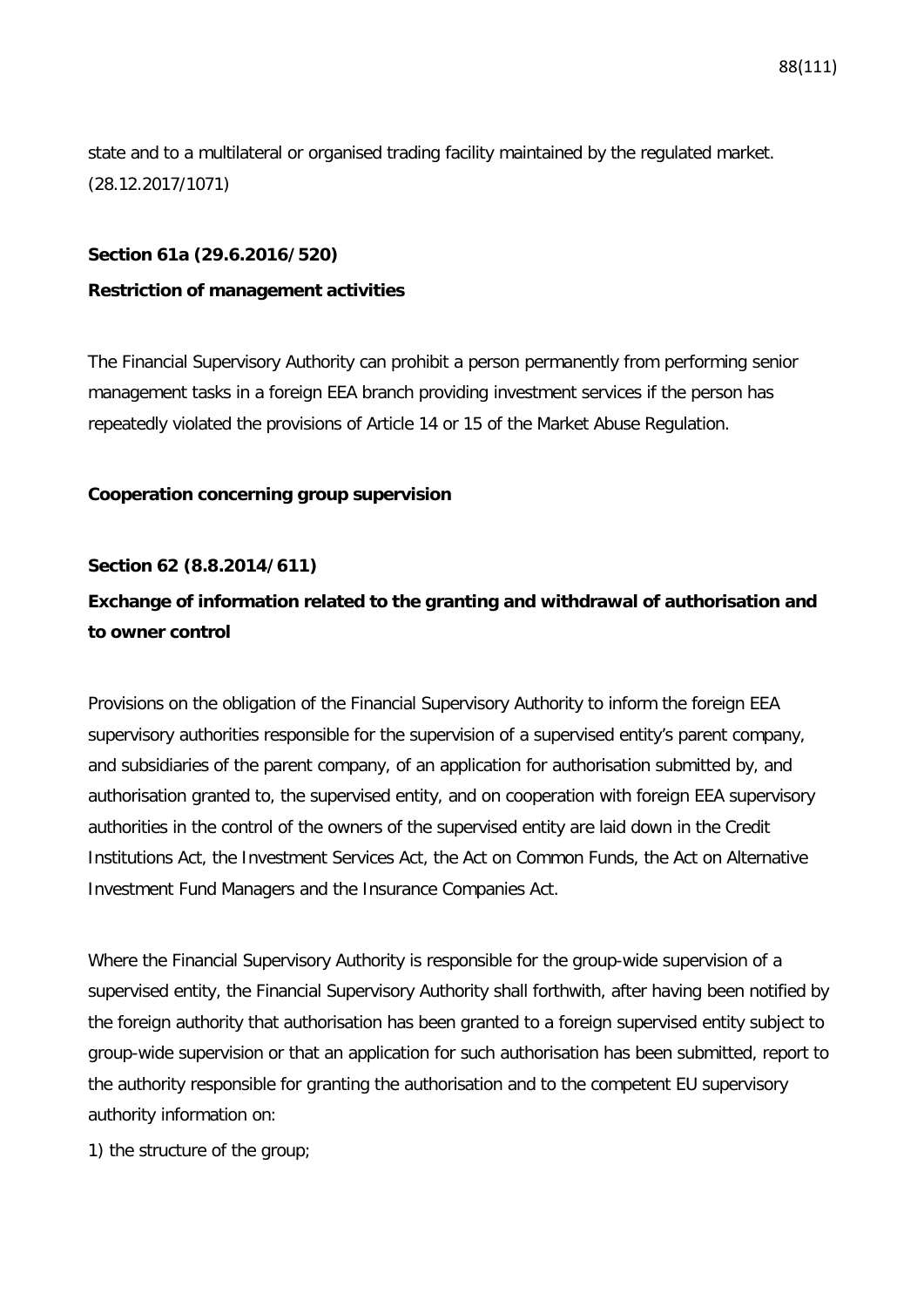state and to a multilateral or organised trading facility maintained by the regulated market. (28.12.2017/1071)

**Section 61a (29.6.2016/520)**

**Restriction of management activities**

The Financial Supervisory Authority can prohibit a person permanently from performing senior management tasks in a foreign EEA branch providing investment services if the person has repeatedly violated the provisions of Article 14 or 15 of the Market Abuse Regulation.

**Cooperation concerning group supervision**

**Section 62 (8.8.2014/611)**

**Exchange of information related to the granting and withdrawal of authorisation and to owner control**

Provisions on the obligation of the Financial Supervisory Authority to inform the foreign EEA supervisory authorities responsible for the supervision of a supervised entity's parent company, and subsidiaries of the parent company, of an application for authorisation submitted by, and authorisation granted to, the supervised entity, and on cooperation with foreign EEA supervisory authorities in the control of the owners of the supervised entity are laid down in the Credit Institutions Act, the Investment Services Act, the Act on Common Funds, the Act on Alternative Investment Fund Managers and the Insurance Companies Act.

Where the Financial Supervisory Authority is responsible for the group-wide supervision of a supervised entity, the Financial Supervisory Authority shall forthwith, after having been notified by the foreign authority that authorisation has been granted to a foreign supervised entity subject to group-wide supervision or that an application for such authorisation has been submitted, report to the authority responsible for granting the authorisation and to the competent EU supervisory authority information on:

1) the structure of the group;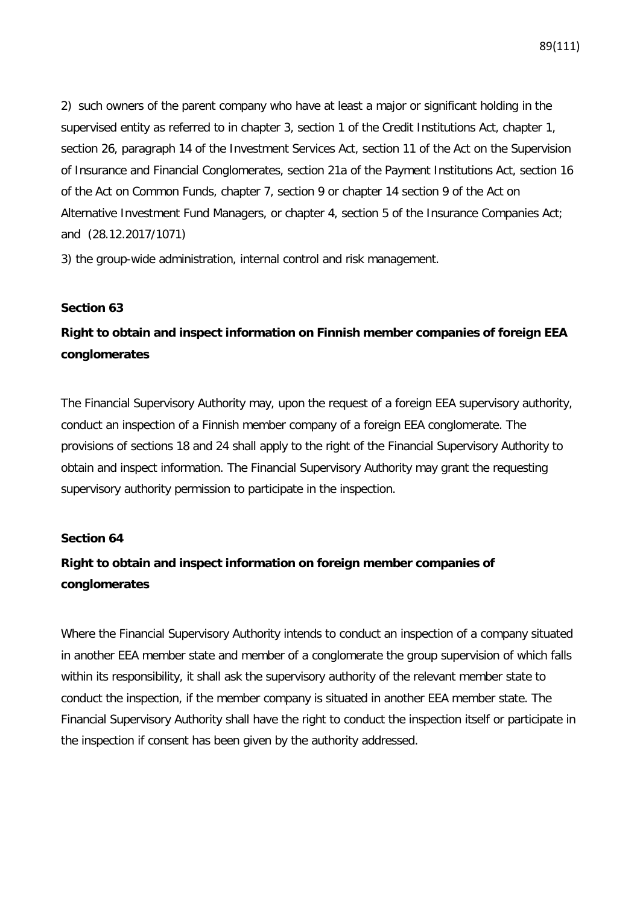2) such owners of the parent company who have at least a major or significant holding in the supervised entity as referred to in chapter 3, section 1 of the Credit Institutions Act, chapter 1, section 26, paragraph 14 of the Investment Services Act, section 11 of the Act on the Supervision of Insurance and Financial Conglomerates, section 21a of the Payment Institutions Act, section 16 of the Act on Common Funds, chapter 7, section 9 or chapter 14 section 9 of the Act on Alternative Investment Fund Managers, or chapter 4, section 5 of the Insurance Companies Act; and (28.12.2017/1071)

3) the group-wide administration, internal control and risk management.

**Section 63**

**Right to obtain and inspect information on Finnish member companies of foreign EEA conglomerates**

The Financial Supervisory Authority may, upon the request of a foreign EEA supervisory authority, conduct an inspection of a Finnish member company of a foreign EEA conglomerate. The provisions of sections 18 and 24 shall apply to the right of the Financial Supervisory Authority to obtain and inspect information. The Financial Supervisory Authority may grant the requesting supervisory authority permission to participate in the inspection.

**Section 64**

**Right to obtain and inspect information on foreign member companies of conglomerates**

Where the Financial Supervisory Authority intends to conduct an inspection of a company situated in another EEA member state and member of a conglomerate the group supervision of which falls within its responsibility, it shall ask the supervisory authority of the relevant member state to conduct the inspection, if the member company is situated in another EEA member state. The Financial Supervisory Authority shall have the right to conduct the inspection itself or participate in the inspection if consent has been given by the authority addressed.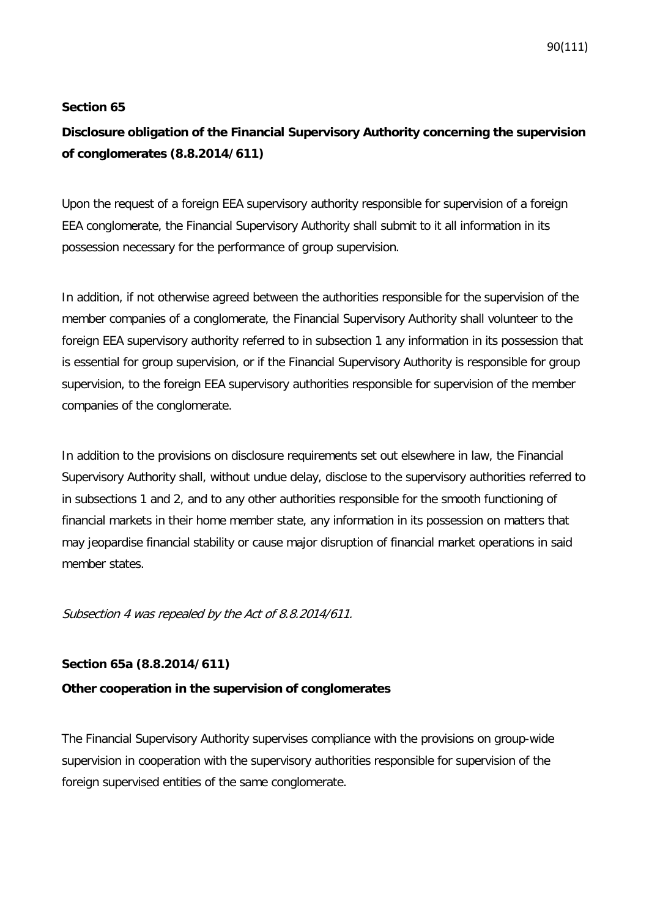**Section 65**

**Disclosure obligation of the Financial Supervisory Authority concerning the supervision of conglomerates (8.8.2014/611)**

Upon the request of a foreign EEA supervisory authority responsible for supervision of a foreign EEA conglomerate, the Financial Supervisory Authority shall submit to it all information in its possession necessary for the performance of group supervision.

In addition, if not otherwise agreed between the authorities responsible for the supervision of the member companies of a conglomerate, the Financial Supervisory Authority shall volunteer to the foreign EEA supervisory authority referred to in subsection 1 any information in its possession that is essential for group supervision, or if the Financial Supervisory Authority is responsible for group supervision, to the foreign EEA supervisory authorities responsible for supervision of the member companies of the conglomerate.

In addition to the provisions on disclosure requirements set out elsewhere in law, the Financial Supervisory Authority shall, without undue delay, disclose to the supervisory authorities referred to in subsections 1 and 2, and to any other authorities responsible for the smooth functioning of financial markets in their home member state, any information in its possession on matters that may jeopardise financial stability or cause major disruption of financial market operations in said member states.

*Subsection 4 was repealed by the Act of 8.8.2014/611.*

**Section 65a (8.8.2014/611)**

**Other cooperation in the supervision of conglomerates**

The Financial Supervisory Authority supervises compliance with the provisions on group-wide supervision in cooperation with the supervisory authorities responsible for supervision of the foreign supervised entities of the same conglomerate.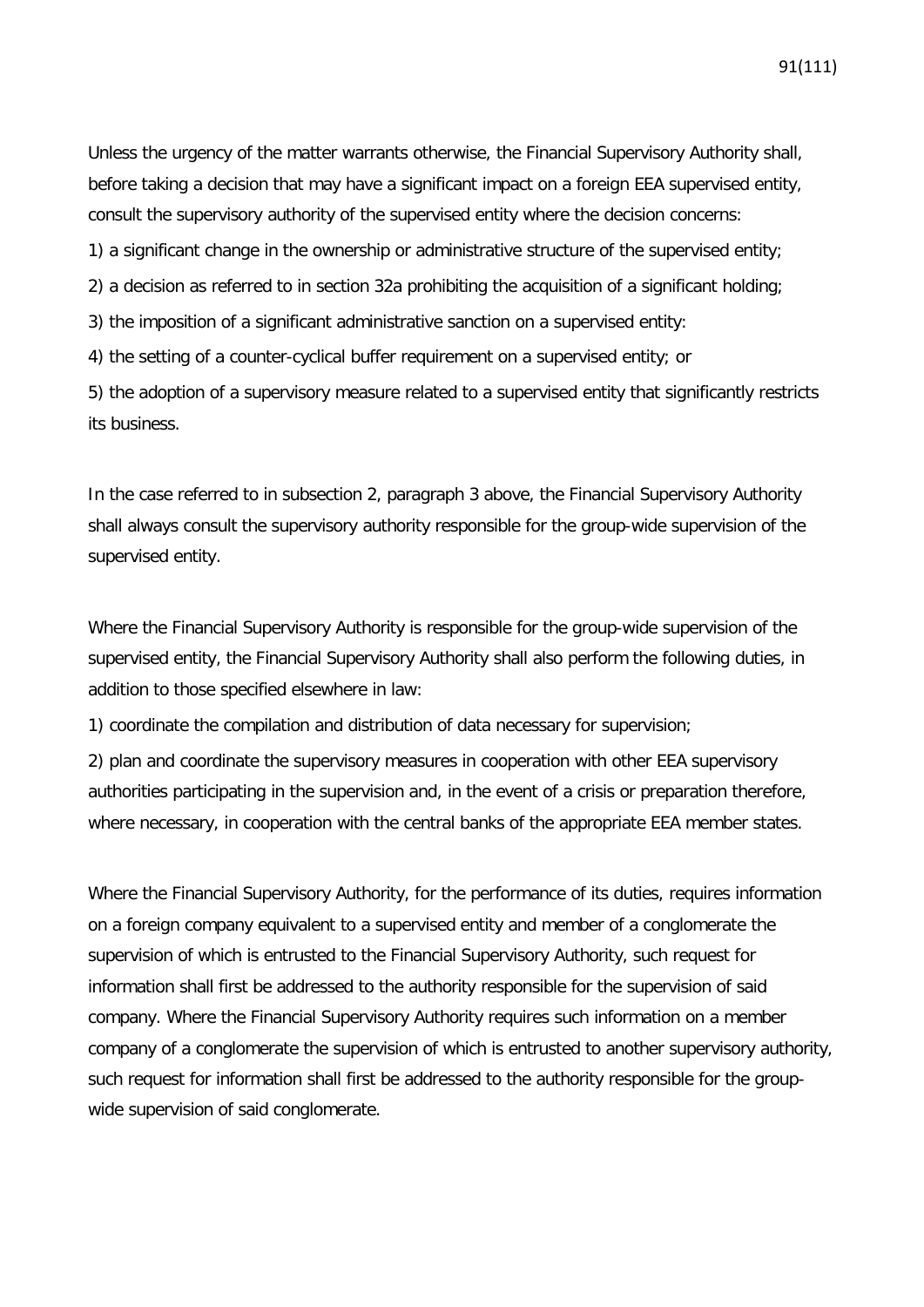Unless the urgency of the matter warrants otherwise, the Financial Supervisory Authority shall, before taking a decision that may have a significant impact on a foreign EEA supervised entity, consult the supervisory authority of the supervised entity where the decision concerns:

1) a significant change in the ownership or administrative structure of the supervised entity;

2) a decision as referred to in section 32a prohibiting the acquisition of a significant holding;

3) the imposition of a significant administrative sanction on a supervised entity:

4) the setting of a counter-cyclical buffer requirement on a supervised entity; or

5) the adoption of a supervisory measure related to a supervised entity that significantly restricts its business.

In the case referred to in subsection 2, paragraph 3 above, the Financial Supervisory Authority shall always consult the supervisory authority responsible for the group-wide supervision of the supervised entity.

Where the Financial Supervisory Authority is responsible for the group-wide supervision of the supervised entity, the Financial Supervisory Authority shall also perform the following duties, in addition to those specified elsewhere in law:

1) coordinate the compilation and distribution of data necessary for supervision;

2) plan and coordinate the supervisory measures in cooperation with other EEA supervisory authorities participating in the supervision and, in the event of a crisis or preparation therefore, where necessary, in cooperation with the central banks of the appropriate EEA member states.

Where the Financial Supervisory Authority, for the performance of its duties, requires information on a foreign company equivalent to a supervised entity and member of a conglomerate the supervision of which is entrusted to the Financial Supervisory Authority, such request for information shall first be addressed to the authority responsible for the supervision of said company. Where the Financial Supervisory Authority requires such information on a member company of a conglomerate the supervision of which is entrusted to another supervisory authority, such request for information shall first be addressed to the authority responsible for the group-wide supervision of said conglomerate.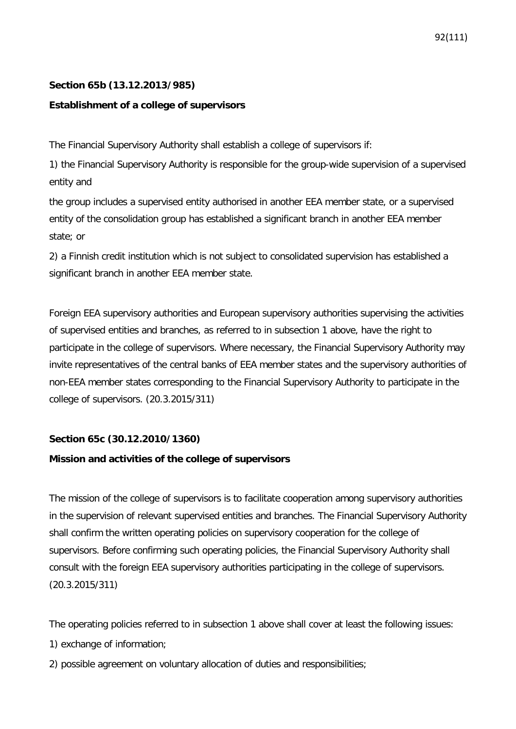**Section 65b (13.12.2013/985)**

**Establishment of a college of supervisors**

The Financial Supervisory Authority shall establish a college of supervisors if:

1) the Financial Supervisory Authority is responsible for the group-wide supervision of a supervised entity and

the group includes a supervised entity authorised in another EEA member state, or a supervised entity of the consolidation group has established a significant branch in another EEA member state; or

2) a Finnish credit institution which is not subject to consolidated supervision has established a significant branch in another EEA member state.

Foreign EEA supervisory authorities and European supervisory authorities supervising the activities of supervised entities and branches, as referred to in subsection 1 above, have the right to participate in the college of supervisors. Where necessary, the Financial Supervisory Authority may invite representatives of the central banks of EEA member states and the supervisory authorities of non-EEA member states corresponding to the Financial Supervisory Authority to participate in the college of supervisors. (20.3.2015/311)

**Section 65c (30.12.2010/1360)**

**Mission and activities of the college of supervisors**

The mission of the college of supervisors is to facilitate cooperation among supervisory authorities in the supervision of relevant supervised entities and branches. The Financial Supervisory Authority shall confirm the written operating policies on supervisory cooperation for the college of supervisors. Before confirming such operating policies, the Financial Supervisory Authority shall consult with the foreign EEA supervisory authorities participating in the college of supervisors. (20.3.2015/311)

The operating policies referred to in subsection 1 above shall cover at least the following issues:

1) exchange of information;

2) possible agreement on voluntary allocation of duties and responsibilities;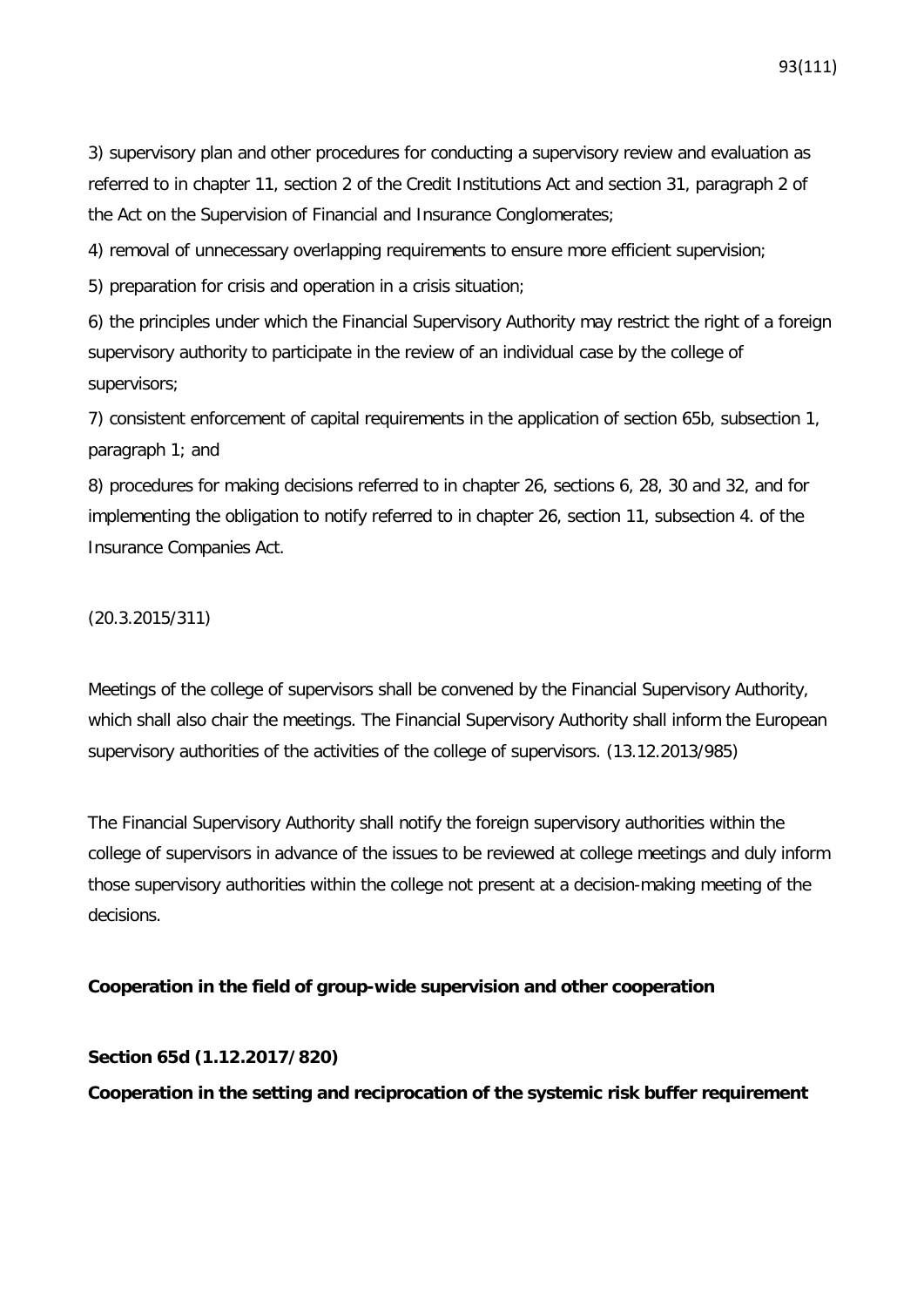3) supervisory plan and other procedures for conducting a supervisory review and evaluation as referred to in chapter 11, section 2 of the Credit Institutions Act and section 31, paragraph 2 of the Act on the Supervision of Financial and Insurance Conglomerates;

4) removal of unnecessary overlapping requirements to ensure more efficient supervision;

5) preparation for crisis and operation in a crisis situation;

6) the principles under which the Financial Supervisory Authority may restrict the right of a foreign supervisory authority to participate in the review of an individual case by the college of supervisors;

7) consistent enforcement of capital requirements in the application of section 65b, subsection 1, paragraph 1; and

8) procedures for making decisions referred to in chapter 26, sections 6, 28, 30 and 32, and for implementing the obligation to notify referred to in chapter 26, section 11, subsection 4. of the Insurance Companies Act.

(20.3.2015/311)

Meetings of the college of supervisors shall be convened by the Financial Supervisory Authority, which shall also chair the meetings. The Financial Supervisory Authority shall inform the European supervisory authorities of the activities of the college of supervisors. (13.12.2013/985)

The Financial Supervisory Authority shall notify the foreign supervisory authorities within the college of supervisors in advance of the issues to be reviewed at college meetings and duly inform those supervisory authorities within the college not present at a decision-making meeting of the decisions.

**Cooperation in the field of group-wide supervision and other cooperation**

**Section 65d (1.12.2017/820)**

**Cooperation in the setting and reciprocation of the systemic risk buffer requirement**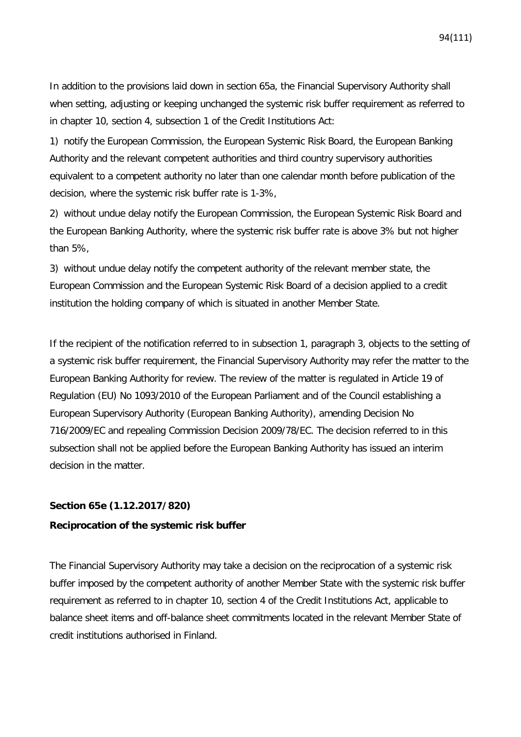In addition to the provisions laid down in section 65a, the Financial Supervisory Authority shall when setting, adjusting or keeping unchanged the systemic risk buffer requirement as referred to in chapter 10, section 4, subsection 1 of the Credit Institutions Act:

1) notify the European Commission, the European Systemic Risk Board, the European Banking Authority and the relevant competent authorities and third country supervisory authorities equivalent to a competent authority no later than one calendar month before publication of the decision, where the systemic risk buffer rate is 1-3%,

2) without undue delay notify the European Commission, the European Systemic Risk Board and the European Banking Authority, where the systemic risk buffer rate is above 3% but not higher than 5%,

3) without undue delay notify the competent authority of the relevant member state, the European Commission and the European Systemic Risk Board of a decision applied to a credit institution the holding company of which is situated in another Member State.

If the recipient of the notification referred to in subsection 1, paragraph 3, objects to the setting of a systemic risk buffer requirement, the Financial Supervisory Authority may refer the matter to the European Banking Authority for review. The review of the matter is regulated in Article 19 of Regulation (EU) No 1093/2010 of the European Parliament and of the Council establishing a European Supervisory Authority (European Banking Authority), amending Decision No 716/2009/EC and repealing Commission Decision 2009/78/EC. The decision referred to in this subsection shall not be applied before the European Banking Authority has issued an interim decision in the matter.

**Section 65e (1.12.2017/820)**

**Reciprocation of the systemic risk buffer**

The Financial Supervisory Authority may take a decision on the reciprocation of a systemic risk buffer imposed by the competent authority of another Member State with the systemic risk buffer requirement as referred to in chapter 10, section 4 of the Credit Institutions Act, applicable to balance sheet items and off-balance sheet commitments located in the relevant Member State of credit institutions authorised in Finland.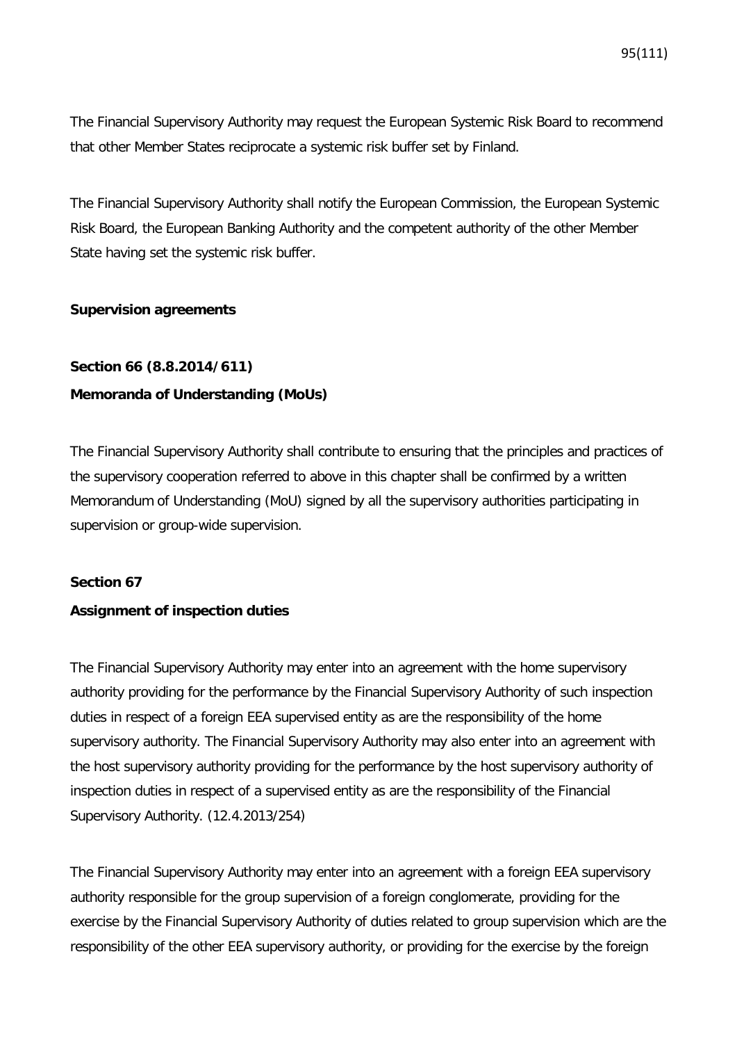The Financial Supervisory Authority may request the European Systemic Risk Board to recommend that other Member States reciprocate a systemic risk buffer set by Finland.

The Financial Supervisory Authority shall notify the European Commission, the European Systemic Risk Board, the European Banking Authority and the competent authority of the other Member State having set the systemic risk buffer.

**Supervision agreements**

**Section 66 (8.8.2014/611)**

**Memoranda of Understanding (MoUs)**

The Financial Supervisory Authority shall contribute to ensuring that the principles and practices of the supervisory cooperation referred to above in this chapter shall be confirmed by a written Memorandum of Understanding (MoU) signed by all the supervisory authorities participating in supervision or group-wide supervision.

**Section 67**

**Assignment of inspection duties**

The Financial Supervisory Authority may enter into an agreement with the home supervisory authority providing for the performance by the Financial Supervisory Authority of such inspection duties in respect of a foreign EEA supervised entity as are the responsibility of the home supervisory authority. The Financial Supervisory Authority may also enter into an agreement with the host supervisory authority providing for the performance by the host supervisory authority of inspection duties in respect of a supervised entity as are the responsibility of the Financial Supervisory Authority. (12.4.2013/254)

The Financial Supervisory Authority may enter into an agreement with a foreign EEA supervisory authority responsible for the group supervision of a foreign conglomerate, providing for the exercise by the Financial Supervisory Authority of duties related to group supervision which are the responsibility of the other EEA supervisory authority, or providing for the exercise by the foreign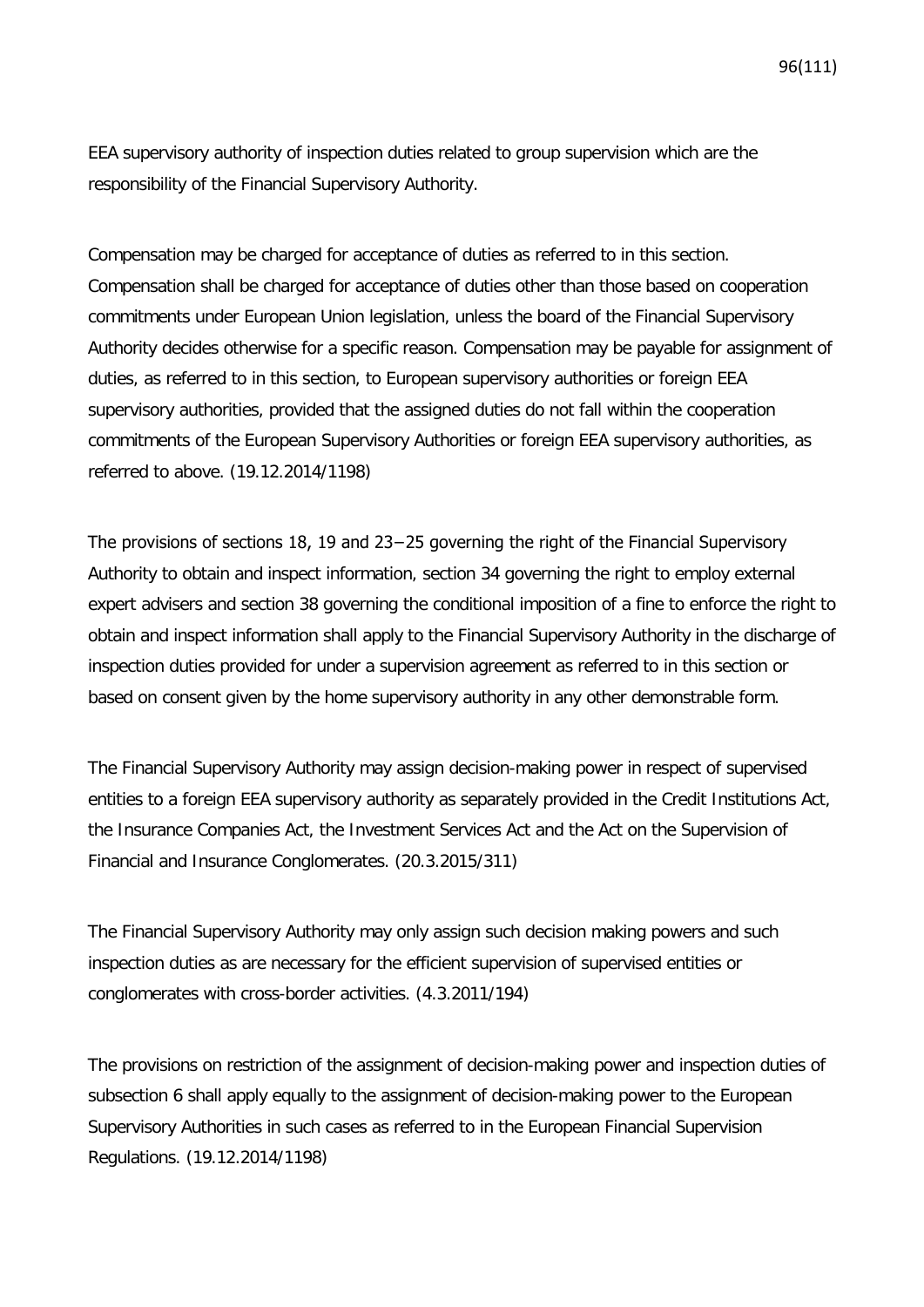EEA supervisory authority of inspection duties related to group supervision which are the responsibility of the Financial Supervisory Authority.

Compensation may be charged for acceptance of duties as referred to in this section. Compensation shall be charged for acceptance of duties other than those based on cooperation commitments under European Union legislation, unless the board of the Financial Supervisory Authority decides otherwise for a specific reason. Compensation may be payable for assignment of duties, as referred to in this section, to European supervisory authorities or foreign EEA supervisory authorities, provided that the assigned duties do not fall within the cooperation commitments of the European Supervisory Authorities or foreign EEA supervisory authorities, as referred to above. (19.12.2014/1198)

The provisions of sections 18, 19 and 23−25 governing the right of the Financial Supervisory Authority to obtain and inspect information, section 34 governing the right to employ external expert advisers and section 38 governing the conditional imposition of a fine to enforce the right to obtain and inspect information shall apply to the Financial Supervisory Authority in the discharge of inspection duties provided for under a supervision agreement as referred to in this section or based on consent given by the home supervisory authority in any other demonstrable form.

The Financial Supervisory Authority may assign decision-making power in respect of supervised entities to a foreign EEA supervisory authority as separately provided in the Credit Institutions Act, the Insurance Companies Act, the Investment Services Act and the Act on the Supervision of Financial and Insurance Conglomerates. (20.3.2015/311)

The Financial Supervisory Authority may only assign such decision making powers and such inspection duties as are necessary for the efficient supervision of supervised entities or conglomerates with cross-border activities. (4.3.2011/194)

The provisions on restriction of the assignment of decision-making power and inspection duties of subsection 6 shall apply equally to the assignment of decision-making power to the European Supervisory Authorities in such cases as referred to in the European Financial Supervision Regulations. (19.12.2014/1198)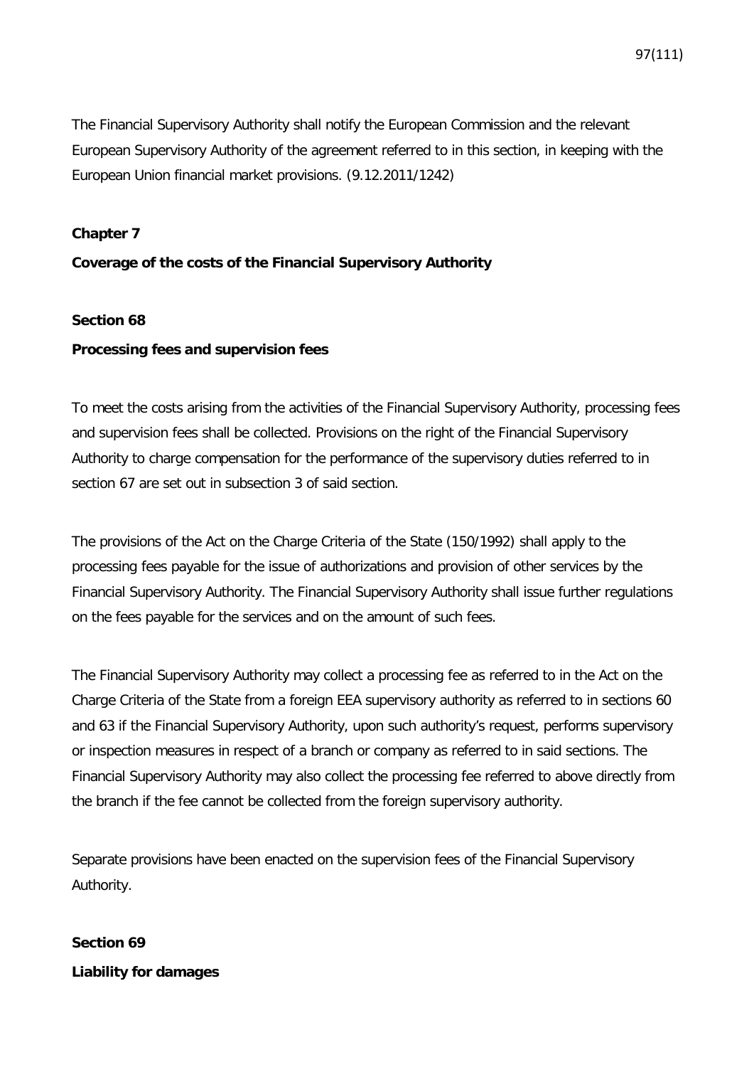The Financial Supervisory Authority shall notify the European Commission and the relevant European Supervisory Authority of the agreement referred to in this section, in keeping with the European Union financial market provisions. (9.12.2011/1242)

## Chapter 7

## Coverage of the costs of the Financial Supervisory Authority

### Section 68

### Processing fees and supervision fees

To meet the costs arising from the activities of the Financial Supervisory Authority, processing fees and supervision fees shall be collected. Provisions on the right of the Financial Supervisory Authority to charge compensation for the performance of the supervisory duties referred to in section 67 are set out in subsection 3 of said section.

The provisions of the Act on the Charge Criteria of the State (150/1992) shall apply to the processing fees payable for the issue of authorizations and provision of other services by the Financial Supervisory Authority. The Financial Supervisory Authority shall issue further regulations on the fees payable for the services and on the amount of such fees.

The Financial Supervisory Authority may collect a processing fee as referred to in the Act on the Charge Criteria of the State from a foreign EEA supervisory authority as referred to in sections 60 and 63 if the Financial Supervisory Authority, upon such authority's request, performs supervisory or inspection measures in respect of a branch or company as referred to in said sections. The Financial Supervisory Authority may also collect the processing fee referred to above directly from the branch if the fee cannot be collected from the foreign supervisory authority.

Separate provisions have been enacted on the supervision fees of the Financial Supervisory Authority.

### Section 69

### Liability for damages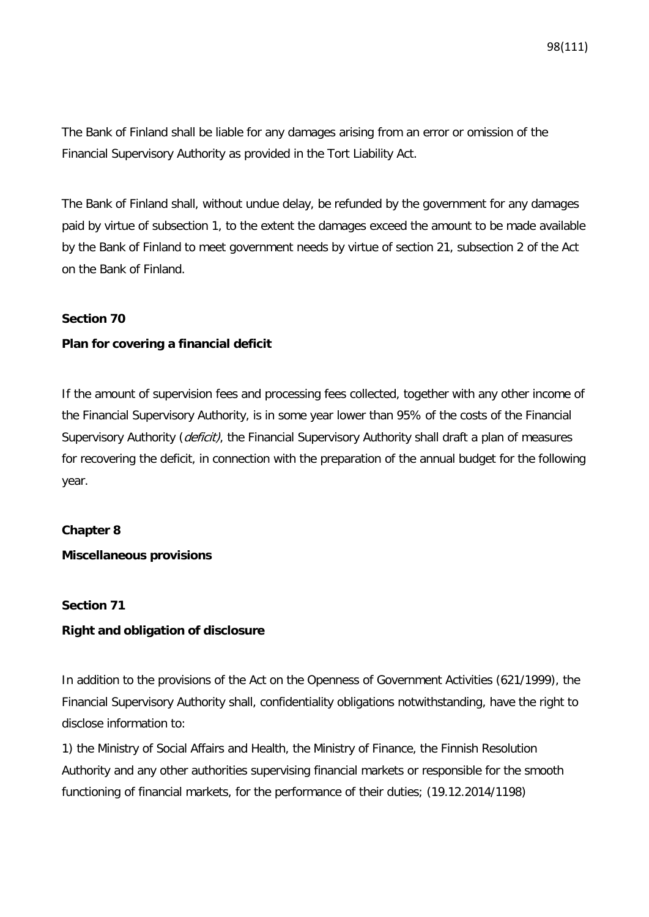The Bank of Finland shall be liable for any damages arising from an error or omission of the Financial Supervisory Authority as provided in the Tort Liability Act.

The Bank of Finland shall, without undue delay, be refunded by the government for any damages paid by virtue of subsection 1, to the extent the damages exceed the amount to be made available by the Bank of Finland to meet government needs by virtue of section 21, subsection 2 of the Act on the Bank of Finland.

**Section 70**

**Plan for covering a financial deficit**

If the amount of supervision fees and processing fees collected, together with any other income of the Financial Supervisory Authority, is in some year lower than 95% of the costs of the Financial Supervisory Authority (*deficit)*, the Financial Supervisory Authority shall draft a plan of measures for recovering the deficit, in connection with the preparation of the annual budget for the following year.

**Chapter 8**

**Miscellaneous provisions**

**Section 71**

**Right and obligation of disclosure**

In addition to the provisions of the Act on the Openness of Government Activities (621/1999), the Financial Supervisory Authority shall, confidentiality obligations notwithstanding, have the right to disclose information to:

1) the Ministry of Social Affairs and Health, the Ministry of Finance, the Finnish Resolution Authority and any other authorities supervising financial markets or responsible for the smooth functioning of financial markets, for the performance of their duties; (19.12.2014/1198)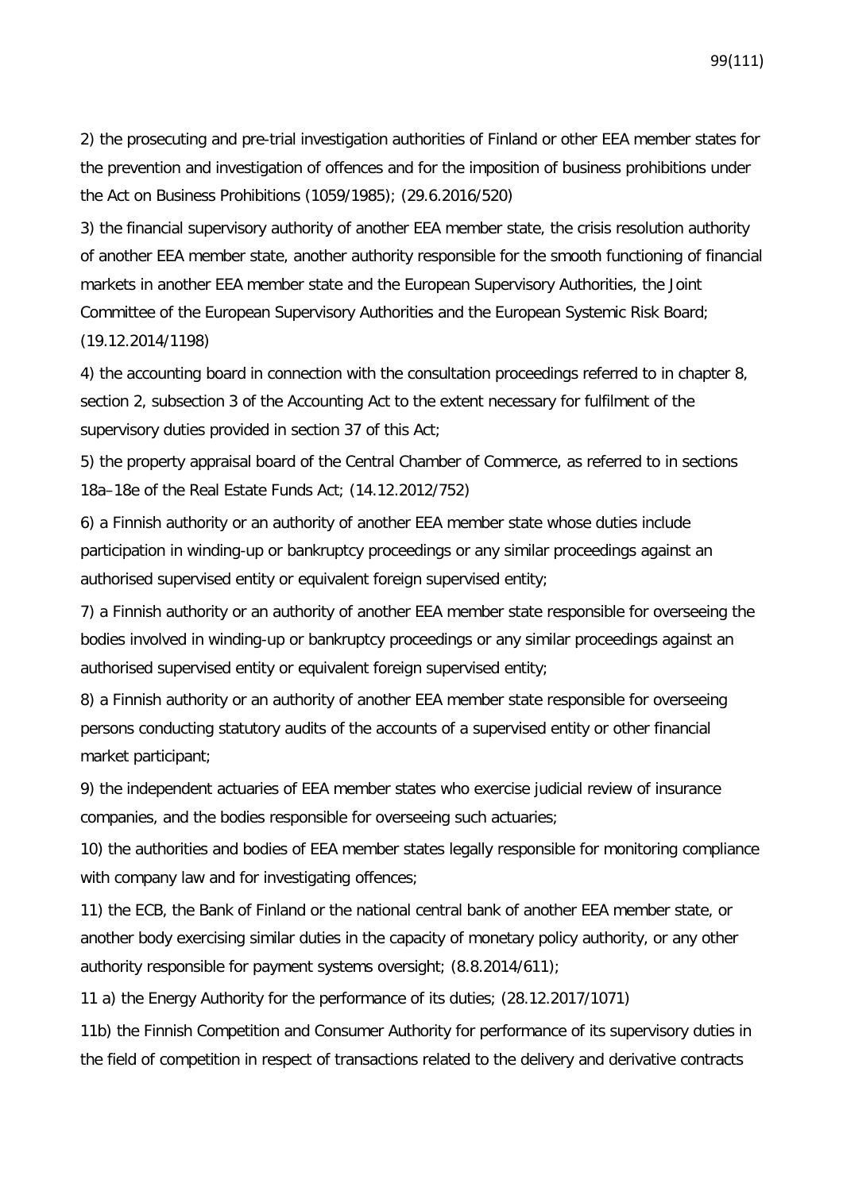2) the prosecuting and pre-trial investigation authorities of Finland or other EEA member states for the prevention and investigation of offences and for the imposition of business prohibitions under the Act on Business Prohibitions (1059/1985); (29.6.2016/520)

3) the financial supervisory authority of another EEA member state, the crisis resolution authority of another EEA member state, another authority responsible for the smooth functioning of financial markets in another EEA member state and the European Supervisory Authorities, the Joint Committee of the European Supervisory Authorities and the European Systemic Risk Board; (19.12.2014/1198)

4) the accounting board in connection with the consultation proceedings referred to in chapter 8, section 2, subsection 3 of the Accounting Act to the extent necessary for fulfilment of the supervisory duties provided in section 37 of this Act;

5) the property appraisal board of the Central Chamber of Commerce, as referred to in sections 18a–18e of the Real Estate Funds Act; (14.12.2012/752)

6) a Finnish authority or an authority of another EEA member state whose duties include participation in winding-up or bankruptcy proceedings or any similar proceedings against an authorised supervised entity or equivalent foreign supervised entity;

7) a Finnish authority or an authority of another EEA member state responsible for overseeing the bodies involved in winding-up or bankruptcy proceedings or any similar proceedings against an authorised supervised entity or equivalent foreign supervised entity;

8) a Finnish authority or an authority of another EEA member state responsible for overseeing persons conducting statutory audits of the accounts of a supervised entity or other financial market participant;

9) the independent actuaries of EEA member states who exercise judicial review of insurance companies, and the bodies responsible for overseeing such actuaries;

10) the authorities and bodies of EEA member states legally responsible for monitoring compliance with company law and for investigating offences;

11) the ECB, the Bank of Finland or the national central bank of another EEA member state, or another body exercising similar duties in the capacity of monetary policy authority, or any other authority responsible for payment systems oversight; (8.8.2014/611);

11 a) the Energy Authority for the performance of its duties; (28.12.2017/1071)

11b) the Finnish Competition and Consumer Authority for performance of its supervisory duties in the field of competition in respect of transactions related to the delivery and derivative contracts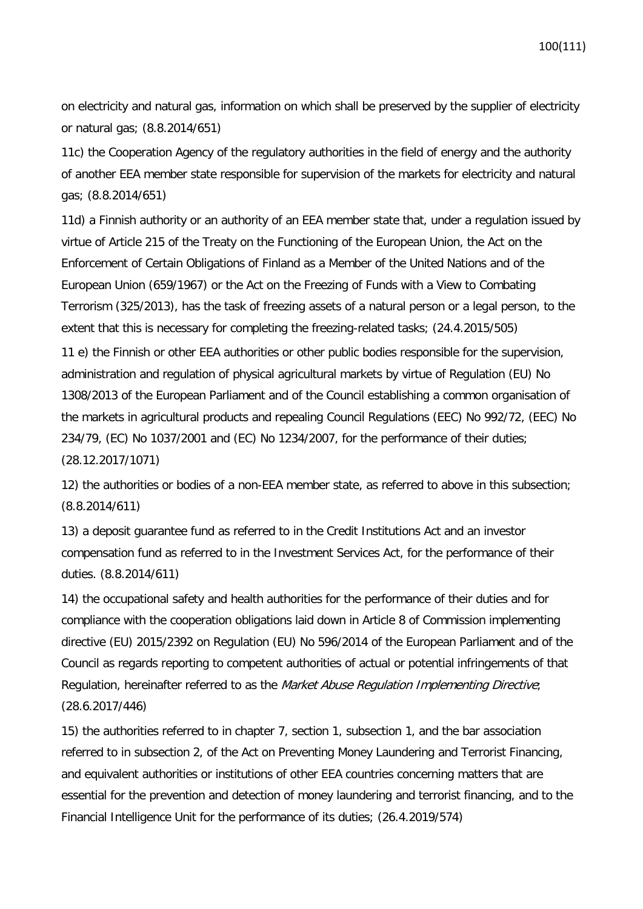on electricity and natural gas, information on which shall be preserved by the supplier of electricity or natural gas; (8.8.2014/651)

11c) the Cooperation Agency of the regulatory authorities in the field of energy and the authority of another EEA member state responsible for supervision of the markets for electricity and natural gas; (8.8.2014/651)

11d) a Finnish authority or an authority of an EEA member state that, under a regulation issued by virtue of Article 215 of the Treaty on the Functioning of the European Union, the Act on the Enforcement of Certain Obligations of Finland as a Member of the United Nations and of the European Union (659/1967) or the Act on the Freezing of Funds with a View to Combating Terrorism (325/2013), has the task of freezing assets of a natural person or a legal person, to the extent that this is necessary for completing the freezing-related tasks; (24.4.2015/505)

11 e) the Finnish or other EEA authorities or other public bodies responsible for the supervision, administration and regulation of physical agricultural markets by virtue of Regulation (EU) No 1308/2013 of the European Parliament and of the Council establishing a common organisation of the markets in agricultural products and repealing Council Regulations (EEC) No 992/72, (EEC) No 234/79, (EC) No 1037/2001 and (EC) No 1234/2007, for the performance of their duties; (28.12.2017/1071)

12) the authorities or bodies of a non-EEA member state, as referred to above in this subsection; (8.8.2014/611)

13) a deposit guarantee fund as referred to in the Credit Institutions Act and an investor compensation fund as referred to in the Investment Services Act, for the performance of their duties. (8.8.2014/611)

14) the occupational safety and health authorities for the performance of their duties and for compliance with the cooperation obligations laid down in Article 8 of Commission implementing directive (EU) 2015/2392 on Regulation (EU) No 596/2014 of the European Parliament and of the Council as regards reporting to competent authorities of actual or potential infringements of that Regulation, hereinafter referred to as the *Market Abuse Regulation Implementing Directive*; (28.6.2017/446)

15) the authorities referred to in chapter 7, section 1, subsection 1, and the bar association referred to in subsection 2, of the Act on Preventing Money Laundering and Terrorist Financing, and equivalent authorities or institutions of other EEA countries concerning matters that are essential for the prevention and detection of money laundering and terrorist financing, and to the Financial Intelligence Unit for the performance of its duties; (26.4.2019/574)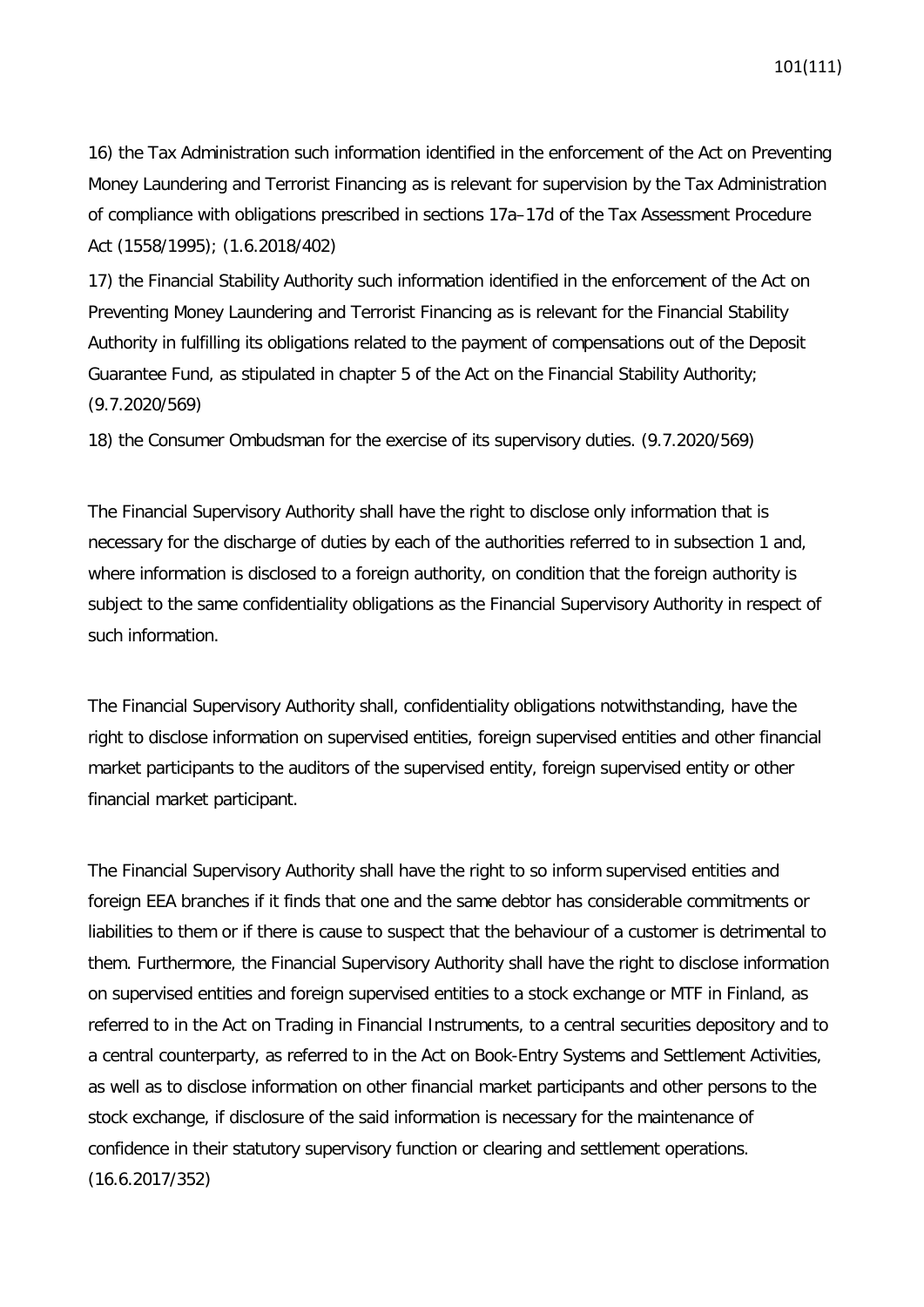16) the Tax Administration such information identified in the enforcement of the Act on Preventing Money Laundering and Terrorist Financing as is relevant for supervision by the Tax Administration of compliance with obligations prescribed in sections 17a–17d of the Tax Assessment Procedure Act (1558/1995); (1.6.2018/402)

17) the Financial Stability Authority such information identified in the enforcement of the Act on Preventing Money Laundering and Terrorist Financing as is relevant for the Financial Stability Authority in fulfilling its obligations related to the payment of compensations out of the Deposit Guarantee Fund, as stipulated in chapter 5 of the Act on the Financial Stability Authority; (9.7.2020/569)

18) the Consumer Ombudsman for the exercise of its supervisory duties. (9.7.2020/569)

The Financial Supervisory Authority shall have the right to disclose only information that is necessary for the discharge of duties by each of the authorities referred to in subsection 1 and, where information is disclosed to a foreign authority, on condition that the foreign authority is subject to the same confidentiality obligations as the Financial Supervisory Authority in respect of such information.

The Financial Supervisory Authority shall, confidentiality obligations notwithstanding, have the right to disclose information on supervised entities, foreign supervised entities and other financial market participants to the auditors of the supervised entity, foreign supervised entity or other financial market participant.

The Financial Supervisory Authority shall have the right to so inform supervised entities and foreign EEA branches if it finds that one and the same debtor has considerable commitments or liabilities to them or if there is cause to suspect that the behaviour of a customer is detrimental to them. Furthermore, the Financial Supervisory Authority shall have the right to disclose information on supervised entities and foreign supervised entities to a stock exchange or MTF in Finland, as referred to in the Act on Trading in Financial Instruments, to a central securities depository and to a central counterparty, as referred to in the Act on Book-Entry Systems and Settlement Activities, as well as to disclose information on other financial market participants and other persons to the stock exchange, if disclosure of the said information is necessary for the maintenance of confidence in their statutory supervisory function or clearing and settlement operations. (16.6.2017/352)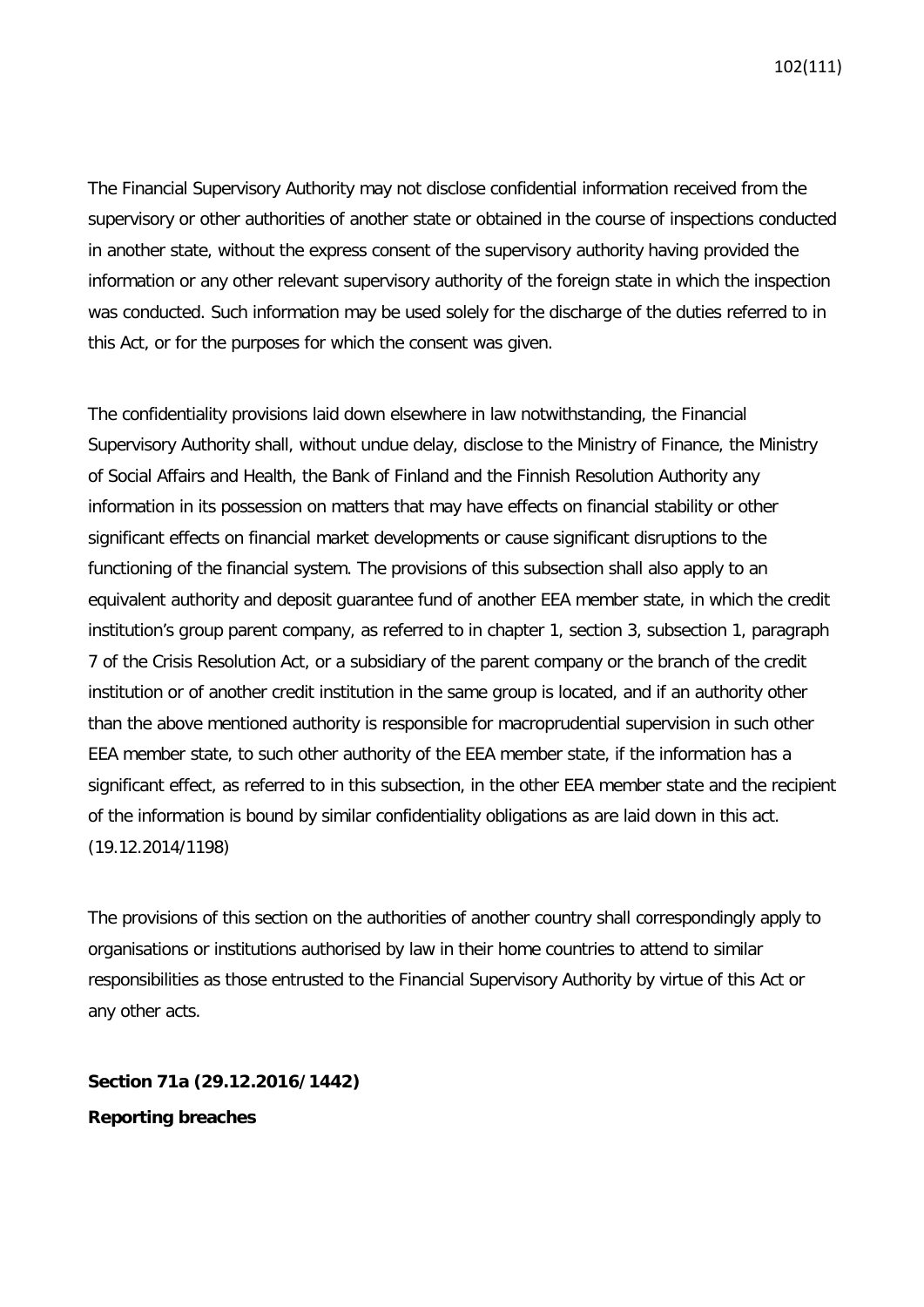The Financial Supervisory Authority may not disclose confidential information received from the supervisory or other authorities of another state or obtained in the course of inspections conducted in another state, without the express consent of the supervisory authority having provided the information or any other relevant supervisory authority of the foreign state in which the inspection was conducted. Such information may be used solely for the discharge of the duties referred to in this Act, or for the purposes for which the consent was given.

The confidentiality provisions laid down elsewhere in law notwithstanding, the Financial Supervisory Authority shall, without undue delay, disclose to the Ministry of Finance, the Ministry of Social Affairs and Health, the Bank of Finland and the Finnish Resolution Authority any information in its possession on matters that may have effects on financial stability or other significant effects on financial market developments or cause significant disruptions to the functioning of the financial system. The provisions of this subsection shall also apply to an equivalent authority and deposit guarantee fund of another EEA member state, in which the credit institution's group parent company, as referred to in chapter 1, section 3, subsection 1, paragraph 7 of the Crisis Resolution Act, or a subsidiary of the parent company or the branch of the credit institution or of another credit institution in the same group is located, and if an authority other than the above mentioned authority is responsible for macroprudential supervision in such other EEA member state, to such other authority of the EEA member state, if the information has a significant effect, as referred to in this subsection, in the other EEA member state and the recipient of the information is bound by similar confidentiality obligations as are laid down in this act. (19.12.2014/1198)

The provisions of this section on the authorities of another country shall correspondingly apply to organisations or institutions authorised by law in their home countries to attend to similar responsibilities as those entrusted to the Financial Supervisory Authority by virtue of this Act or any other acts.

**Section 71a (29.12.2016/1442)**

**Reporting breaches**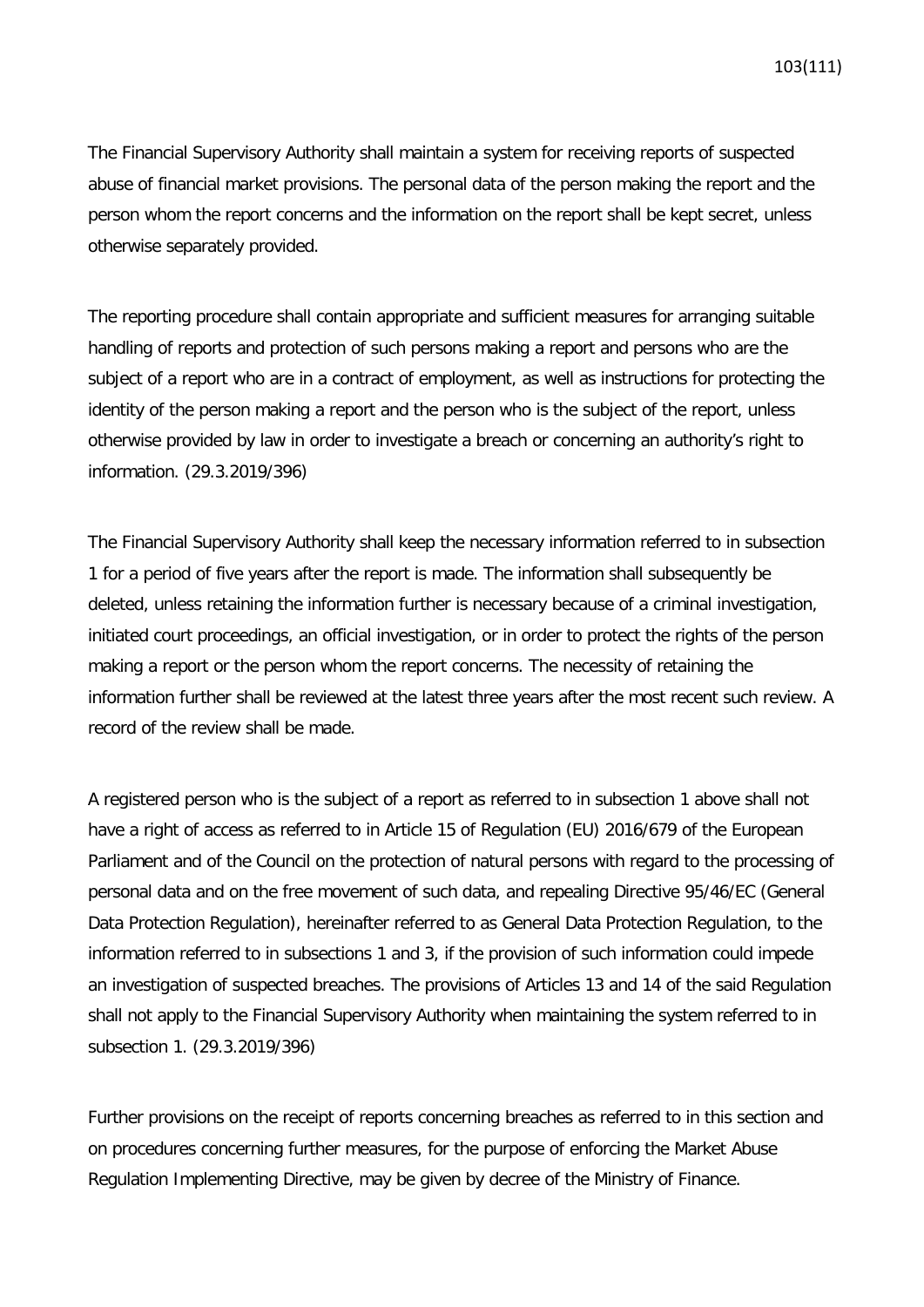The Financial Supervisory Authority shall maintain a system for receiving reports of suspected abuse of financial market provisions. The personal data of the person making the report and the person whom the report concerns and the information on the report shall be kept secret, unless otherwise separately provided.

The reporting procedure shall contain appropriate and sufficient measures for arranging suitable handling of reports and protection of such persons making a report and persons who are the subject of a report who are in a contract of employment, as well as instructions for protecting the identity of the person making a report and the person who is the subject of the report, unless otherwise provided by law in order to investigate a breach or concerning an authority's right to information. (29.3.2019/396)

The Financial Supervisory Authority shall keep the necessary information referred to in subsection 1 for a period of five years after the report is made. The information shall subsequently be deleted, unless retaining the information further is necessary because of a criminal investigation, initiated court proceedings, an official investigation, or in order to protect the rights of the person making a report or the person whom the report concerns. The necessity of retaining the information further shall be reviewed at the latest three years after the most recent such review. A record of the review shall be made.

A registered person who is the subject of a report as referred to in subsection 1 above shall not have a right of access as referred to in Article 15 of Regulation (EU) 2016/679 of the European Parliament and of the Council on the protection of natural persons with regard to the processing of personal data and on the free movement of such data, and repealing Directive 95/46/EC (General Data Protection Regulation), hereinafter referred to as General Data Protection Regulation, to the information referred to in subsections 1 and 3, if the provision of such information could impede an investigation of suspected breaches. The provisions of Articles 13 and 14 of the said Regulation shall not apply to the Financial Supervisory Authority when maintaining the system referred to in subsection 1. (29.3.2019/396)

Further provisions on the receipt of reports concerning breaches as referred to in this section and on procedures concerning further measures, for the purpose of enforcing the Market Abuse Regulation Implementing Directive, may be given by decree of the Ministry of Finance.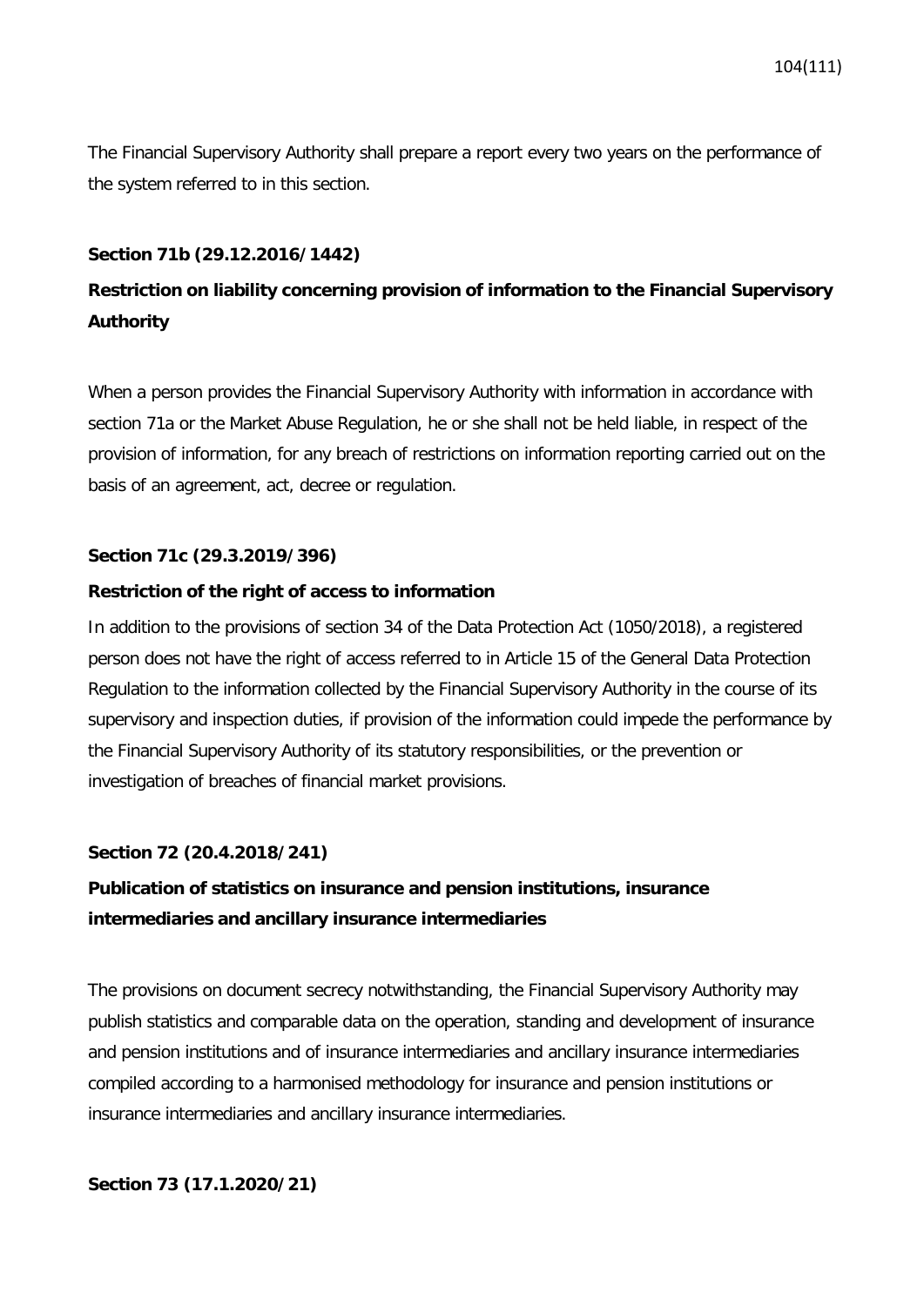The Financial Supervisory Authority shall prepare a report every two years on the performance of the system referred to in this section.

**Section 71b (29.12.2016/1442)**

**Restriction on liability concerning provision of information to the Financial Supervisory Authority**

When a person provides the Financial Supervisory Authority with information in accordance with section 71a or the Market Abuse Regulation, he or she shall not be held liable, in respect of the provision of information, for any breach of restrictions on information reporting carried out on the basis of an agreement, act, decree or regulation.

**Section 71c (29.3.2019/396)**

**Restriction of the right of access to information**

In addition to the provisions of section 34 of the Data Protection Act (1050/2018), a registered person does not have the right of access referred to in Article 15 of the General Data Protection Regulation to the information collected by the Financial Supervisory Authority in the course of its supervisory and inspection duties, if provision of the information could impede the performance by the Financial Supervisory Authority of its statutory responsibilities, or the prevention or investigation of breaches of financial market provisions.

**Section 72 (20.4.2018/241)**

**Publication of statistics on insurance and pension institutions, insurance intermediaries and ancillary insurance intermediaries**

The provisions on document secrecy notwithstanding, the Financial Supervisory Authority may publish statistics and comparable data on the operation, standing and development of insurance and pension institutions and of insurance intermediaries and ancillary insurance intermediaries compiled according to a harmonised methodology for insurance and pension institutions or insurance intermediaries and ancillary insurance intermediaries.

**Section 73 (17.1.2020/21)**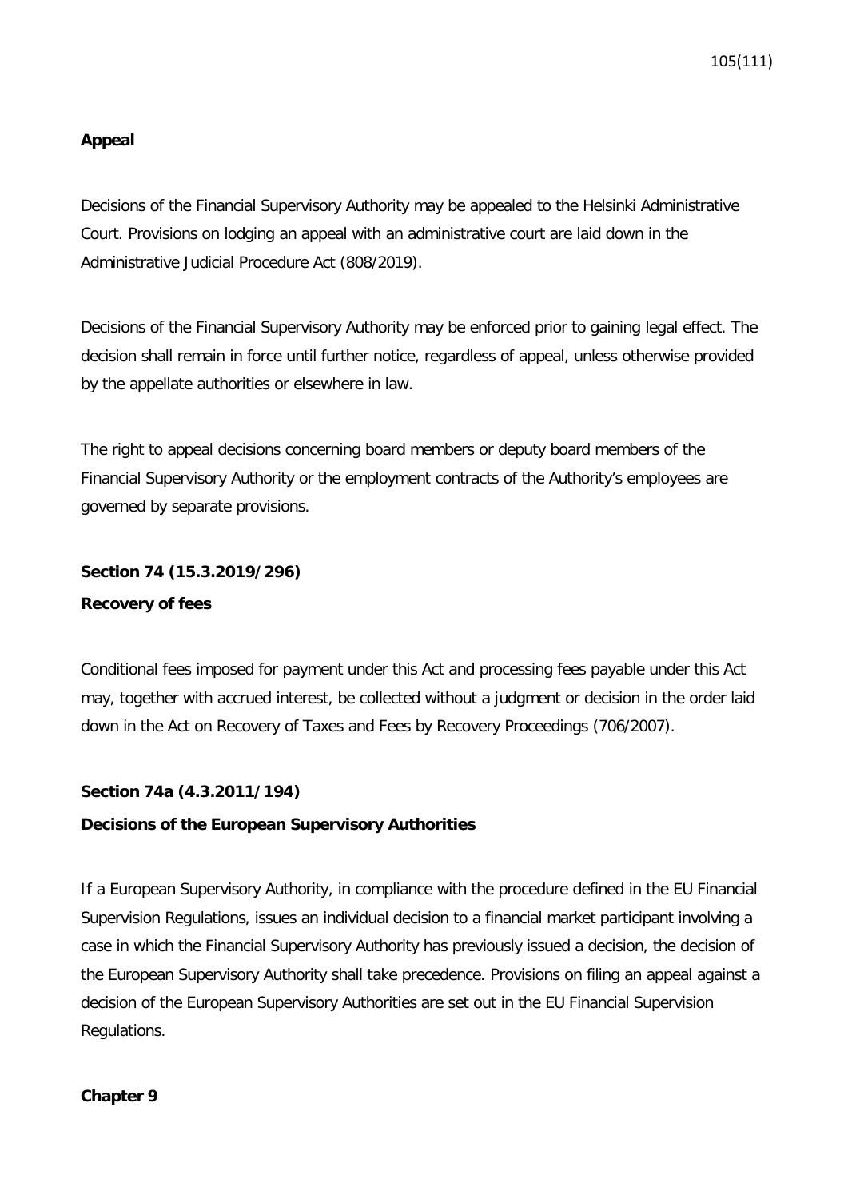**Appeal**

Decisions of the Financial Supervisory Authority may be appealed to the Helsinki Administrative Court. Provisions on lodging an appeal with an administrative court are laid down in the Administrative Judicial Procedure Act (808/2019).

Decisions of the Financial Supervisory Authority may be enforced prior to gaining legal effect. The decision shall remain in force until further notice, regardless of appeal, unless otherwise provided by the appellate authorities or elsewhere in law.

The right to appeal decisions concerning board members or deputy board members of the Financial Supervisory Authority or the employment contracts of the Authority's employees are governed by separate provisions.

**Section 74 (15.3.2019/296)**

**Recovery of fees**

Conditional fees imposed for payment under this Act and processing fees payable under this Act may, together with accrued interest, be collected without a judgment or decision in the order laid down in the Act on Recovery of Taxes and Fees by Recovery Proceedings (706/2007).

**Section 74a (4.3.2011/194)**

**Decisions of the European Supervisory Authorities**

If a European Supervisory Authority, in compliance with the procedure defined in the EU Financial Supervision Regulations, issues an individual decision to a financial market participant involving a case in which the Financial Supervisory Authority has previously issued a decision, the decision of the European Supervisory Authority shall take precedence. Provisions on filing an appeal against a decision of the European Supervisory Authorities are set out in the EU Financial Supervision Regulations.

**Chapter 9**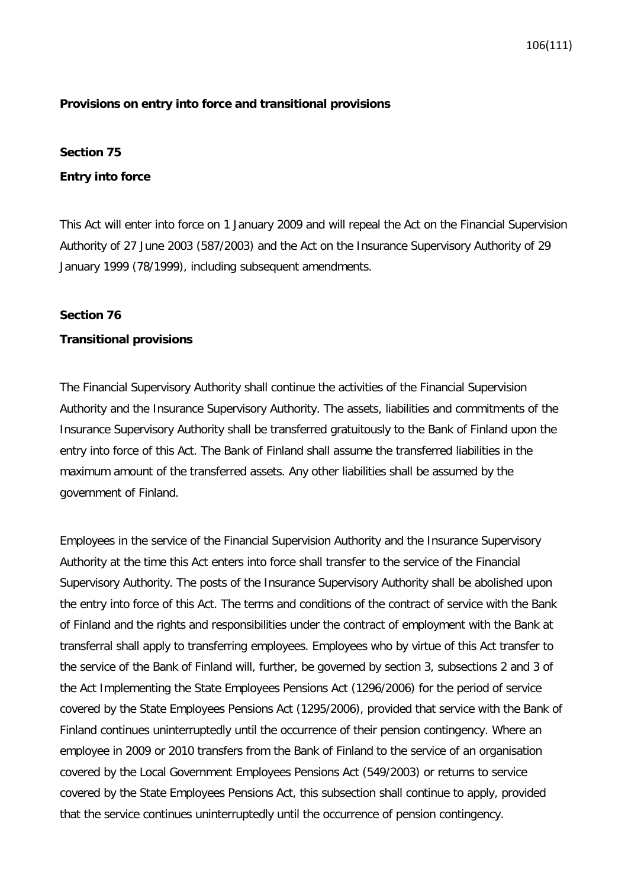**Provisions on entry into force and transitional provisions**

**Section 75**

**Entry into force**

This Act will enter into force on 1 January 2009 and will repeal the Act on the Financial Supervision Authority of 27 June 2003 (587/2003) and the Act on the Insurance Supervisory Authority of 29 January 1999 (78/1999), including subsequent amendments.

**Section 76**

**Transitional provisions**

The Financial Supervisory Authority shall continue the activities of the Financial Supervision Authority and the Insurance Supervisory Authority. The assets, liabilities and commitments of the Insurance Supervisory Authority shall be transferred gratuitously to the Bank of Finland upon the entry into force of this Act. The Bank of Finland shall assume the transferred liabilities in the maximum amount of the transferred assets. Any other liabilities shall be assumed by the government of Finland.

Employees in the service of the Financial Supervision Authority and the Insurance Supervisory Authority at the time this Act enters into force shall transfer to the service of the Financial Supervisory Authority. The posts of the Insurance Supervisory Authority shall be abolished upon the entry into force of this Act. The terms and conditions of the contract of service with the Bank of Finland and the rights and responsibilities under the contract of employment with the Bank at transferral shall apply to transferring employees. Employees who by virtue of this Act transfer to the service of the Bank of Finland will, further, be governed by section 3, subsections 2 and 3 of the Act Implementing the State Employees Pensions Act (1296/2006) for the period of service covered by the State Employees Pensions Act (1295/2006), provided that service with the Bank of Finland continues uninterruptedly until the occurrence of their pension contingency. Where an employee in 2009 or 2010 transfers from the Bank of Finland to the service of an organisation covered by the Local Government Employees Pensions Act (549/2003) or returns to service covered by the State Employees Pensions Act, this subsection shall continue to apply, provided that the service continues uninterruptedly until the occurrence of pension contingency.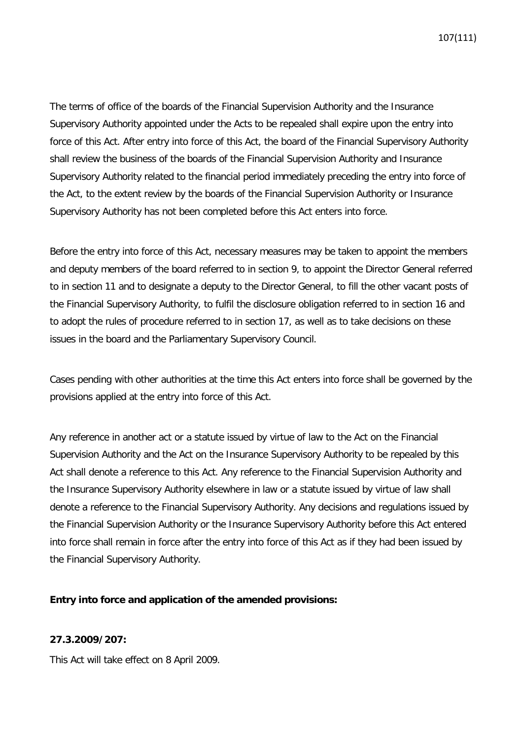The terms of office of the boards of the Financial Supervision Authority and the Insurance Supervisory Authority appointed under the Acts to be repealed shall expire upon the entry into force of this Act. After entry into force of this Act, the board of the Financial Supervisory Authority shall review the business of the boards of the Financial Supervision Authority and Insurance Supervisory Authority related to the financial period immediately preceding the entry into force of the Act, to the extent review by the boards of the Financial Supervision Authority or Insurance Supervisory Authority has not been completed before this Act enters into force.

Before the entry into force of this Act, necessary measures may be taken to appoint the members and deputy members of the board referred to in section 9, to appoint the Director General referred to in section 11 and to designate a deputy to the Director General, to fill the other vacant posts of the Financial Supervisory Authority, to fulfil the disclosure obligation referred to in section 16 and to adopt the rules of procedure referred to in section 17, as well as to take decisions on these issues in the board and the Parliamentary Supervisory Council.

Cases pending with other authorities at the time this Act enters into force shall be governed by the provisions applied at the entry into force of this Act.

Any reference in another act or a statute issued by virtue of law to the Act on the Financial Supervision Authority and the Act on the Insurance Supervisory Authority to be repealed by this Act shall denote a reference to this Act. Any reference to the Financial Supervision Authority and the Insurance Supervisory Authority elsewhere in law or a statute issued by virtue of law shall denote a reference to the Financial Supervisory Authority. Any decisions and regulations issued by the Financial Supervision Authority or the Insurance Supervisory Authority before this Act entered into force shall remain in force after the entry into force of this Act as if they had been issued by the Financial Supervisory Authority.

**Entry into force and application of the amended provisions:**

**27.3.2009/207:**

This Act will take effect on 8 April 2009.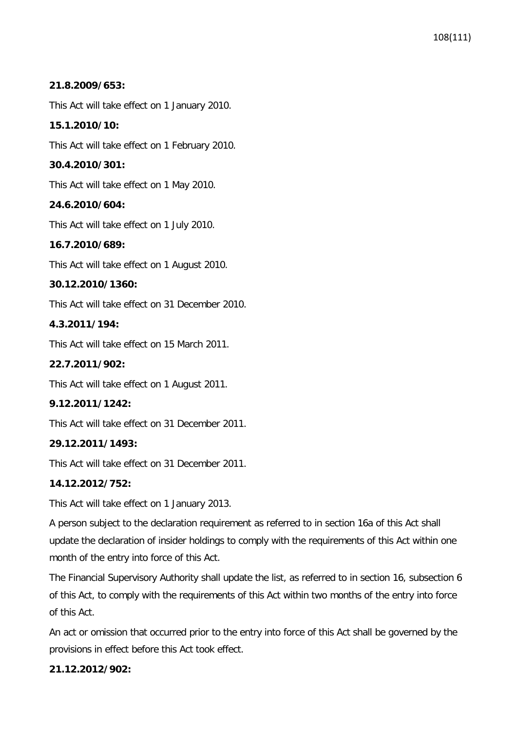**21.8.2009/653:**

This Act will take effect on 1 January 2010.

**15.1.2010/10:**

This Act will take effect on 1 February 2010.

**30.4.2010/301:**

This Act will take effect on 1 May 2010.

**24.6.2010/604:**

This Act will take effect on 1 July 2010.

**16.7.2010/689:**

This Act will take effect on 1 August 2010.

**30.12.2010/1360:**

This Act will take effect on 31 December 2010.

**4.3.2011/194:**

This Act will take effect on 15 March 2011.

**22.7.2011/902:**

This Act will take effect on 1 August 2011.

**9.12.2011/1242:**

This Act will take effect on 31 December 2011.

**29.12.2011/1493:**

This Act will take effect on 31 December 2011.

**14.12.2012/752:**

This Act will take effect on 1 January 2013.

A person subject to the declaration requirement as referred to in section 16a of this Act shall update the declaration of insider holdings to comply with the requirements of this Act within one month of the entry into force of this Act.

The Financial Supervisory Authority shall update the list, as referred to in section 16, subsection 6 of this Act, to comply with the requirements of this Act within two months of the entry into force of this Act.

An act or omission that occurred prior to the entry into force of this Act shall be governed by the provisions in effect before this Act took effect.

**21.12.2012/902:**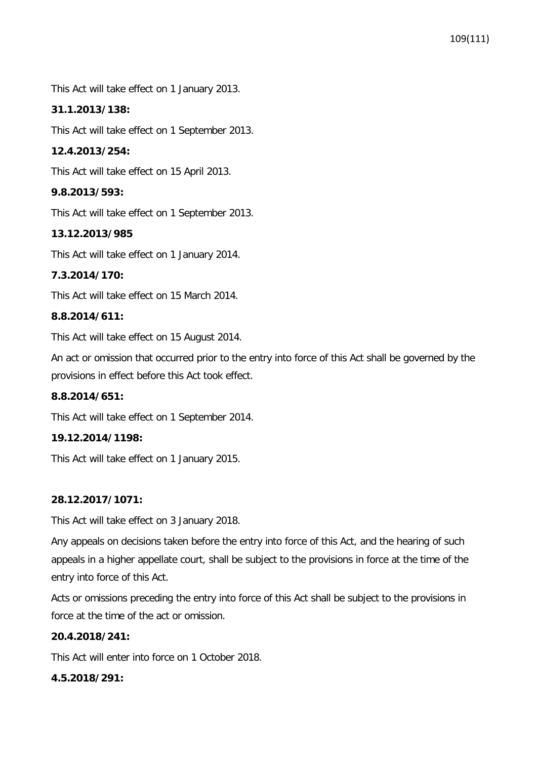This Act will take effect on 1 January 2013.

**31.1.2013/138:**

This Act will take effect on 1 September 2013.

**12.4.2013/254:**

This Act will take effect on 15 April 2013.

**9.8.2013/593:**

This Act will take effect on 1 September 2013.

**13.12.2013/985**

This Act will take effect on 1 January 2014.

**7.3.2014/170:**

This Act will take effect on 15 March 2014.

**8.8.2014/611:**

This Act will take effect on 15 August 2014.

An act or omission that occurred prior to the entry into force of this Act shall be governed by the provisions in effect before this Act took effect.

**8.8.2014/651:**

This Act will take effect on 1 September 2014.

**19.12.2014/1198:**

This Act will take effect on 1 January 2015.

**28.12.2017/1071:**

This Act will take effect on 3 January 2018.

Any appeals on decisions taken before the entry into force of this Act, and the hearing of such appeals in a higher appellate court, shall be subject to the provisions in force at the time of the entry into force of this Act.

Acts or omissions preceding the entry into force of this Act shall be subject to the provisions in force at the time of the act or omission.

**20.4.2018/241:**

This Act will enter into force on 1 October 2018.

**4.5.2018/291:**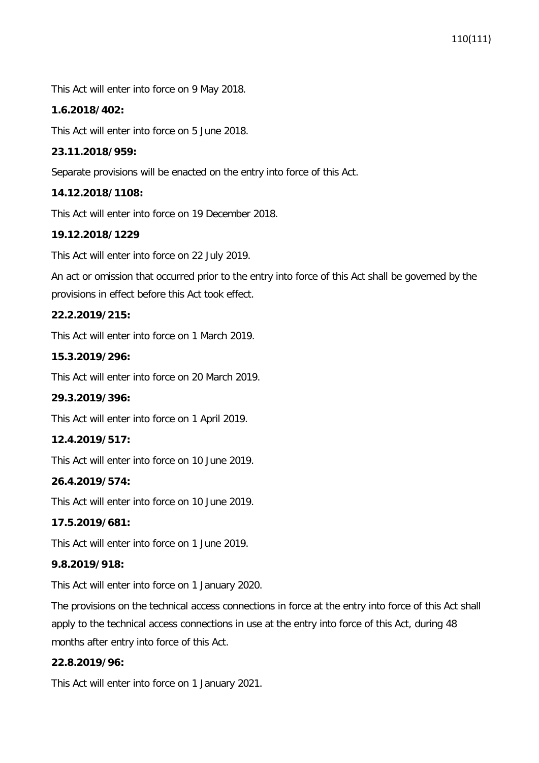This Act will enter into force on 9 May 2018.

**1.6.2018/402:**

This Act will enter into force on 5 June 2018.

**23.11.2018/959:**

Separate provisions will be enacted on the entry into force of this Act.

**14.12.2018/1108:**

This Act will enter into force on 19 December 2018.

**19.12.2018/1229**

This Act will enter into force on 22 July 2019.

An act or omission that occurred prior to the entry into force of this Act shall be governed by the provisions in effect before this Act took effect.

**22.2.2019/215:**

This Act will enter into force on 1 March 2019.

**15.3.2019/296:**

This Act will enter into force on 20 March 2019.

**29.3.2019/396:**

This Act will enter into force on 1 April 2019.

**12.4.2019/517:**

This Act will enter into force on 10 June 2019.

**26.4.2019/574:**

This Act will enter into force on 10 June 2019.

**17.5.2019/681:**

This Act will enter into force on 1 June 2019.

**9.8.2019/918:**

This Act will enter into force on 1 January 2020.

The provisions on the technical access connections in force at the entry into force of this Act shall apply to the technical access connections in use at the entry into force of this Act, during 48 months after entry into force of this Act.

**22.8.2019/96:**

This Act will enter into force on 1 January 2021.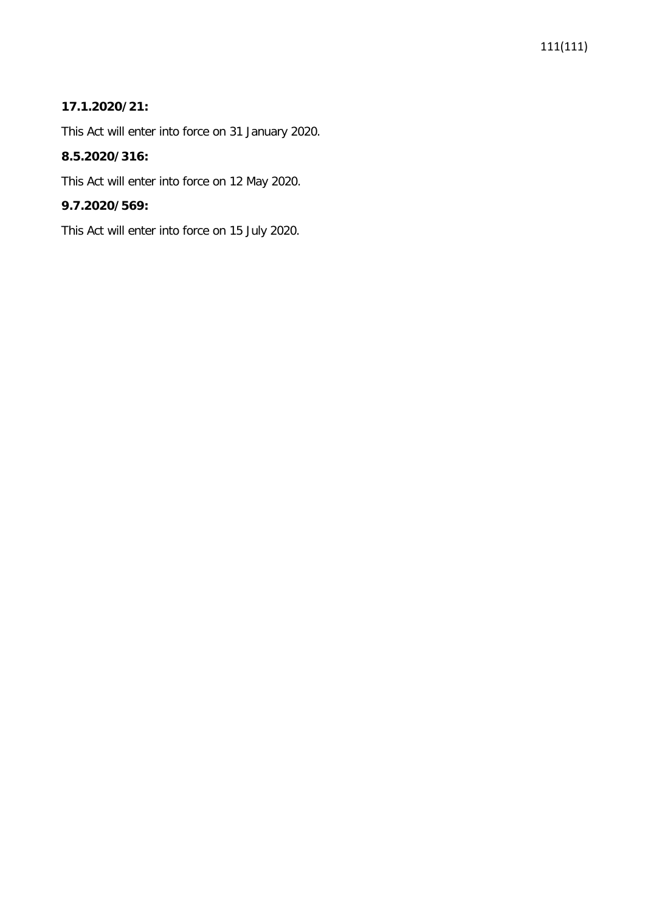**17.1.2020/21:**

This Act will enter into force on 31 January 2020.

**8.5.2020/316:**

This Act will enter into force on 12 May 2020.

**9.7.2020/569:**

This Act will enter into force on 15 July 2020.